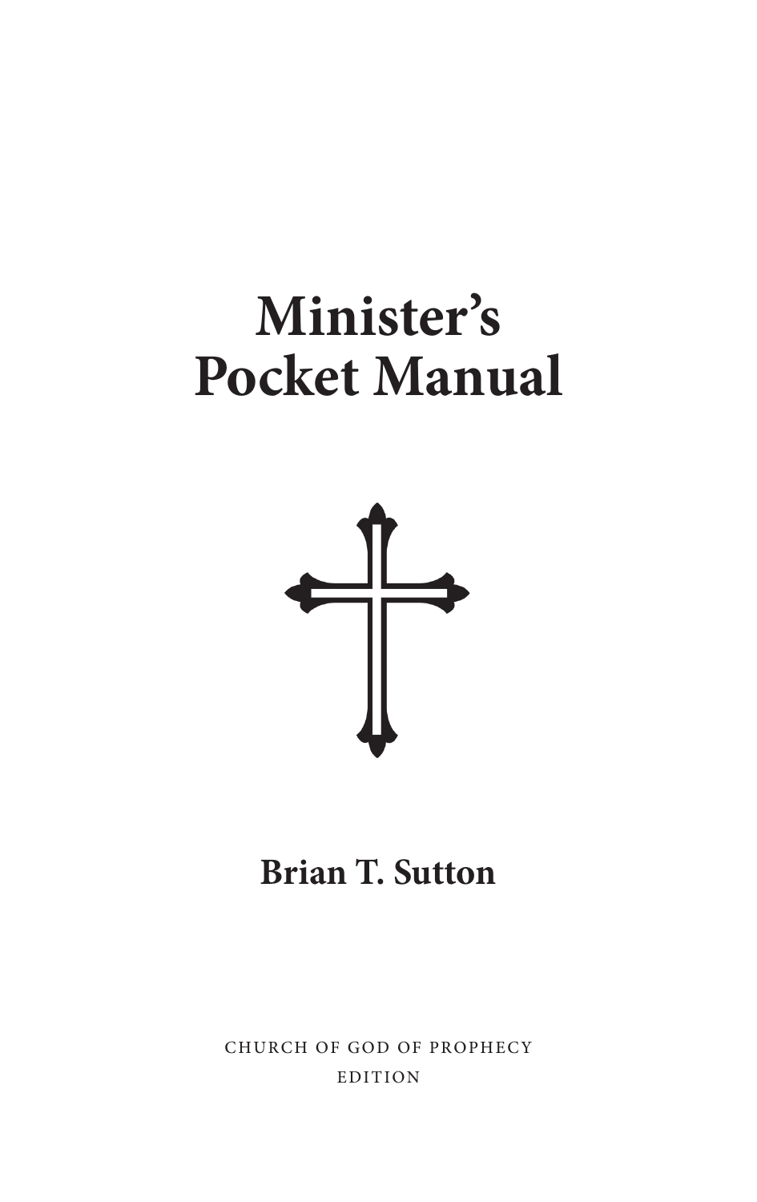# Minister's Pocket Manual

**Brian T. Sutton**

CHURCH OF GOD OF PROPHECY
EDITION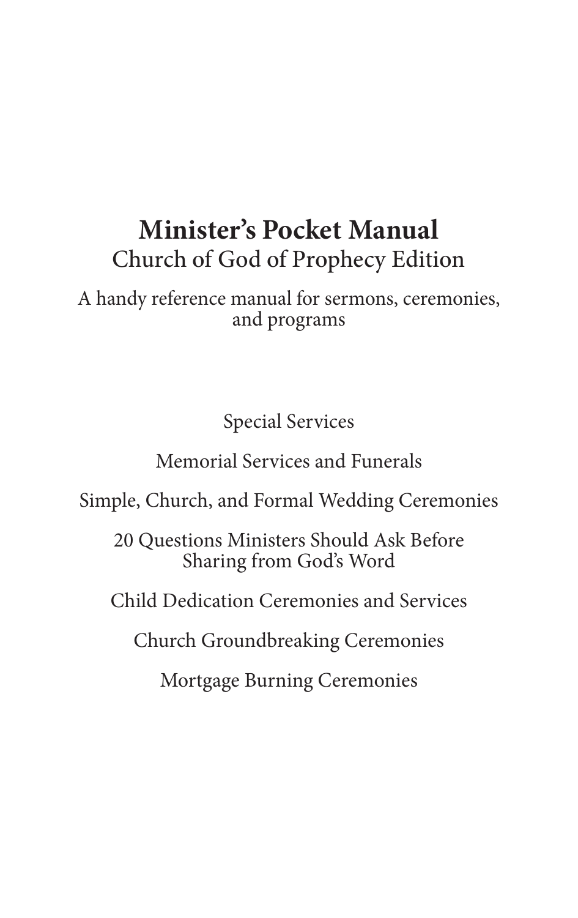# Minister's Pocket Manual

Church of God of Prophecy Edition

A handy reference manual for sermons, ceremonies, and programs

Special Services

Memorial Services and Funerals

Simple, Church, and Formal Wedding Ceremonies

20 Questions Ministers Should Ask Before Sharing from God's Word

Child Dedication Ceremonies and Services

Church Groundbreaking Ceremonies

Mortgage Burning Ceremonies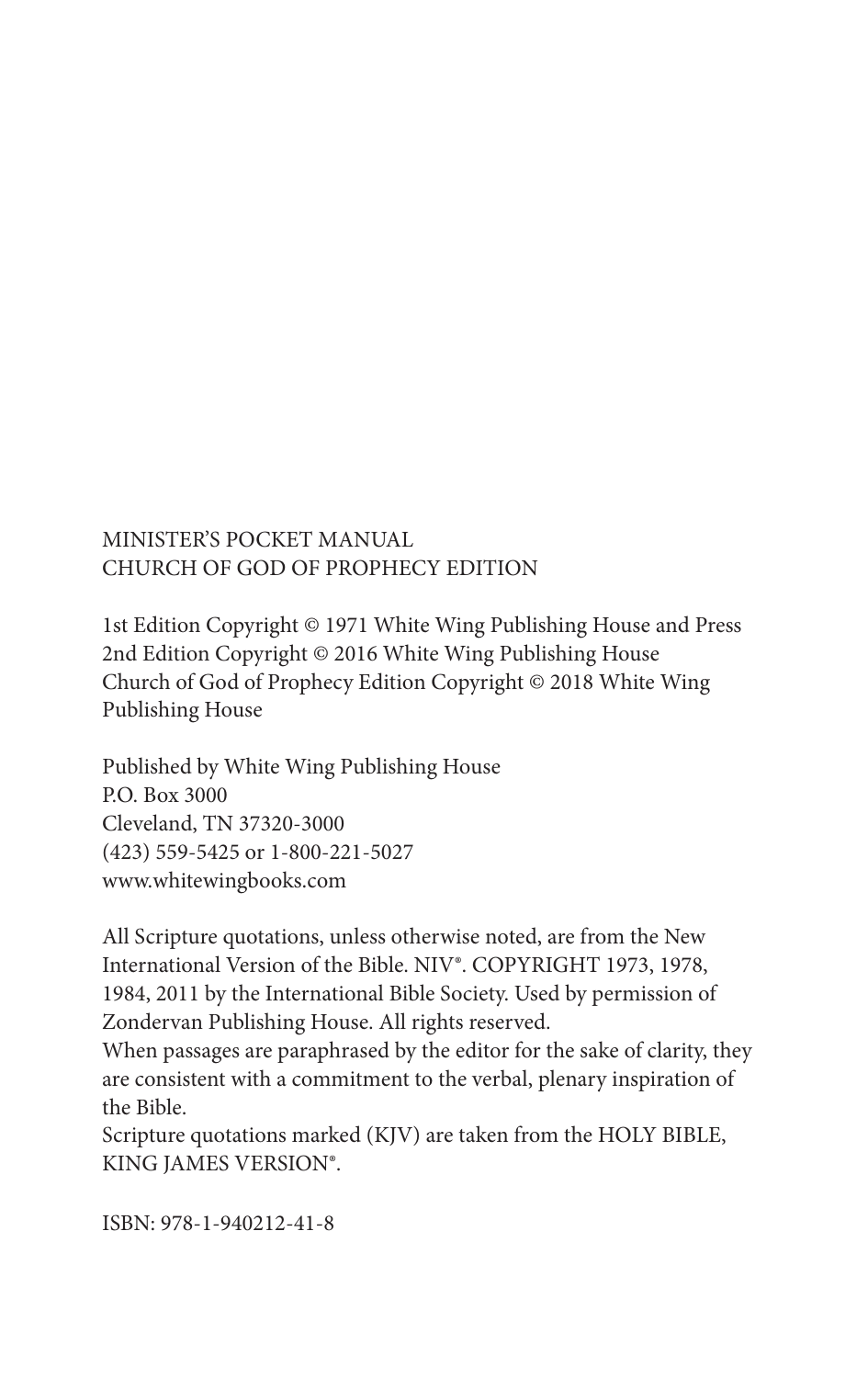MINISTER'S POCKET MANUAL
CHURCH OF GOD OF PROPHECY EDITION

1st Edition Copyright © 1971 White Wing Publishing House and Press
2nd Edition Copyright © 2016 White Wing Publishing House
Church of God of Prophecy Edition Copyright © 2018 White Wing Publishing House

Published by White Wing Publishing House
P.O. Box 3000
Cleveland, TN 37320-3000
(423) 559-5425 or 1-800-221-5027
www.whitewingbooks.com

All Scripture quotations, unless otherwise noted, are from the New International Version of the Bible. NIV®. COPYRIGHT 1973, 1978, 1984, 2011 by the International Bible Society. Used by permission of Zondervan Publishing House. All rights reserved.
When passages are paraphrased by the editor for the sake of clarity, they are consistent with a commitment to the verbal, plenary inspiration of the Bible.
Scripture quotations marked (KJV) are taken from the HOLY BIBLE, KING JAMES VERSION®.

ISBN: 978-1-940212-41-8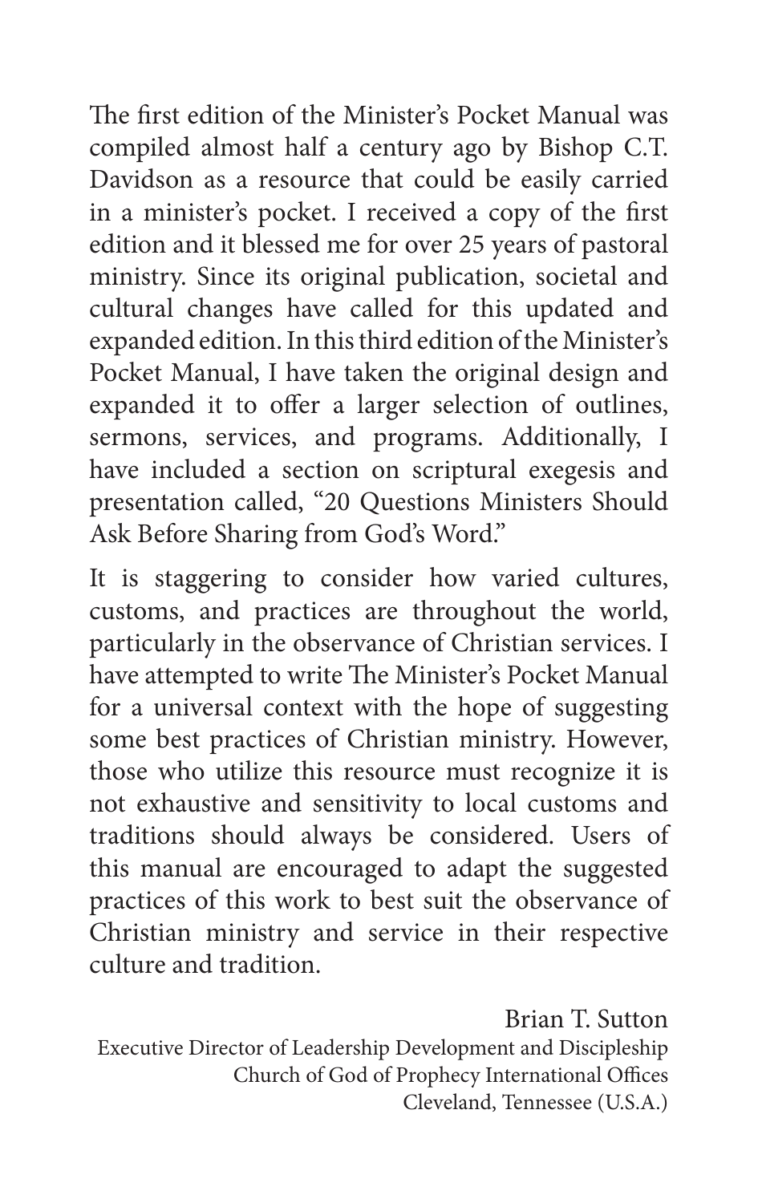The first edition of the Minister's Pocket Manual was compiled almost half a century ago by Bishop C.T. Davidson as a resource that could be easily carried in a minister's pocket. I received a copy of the first edition and it blessed me for over 25 years of pastoral ministry. Since its original publication, societal and cultural changes have called for this updated and expanded edition. In this third edition of the Minister's Pocket Manual, I have taken the original design and expanded it to offer a larger selection of outlines, sermons, services, and programs. Additionally, I have included a section on scriptural exegesis and presentation called, "20 Questions Ministers Should Ask Before Sharing from God's Word."

It is staggering to consider how varied cultures, customs, and practices are throughout the world, particularly in the observance of Christian services. I have attempted to write The Minister's Pocket Manual for a universal context with the hope of suggesting some best practices of Christian ministry. However, those who utilize this resource must recognize it is not exhaustive and sensitivity to local customs and traditions should always be considered. Users of this manual are encouraged to adapt the suggested practices of this work to best suit the observance of Christian ministry and service in their respective culture and tradition.

Brian T. Sutton
Executive Director of Leadership Development and Discipleship
Church of God of Prophecy International Offices
Cleveland, Tennessee (U.S.A.)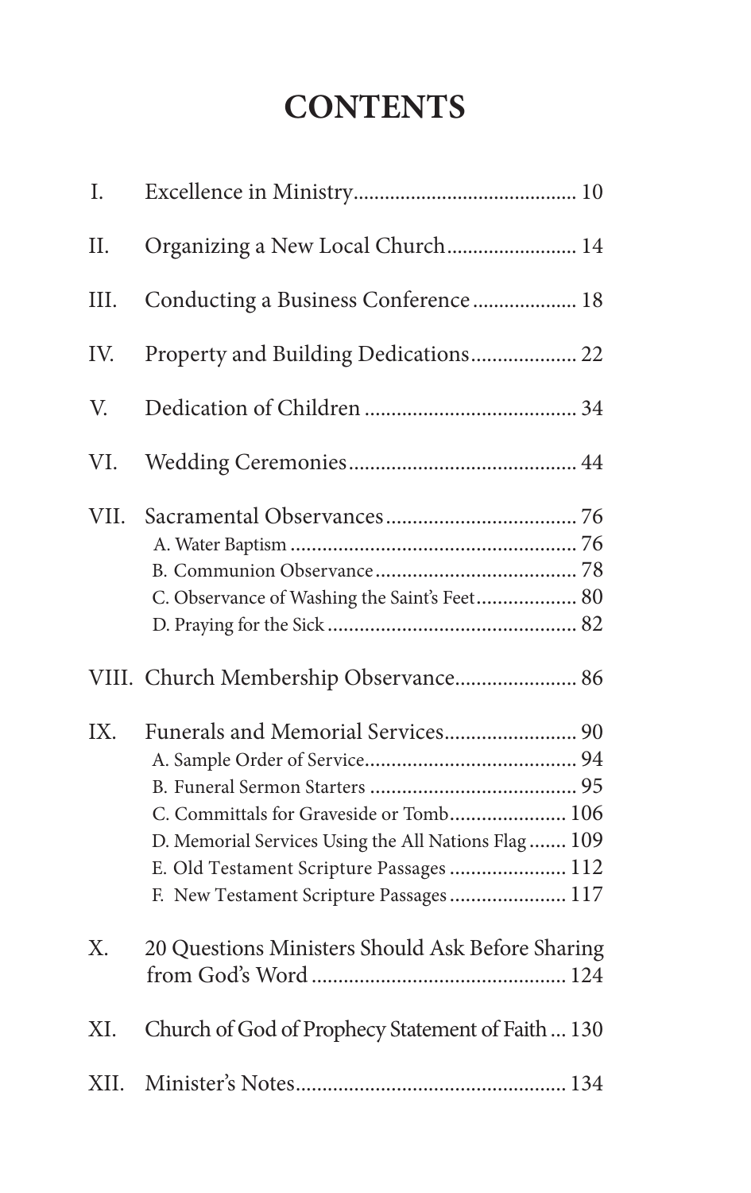# CONTENTS

I. Excellence in Ministry .......................................... 10

II. Organizing a New Local Church ........................ 14

III. Conducting a Business Conference .................... 18

IV. Property and Building Dedications .................... 22

V. Dedication of Children ........................................ 34

VI. Wedding Ceremonies ........................................... 44

VII. Sacramental Observances .................................... 76
- A. Water Baptism ...................................................... 76
- B. Communion Observance ...................................... 78
- C. Observance of Washing the Saint's Feet ................... 80
- D. Praying for the Sick ............................................... 82

VIII. Church Membership Observance ....................... 86

IX. Funerals and Memorial Services ......................... 90
- A. Sample Order of Service ........................................ 94
- B. Funeral Sermon Starters ....................................... 95
- C. Committals for Graveside or Tomb ...................... 106
- D. Memorial Services Using the All Nations Flag ....... 109
- E. Old Testament Scripture Passages ...................... 112
- F. New Testament Scripture Passages ...................... 117

X. 20 Questions Ministers Should Ask Before Sharing from God's Word ................................................ 124

XI. Church of God of Prophecy Statement of Faith ... 130

XII. Minister's Notes .................................................. 134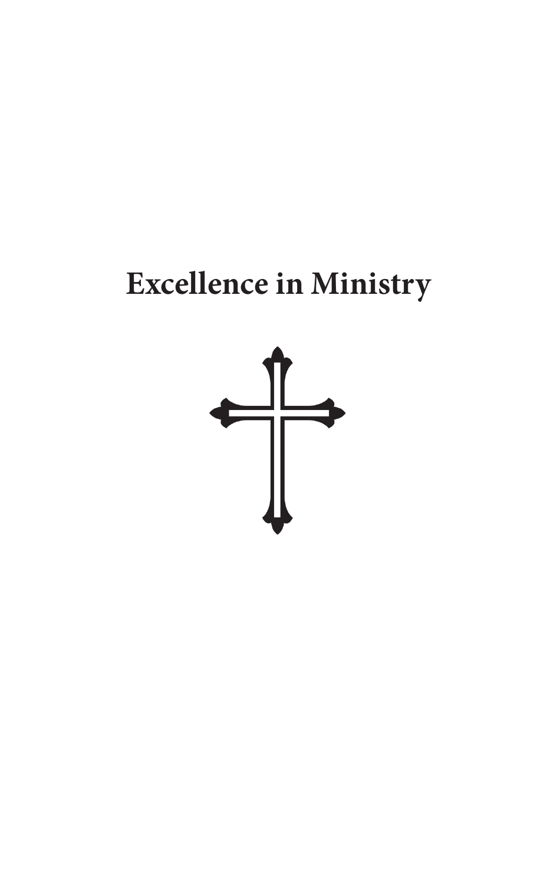# Excellence in Ministry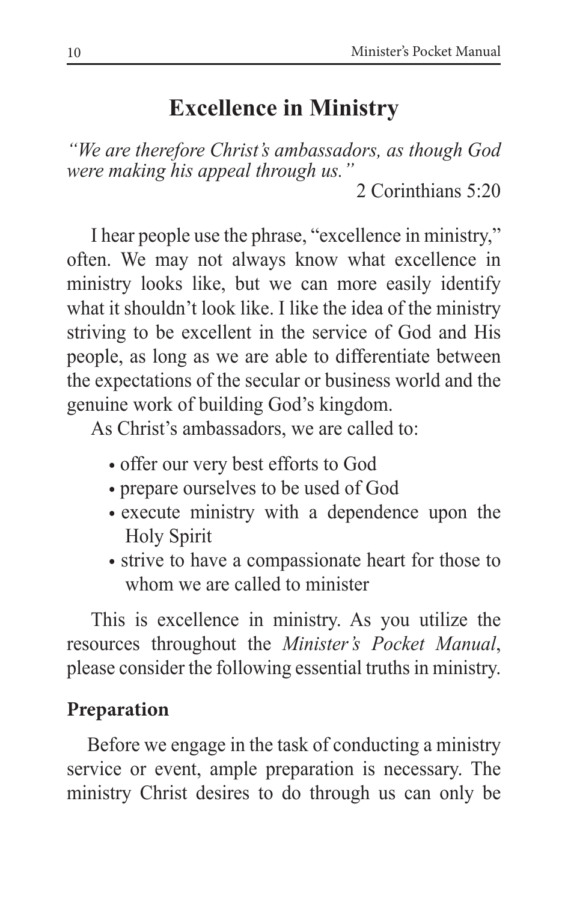# Excellence in Ministry

*"We are therefore Christ's ambassadors, as though God were making his appeal through us."*

2 Corinthians 5:20

I hear people use the phrase, "excellence in ministry," often. We may not always know what excellence in ministry looks like, but we can more easily identify what it shouldn't look like. I like the idea of the ministry striving to be excellent in the service of God and His people, as long as we are able to differentiate between the expectations of the secular or business world and the genuine work of building God's kingdom.

As Christ's ambassadors, we are called to:

- offer our very best efforts to God
- prepare ourselves to be used of God
- execute ministry with a dependence upon the Holy Spirit
- strive to have a compassionate heart for those to whom we are called to minister

This is excellence in ministry. As you utilize the resources throughout the *Minister's Pocket Manual*, please consider the following essential truths in ministry.

## Preparation

Before we engage in the task of conducting a ministry service or event, ample preparation is necessary. The ministry Christ desires to do through us can only be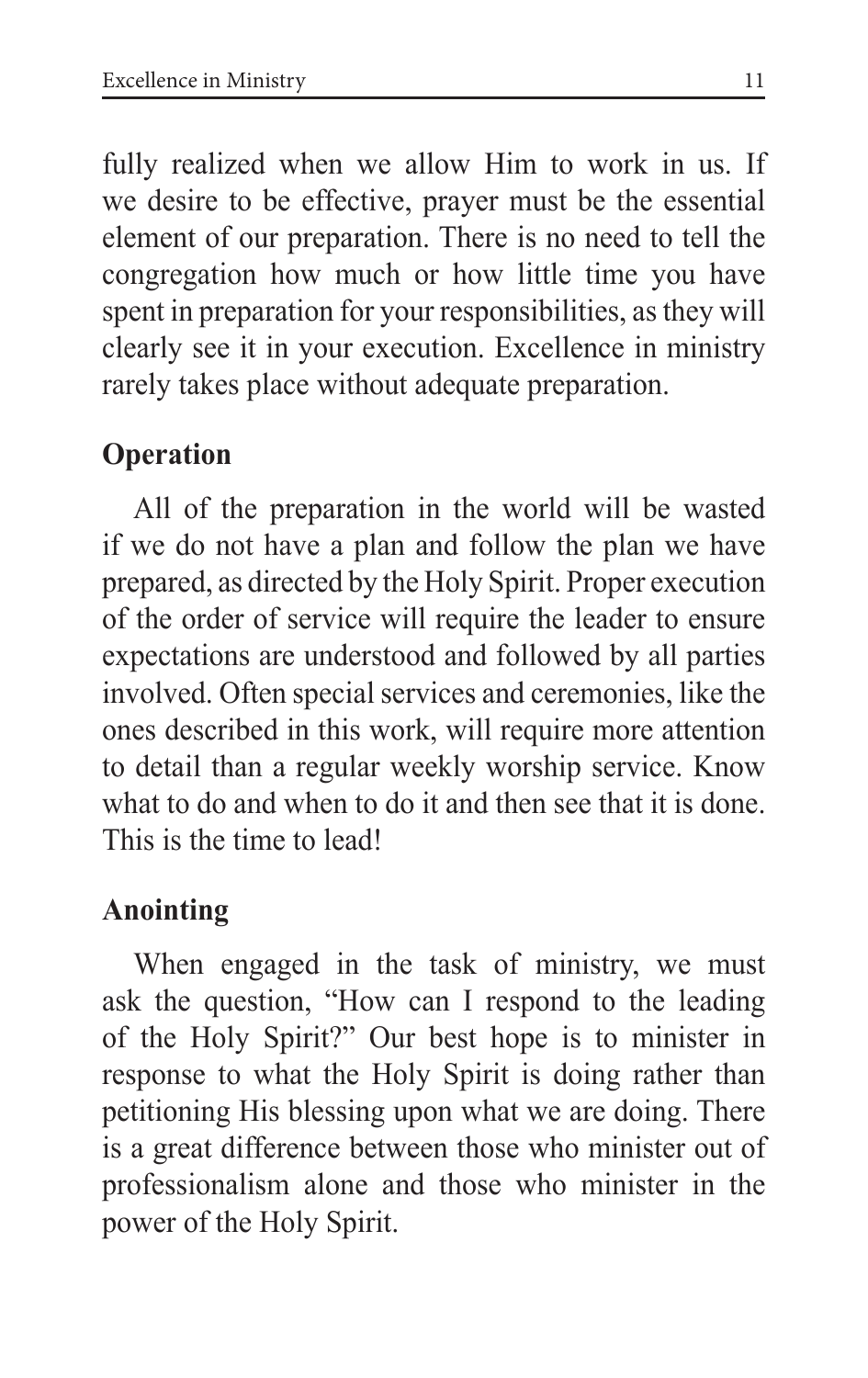fully realized when we allow Him to work in us. If we desire to be effective, prayer must be the essential element of our preparation. There is no need to tell the congregation how much or how little time you have spent in preparation for your responsibilities, as they will clearly see it in your execution. Excellence in ministry rarely takes place without adequate preparation.

### Operation

All of the preparation in the world will be wasted if we do not have a plan and follow the plan we have prepared, as directed by the Holy Spirit. Proper execution of the order of service will require the leader to ensure expectations are understood and followed by all parties involved. Often special services and ceremonies, like the ones described in this work, will require more attention to detail than a regular weekly worship service. Know what to do and when to do it and then see that it is done. This is the time to lead!

### Anointing

When engaged in the task of ministry, we must ask the question, "How can I respond to the leading of the Holy Spirit?" Our best hope is to minister in response to what the Holy Spirit is doing rather than petitioning His blessing upon what we are doing. There is a great difference between those who minister out of professionalism alone and those who minister in the power of the Holy Spirit.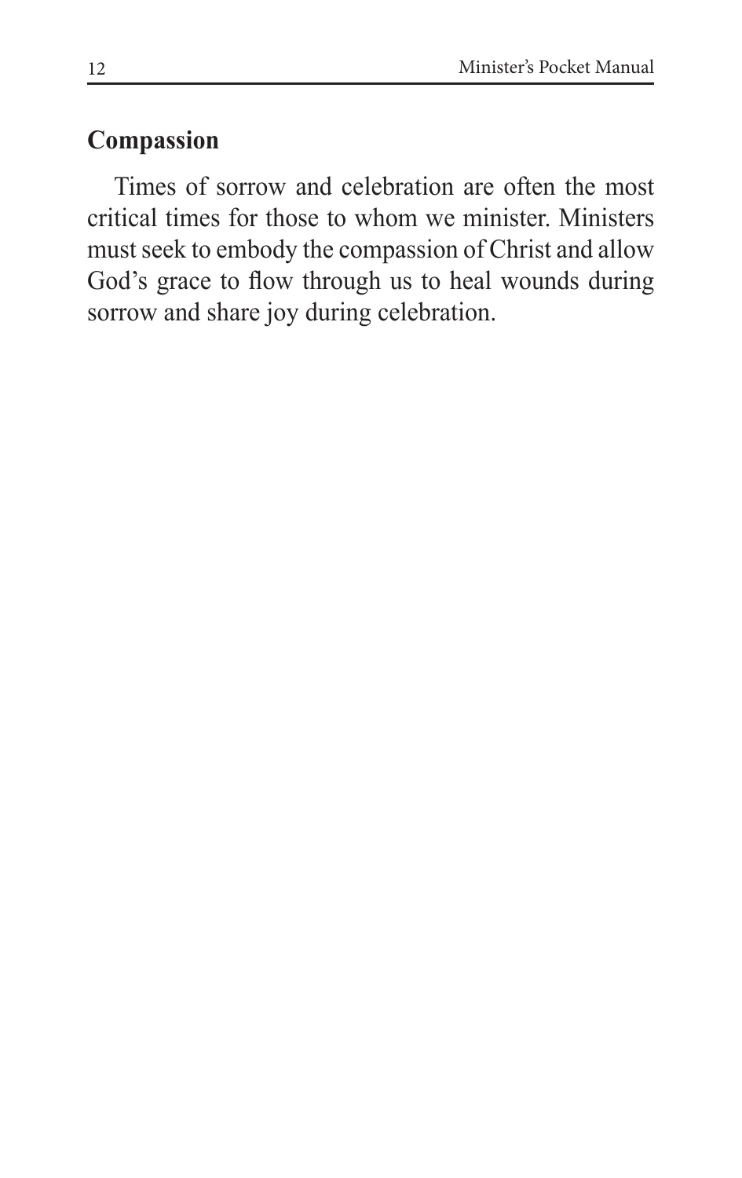## Compassion

Times of sorrow and celebration are often the most critical times for those to whom we minister. Ministers must seek to embody the compassion of Christ and allow God's grace to flow through us to heal wounds during sorrow and share joy during celebration.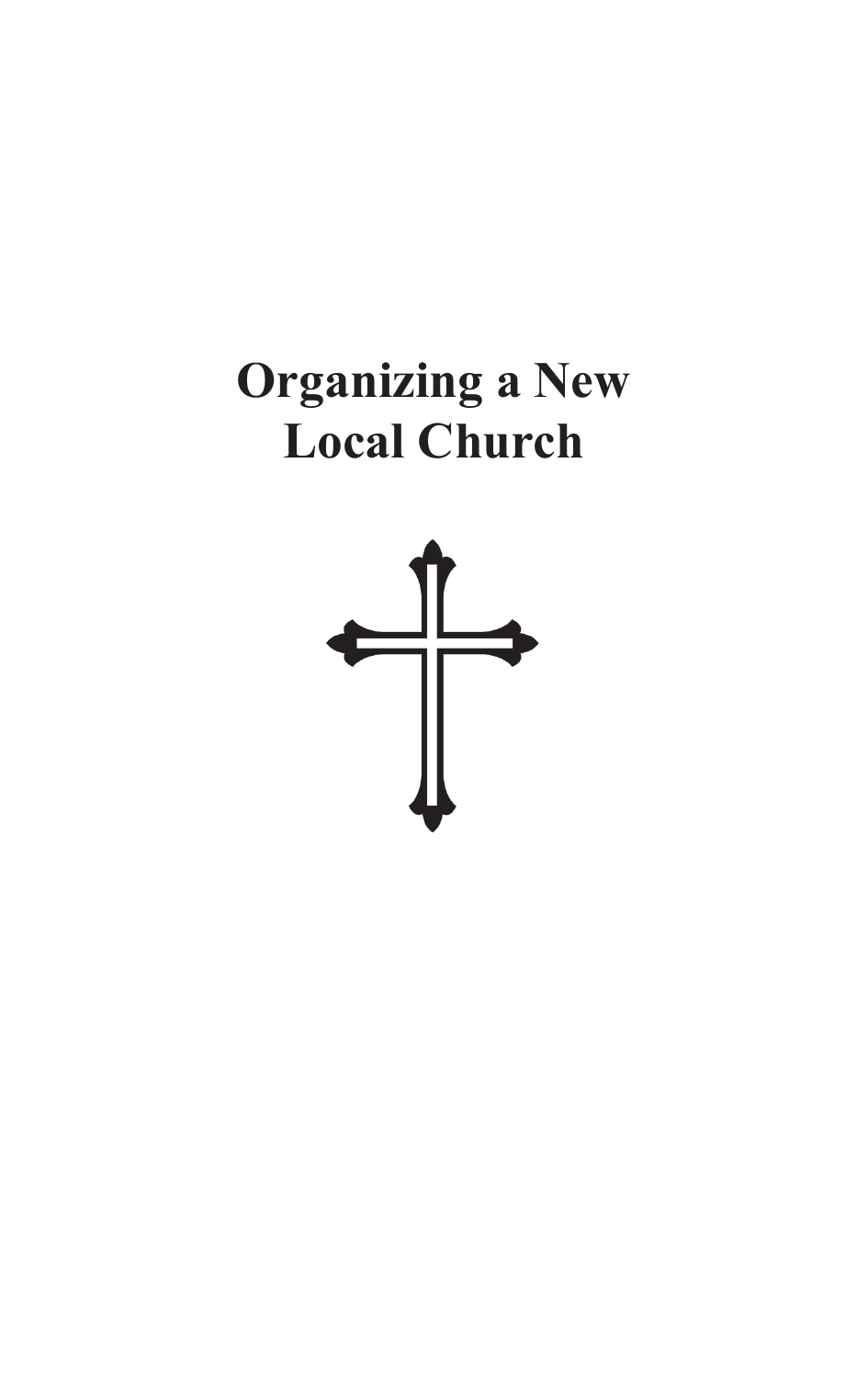# Organizing a New Local Church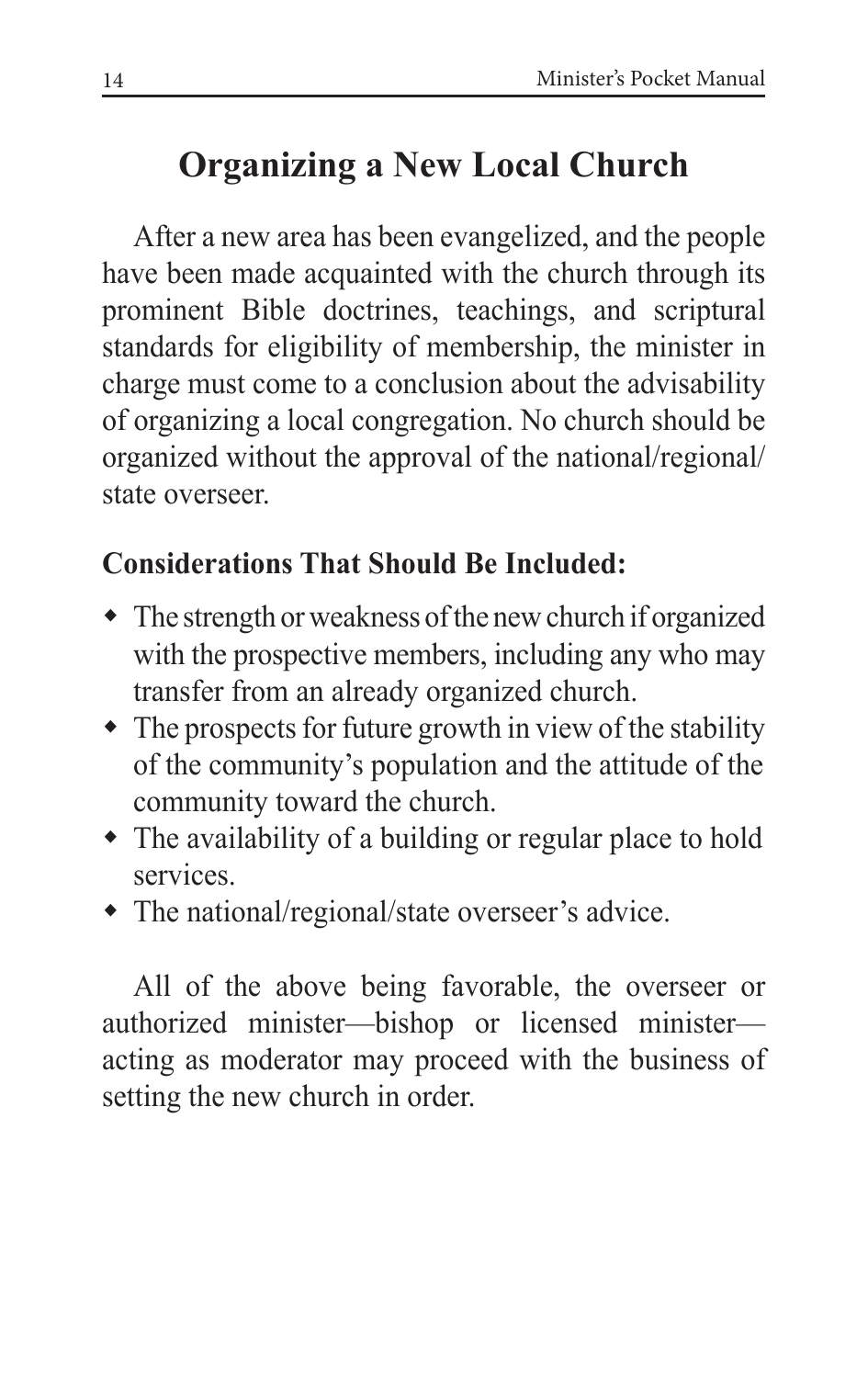# Organizing a New Local Church

After a new area has been evangelized, and the people have been made acquainted with the church through its prominent Bible doctrines, teachings, and scriptural standards for eligibility of membership, the minister in charge must come to a conclusion about the advisability of organizing a local congregation. No church should be organized without the approval of the national/regional/state overseer.

### Considerations That Should Be Included:

- The strength or weakness of the new church if organized with the prospective members, including any who may transfer from an already organized church.
- The prospects for future growth in view of the stability of the community's population and the attitude of the community toward the church.
- The availability of a building or regular place to hold services.
- The national/regional/state overseer's advice.

All of the above being favorable, the overseer or authorized minister—bishop or licensed minister—acting as moderator may proceed with the business of setting the new church in order.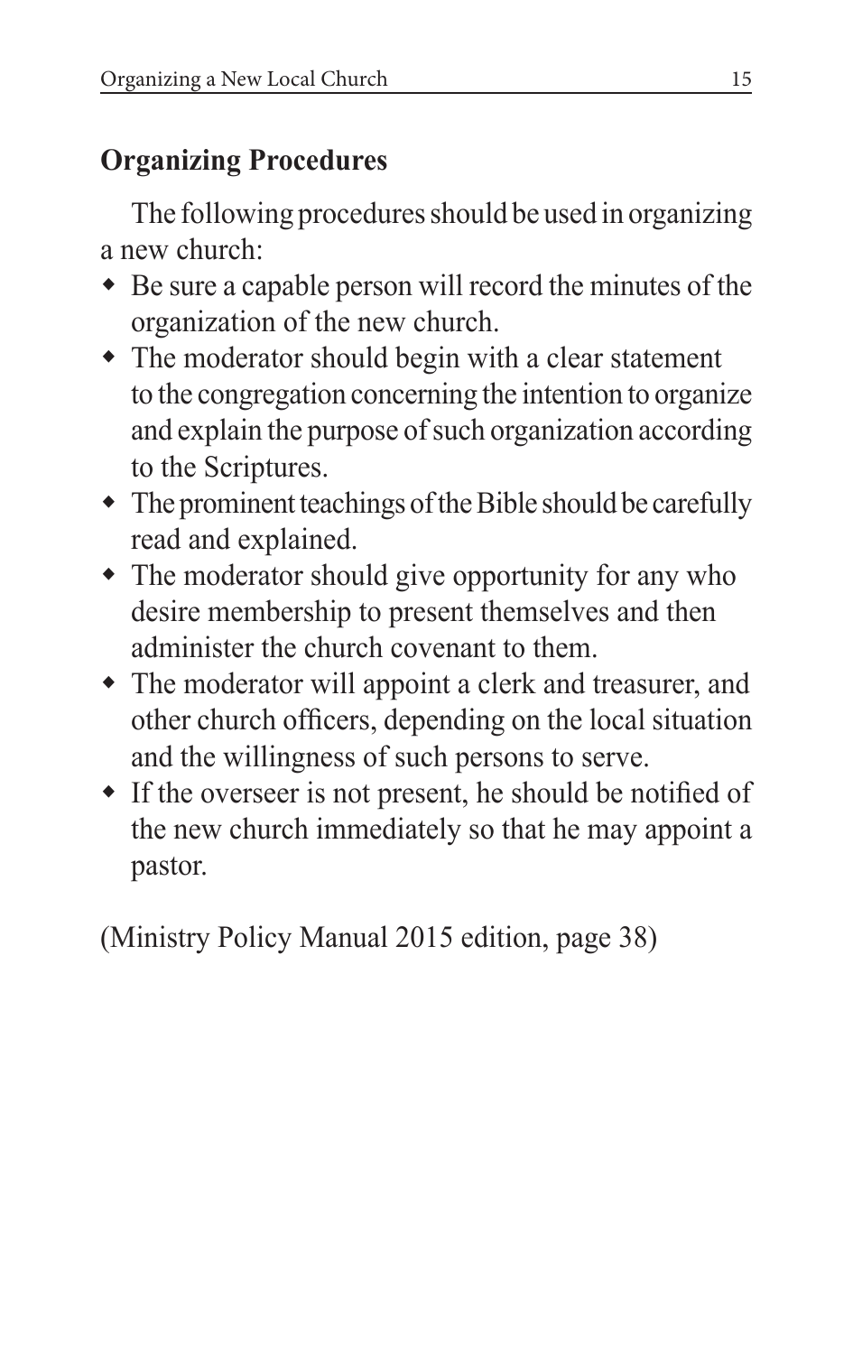## Organizing Procedures

The following procedures should be used in organizing a new church:

- Be sure a capable person will record the minutes of the organization of the new church.
- The moderator should begin with a clear statement to the congregation concerning the intention to organize and explain the purpose of such organization according to the Scriptures.
- The prominent teachings of the Bible should be carefully read and explained.
- The moderator should give opportunity for any who desire membership to present themselves and then administer the church covenant to them.
- The moderator will appoint a clerk and treasurer, and other church officers, depending on the local situation and the willingness of such persons to serve.
- If the overseer is not present, he should be notified of the new church immediately so that he may appoint a pastor.

(Ministry Policy Manual 2015 edition, page 38)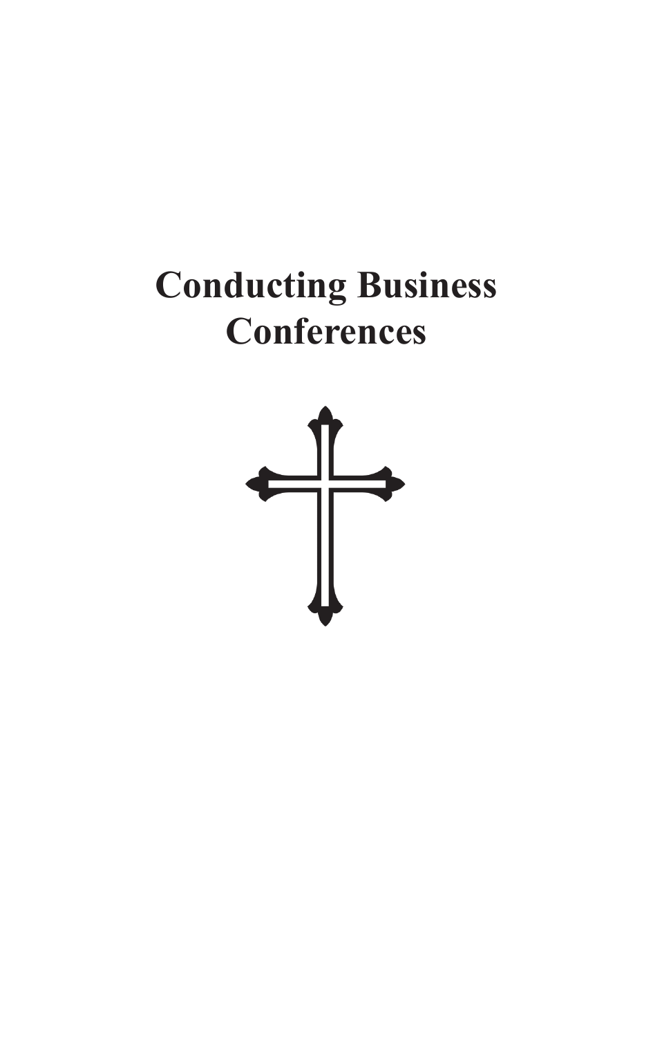# Conducting Business Conferences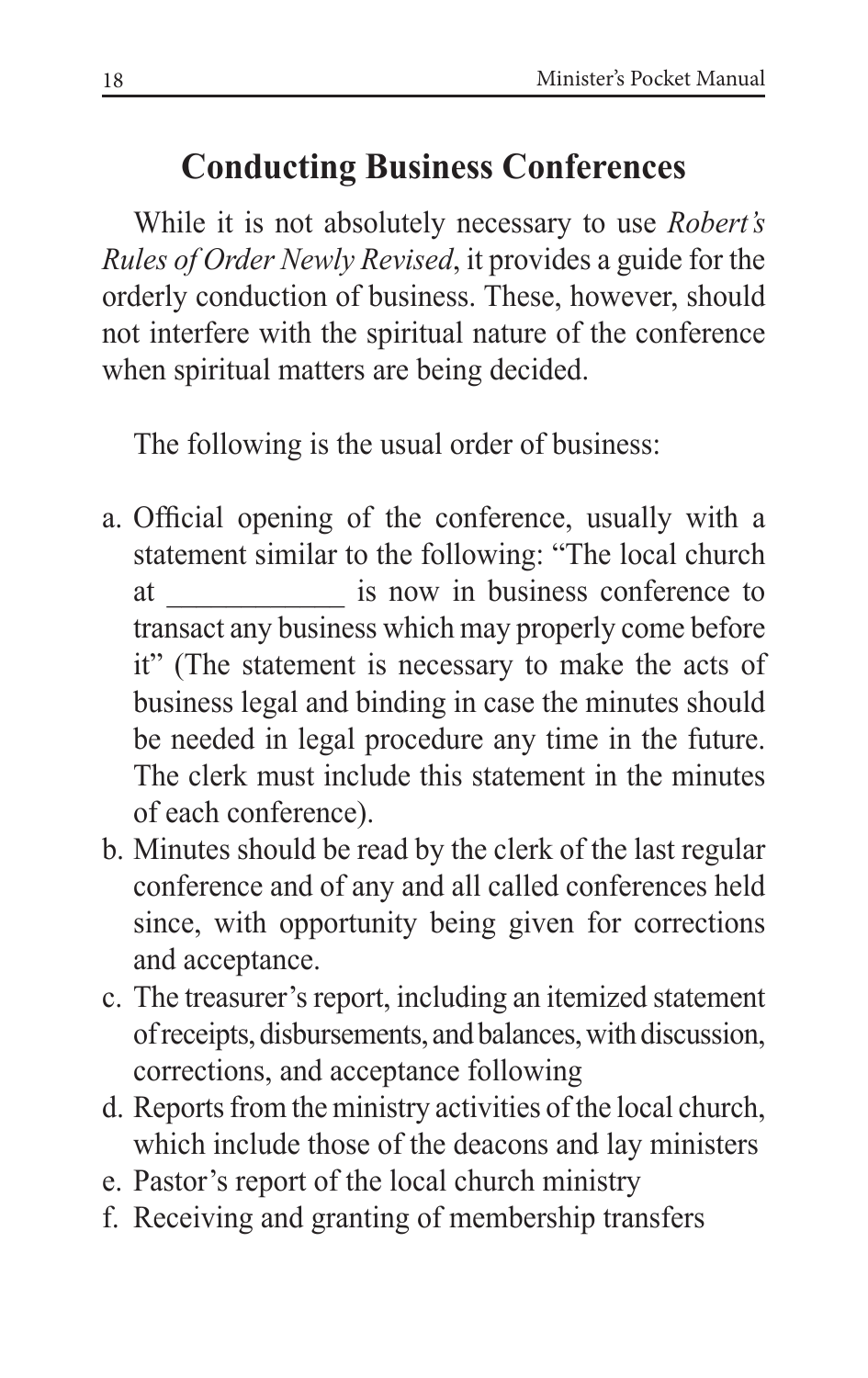## Conducting Business Conferences

While it is not absolutely necessary to use *Robert's Rules of Order Newly Revised*, it provides a guide for the orderly conduction of business. These, however, should not interfere with the spiritual nature of the conference when spiritual matters are being decided.

The following is the usual order of business:

a. Official opening of the conference, usually with a statement similar to the following: "The local church at ____________ is now in business conference to transact any business which may properly come before it" (The statement is necessary to make the acts of business legal and binding in case the minutes should be needed in legal procedure any time in the future. The clerk must include this statement in the minutes of each conference).
b. Minutes should be read by the clerk of the last regular conference and of any and all called conferences held since, with opportunity being given for corrections and acceptance.
c. The treasurer's report, including an itemized statement of receipts, disbursements, and balances, with discussion, corrections, and acceptance following
d. Reports from the ministry activities of the local church, which include those of the deacons and lay ministers
e. Pastor's report of the local church ministry
f. Receiving and granting of membership transfers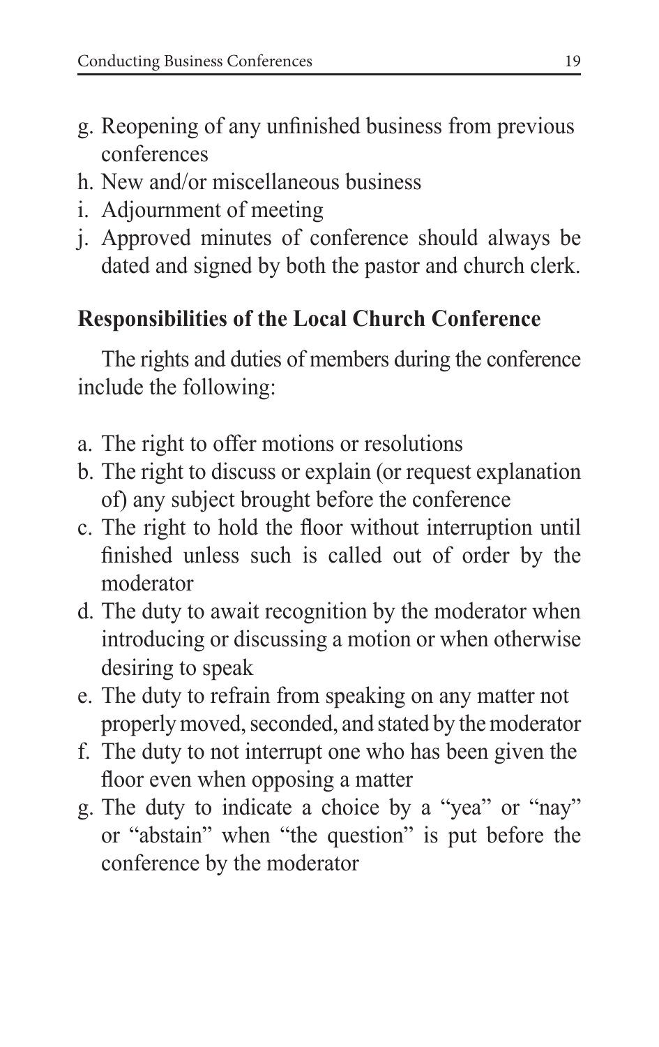g. Reopening of any unfinished business from previous conferences
h. New and/or miscellaneous business
i. Adjournment of meeting
j. Approved minutes of conference should always be dated and signed by both the pastor and church clerk.

## Responsibilities of the Local Church Conference

The rights and duties of members during the conference include the following:

a. The right to offer motions or resolutions
b. The right to discuss or explain (or request explanation of) any subject brought before the conference
c. The right to hold the floor without interruption until finished unless such is called out of order by the moderator
d. The duty to await recognition by the moderator when introducing or discussing a motion or when otherwise desiring to speak
e. The duty to refrain from speaking on any matter not properly moved, seconded, and stated by the moderator
f. The duty to not interrupt one who has been given the floor even when opposing a matter
g. The duty to indicate a choice by a "yea" or "nay" or "abstain" when "the question" is put before the conference by the moderator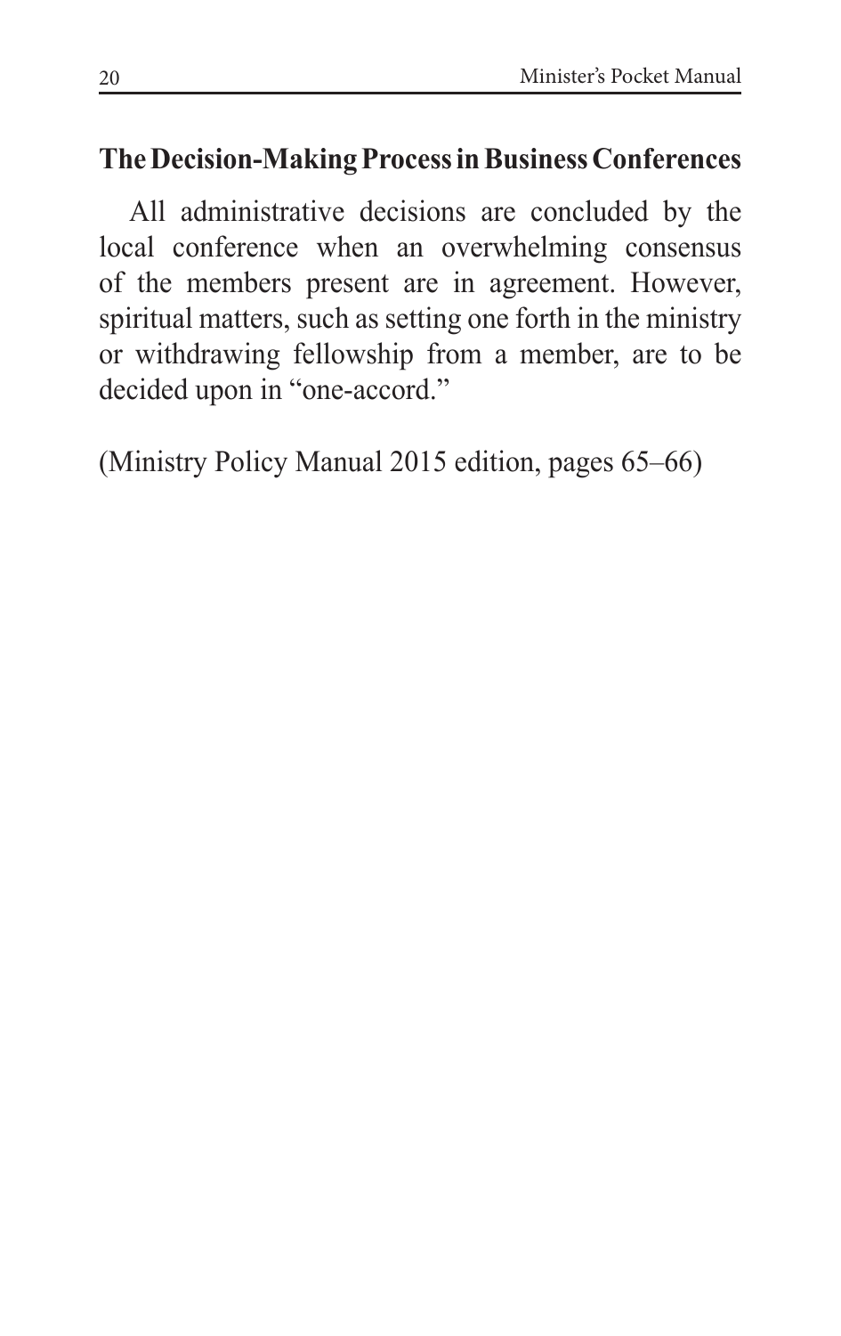## The Decision-Making Process in Business Conferences

All administrative decisions are concluded by the local conference when an overwhelming consensus of the members present are in agreement. However, spiritual matters, such as setting one forth in the ministry or withdrawing fellowship from a member, are to be decided upon in "one-accord."

(Ministry Policy Manual 2015 edition, pages 65–66)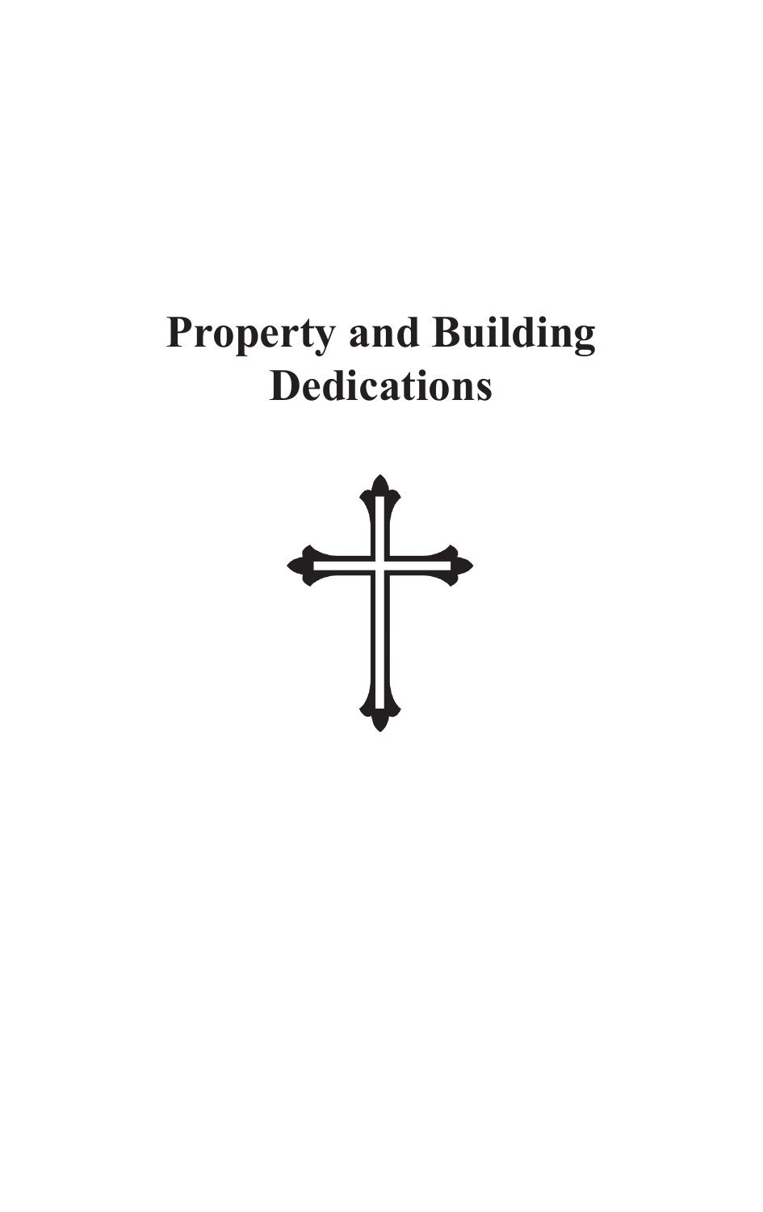# Property and Building Dedications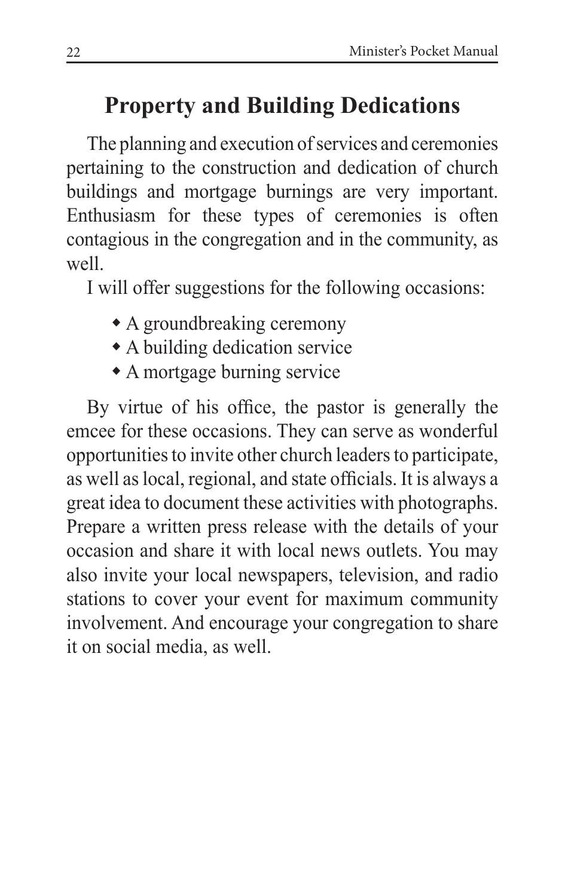## Property and Building Dedications

The planning and execution of services and ceremonies pertaining to the construction and dedication of church buildings and mortgage burnings are very important. Enthusiasm for these types of ceremonies is often contagious in the congregation and in the community, as well.

I will offer suggestions for the following occasions:

- A groundbreaking ceremony
- A building dedication service
- A mortgage burning service

By virtue of his office, the pastor is generally the emcee for these occasions. They can serve as wonderful opportunities to invite other church leaders to participate, as well as local, regional, and state officials. It is always a great idea to document these activities with photographs. Prepare a written press release with the details of your occasion and share it with local news outlets. You may also invite your local newspapers, television, and radio stations to cover your event for maximum community involvement. And encourage your congregation to share it on social media, as well.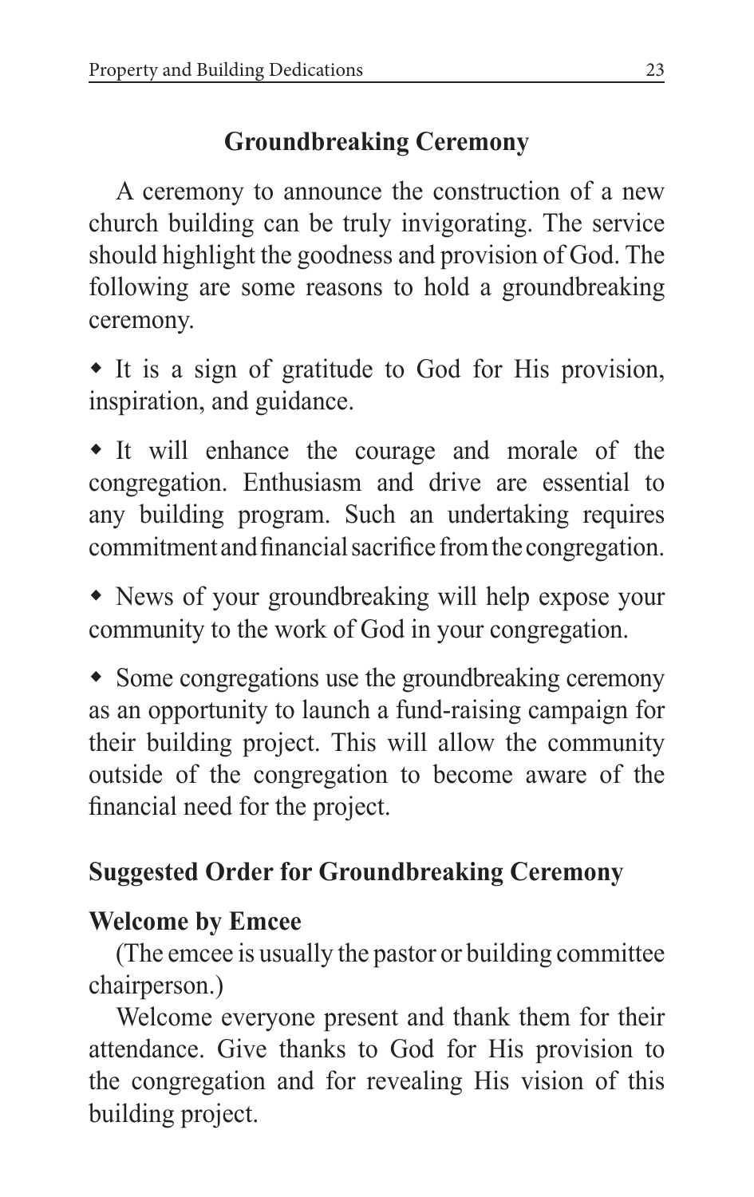## Groundbreaking Ceremony

A ceremony to announce the construction of a new church building can be truly invigorating. The service should highlight the goodness and provision of God. The following are some reasons to hold a groundbreaking ceremony.

- It is a sign of gratitude to God for His provision, inspiration, and guidance.
- It will enhance the courage and morale of the congregation. Enthusiasm and drive are essential to any building program. Such an undertaking requires commitment and financial sacrifice from the congregation.
- News of your groundbreaking will help expose your community to the work of God in your congregation.
- Some congregations use the groundbreaking ceremony as an opportunity to launch a fund-raising campaign for their building project. This will allow the community outside of the congregation to become aware of the financial need for the project.

### Suggested Order for Groundbreaking Ceremony

**Welcome by Emcee**

(The emcee is usually the pastor or building committee chairperson.)

Welcome everyone present and thank them for their attendance. Give thanks to God for His provision to the congregation and for revealing His vision of this building project.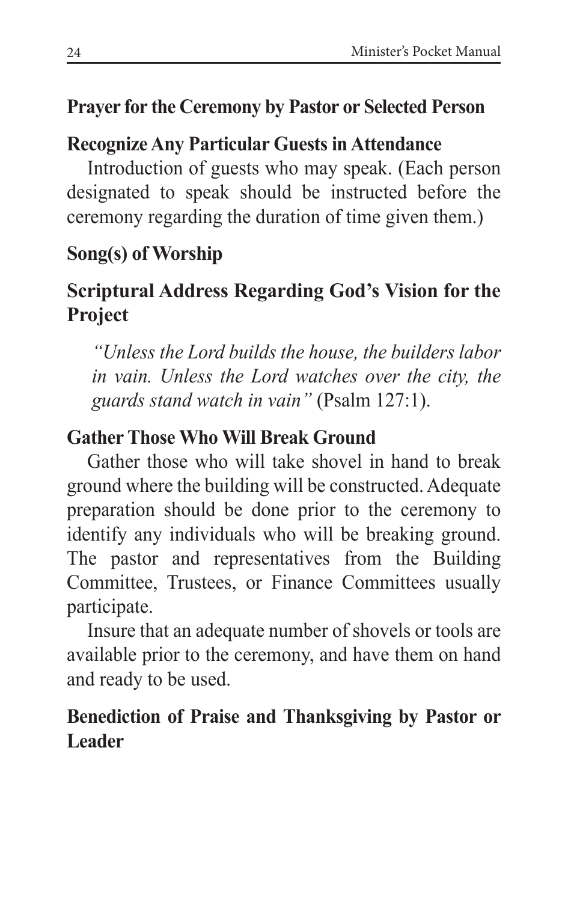**Prayer for the Ceremony by Pastor or Selected Person**

**Recognize Any Particular Guests in Attendance**

Introduction of guests who may speak. (Each person designated to speak should be instructed before the ceremony regarding the duration of time given them.)

**Song(s) of Worship**

**Scriptural Address Regarding God's Vision for the Project**

> *"Unless the Lord builds the house, the builders labor in vain. Unless the Lord watches over the city, the guards stand watch in vain"* (Psalm 127:1).

**Gather Those Who Will Break Ground**

Gather those who will take shovel in hand to break ground where the building will be constructed. Adequate preparation should be done prior to the ceremony to identify any individuals who will be breaking ground. The pastor and representatives from the Building Committee, Trustees, or Finance Committees usually participate.

Insure that an adequate number of shovels or tools are available prior to the ceremony, and have them on hand and ready to be used.

**Benediction of Praise and Thanksgiving by Pastor or Leader**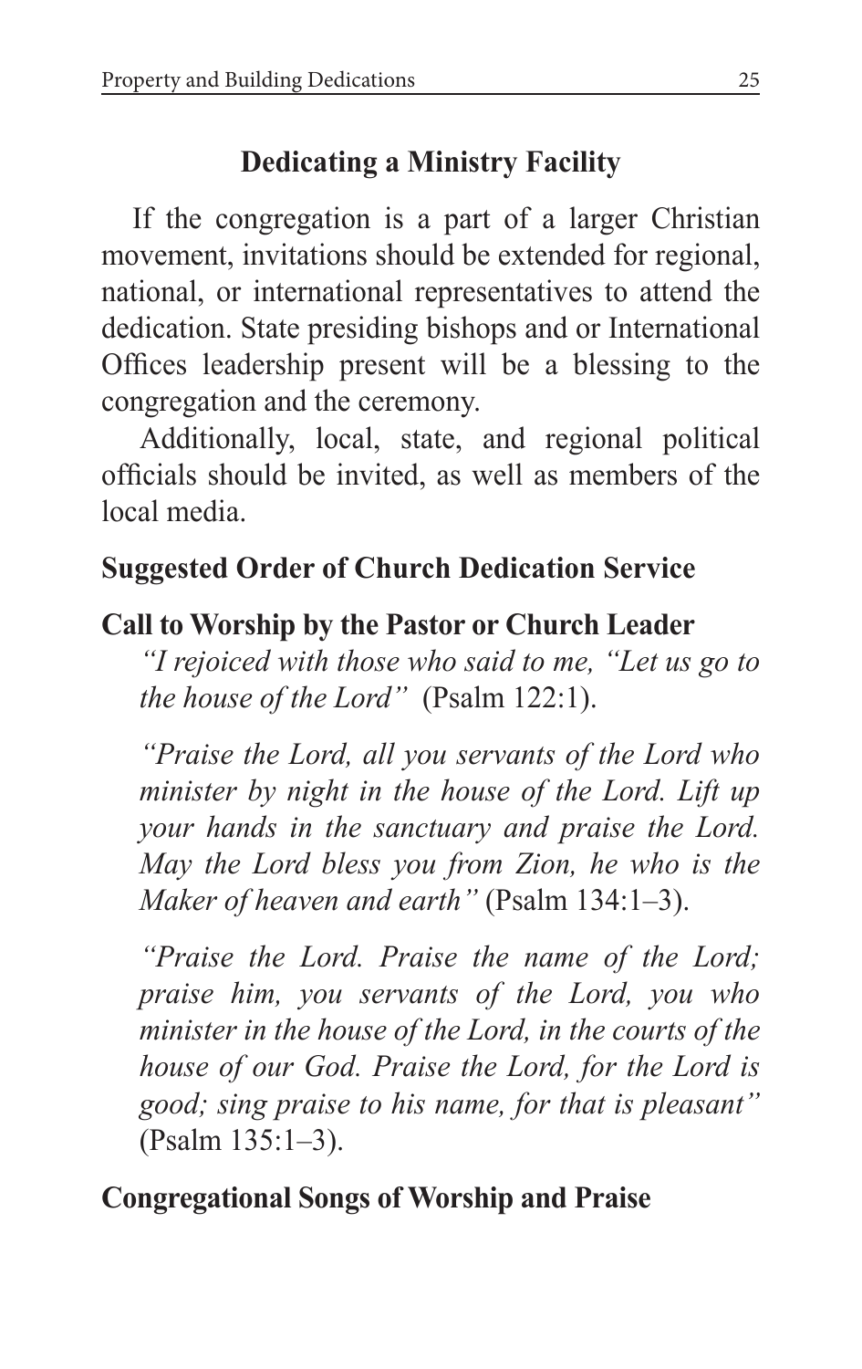## Dedicating a Ministry Facility

If the congregation is a part of a larger Christian movement, invitations should be extended for regional, national, or international representatives to attend the dedication. State presiding bishops and or International Offices leadership present will be a blessing to the congregation and the ceremony.

Additionally, local, state, and regional political officials should be invited, as well as members of the local media.

### Suggested Order of Church Dedication Service

### Call to Worship by the Pastor or Church Leader

*"I rejoiced with those who said to me, "Let us go to the house of the Lord"* (Psalm 122:1).

*"Praise the Lord, all you servants of the Lord who minister by night in the house of the Lord. Lift up your hands in the sanctuary and praise the Lord. May the Lord bless you from Zion, he who is the Maker of heaven and earth"* (Psalm 134:1–3).

*"Praise the Lord. Praise the name of the Lord; praise him, you servants of the Lord, you who minister in the house of the Lord, in the courts of the house of our God. Praise the Lord, for the Lord is good; sing praise to his name, for that is pleasant"* (Psalm 135:1–3).

### Congregational Songs of Worship and Praise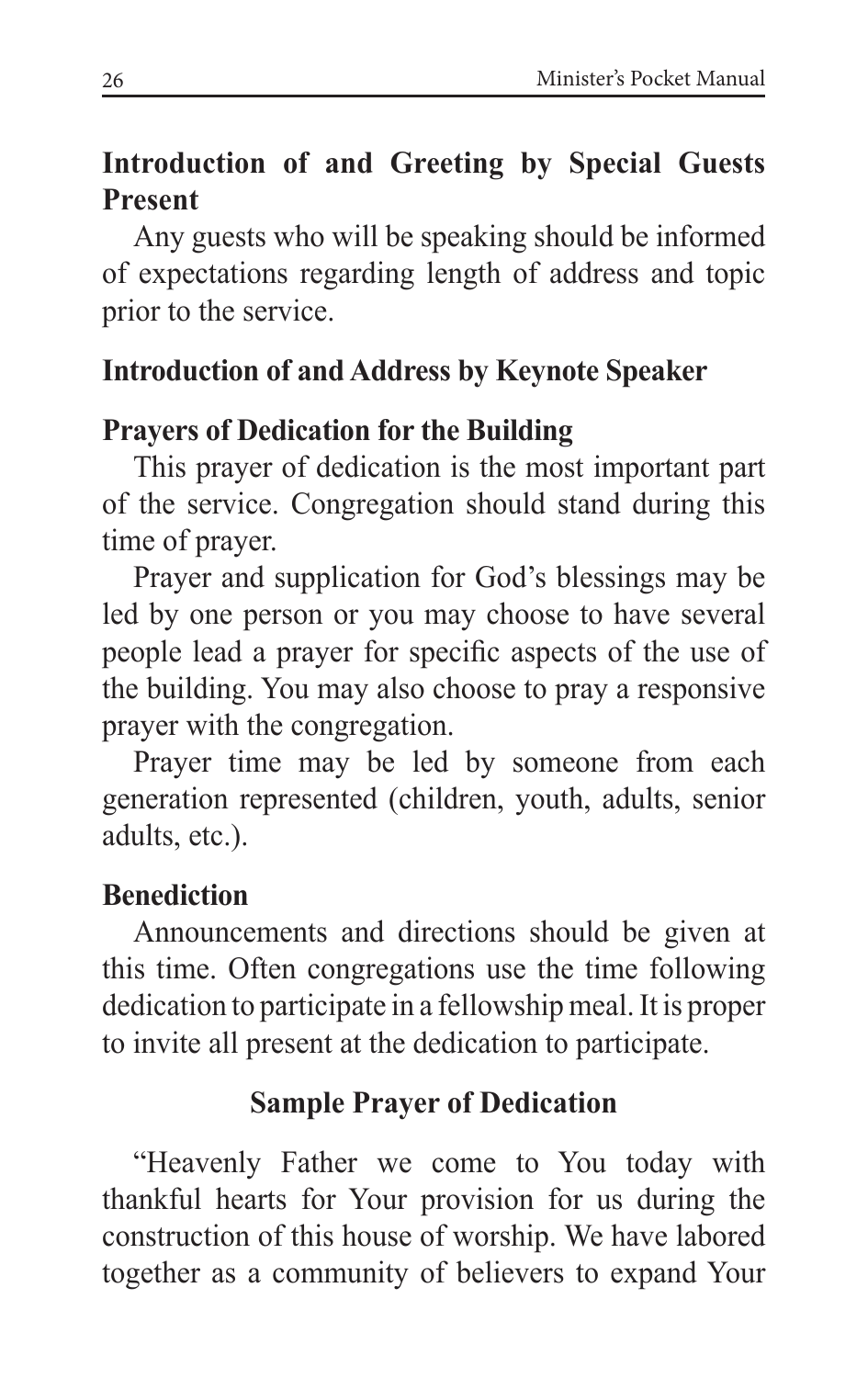### Introduction of and Greeting by Special Guests Present

Any guests who will be speaking should be informed of expectations regarding length of address and topic prior to the service.

### Introduction of and Address by Keynote Speaker

### Prayers of Dedication for the Building

This prayer of dedication is the most important part of the service. Congregation should stand during this time of prayer.

Prayer and supplication for God's blessings may be led by one person or you may choose to have several people lead a prayer for specific aspects of the use of the building. You may also choose to pray a responsive prayer with the congregation.

Prayer time may be led by someone from each generation represented (children, youth, adults, senior adults, etc.).

### Benediction

Announcements and directions should be given at this time. Often congregations use the time following dedication to participate in a fellowship meal. It is proper to invite all present at the dedication to participate.

## Sample Prayer of Dedication

"Heavenly Father we come to You today with thankful hearts for Your provision for us during the construction of this house of worship. We have labored together as a community of believers to expand Your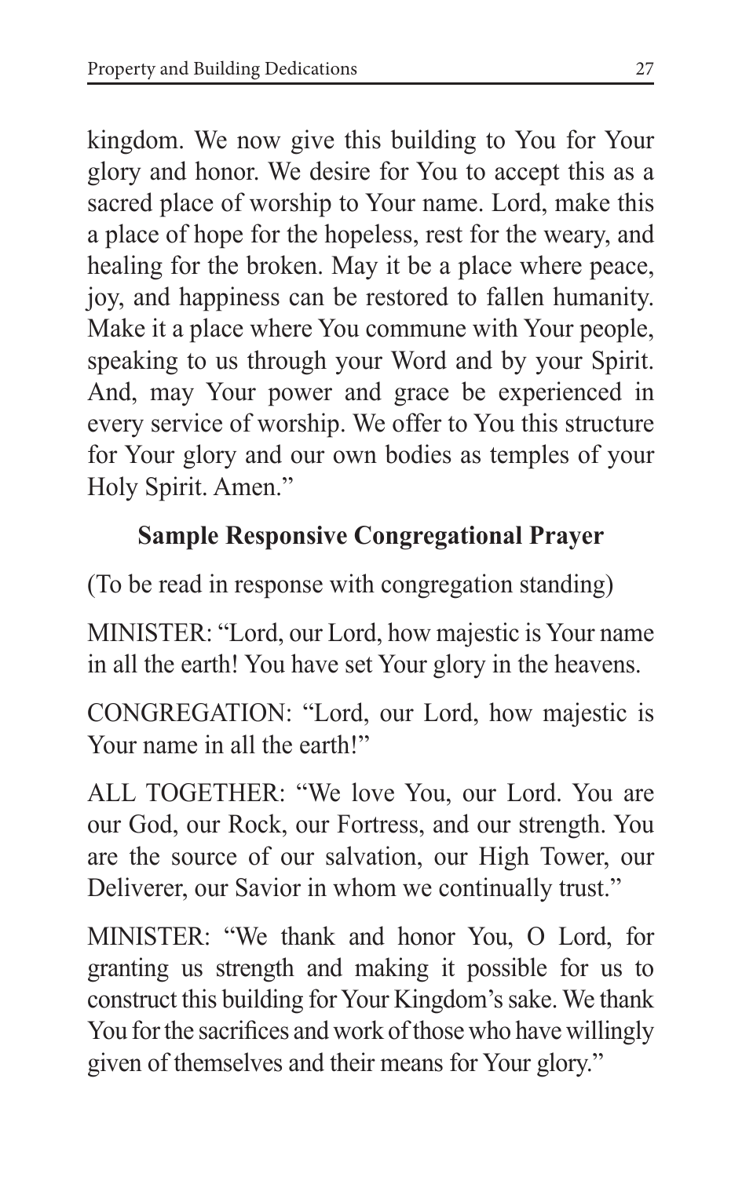kingdom. We now give this building to You for Your glory and honor. We desire for You to accept this as a sacred place of worship to Your name. Lord, make this a place of hope for the hopeless, rest for the weary, and healing for the broken. May it be a place where peace, joy, and happiness can be restored to fallen humanity. Make it a place where You commune with Your people, speaking to us through your Word and by your Spirit. And, may Your power and grace be experienced in every service of worship. We offer to You this structure for Your glory and our own bodies as temples of your Holy Spirit. Amen."

### Sample Responsive Congregational Prayer

(To be read in response with congregation standing)

MINISTER: "Lord, our Lord, how majestic is Your name in all the earth! You have set Your glory in the heavens.

CONGREGATION: "Lord, our Lord, how majestic is Your name in all the earth!"

ALL TOGETHER: "We love You, our Lord. You are our God, our Rock, our Fortress, and our strength. You are the source of our salvation, our High Tower, our Deliverer, our Savior in whom we continually trust."

MINISTER: "We thank and honor You, O Lord, for granting us strength and making it possible for us to construct this building for Your Kingdom's sake. We thank You for the sacrifices and work of those who have willingly given of themselves and their means for Your glory."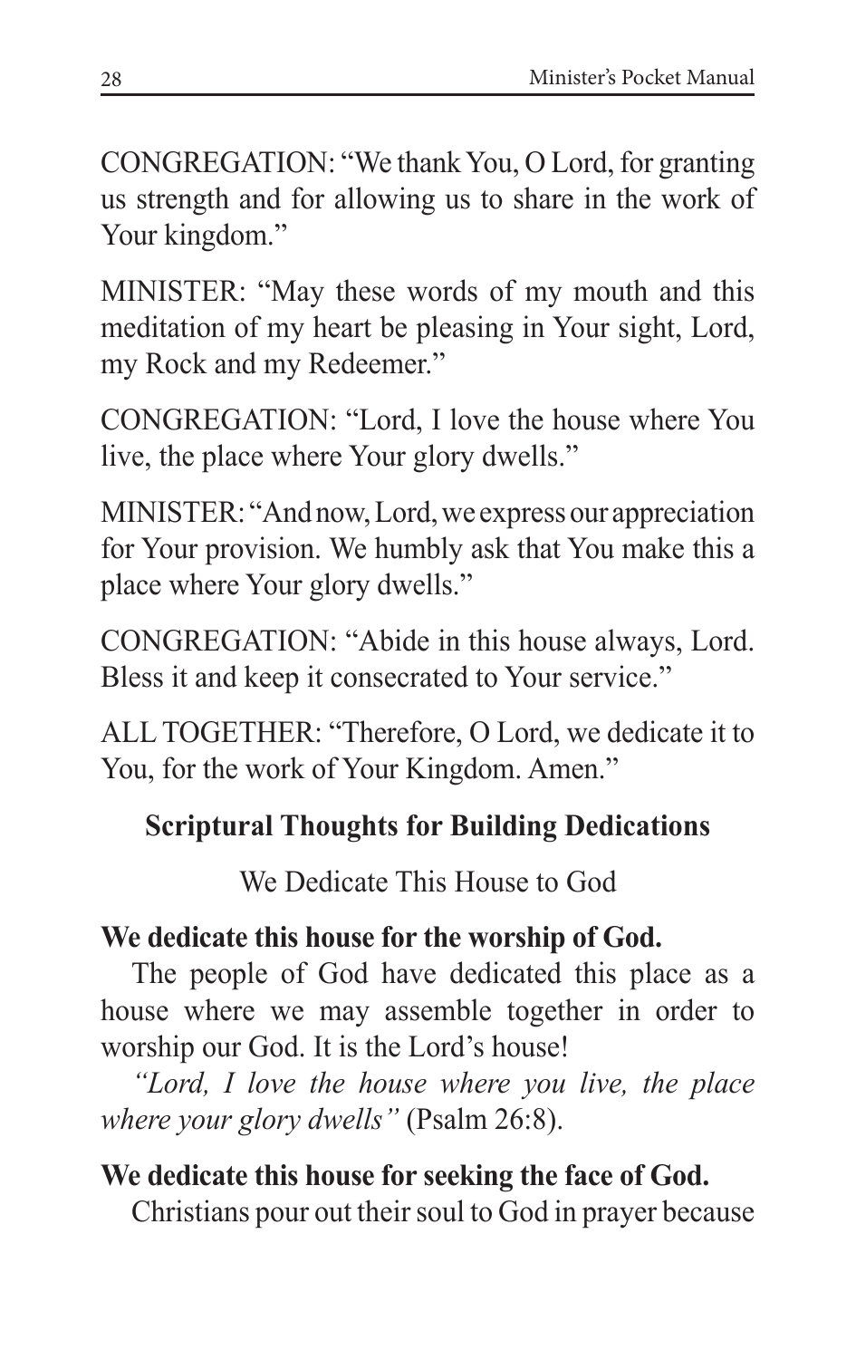CONGREGATION: "We thank You, O Lord, for granting us strength and for allowing us to share in the work of Your kingdom."

MINISTER: "May these words of my mouth and this meditation of my heart be pleasing in Your sight, Lord, my Rock and my Redeemer."

CONGREGATION: "Lord, I love the house where You live, the place where Your glory dwells."

MINISTER: "And now, Lord, we express our appreciation for Your provision. We humbly ask that You make this a place where Your glory dwells."

CONGREGATION: "Abide in this house always, Lord. Bless it and keep it consecrated to Your service."

ALL TOGETHER: "Therefore, O Lord, we dedicate it to You, for the work of Your Kingdom. Amen."

## Scriptural Thoughts for Building Dedications

### We Dedicate This House to God

**We dedicate this house for the worship of God.**

The people of God have dedicated this place as a house where we may assemble together in order to worship our God. It is the Lord's house!

*"Lord, I love the house where you live, the place where your glory dwells"* (Psalm 26:8).

**We dedicate this house for seeking the face of God.**

Christians pour out their soul to God in prayer because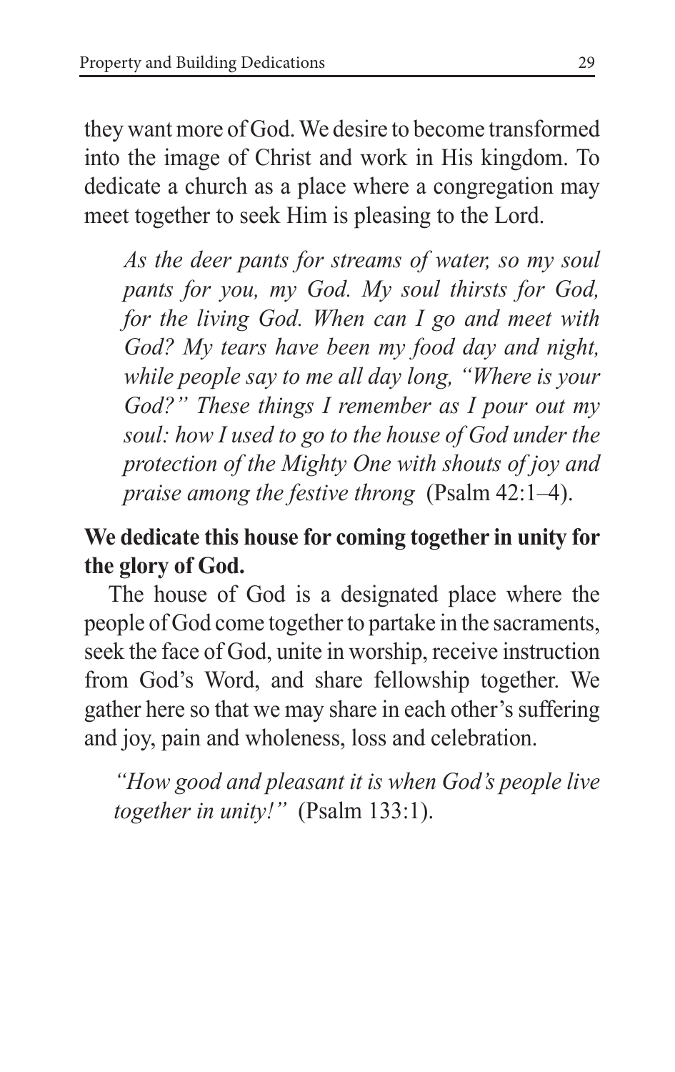they want more of God. We desire to become transformed into the image of Christ and work in His kingdom. To dedicate a church as a place where a congregation may meet together to seek Him is pleasing to the Lord.

> *As the deer pants for streams of water, so my soul pants for you, my God. My soul thirsts for God, for the living God. When can I go and meet with God? My tears have been my food day and night, while people say to me all day long, "Where is your God?" These things I remember as I pour out my soul: how I used to go to the house of God under the protection of the Mighty One with shouts of joy and praise among the festive throng* (Psalm 42:1–4).

**We dedicate this house for coming together in unity for the glory of God.**

The house of God is a designated place where the people of God come together to partake in the sacraments, seek the face of God, unite in worship, receive instruction from God's Word, and share fellowship together. We gather here so that we may share in each other's suffering and joy, pain and wholeness, loss and celebration.

> *"How good and pleasant it is when God's people live together in unity!"* (Psalm 133:1).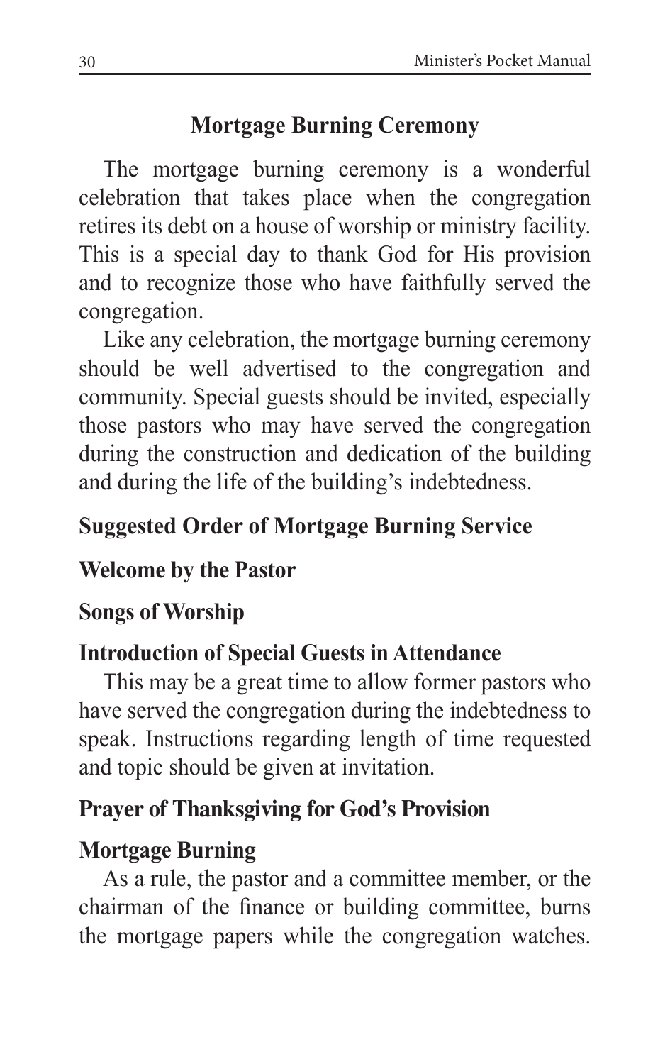## Mortgage Burning Ceremony

The mortgage burning ceremony is a wonderful celebration that takes place when the congregation retires its debt on a house of worship or ministry facility. This is a special day to thank God for His provision and to recognize those who have faithfully served the congregation.

Like any celebration, the mortgage burning ceremony should be well advertised to the congregation and community. Special guests should be invited, especially those pastors who may have served the congregation during the construction and dedication of the building and during the life of the building's indebtedness.

### Suggested Order of Mortgage Burning Service

**Welcome by the Pastor**

**Songs of Worship**

**Introduction of Special Guests in Attendance**

This may be a great time to allow former pastors who have served the congregation during the indebtedness to speak. Instructions regarding length of time requested and topic should be given at invitation.

**Prayer of Thanksgiving for God's Provision**

**Mortgage Burning**

As a rule, the pastor and a committee member, or the chairman of the finance or building committee, burns the mortgage papers while the congregation watches.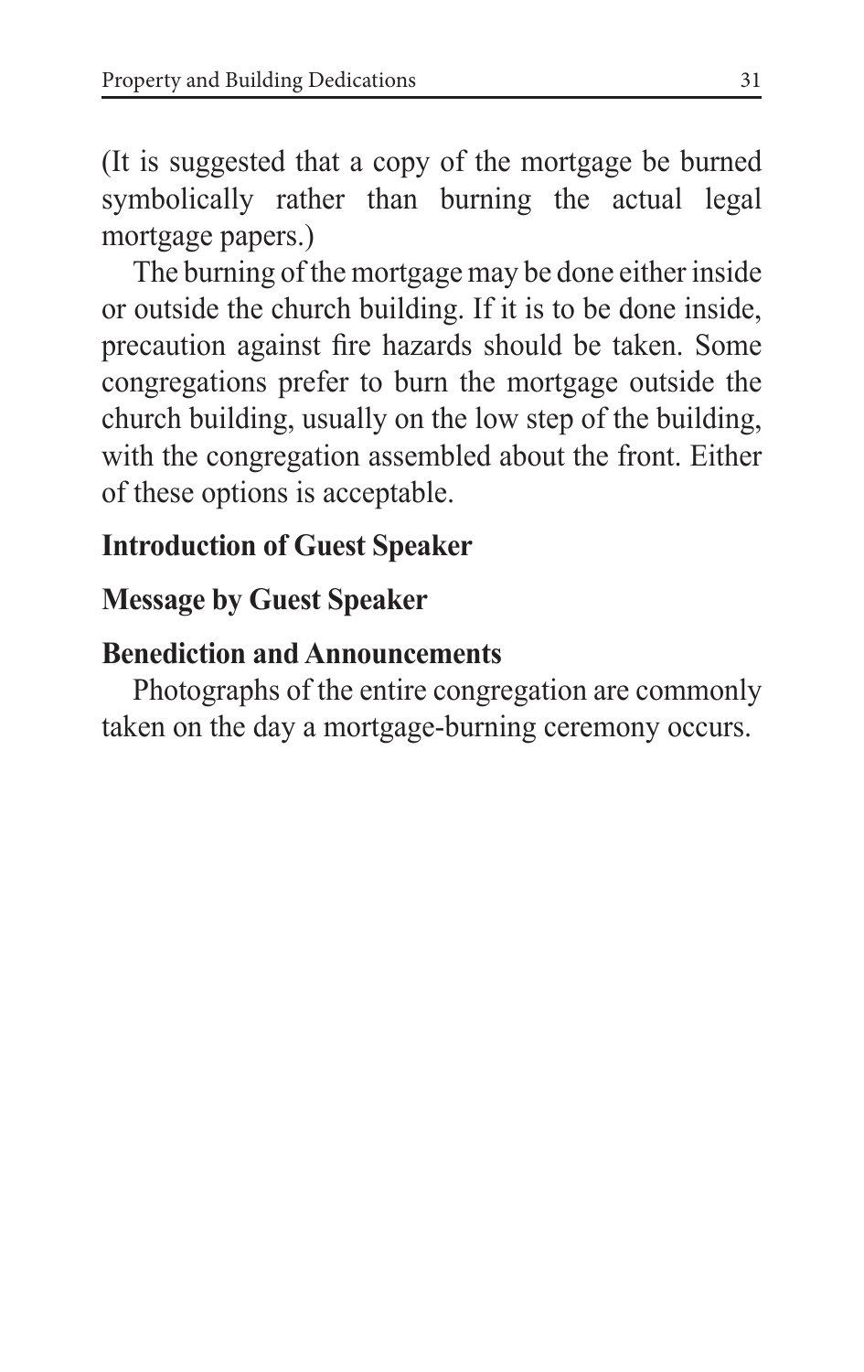(It is suggested that a copy of the mortgage be burned symbolically rather than burning the actual legal mortgage papers.)

The burning of the mortgage may be done either inside or outside the church building. If it is to be done inside, precaution against fire hazards should be taken. Some congregations prefer to burn the mortgage outside the church building, usually on the low step of the building, with the congregation assembled about the front. Either of these options is acceptable.

**Introduction of Guest Speaker**

**Message by Guest Speaker**

**Benediction and Announcements**

Photographs of the entire congregation are commonly taken on the day a mortgage-burning ceremony occurs.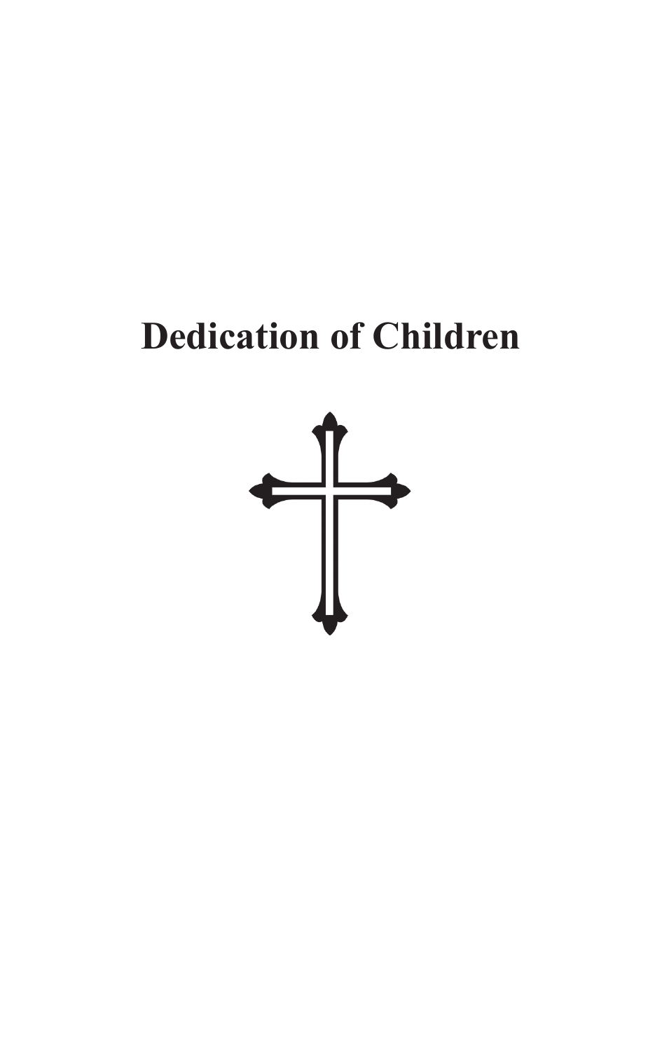# Dedication of Children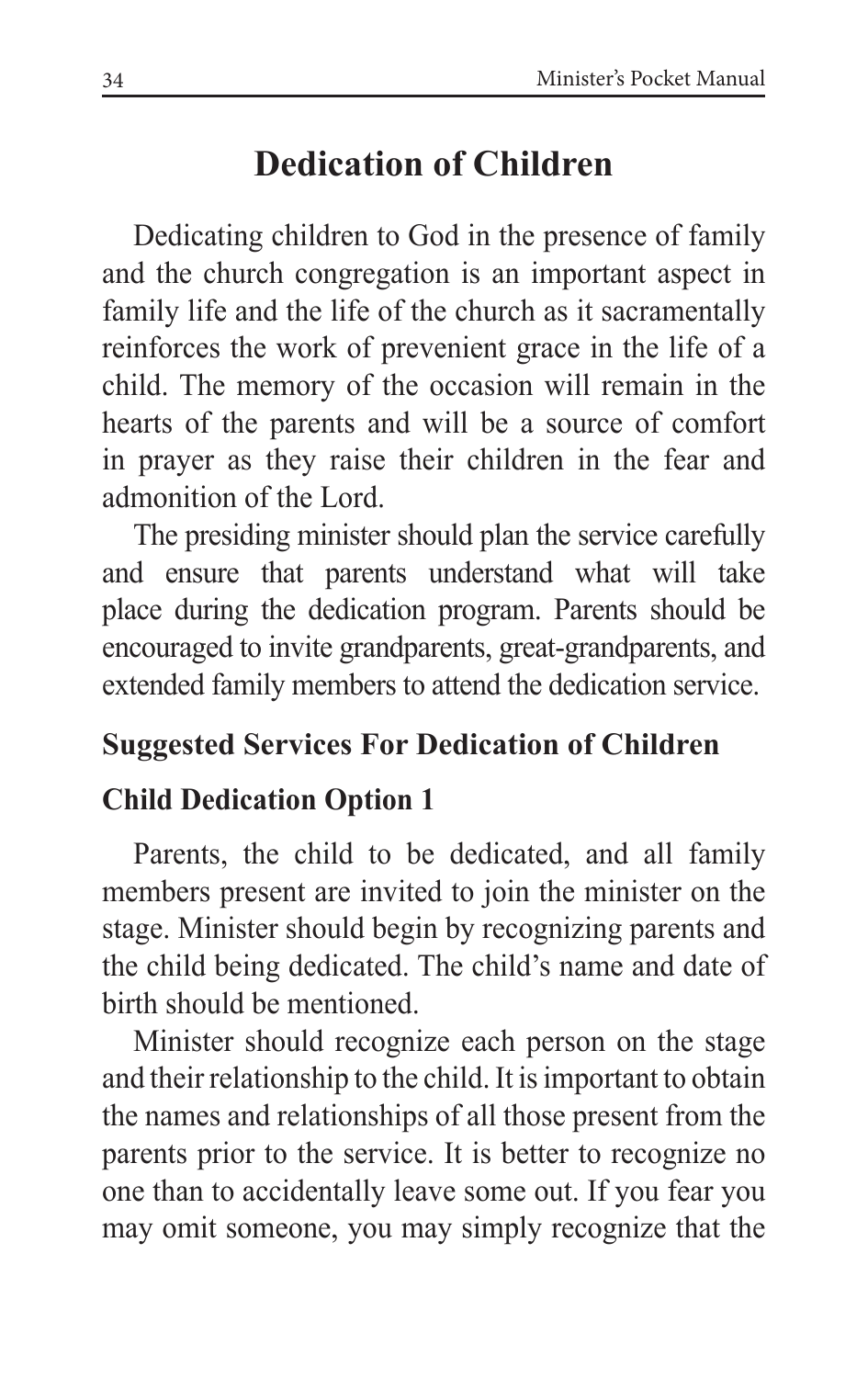# Dedication of Children

Dedicating children to God in the presence of family and the church congregation is an important aspect in family life and the life of the church as it sacramentally reinforces the work of prevenient grace in the life of a child. The memory of the occasion will remain in the hearts of the parents and will be a source of comfort in prayer as they raise their children in the fear and admonition of the Lord.

The presiding minister should plan the service carefully and ensure that parents understand what will take place during the dedication program. Parents should be encouraged to invite grandparents, great-grandparents, and extended family members to attend the dedication service.

## Suggested Services For Dedication of Children

### Child Dedication Option 1

Parents, the child to be dedicated, and all family members present are invited to join the minister on the stage. Minister should begin by recognizing parents and the child being dedicated. The child's name and date of birth should be mentioned.

Minister should recognize each person on the stage and their relationship to the child. It is important to obtain the names and relationships of all those present from the parents prior to the service. It is better to recognize no one than to accidentally leave some out. If you fear you may omit someone, you may simply recognize that the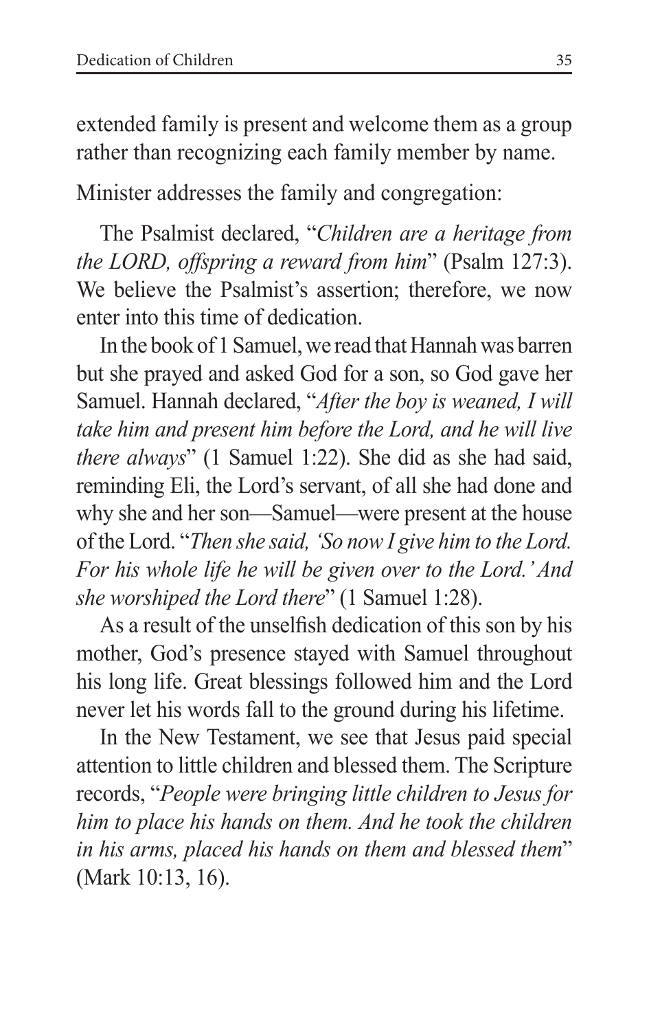extended family is present and welcome them as a group rather than recognizing each family member by name.

Minister addresses the family and congregation:

The Psalmist declared, "*Children are a heritage from the LORD, offspring a reward from him*" (Psalm 127:3). We believe the Psalmist's assertion; therefore, we now enter into this time of dedication.

In the book of 1 Samuel, we read that Hannah was barren but she prayed and asked God for a son, so God gave her Samuel. Hannah declared, "*After the boy is weaned, I will take him and present him before the Lord, and he will live there always*" (1 Samuel 1:22). She did as she had said, reminding Eli, the Lord's servant, of all she had done and why she and her son—Samuel—were present at the house of the Lord. "*Then she said, 'So now I give him to the Lord. For his whole life he will be given over to the Lord.' And she worshiped the Lord there*" (1 Samuel 1:28).

As a result of the unselfish dedication of this son by his mother, God's presence stayed with Samuel throughout his long life. Great blessings followed him and the Lord never let his words fall to the ground during his lifetime.

In the New Testament, we see that Jesus paid special attention to little children and blessed them. The Scripture records, "*People were bringing little children to Jesus for him to place his hands on them. And he took the children in his arms, placed his hands on them and blessed them*" (Mark 10:13, 16).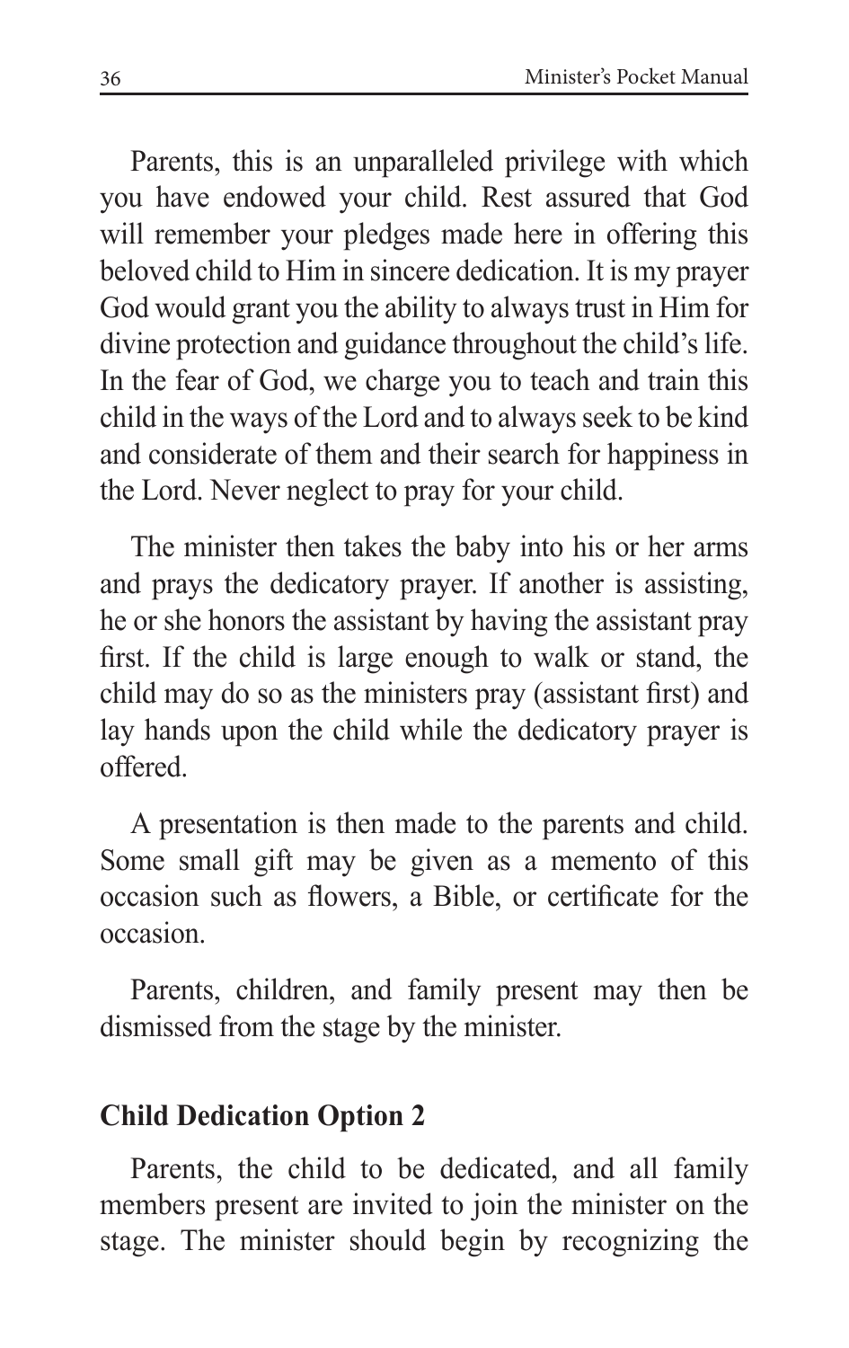Parents, this is an unparalleled privilege with which you have endowed your child. Rest assured that God will remember your pledges made here in offering this beloved child to Him in sincere dedication. It is my prayer God would grant you the ability to always trust in Him for divine protection and guidance throughout the child's life. In the fear of God, we charge you to teach and train this child in the ways of the Lord and to always seek to be kind and considerate of them and their search for happiness in the Lord. Never neglect to pray for your child.

The minister then takes the baby into his or her arms and prays the dedicatory prayer. If another is assisting, he or she honors the assistant by having the assistant pray first. If the child is large enough to walk or stand, the child may do so as the ministers pray (assistant first) and lay hands upon the child while the dedicatory prayer is offered.

A presentation is then made to the parents and child. Some small gift may be given as a memento of this occasion such as flowers, a Bible, or certificate for the occasion.

Parents, children, and family present may then be dismissed from the stage by the minister.

### Child Dedication Option 2

Parents, the child to be dedicated, and all family members present are invited to join the minister on the stage. The minister should begin by recognizing the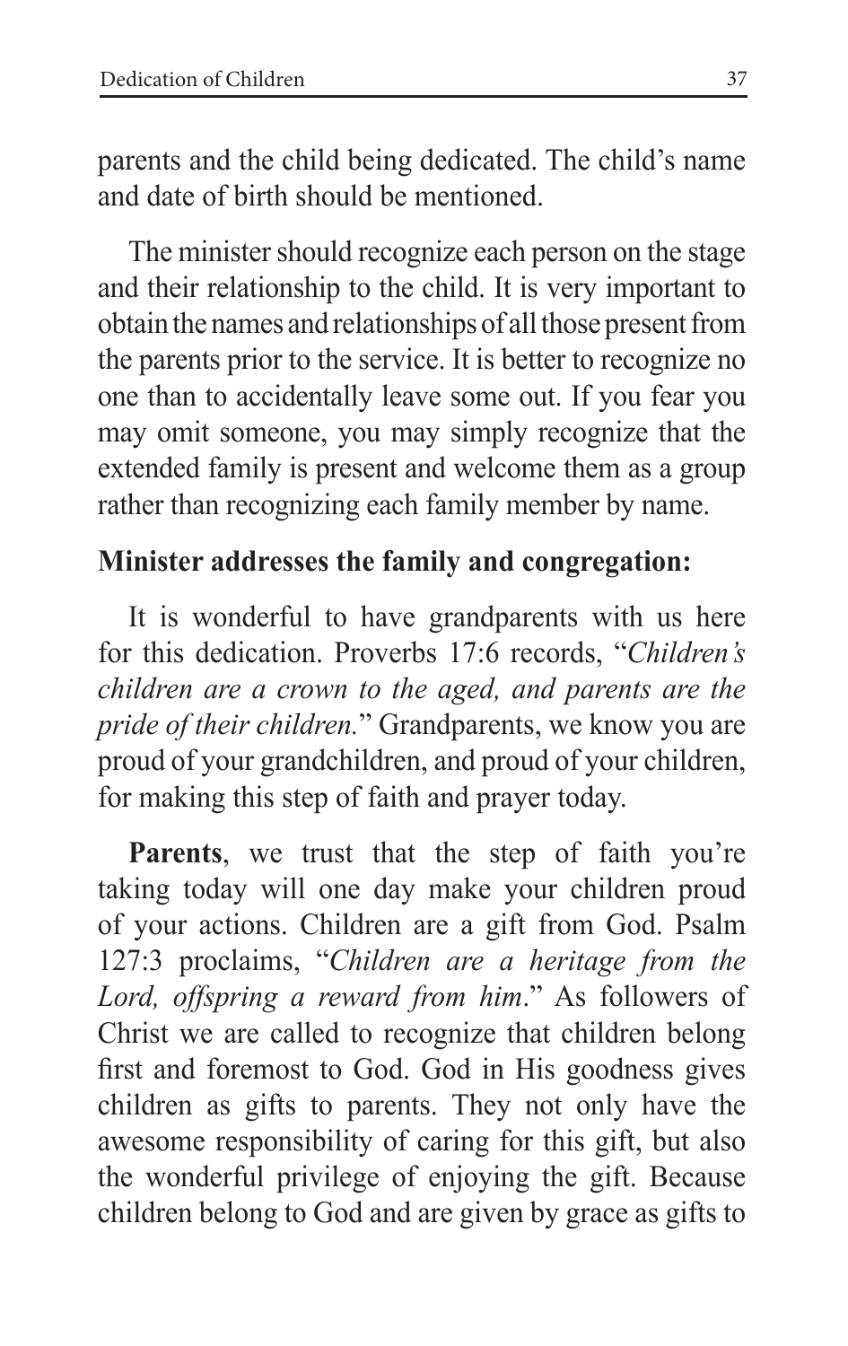parents and the child being dedicated. The child's name and date of birth should be mentioned.

The minister should recognize each person on the stage and their relationship to the child. It is very important to obtain the names and relationships of all those present from the parents prior to the service. It is better to recognize no one than to accidentally leave some out. If you fear you may omit someone, you may simply recognize that the extended family is present and welcome them as a group rather than recognizing each family member by name.

**Minister addresses the family and congregation:**

It is wonderful to have grandparents with us here for this dedication. Proverbs 17:6 records, "*Children's children are a crown to the aged, and parents are the pride of their children.*" Grandparents, we know you are proud of your grandchildren, and proud of your children, for making this step of faith and prayer today.

**Parents**, we trust that the step of faith you're taking today will one day make your children proud of your actions. Children are a gift from God. Psalm 127:3 proclaims, "*Children are a heritage from the Lord, offspring a reward from him*." As followers of Christ we are called to recognize that children belong first and foremost to God. God in His goodness gives children as gifts to parents. They not only have the awesome responsibility of caring for this gift, but also the wonderful privilege of enjoying the gift. Because children belong to God and are given by grace as gifts to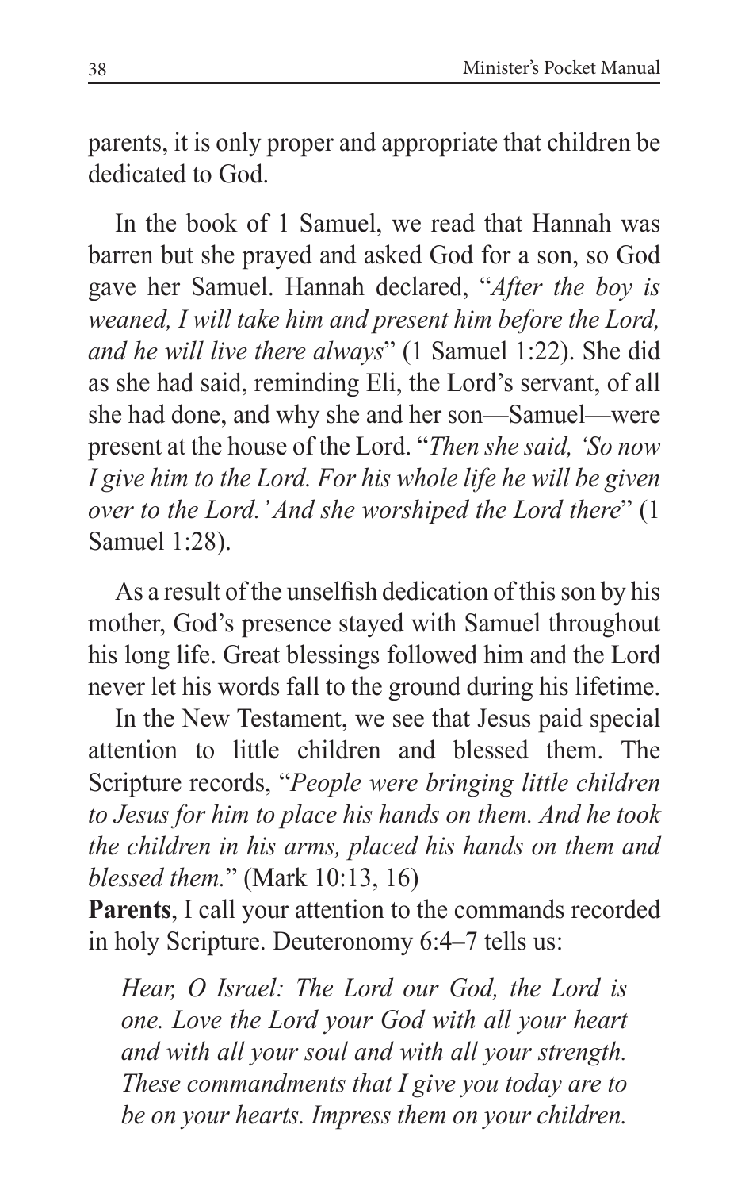parents, it is only proper and appropriate that children be dedicated to God.

In the book of 1 Samuel, we read that Hannah was barren but she prayed and asked God for a son, so God gave her Samuel. Hannah declared, "*After the boy is weaned, I will take him and present him before the Lord, and he will live there always*" (1 Samuel 1:22). She did as she had said, reminding Eli, the Lord's servant, of all she had done, and why she and her son—Samuel—were present at the house of the Lord. "*Then she said, 'So now I give him to the Lord. For his whole life he will be given over to the Lord.' And she worshiped the Lord there*" (1 Samuel 1:28).

As a result of the unselfish dedication of this son by his mother, God's presence stayed with Samuel throughout his long life. Great blessings followed him and the Lord never let his words fall to the ground during his lifetime.

In the New Testament, we see that Jesus paid special attention to little children and blessed them. The Scripture records, "*People were bringing little children to Jesus for him to place his hands on them. And he took the children in his arms, placed his hands on them and blessed them.*" (Mark 10:13, 16)

**Parents**, I call your attention to the commands recorded in holy Scripture. Deuteronomy 6:4–7 tells us:

> *Hear, O Israel: The Lord our God, the Lord is one. Love the Lord your God with all your heart and with all your soul and with all your strength. These commandments that I give you today are to be on your hearts. Impress them on your children.*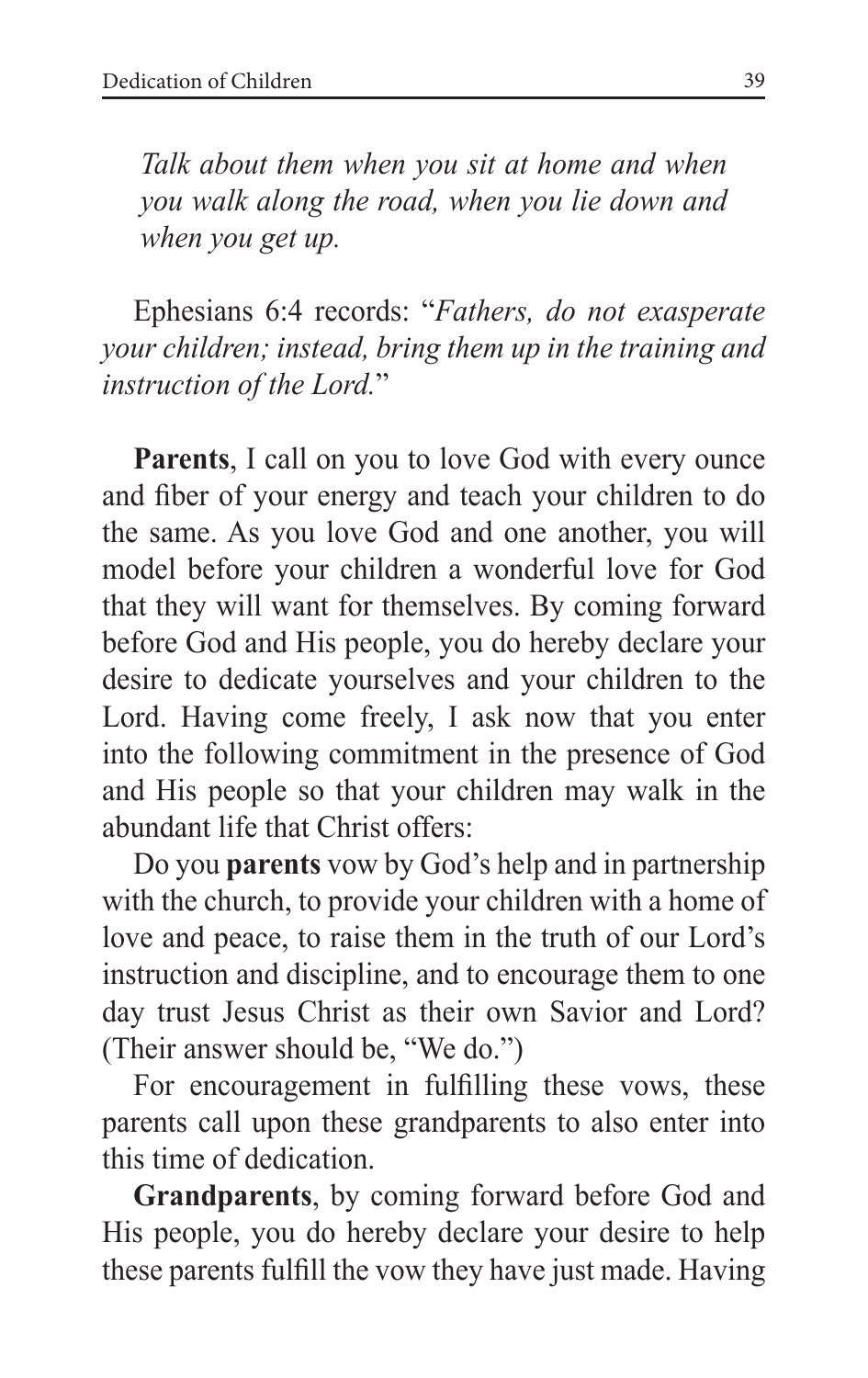*Talk about them when you sit at home and when you walk along the road, when you lie down and when you get up.*

Ephesians 6:4 records: "*Fathers, do not exasperate your children; instead, bring them up in the training and instruction of the Lord.*"

**Parents**, I call on you to love God with every ounce and fiber of your energy and teach your children to do the same. As you love God and one another, you will model before your children a wonderful love for God that they will want for themselves. By coming forward before God and His people, you do hereby declare your desire to dedicate yourselves and your children to the Lord. Having come freely, I ask now that you enter into the following commitment in the presence of God and His people so that your children may walk in the abundant life that Christ offers:

Do you **parents** vow by God's help and in partnership with the church, to provide your children with a home of love and peace, to raise them in the truth of our Lord's instruction and discipline, and to encourage them to one day trust Jesus Christ as their own Savior and Lord? (Their answer should be, "We do.")

For encouragement in fulfilling these vows, these parents call upon these grandparents to also enter into this time of dedication.

**Grandparents**, by coming forward before God and His people, you do hereby declare your desire to help these parents fulfill the vow they have just made. Having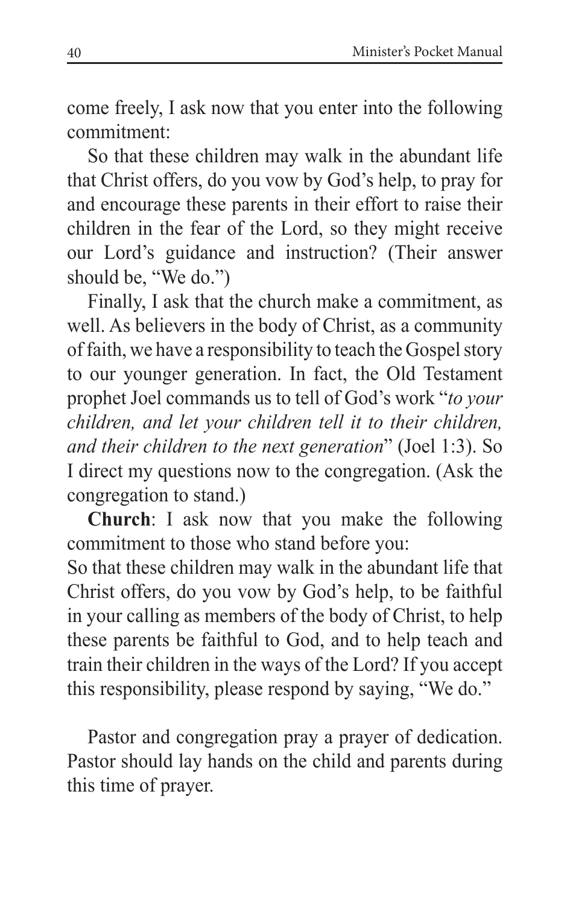come freely, I ask now that you enter into the following commitment:

So that these children may walk in the abundant life that Christ offers, do you vow by God's help, to pray for and encourage these parents in their effort to raise their children in the fear of the Lord, so they might receive our Lord's guidance and instruction? (Their answer should be, "We do.")

Finally, I ask that the church make a commitment, as well. As believers in the body of Christ, as a community of faith, we have a responsibility to teach the Gospel story to our younger generation. In fact, the Old Testament prophet Joel commands us to tell of God's work "*to your children, and let your children tell it to their children, and their children to the next generation*" (Joel 1:3). So I direct my questions now to the congregation. (Ask the congregation to stand.)

**Church**: I ask now that you make the following commitment to those who stand before you:

So that these children may walk in the abundant life that Christ offers, do you vow by God's help, to be faithful in your calling as members of the body of Christ, to help these parents be faithful to God, and to help teach and train their children in the ways of the Lord? If you accept this responsibility, please respond by saying, "We do."

Pastor and congregation pray a prayer of dedication. Pastor should lay hands on the child and parents during this time of prayer.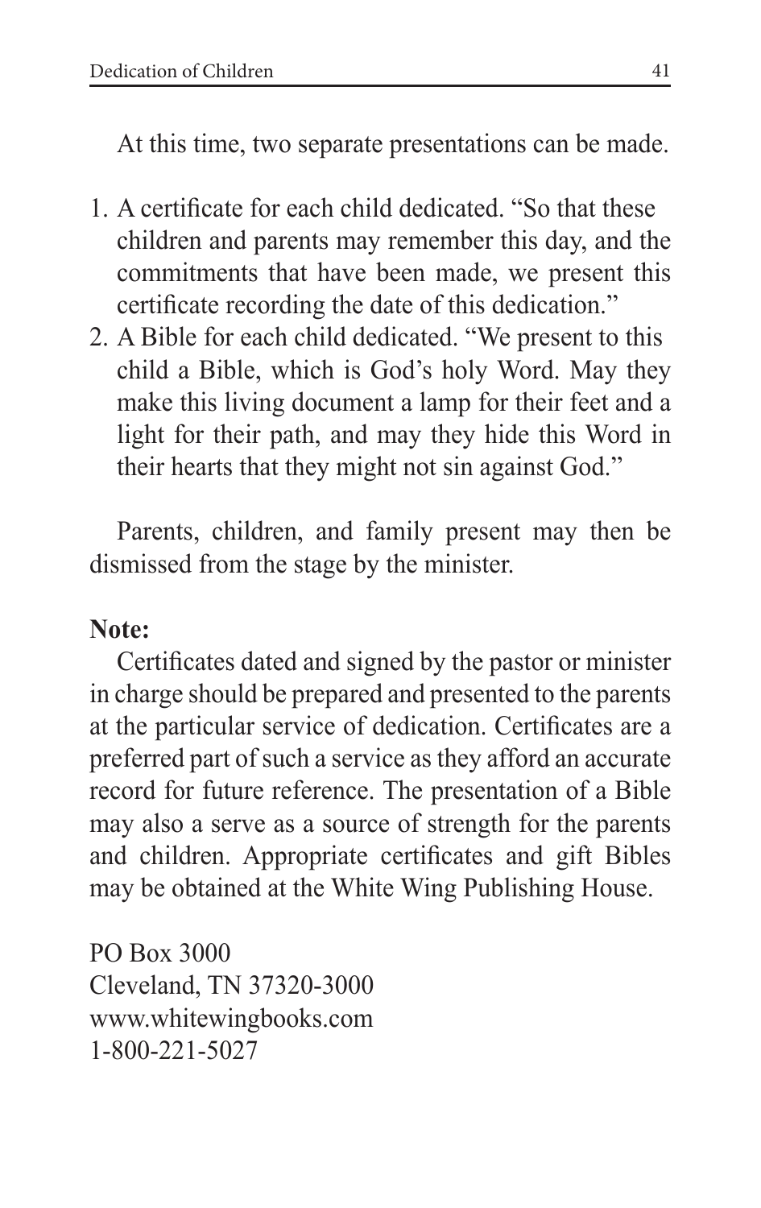At this time, two separate presentations can be made.

1. A certificate for each child dedicated. "So that these children and parents may remember this day, and the commitments that have been made, we present this certificate recording the date of this dedication."
2. A Bible for each child dedicated. "We present to this child a Bible, which is God's holy Word. May they make this living document a lamp for their feet and a light for their path, and may they hide this Word in their hearts that they might not sin against God."

Parents, children, and family present may then be dismissed from the stage by the minister.

**Note:**

Certificates dated and signed by the pastor or minister in charge should be prepared and presented to the parents at the particular service of dedication. Certificates are a preferred part of such a service as they afford an accurate record for future reference. The presentation of a Bible may also a serve as a source of strength for the parents and children. Appropriate certificates and gift Bibles may be obtained at the White Wing Publishing House.

PO Box 3000
Cleveland, TN 37320-3000
www.whitewingbooks.com
1-800-221-5027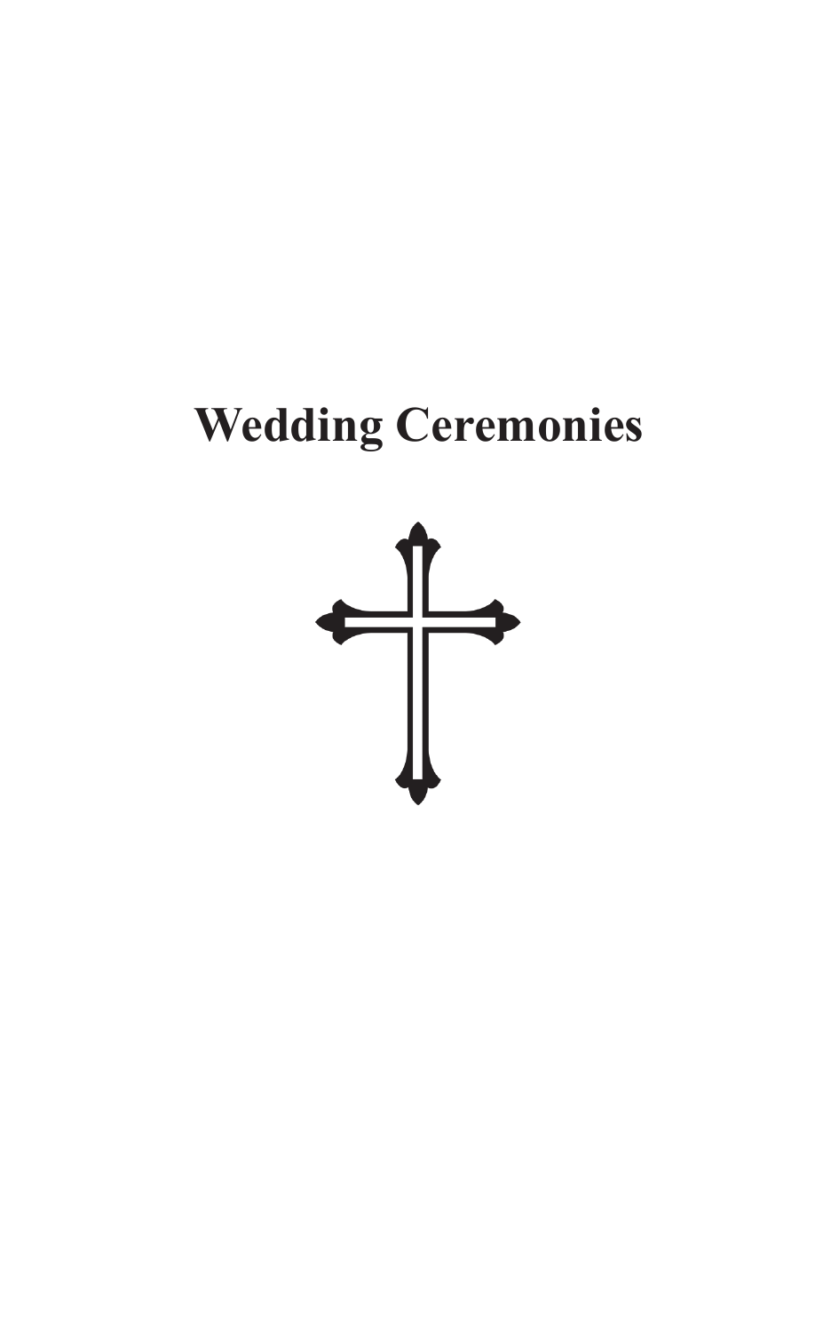# Wedding Ceremonies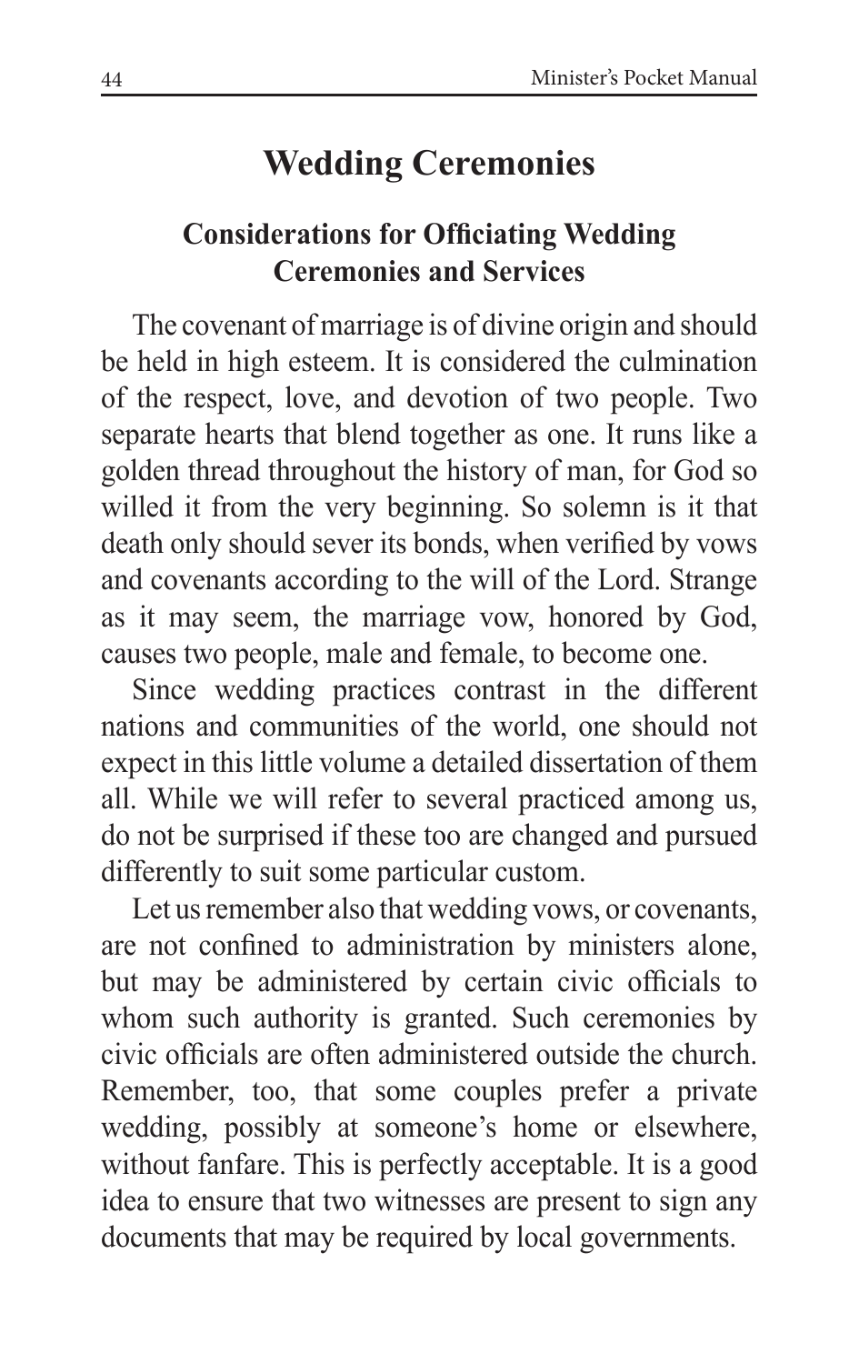# Wedding Ceremonies

## Considerations for Officiating Wedding Ceremonies and Services

The covenant of marriage is of divine origin and should be held in high esteem. It is considered the culmination of the respect, love, and devotion of two people. Two separate hearts that blend together as one. It runs like a golden thread throughout the history of man, for God so willed it from the very beginning. So solemn is it that death only should sever its bonds, when verified by vows and covenants according to the will of the Lord. Strange as it may seem, the marriage vow, honored by God, causes two people, male and female, to become one.

Since wedding practices contrast in the different nations and communities of the world, one should not expect in this little volume a detailed dissertation of them all. While we will refer to several practiced among us, do not be surprised if these too are changed and pursued differently to suit some particular custom.

Let us remember also that wedding vows, or covenants, are not confined to administration by ministers alone, but may be administered by certain civic officials to whom such authority is granted. Such ceremonies by civic officials are often administered outside the church. Remember, too, that some couples prefer a private wedding, possibly at someone's home or elsewhere, without fanfare. This is perfectly acceptable. It is a good idea to ensure that two witnesses are present to sign any documents that may be required by local governments.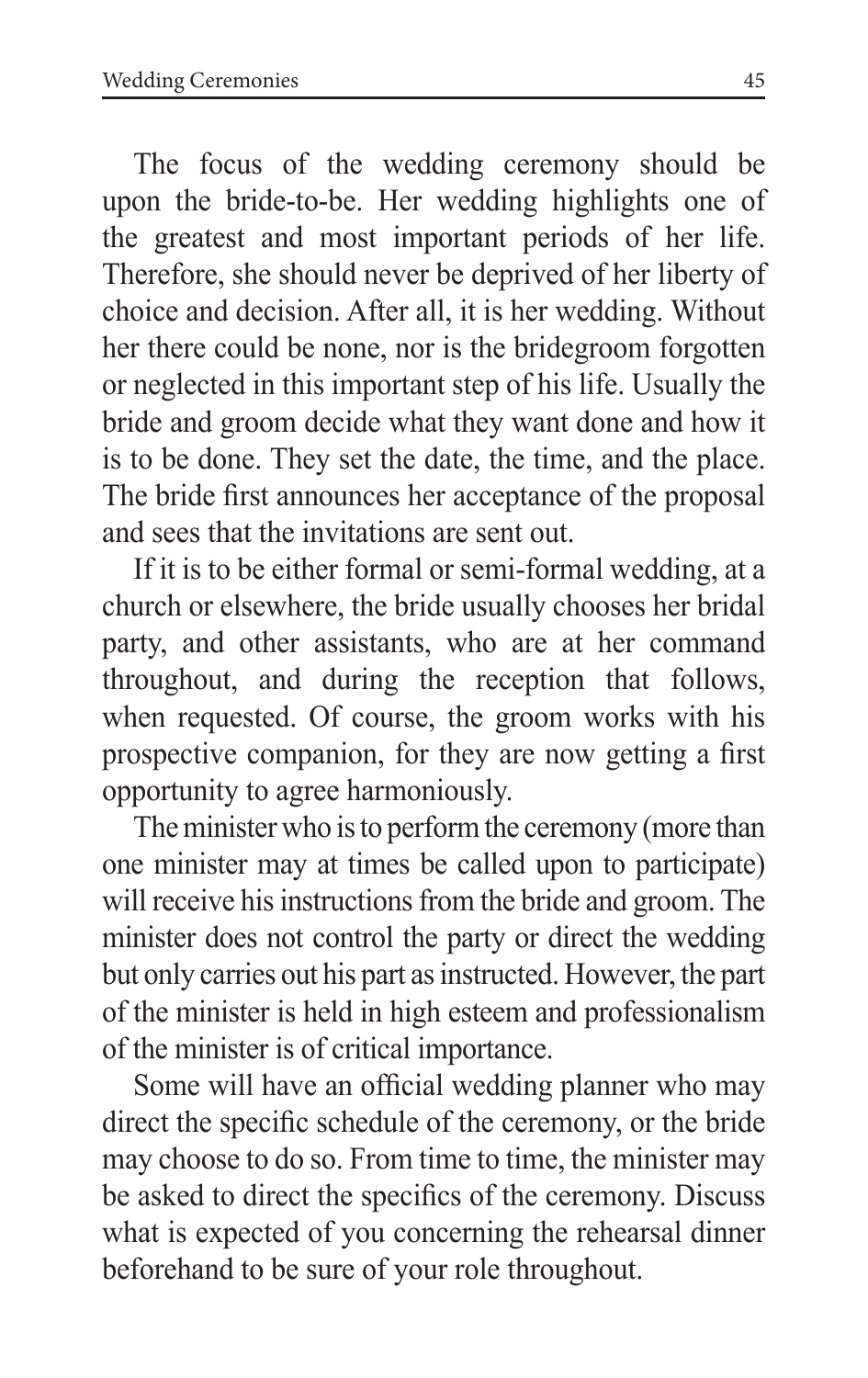The focus of the wedding ceremony should be upon the bride-to-be. Her wedding highlights one of the greatest and most important periods of her life. Therefore, she should never be deprived of her liberty of choice and decision. After all, it is her wedding. Without her there could be none, nor is the bridegroom forgotten or neglected in this important step of his life. Usually the bride and groom decide what they want done and how it is to be done. They set the date, the time, and the place. The bride first announces her acceptance of the proposal and sees that the invitations are sent out.

If it is to be either formal or semi-formal wedding, at a church or elsewhere, the bride usually chooses her bridal party, and other assistants, who are at her command throughout, and during the reception that follows, when requested. Of course, the groom works with his prospective companion, for they are now getting a first opportunity to agree harmoniously.

The minister who is to perform the ceremony (more than one minister may at times be called upon to participate) will receive his instructions from the bride and groom. The minister does not control the party or direct the wedding but only carries out his part as instructed. However, the part of the minister is held in high esteem and professionalism of the minister is of critical importance.

Some will have an official wedding planner who may direct the specific schedule of the ceremony, or the bride may choose to do so. From time to time, the minister may be asked to direct the specifics of the ceremony. Discuss what is expected of you concerning the rehearsal dinner beforehand to be sure of your role throughout.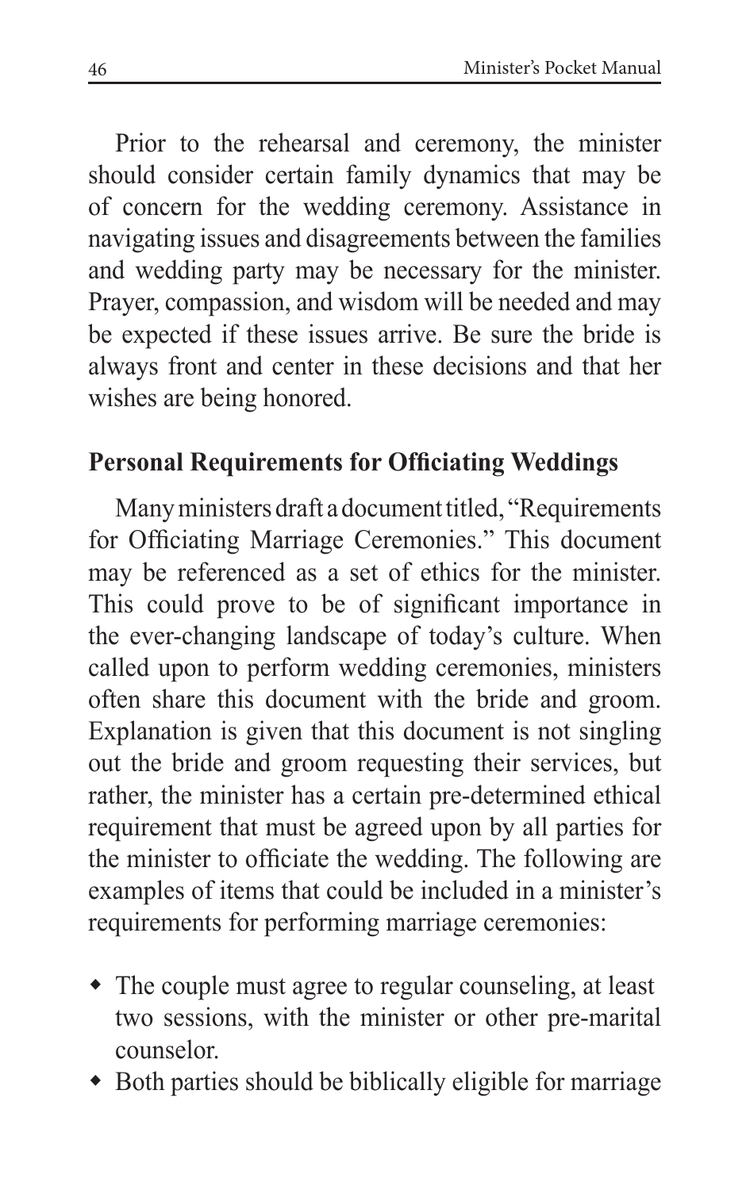Prior to the rehearsal and ceremony, the minister should consider certain family dynamics that may be of concern for the wedding ceremony. Assistance in navigating issues and disagreements between the families and wedding party may be necessary for the minister. Prayer, compassion, and wisdom will be needed and may be expected if these issues arrive. Be sure the bride is always front and center in these decisions and that her wishes are being honored.

## Personal Requirements for Officiating Weddings

Many ministers draft a document titled, "Requirements for Officiating Marriage Ceremonies." This document may be referenced as a set of ethics for the minister. This could prove to be of significant importance in the ever-changing landscape of today's culture. When called upon to perform wedding ceremonies, ministers often share this document with the bride and groom. Explanation is given that this document is not singling out the bride and groom requesting their services, but rather, the minister has a certain pre-determined ethical requirement that must be agreed upon by all parties for the minister to officiate the wedding. The following are examples of items that could be included in a minister's requirements for performing marriage ceremonies:

- The couple must agree to regular counseling, at least two sessions, with the minister or other pre-marital counselor.
- Both parties should be biblically eligible for marriage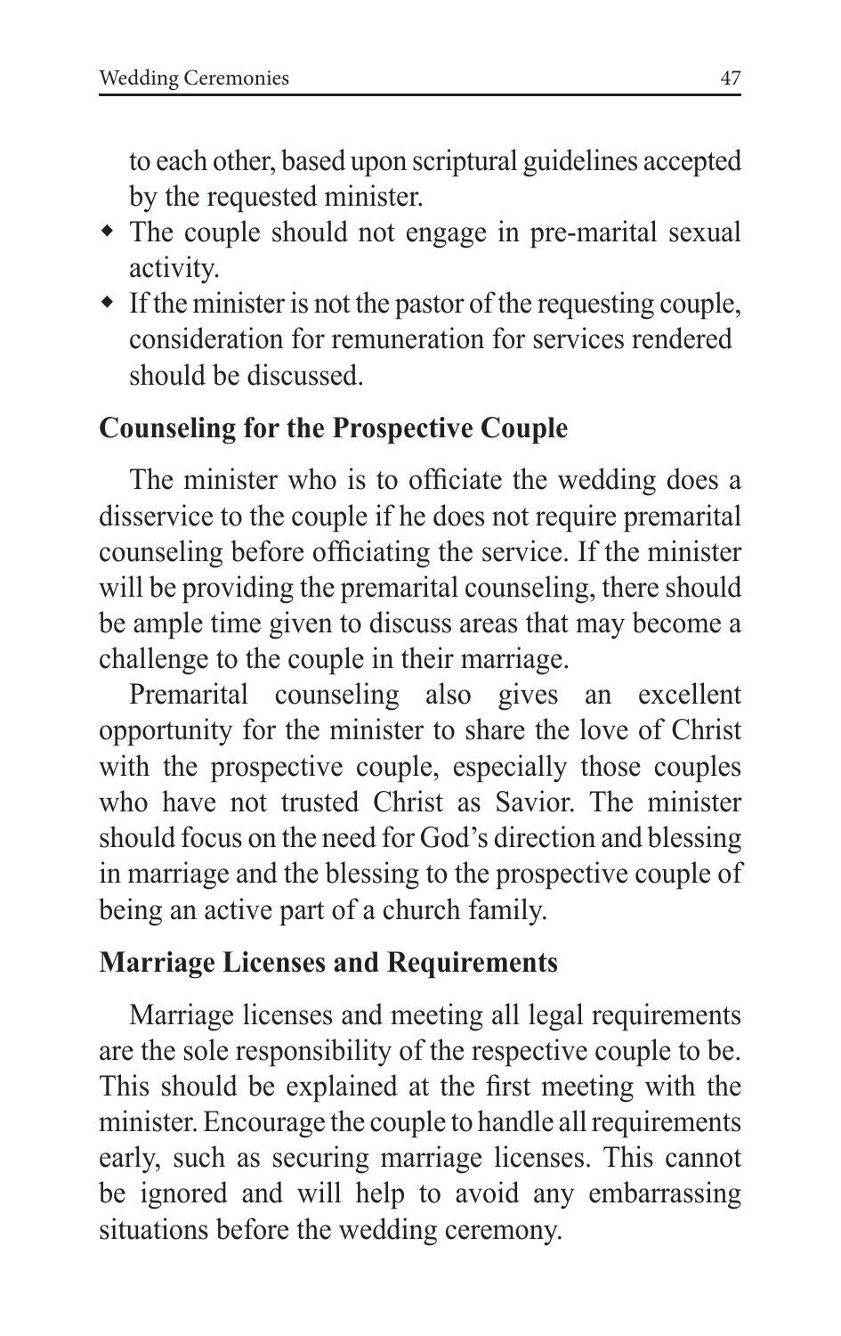to each other, based upon scriptural guidelines accepted by the requested minister.

- The couple should not engage in pre-marital sexual activity.
- If the minister is not the pastor of the requesting couple, consideration for remuneration for services rendered should be discussed.

**Counseling for the Prospective Couple**

The minister who is to officiate the wedding does a disservice to the couple if he does not require premarital counseling before officiating the service. If the minister will be providing the premarital counseling, there should be ample time given to discuss areas that may become a challenge to the couple in their marriage.

Premarital counseling also gives an excellent opportunity for the minister to share the love of Christ with the prospective couple, especially those couples who have not trusted Christ as Savior. The minister should focus on the need for God's direction and blessing in marriage and the blessing to the prospective couple of being an active part of a church family.

**Marriage Licenses and Requirements**

Marriage licenses and meeting all legal requirements are the sole responsibility of the respective couple to be. This should be explained at the first meeting with the minister. Encourage the couple to handle all requirements early, such as securing marriage licenses. This cannot be ignored and will help to avoid any embarrassing situations before the wedding ceremony.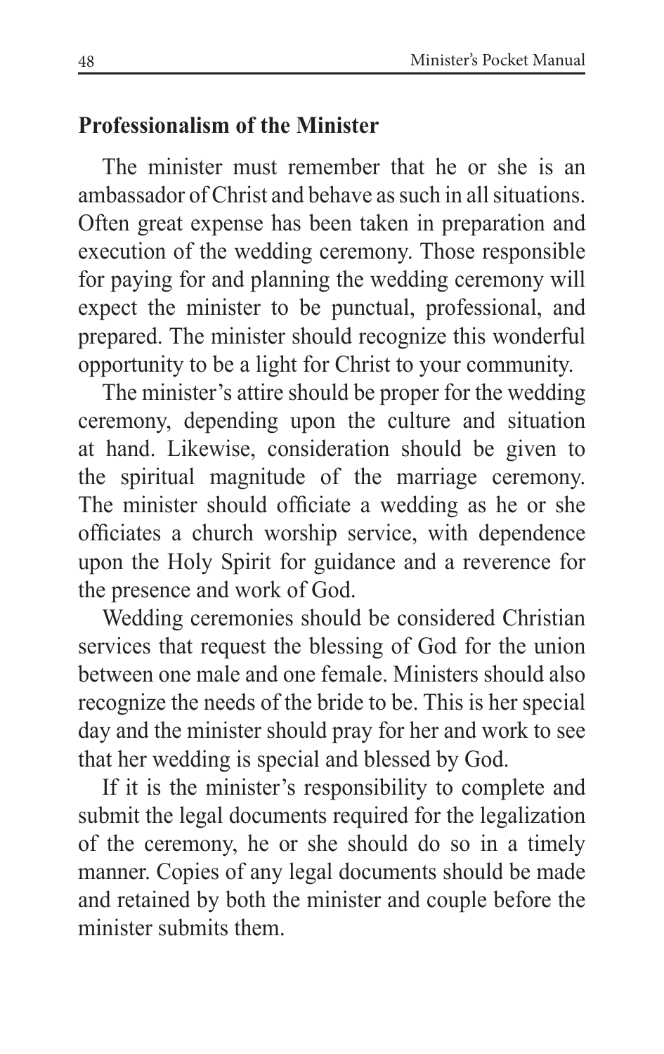## Professionalism of the Minister

The minister must remember that he or she is an ambassador of Christ and behave as such in all situations. Often great expense has been taken in preparation and execution of the wedding ceremony. Those responsible for paying for and planning the wedding ceremony will expect the minister to be punctual, professional, and prepared. The minister should recognize this wonderful opportunity to be a light for Christ to your community.

The minister's attire should be proper for the wedding ceremony, depending upon the culture and situation at hand. Likewise, consideration should be given to the spiritual magnitude of the marriage ceremony. The minister should officiate a wedding as he or she officiates a church worship service, with dependence upon the Holy Spirit for guidance and a reverence for the presence and work of God.

Wedding ceremonies should be considered Christian services that request the blessing of God for the union between one male and one female. Ministers should also recognize the needs of the bride to be. This is her special day and the minister should pray for her and work to see that her wedding is special and blessed by God.

If it is the minister's responsibility to complete and submit the legal documents required for the legalization of the ceremony, he or she should do so in a timely manner. Copies of any legal documents should be made and retained by both the minister and couple before the minister submits them.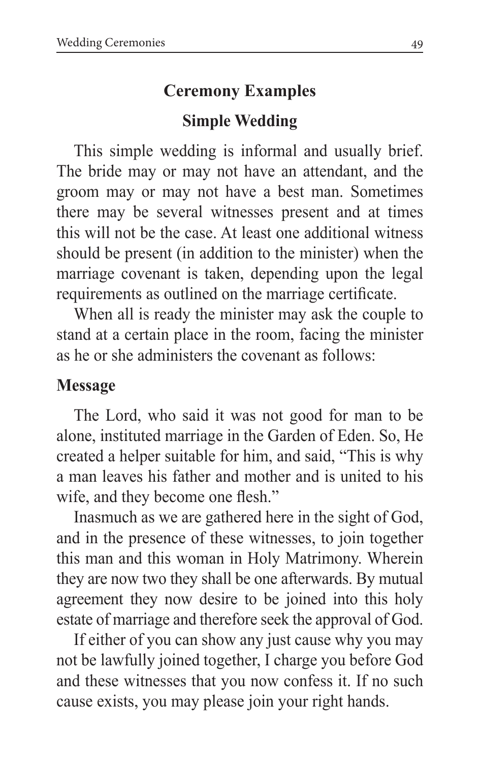## Ceremony Examples

### Simple Wedding

This simple wedding is informal and usually brief. The bride may or may not have an attendant, and the groom may or may not have a best man. Sometimes there may be several witnesses present and at times this will not be the case. At least one additional witness should be present (in addition to the minister) when the marriage covenant is taken, depending upon the legal requirements as outlined on the marriage certificate.

When all is ready the minister may ask the couple to stand at a certain place in the room, facing the minister as he or she administers the covenant as follows:

#### Message

The Lord, who said it was not good for man to be alone, instituted marriage in the Garden of Eden. So, He created a helper suitable for him, and said, "This is why a man leaves his father and mother and is united to his wife, and they become one flesh."

Inasmuch as we are gathered here in the sight of God, and in the presence of these witnesses, to join together this man and this woman in Holy Matrimony. Wherein they are now two they shall be one afterwards. By mutual agreement they now desire to be joined into this holy estate of marriage and therefore seek the approval of God.

If either of you can show any just cause why you may not be lawfully joined together, I charge you before God and these witnesses that you now confess it. If no such cause exists, you may please join your right hands.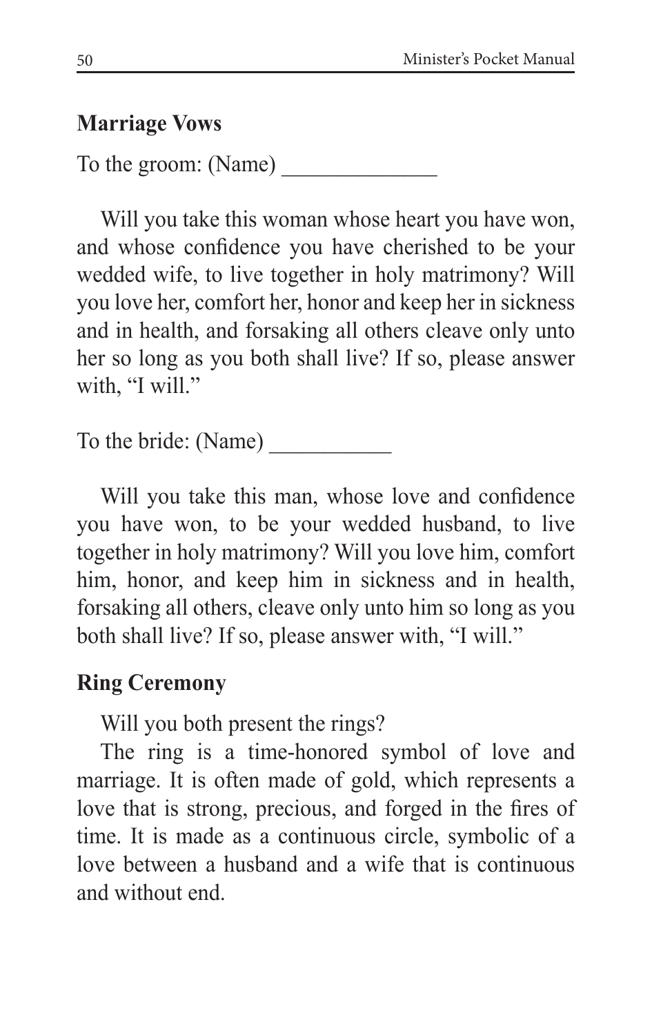## Marriage Vows

To the groom: (Name) ______________

Will you take this woman whose heart you have won, and whose confidence you have cherished to be your wedded wife, to live together in holy matrimony? Will you love her, comfort her, honor and keep her in sickness and in health, and forsaking all others cleave only unto her so long as you both shall live? If so, please answer with, "I will."

To the bride: (Name) ___________

Will you take this man, whose love and confidence you have won, to be your wedded husband, to live together in holy matrimony? Will you love him, comfort him, honor, and keep him in sickness and in health, forsaking all others, cleave only unto him so long as you both shall live? If so, please answer with, "I will."

## Ring Ceremony

Will you both present the rings?

The ring is a time-honored symbol of love and marriage. It is often made of gold, which represents a love that is strong, precious, and forged in the fires of time. It is made as a continuous circle, symbolic of a love between a husband and a wife that is continuous and without end.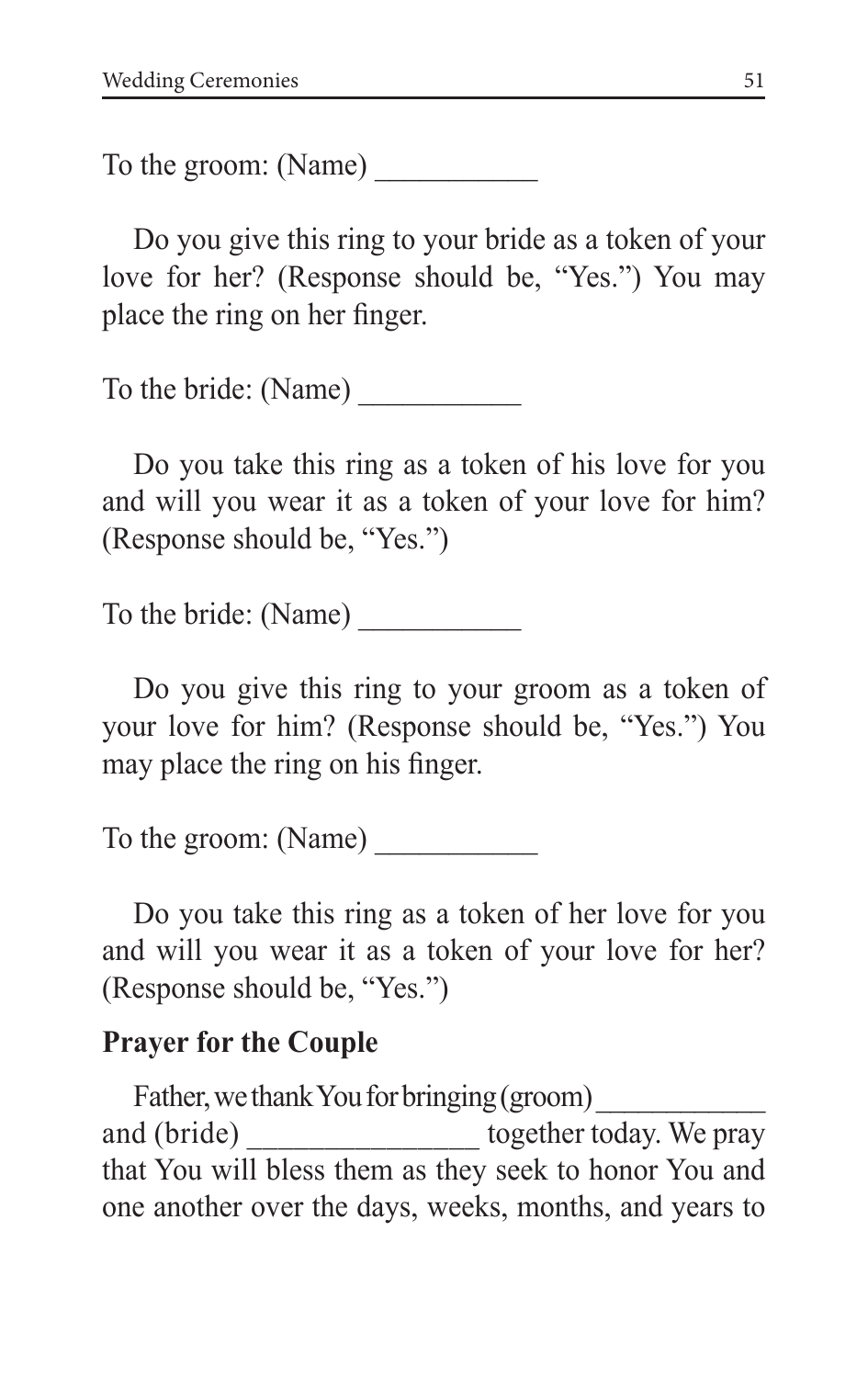To the groom: (Name) ___________

Do you give this ring to your bride as a token of your love for her? (Response should be, "Yes.") You may place the ring on her finger.

To the bride: (Name) ___________

Do you take this ring as a token of his love for you and will you wear it as a token of your love for him? (Response should be, "Yes.")

To the bride: (Name) ___________

Do you give this ring to your groom as a token of your love for him? (Response should be, "Yes.") You may place the ring on his finger.

To the groom: (Name) ___________

Do you take this ring as a token of her love for you and will you wear it as a token of your love for her? (Response should be, "Yes.")

**Prayer for the Couple**

Father, we thank You for bringing (groom) ___________ and (bride) _______________ together today. We pray that You will bless them as they seek to honor You and one another over the days, weeks, months, and years to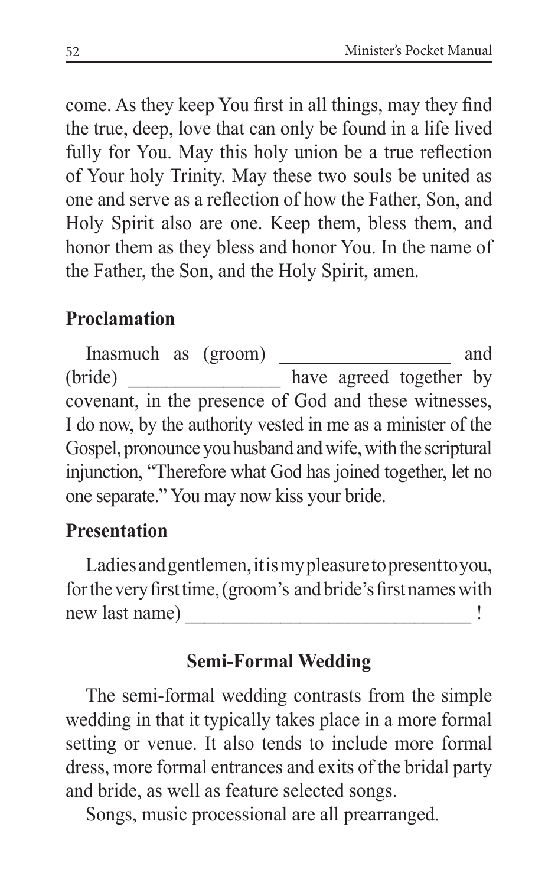come. As they keep You first in all things, may they find the true, deep, love that can only be found in a life lived fully for You. May this holy union be a true reflection of Your holy Trinity. May these two souls be united as one and serve as a reflection of how the Father, Son, and Holy Spirit also are one. Keep them, bless them, and honor them as they bless and honor You. In the name of the Father, the Son, and the Holy Spirit, amen.

### Proclamation

Inasmuch as (groom) __________________ and (bride) ________________ have agreed together by covenant, in the presence of God and these witnesses, I do now, by the authority vested in me as a minister of the Gospel, pronounce you husband and wife, with the scriptural injunction, "Therefore what God has joined together, let no one separate." You may now kiss your bride.

### Presentation

Ladies and gentlemen, it is my pleasure to present to you, for the very first time, (groom's and bride's first names with new last name) ______________________________ !

## Semi-Formal Wedding

The semi-formal wedding contrasts from the simple wedding in that it typically takes place in a more formal setting or venue. It also tends to include more formal dress, more formal entrances and exits of the bridal party and bride, as well as feature selected songs.

Songs, music processional are all prearranged.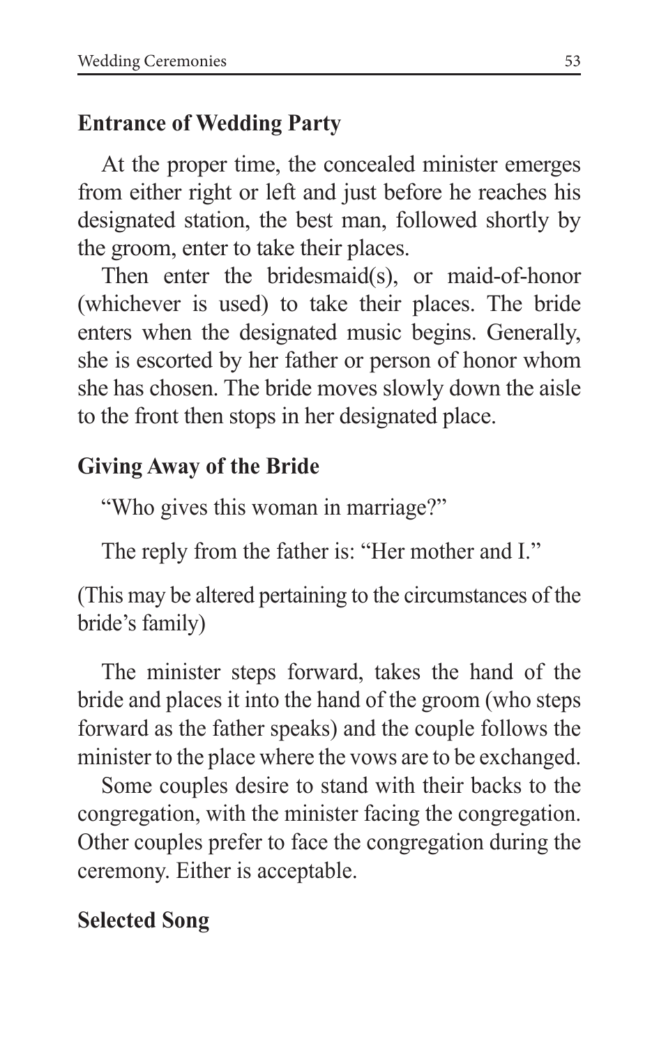## Entrance of Wedding Party

At the proper time, the concealed minister emerges from either right or left and just before he reaches his designated station, the best man, followed shortly by the groom, enter to take their places.

Then enter the bridesmaid(s), or maid-of-honor (whichever is used) to take their places. The bride enters when the designated music begins. Generally, she is escorted by her father or person of honor whom she has chosen. The bride moves slowly down the aisle to the front then stops in her designated place.

## Giving Away of the Bride

"Who gives this woman in marriage?"

The reply from the father is: "Her mother and I."

(This may be altered pertaining to the circumstances of the bride's family)

The minister steps forward, takes the hand of the bride and places it into the hand of the groom (who steps forward as the father speaks) and the couple follows the minister to the place where the vows are to be exchanged.

Some couples desire to stand with their backs to the congregation, with the minister facing the congregation. Other couples prefer to face the congregation during the ceremony. Either is acceptable.

## Selected Song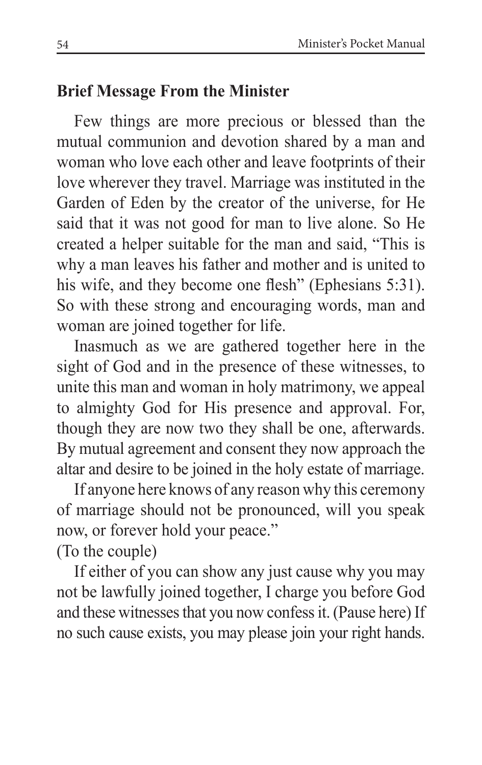## Brief Message From the Minister

Few things are more precious or blessed than the mutual communion and devotion shared by a man and woman who love each other and leave footprints of their love wherever they travel. Marriage was instituted in the Garden of Eden by the creator of the universe, for He said that it was not good for man to live alone. So He created a helper suitable for the man and said, "This is why a man leaves his father and mother and is united to his wife, and they become one flesh" (Ephesians 5:31). So with these strong and encouraging words, man and woman are joined together for life.

Inasmuch as we are gathered together here in the sight of God and in the presence of these witnesses, to unite this man and woman in holy matrimony, we appeal to almighty God for His presence and approval. For, though they are now two they shall be one, afterwards. By mutual agreement and consent they now approach the altar and desire to be joined in the holy estate of marriage.

If anyone here knows of any reason why this ceremony of marriage should not be pronounced, will you speak now, or forever hold your peace."

(To the couple)

If either of you can show any just cause why you may not be lawfully joined together, I charge you before God and these witnesses that you now confess it. (Pause here) If no such cause exists, you may please join your right hands.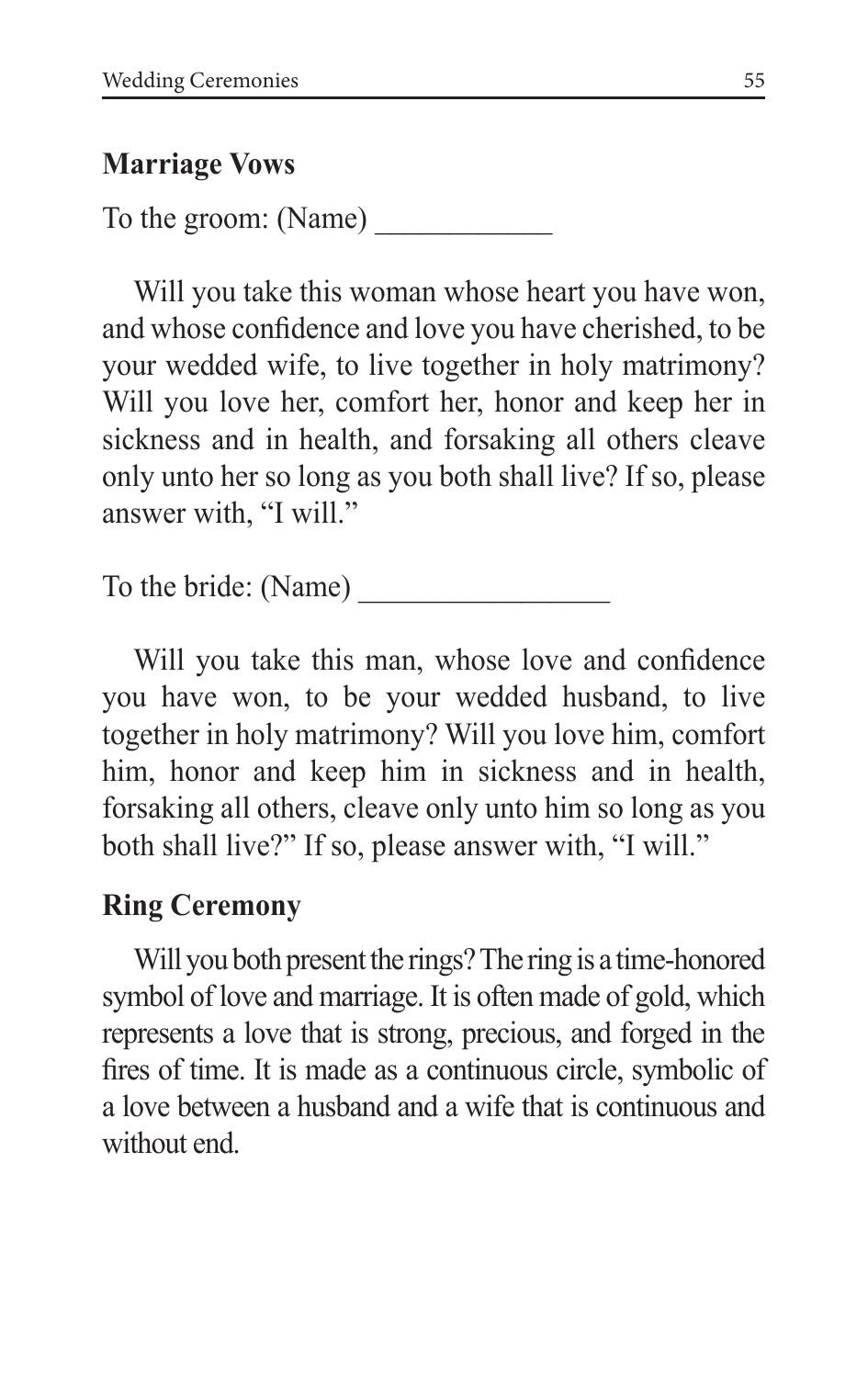## Marriage Vows

To the groom: (Name) ____________

Will you take this woman whose heart you have won, and whose confidence and love you have cherished, to be your wedded wife, to live together in holy matrimony? Will you love her, comfort her, honor and keep her in sickness and in health, and forsaking all others cleave only unto her so long as you both shall live? If so, please answer with, "I will."

To the bride: (Name) _________________

Will you take this man, whose love and confidence you have won, to be your wedded husband, to live together in holy matrimony? Will you love him, comfort him, honor and keep him in sickness and in health, forsaking all others, cleave only unto him so long as you both shall live?" If so, please answer with, "I will."

## Ring Ceremony

Will you both present the rings? The ring is a time-honored symbol of love and marriage. It is often made of gold, which represents a love that is strong, precious, and forged in the fires of time. It is made as a continuous circle, symbolic of a love between a husband and a wife that is continuous and without end.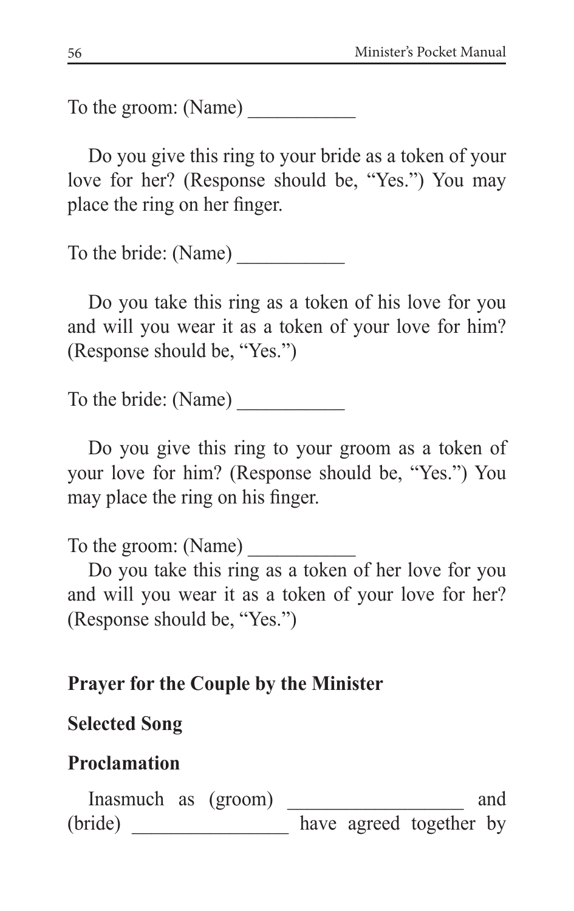To the groom: (Name) ___________

Do you give this ring to your bride as a token of your love for her? (Response should be, "Yes.") You may place the ring on her finger.

To the bride: (Name) ___________

Do you take this ring as a token of his love for you and will you wear it as a token of your love for him? (Response should be, "Yes.")

To the bride: (Name) ___________

Do you give this ring to your groom as a token of your love for him? (Response should be, "Yes.") You may place the ring on his finger.

To the groom: (Name) ___________

Do you take this ring as a token of her love for you and will you wear it as a token of your love for her? (Response should be, "Yes.")

**Prayer for the Couple by the Minister**

**Selected Song**

**Proclamation**

Inasmuch as (groom) _________________ and (bride) _______________ have agreed together by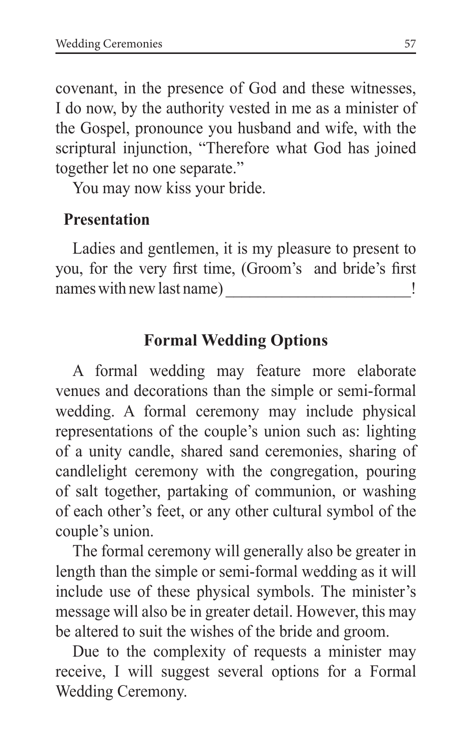covenant, in the presence of God and these witnesses, I do now, by the authority vested in me as a minister of the Gospel, pronounce you husband and wife, with the scriptural injunction, "Therefore what God has joined together let no one separate."

You may now kiss your bride.

### Presentation

Ladies and gentlemen, it is my pleasure to present to you, for the very first time, (Groom's and bride's first names with new last name) _______________________!

## Formal Wedding Options

A formal wedding may feature more elaborate venues and decorations than the simple or semi-formal wedding. A formal ceremony may include physical representations of the couple's union such as: lighting of a unity candle, shared sand ceremonies, sharing of candlelight ceremony with the congregation, pouring of salt together, partaking of communion, or washing of each other's feet, or any other cultural symbol of the couple's union.

The formal ceremony will generally also be greater in length than the simple or semi-formal wedding as it will include use of these physical symbols. The minister's message will also be in greater detail. However, this may be altered to suit the wishes of the bride and groom.

Due to the complexity of requests a minister may receive, I will suggest several options for a Formal Wedding Ceremony.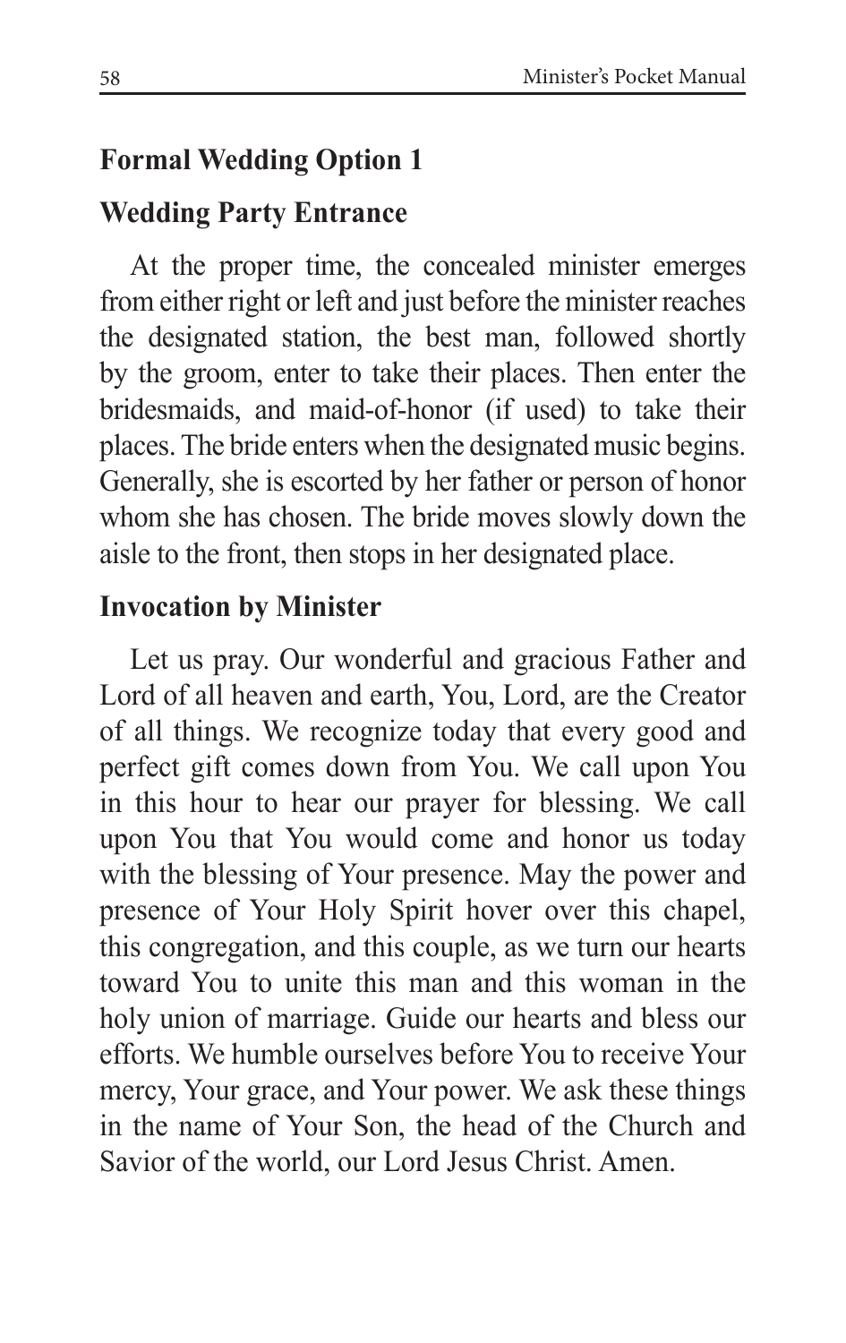## Formal Wedding Option 1

### Wedding Party Entrance

At the proper time, the concealed minister emerges from either right or left and just before the minister reaches the designated station, the best man, followed shortly by the groom, enter to take their places. Then enter the bridesmaids, and maid-of-honor (if used) to take their places. The bride enters when the designated music begins. Generally, she is escorted by her father or person of honor whom she has chosen. The bride moves slowly down the aisle to the front, then stops in her designated place.

### Invocation by Minister

Let us pray. Our wonderful and gracious Father and Lord of all heaven and earth, You, Lord, are the Creator of all things. We recognize today that every good and perfect gift comes down from You. We call upon You in this hour to hear our prayer for blessing. We call upon You that You would come and honor us today with the blessing of Your presence. May the power and presence of Your Holy Spirit hover over this chapel, this congregation, and this couple, as we turn our hearts toward You to unite this man and this woman in the holy union of marriage. Guide our hearts and bless our efforts. We humble ourselves before You to receive Your mercy, Your grace, and Your power. We ask these things in the name of Your Son, the head of the Church and Savior of the world, our Lord Jesus Christ. Amen.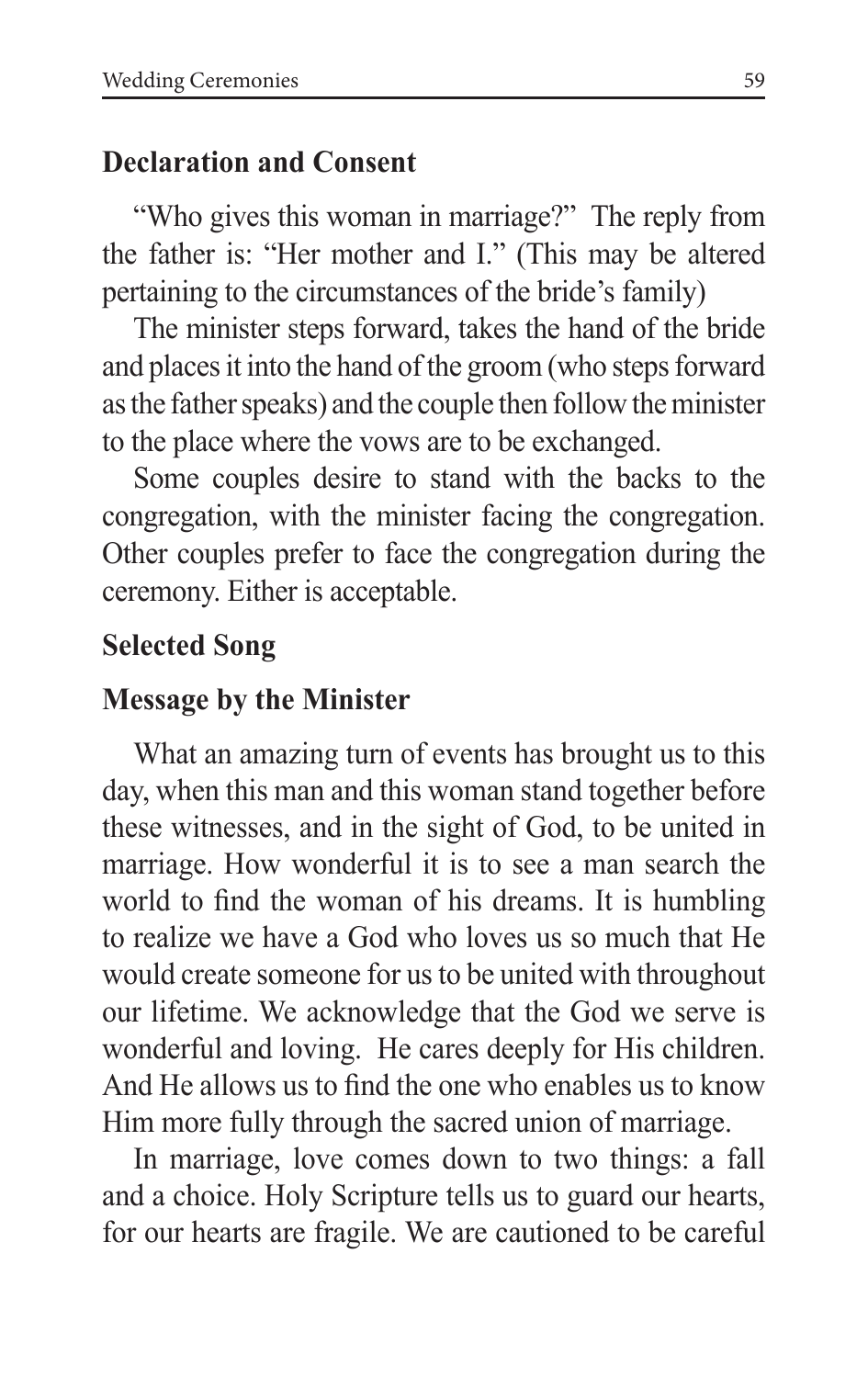### Declaration and Consent

"Who gives this woman in marriage?" The reply from the father is: "Her mother and I." (This may be altered pertaining to the circumstances of the bride's family)

The minister steps forward, takes the hand of the bride and places it into the hand of the groom (who steps forward as the father speaks) and the couple then follow the minister to the place where the vows are to be exchanged.

Some couples desire to stand with the backs to the congregation, with the minister facing the congregation. Other couples prefer to face the congregation during the ceremony. Either is acceptable.

### Selected Song

### Message by the Minister

What an amazing turn of events has brought us to this day, when this man and this woman stand together before these witnesses, and in the sight of God, to be united in marriage. How wonderful it is to see a man search the world to find the woman of his dreams. It is humbling to realize we have a God who loves us so much that He would create someone for us to be united with throughout our lifetime. We acknowledge that the God we serve is wonderful and loving. He cares deeply for His children. And He allows us to find the one who enables us to know Him more fully through the sacred union of marriage.

In marriage, love comes down to two things: a fall and a choice. Holy Scripture tells us to guard our hearts, for our hearts are fragile. We are cautioned to be careful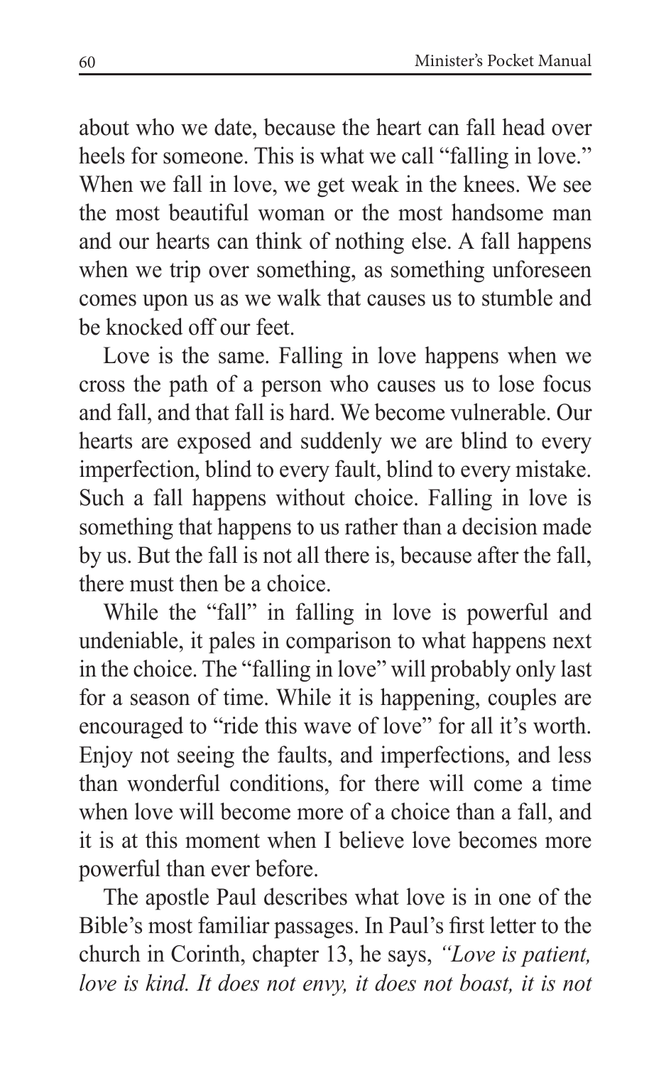about who we date, because the heart can fall head over heels for someone. This is what we call "falling in love." When we fall in love, we get weak in the knees. We see the most beautiful woman or the most handsome man and our hearts can think of nothing else. A fall happens when we trip over something, as something unforeseen comes upon us as we walk that causes us to stumble and be knocked off our feet.

Love is the same. Falling in love happens when we cross the path of a person who causes us to lose focus and fall, and that fall is hard. We become vulnerable. Our hearts are exposed and suddenly we are blind to every imperfection, blind to every fault, blind to every mistake. Such a fall happens without choice. Falling in love is something that happens to us rather than a decision made by us. But the fall is not all there is, because after the fall, there must then be a choice.

While the "fall" in falling in love is powerful and undeniable, it pales in comparison to what happens next in the choice. The "falling in love" will probably only last for a season of time. While it is happening, couples are encouraged to "ride this wave of love" for all it's worth. Enjoy not seeing the faults, and imperfections, and less than wonderful conditions, for there will come a time when love will become more of a choice than a fall, and it is at this moment when I believe love becomes more powerful than ever before.

The apostle Paul describes what love is in one of the Bible's most familiar passages. In Paul's first letter to the church in Corinth, chapter 13, he says, *"Love is patient, love is kind. It does not envy, it does not boast, it is not*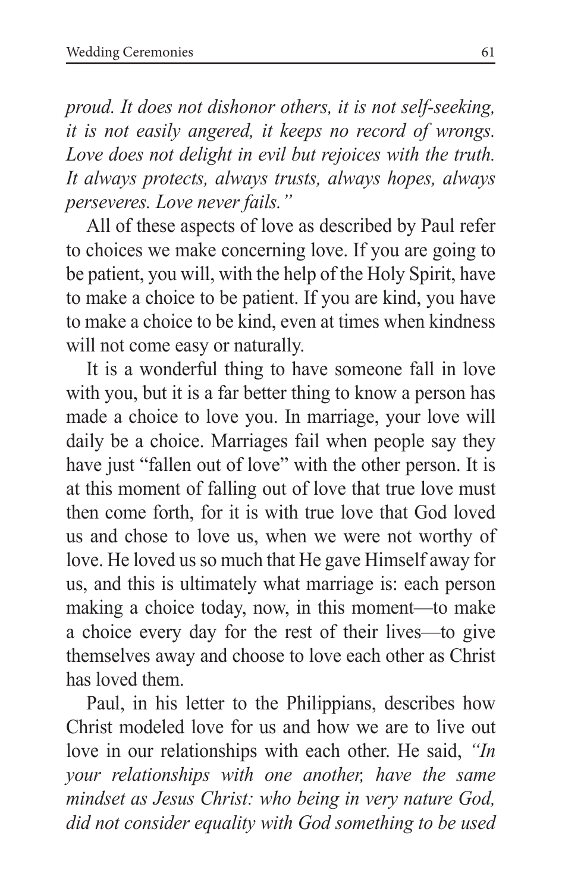*proud. It does not dishonor others, it is not self-seeking, it is not easily angered, it keeps no record of wrongs. Love does not delight in evil but rejoices with the truth. It always protects, always trusts, always hopes, always perseveres. Love never fails."*

All of these aspects of love as described by Paul refer to choices we make concerning love. If you are going to be patient, you will, with the help of the Holy Spirit, have to make a choice to be patient. If you are kind, you have to make a choice to be kind, even at times when kindness will not come easy or naturally.

It is a wonderful thing to have someone fall in love with you, but it is a far better thing to know a person has made a choice to love you. In marriage, your love will daily be a choice. Marriages fail when people say they have just "fallen out of love" with the other person. It is at this moment of falling out of love that true love must then come forth, for it is with true love that God loved us and chose to love us, when we were not worthy of love. He loved us so much that He gave Himself away for us, and this is ultimately what marriage is: each person making a choice today, now, in this moment—to make a choice every day for the rest of their lives—to give themselves away and choose to love each other as Christ has loved them.

Paul, in his letter to the Philippians, describes how Christ modeled love for us and how we are to live out love in our relationships with each other. He said, *"In your relationships with one another, have the same mindset as Jesus Christ: who being in very nature God, did not consider equality with God something to be used*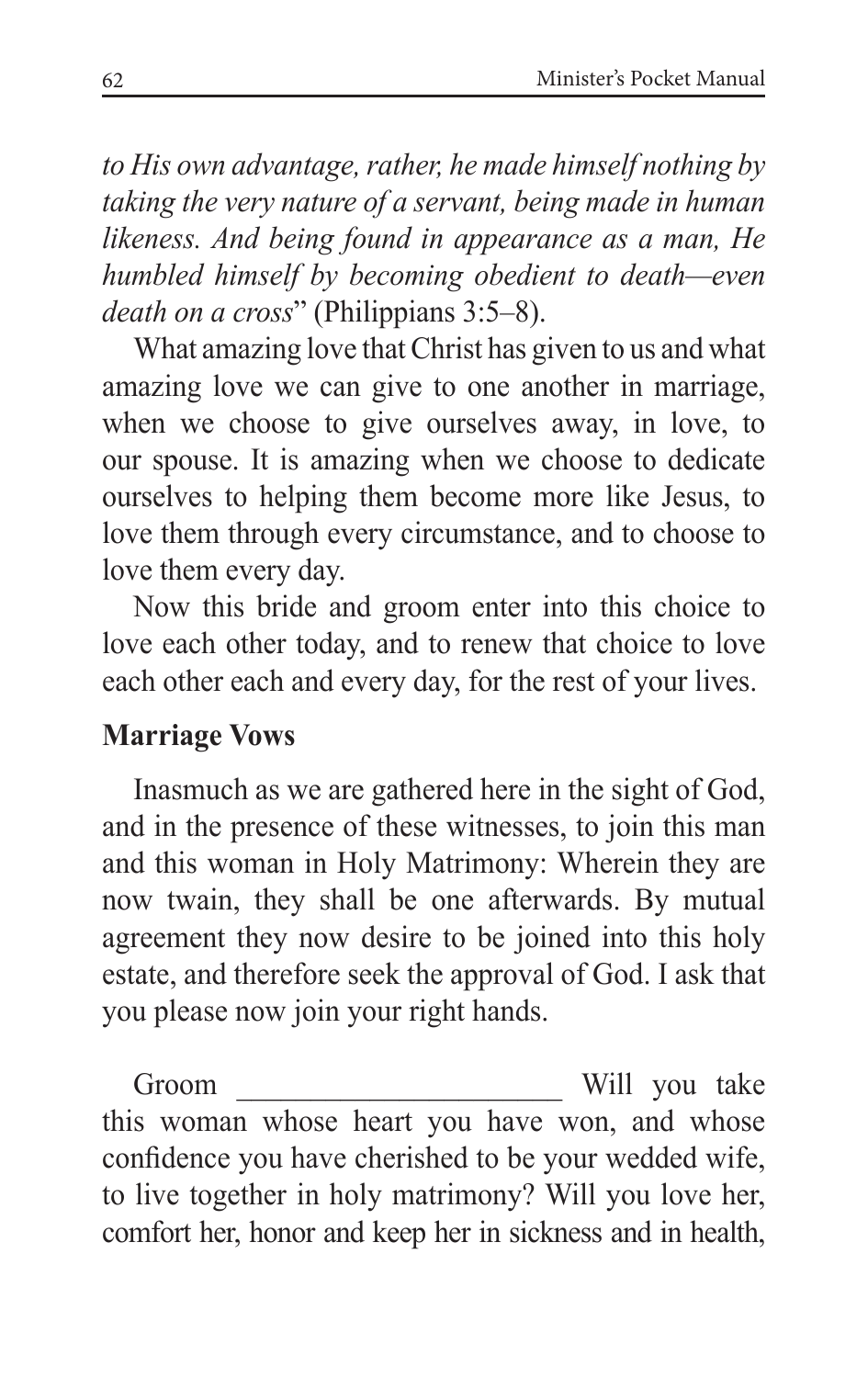*to His own advantage, rather, he made himself nothing by taking the very nature of a servant, being made in human likeness. And being found in appearance as a man, He humbled himself by becoming obedient to death—even death on a cross*" (Philippians 3:5–8).

What amazing love that Christ has given to us and what amazing love we can give to one another in marriage, when we choose to give ourselves away, in love, to our spouse. It is amazing when we choose to dedicate ourselves to helping them become more like Jesus, to love them through every circumstance, and to choose to love them every day.

Now this bride and groom enter into this choice to love each other today, and to renew that choice to love each other each and every day, for the rest of your lives.

**Marriage Vows**

Inasmuch as we are gathered here in the sight of God, and in the presence of these witnesses, to join this man and this woman in Holy Matrimony: Wherein they are now twain, they shall be one afterwards. By mutual agreement they now desire to be joined into this holy estate, and therefore seek the approval of God. I ask that you please now join your right hands.

Groom ______________________ Will you take this woman whose heart you have won, and whose confidence you have cherished to be your wedded wife, to live together in holy matrimony? Will you love her, comfort her, honor and keep her in sickness and in health,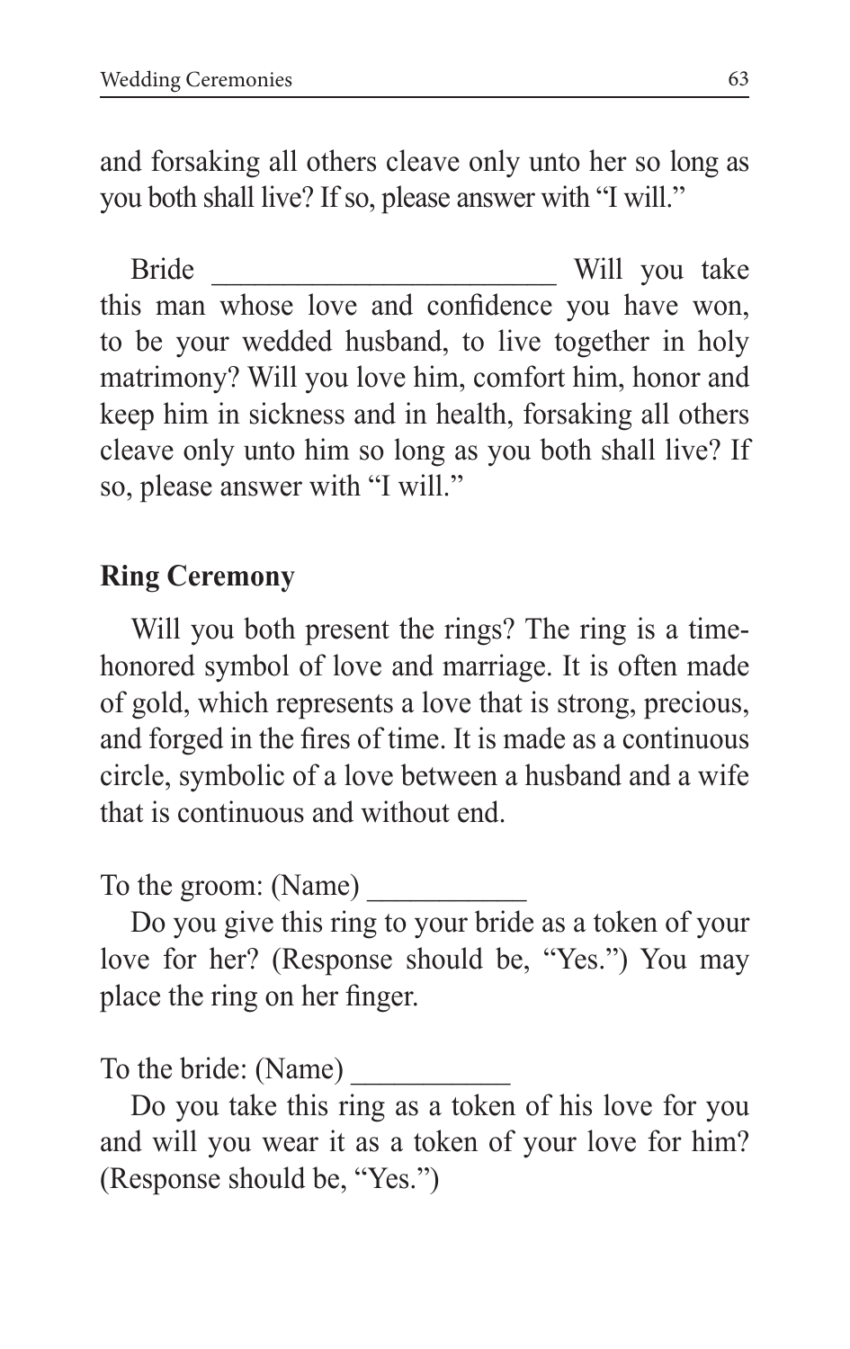and forsaking all others cleave only unto her so long as you both shall live? If so, please answer with "I will."

Bride ______________________ Will you take this man whose love and confidence you have won, to be your wedded husband, to live together in holy matrimony? Will you love him, comfort him, honor and keep him in sickness and in health, forsaking all others cleave only unto him so long as you both shall live? If so, please answer with "I will."

**Ring Ceremony**

Will you both present the rings? The ring is a time-honored symbol of love and marriage. It is often made of gold, which represents a love that is strong, precious, and forged in the fires of time. It is made as a continuous circle, symbolic of a love between a husband and a wife that is continuous and without end.

To the groom: (Name) __________

Do you give this ring to your bride as a token of your love for her? (Response should be, "Yes.") You may place the ring on her finger.

To the bride: (Name) __________

Do you take this ring as a token of his love for you and will you wear it as a token of your love for him? (Response should be, "Yes.")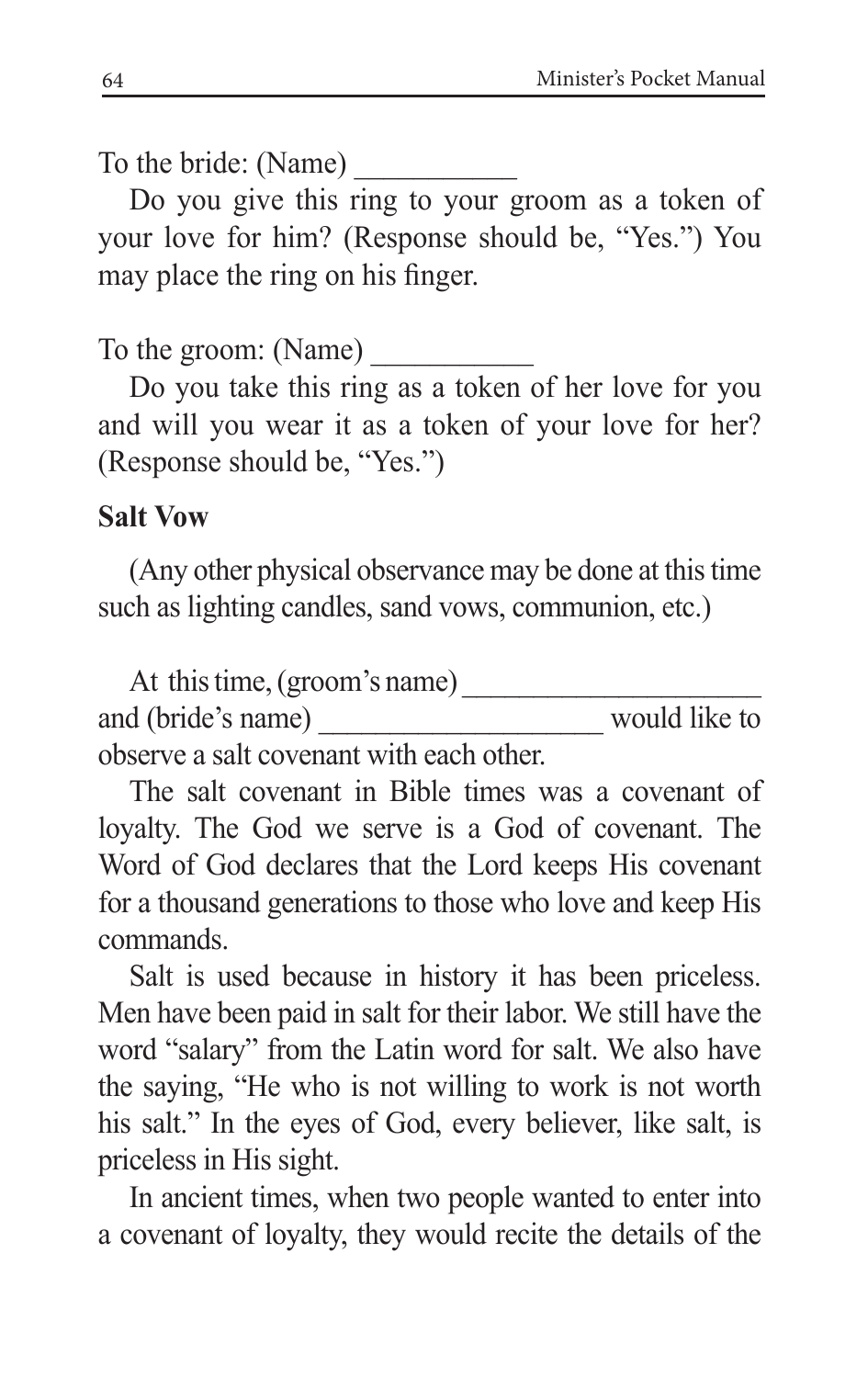To the bride: (Name) ___________

Do you give this ring to your groom as a token of your love for him? (Response should be, "Yes.") You may place the ring on his finger.

To the groom: (Name) ___________

Do you take this ring as a token of her love for you and will you wear it as a token of your love for her? (Response should be, "Yes.")

**Salt Vow**

(Any other physical observance may be done at this time such as lighting candles, sand vows, communion, etc.)

At this time, (groom's name) ____________________ and (bride's name) ____________________ would like to observe a salt covenant with each other.

The salt covenant in Bible times was a covenant of loyalty. The God we serve is a God of covenant. The Word of God declares that the Lord keeps His covenant for a thousand generations to those who love and keep His commands.

Salt is used because in history it has been priceless. Men have been paid in salt for their labor. We still have the word "salary" from the Latin word for salt. We also have the saying, "He who is not willing to work is not worth his salt." In the eyes of God, every believer, like salt, is priceless in His sight.

In ancient times, when two people wanted to enter into a covenant of loyalty, they would recite the details of the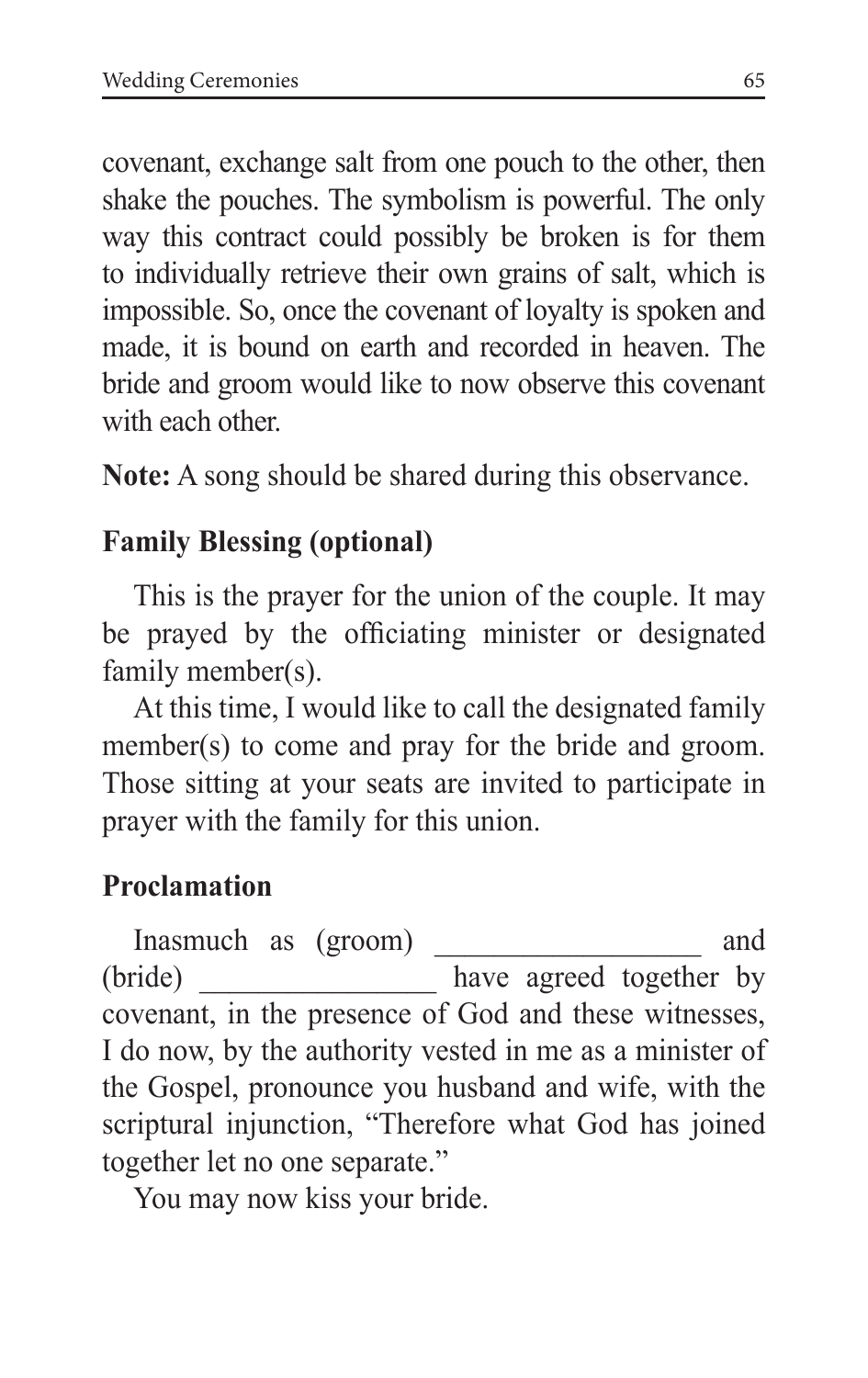covenant, exchange salt from one pouch to the other, then shake the pouches. The symbolism is powerful. The only way this contract could possibly be broken is for them to individually retrieve their own grains of salt, which is impossible. So, once the covenant of loyalty is spoken and made, it is bound on earth and recorded in heaven. The bride and groom would like to now observe this covenant with each other.

**Note:** A song should be shared during this observance.

### Family Blessing (optional)

This is the prayer for the union of the couple. It may be prayed by the officiating minister or designated family member(s).

At this time, I would like to call the designated family member(s) to come and pray for the bride and groom. Those sitting at your seats are invited to participate in prayer with the family for this union.

### Proclamation

Inasmuch as (groom) __________________ and (bride) ________________ have agreed together by covenant, in the presence of God and these witnesses, I do now, by the authority vested in me as a minister of the Gospel, pronounce you husband and wife, with the scriptural injunction, "Therefore what God has joined together let no one separate."

You may now kiss your bride.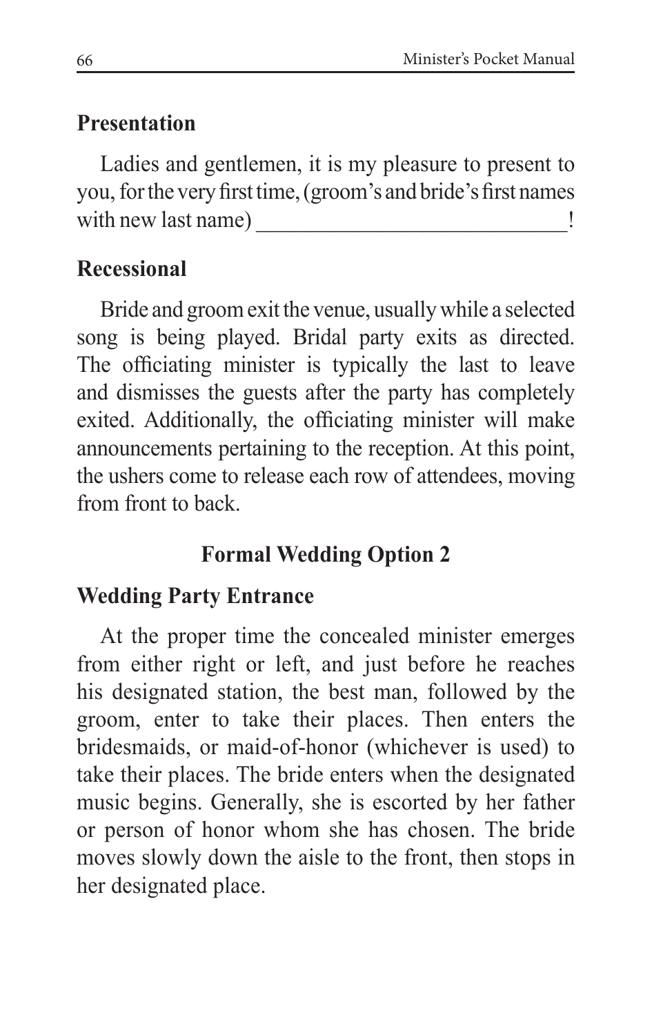## Presentation

Ladies and gentlemen, it is my pleasure to present to you, for the very first time, (groom's and bride's first names with new last name) ____________________________!

## Recessional

Bride and groom exit the venue, usually while a selected song is being played. Bridal party exits as directed. The officiating minister is typically the last to leave and dismisses the guests after the party has completely exited. Additionally, the officiating minister will make announcements pertaining to the reception. At this point, the ushers come to release each row of attendees, moving from front to back.

# Formal Wedding Option 2

## Wedding Party Entrance

At the proper time the concealed minister emerges from either right or left, and just before he reaches his designated station, the best man, followed by the groom, enter to take their places. Then enters the bridesmaids, or maid-of-honor (whichever is used) to take their places. The bride enters when the designated music begins. Generally, she is escorted by her father or person of honor whom she has chosen. The bride moves slowly down the aisle to the front, then stops in her designated place.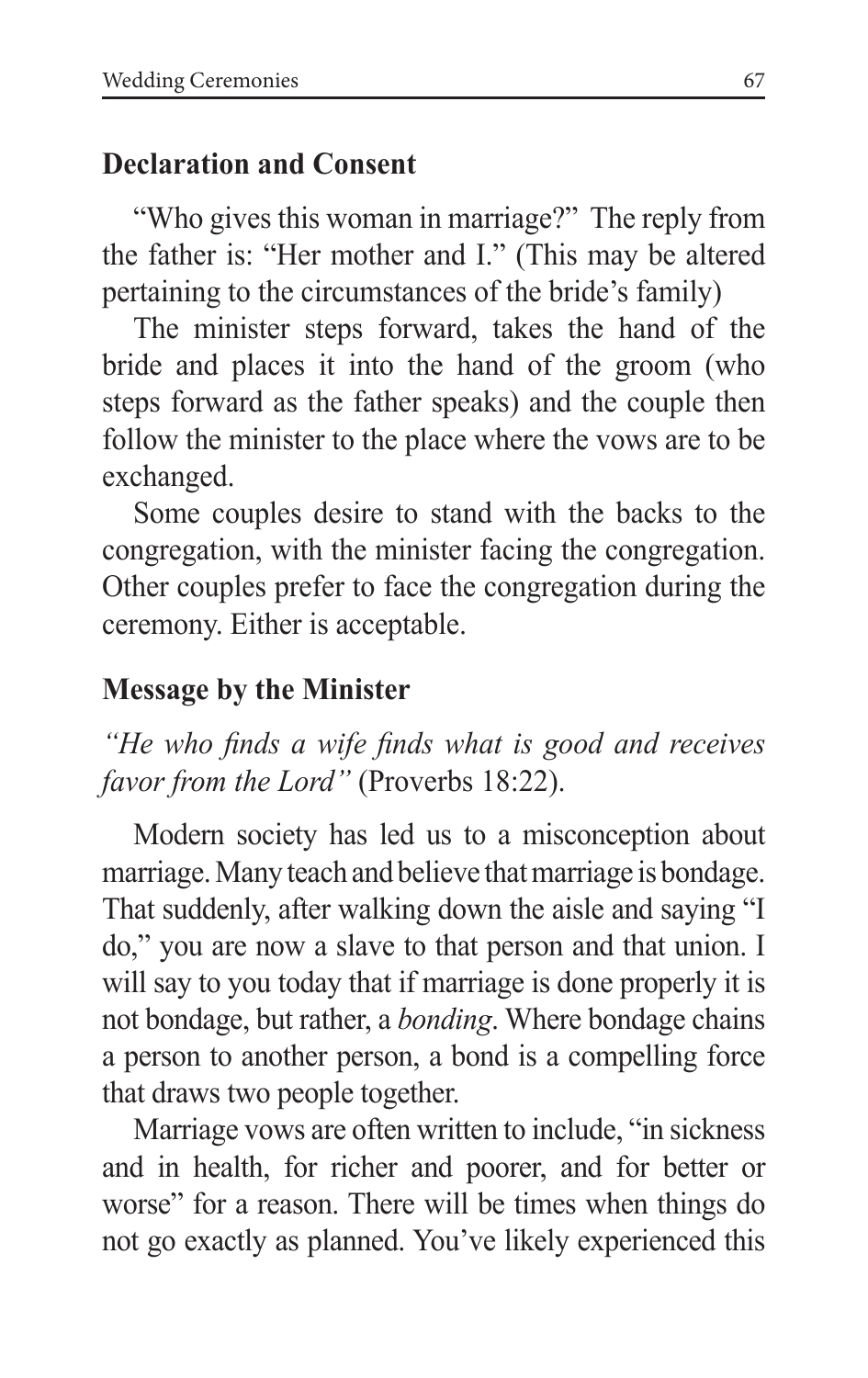## Declaration and Consent

"Who gives this woman in marriage?" The reply from the father is: "Her mother and I." (This may be altered pertaining to the circumstances of the bride's family)

The minister steps forward, takes the hand of the bride and places it into the hand of the groom (who steps forward as the father speaks) and the couple then follow the minister to the place where the vows are to be exchanged.

Some couples desire to stand with the backs to the congregation, with the minister facing the congregation. Other couples prefer to face the congregation during the ceremony. Either is acceptable.

## Message by the Minister

*"He who finds a wife finds what is good and receives favor from the Lord"* (Proverbs 18:22).

Modern society has led us to a misconception about marriage. Many teach and believe that marriage is bondage. That suddenly, after walking down the aisle and saying "I do," you are now a slave to that person and that union. I will say to you today that if marriage is done properly it is not bondage, but rather, a *bonding*. Where bondage chains a person to another person, a bond is a compelling force that draws two people together.

Marriage vows are often written to include, "in sickness and in health, for richer and poorer, and for better or worse" for a reason. There will be times when things do not go exactly as planned. You've likely experienced this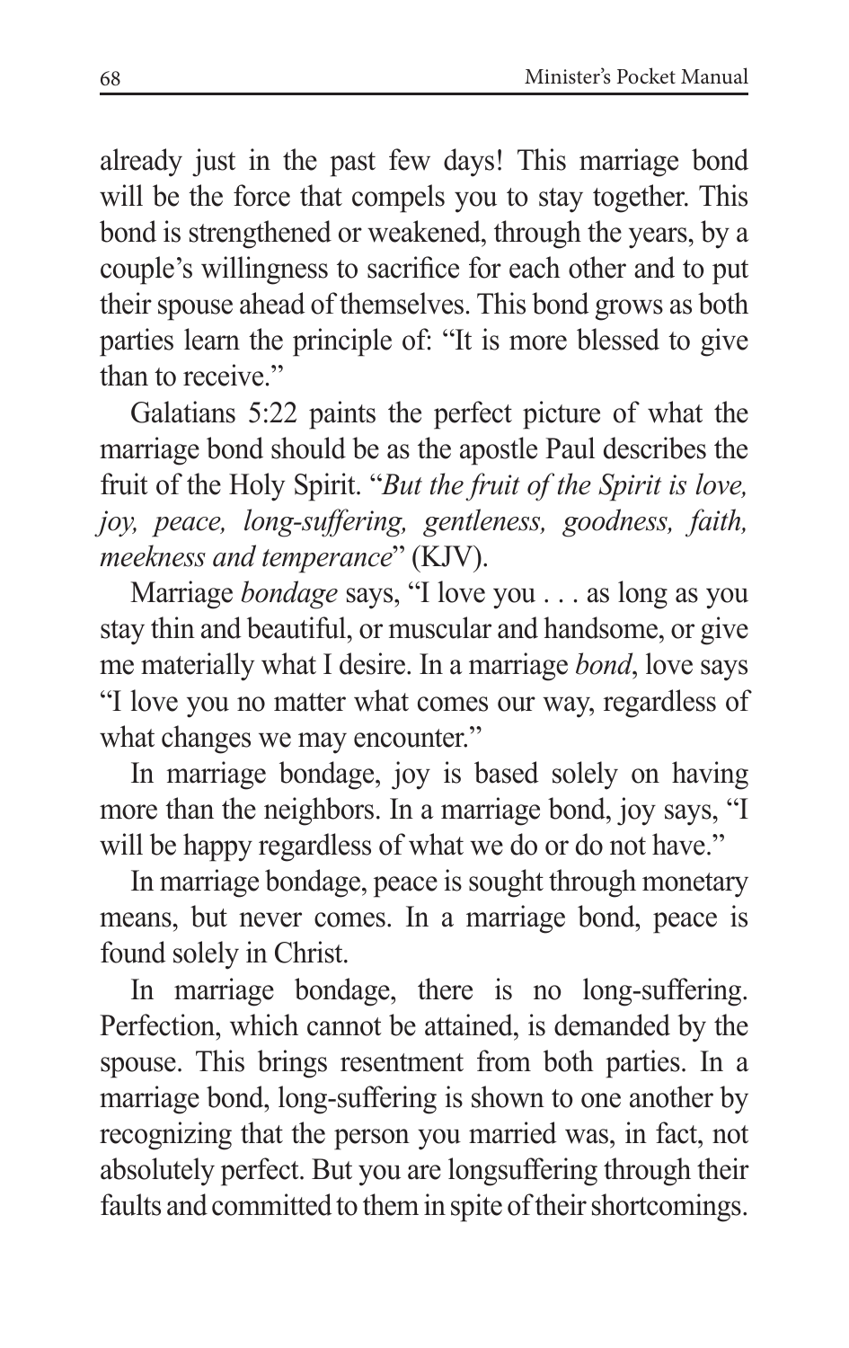already just in the past few days! This marriage bond will be the force that compels you to stay together. This bond is strengthened or weakened, through the years, by a couple's willingness to sacrifice for each other and to put their spouse ahead of themselves. This bond grows as both parties learn the principle of: "It is more blessed to give than to receive."

Galatians 5:22 paints the perfect picture of what the marriage bond should be as the apostle Paul describes the fruit of the Holy Spirit. "*But the fruit of the Spirit is love, joy, peace, long-suffering, gentleness, goodness, faith, meekness and temperance*" (KJV).

Marriage *bondage* says, "I love you . . . as long as you stay thin and beautiful, or muscular and handsome, or give me materially what I desire. In a marriage *bond*, love says "I love you no matter what comes our way, regardless of what changes we may encounter."

In marriage bondage, joy is based solely on having more than the neighbors. In a marriage bond, joy says, "I will be happy regardless of what we do or do not have."

In marriage bondage, peace is sought through monetary means, but never comes. In a marriage bond, peace is found solely in Christ.

In marriage bondage, there is no long-suffering. Perfection, which cannot be attained, is demanded by the spouse. This brings resentment from both parties. In a marriage bond, long-suffering is shown to one another by recognizing that the person you married was, in fact, not absolutely perfect. But you are longsuffering through their faults and committed to them in spite of their shortcomings.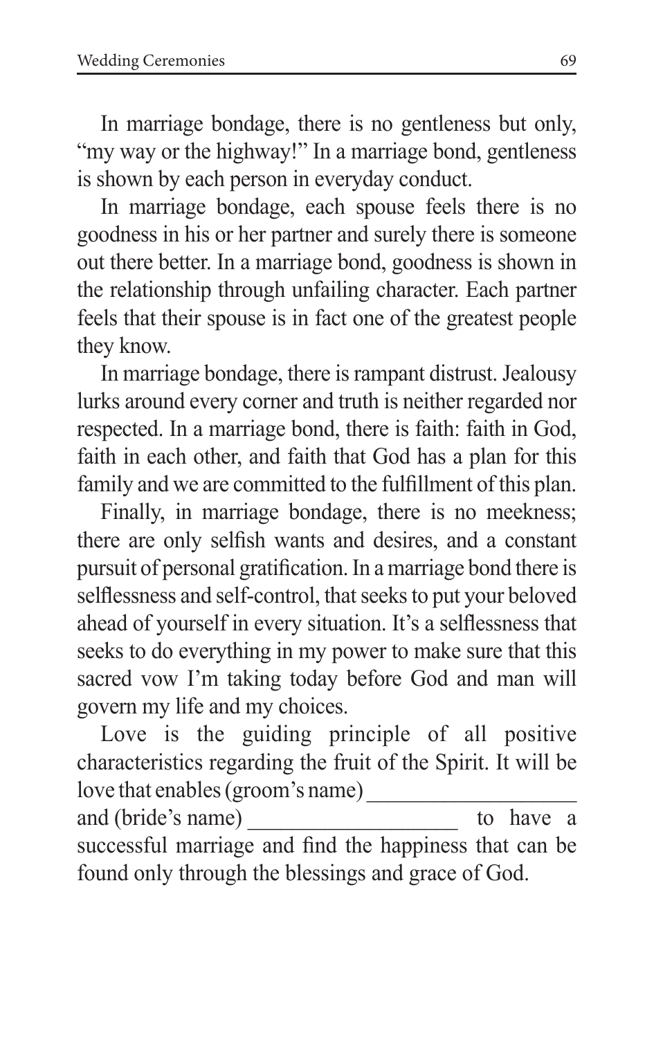In marriage bondage, there is no gentleness but only, "my way or the highway!" In a marriage bond, gentleness is shown by each person in everyday conduct.

In marriage bondage, each spouse feels there is no goodness in his or her partner and surely there is someone out there better. In a marriage bond, goodness is shown in the relationship through unfailing character. Each partner feels that their spouse is in fact one of the greatest people they know.

In marriage bondage, there is rampant distrust. Jealousy lurks around every corner and truth is neither regarded nor respected. In a marriage bond, there is faith: faith in God, faith in each other, and faith that God has a plan for this family and we are committed to the fulfillment of this plan.

Finally, in marriage bondage, there is no meekness; there are only selfish wants and desires, and a constant pursuit of personal gratification. In a marriage bond there is selflessness and self-control, that seeks to put your beloved ahead of yourself in every situation. It's a selflessness that seeks to do everything in my power to make sure that this sacred vow I'm taking today before God and man will govern my life and my choices.

Love is the guiding principle of all positive characteristics regarding the fruit of the Spirit. It will be love that enables (groom's name) ___________________ and (bride's name) ___________________ to have a successful marriage and find the happiness that can be found only through the blessings and grace of God.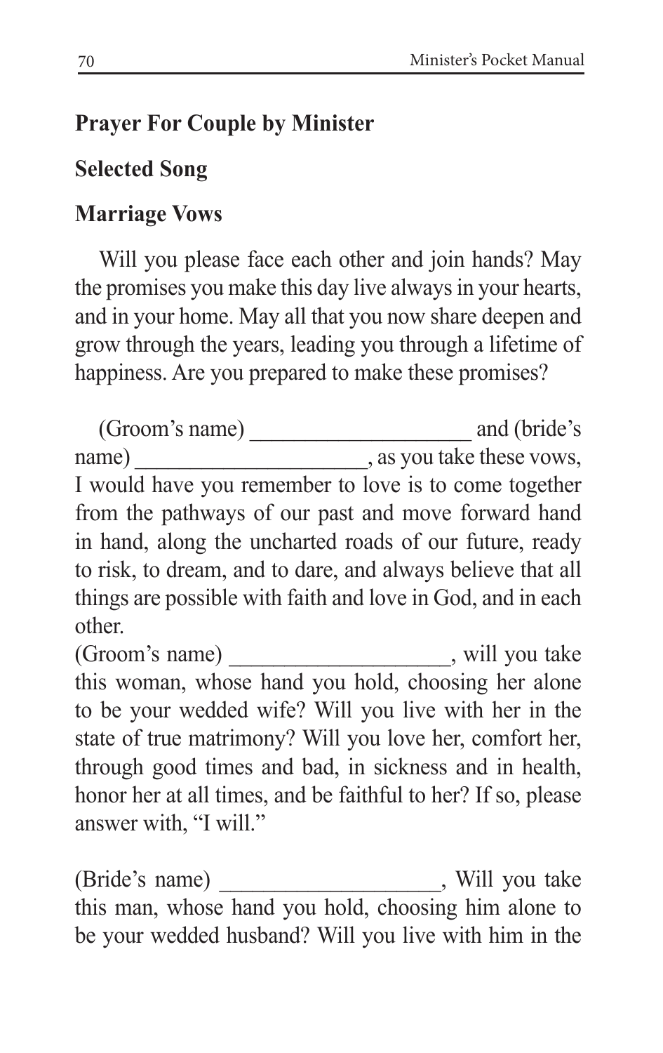**Prayer For Couple by Minister**

**Selected Song**

**Marriage Vows**

Will you please face each other and join hands? May the promises you make this day live always in your hearts, and in your home. May all that you now share deepen and grow through the years, leading you through a lifetime of happiness. Are you prepared to make these promises?

(Groom's name) ___________________ and (bride's name) ____________________, as you take these vows, I would have you remember to love is to come together from the pathways of our past and move forward hand in hand, along the uncharted roads of our future, ready to risk, to dream, and to dare, and always believe that all things are possible with faith and love in God, and in each other.

(Groom's name) ___________________, will you take this woman, whose hand you hold, choosing her alone to be your wedded wife? Will you live with her in the state of true matrimony? Will you love her, comfort her, through good times and bad, in sickness and in health, honor her at all times, and be faithful to her? If so, please answer with, "I will."

(Bride's name) ___________________, Will you take this man, whose hand you hold, choosing him alone to be your wedded husband? Will you live with him in the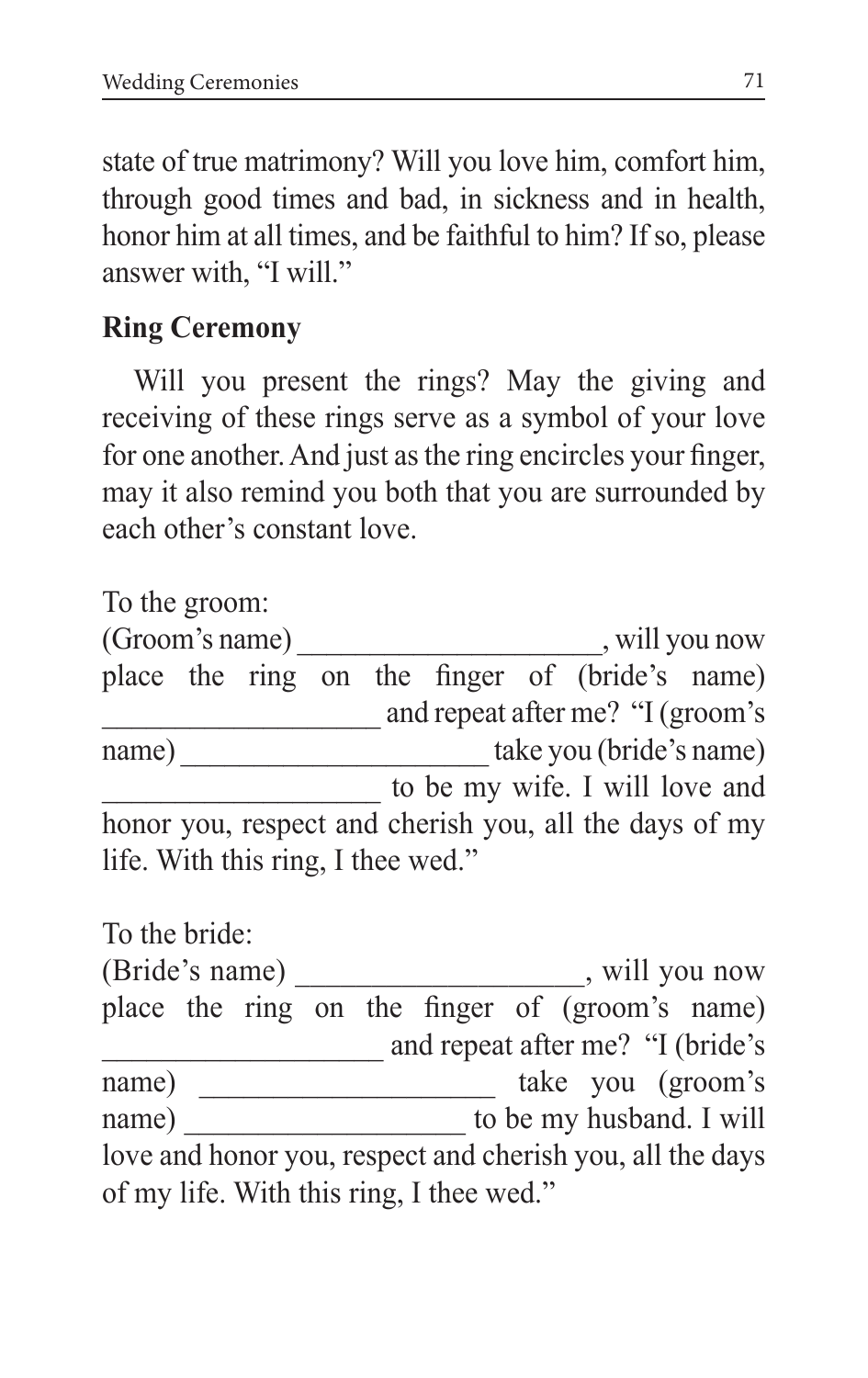state of true matrimony? Will you love him, comfort him, through good times and bad, in sickness and in health, honor him at all times, and be faithful to him? If so, please answer with, "I will."

**Ring Ceremony**

Will you present the rings? May the giving and receiving of these rings serve as a symbol of your love for one another. And just as the ring encircles your finger, may it also remind you both that you are surrounded by each other's constant love.

To the groom:
(Groom's name) ____________________, will you now place the ring on the finger of (bride's name) __________________ and repeat after me? "I (groom's name) ____________________ take you (bride's name) __________________ to be my wife. I will love and honor you, respect and cherish you, all the days of my life. With this ring, I thee wed."

To the bride:
(Bride's name) __________________, will you now place the ring on the finger of (groom's name) __________________ and repeat after me? "I (bride's name) ___________________ take you (groom's name) __________________ to be my husband. I will love and honor you, respect and cherish you, all the days of my life. With this ring, I thee wed."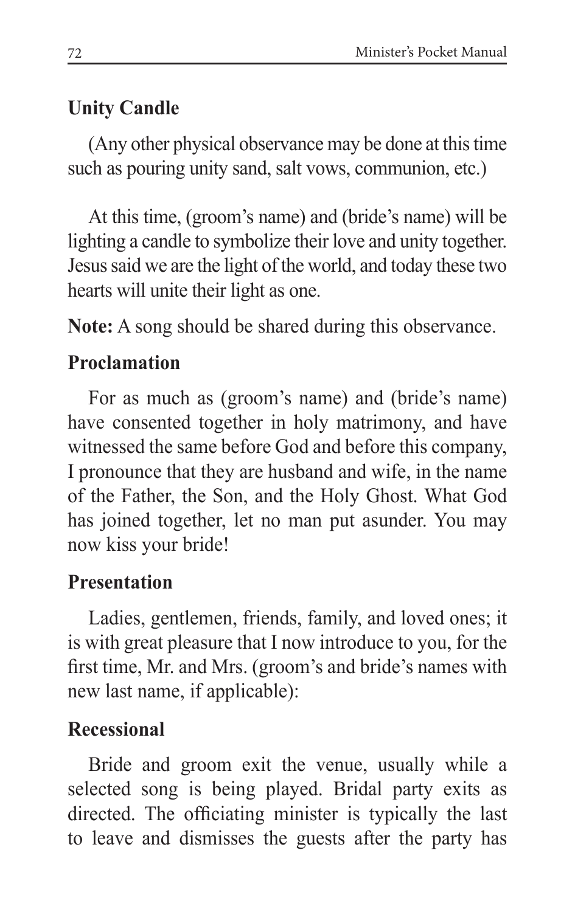## Unity Candle

(Any other physical observance may be done at this time such as pouring unity sand, salt vows, communion, etc.)

At this time, (groom's name) and (bride's name) will be lighting a candle to symbolize their love and unity together. Jesus said we are the light of the world, and today these two hearts will unite their light as one.

**Note:** A song should be shared during this observance.

## Proclamation

For as much as (groom's name) and (bride's name) have consented together in holy matrimony, and have witnessed the same before God and before this company, I pronounce that they are husband and wife, in the name of the Father, the Son, and the Holy Ghost. What God has joined together, let no man put asunder. You may now kiss your bride!

## Presentation

Ladies, gentlemen, friends, family, and loved ones; it is with great pleasure that I now introduce to you, for the first time, Mr. and Mrs. (groom's and bride's names with new last name, if applicable):

## Recessional

Bride and groom exit the venue, usually while a selected song is being played. Bridal party exits as directed. The officiating minister is typically the last to leave and dismisses the guests after the party has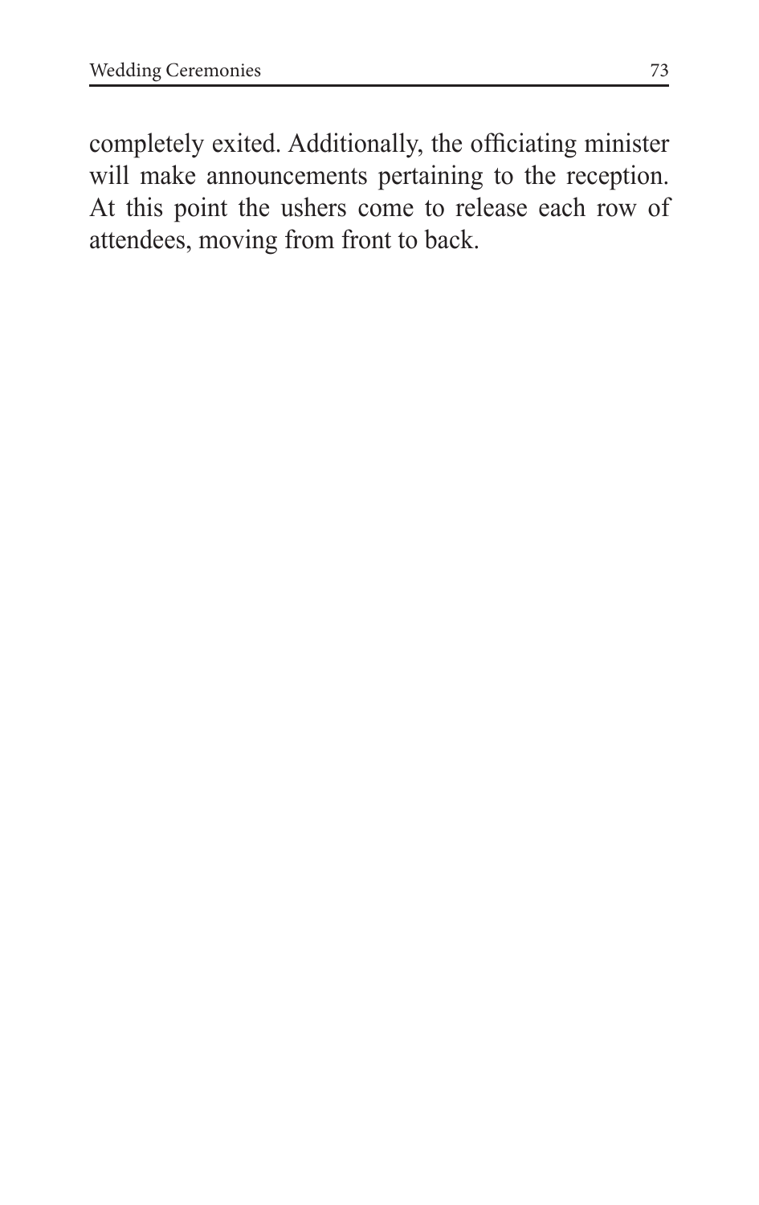completely exited. Additionally, the officiating minister will make announcements pertaining to the reception. At this point the ushers come to release each row of attendees, moving from front to back.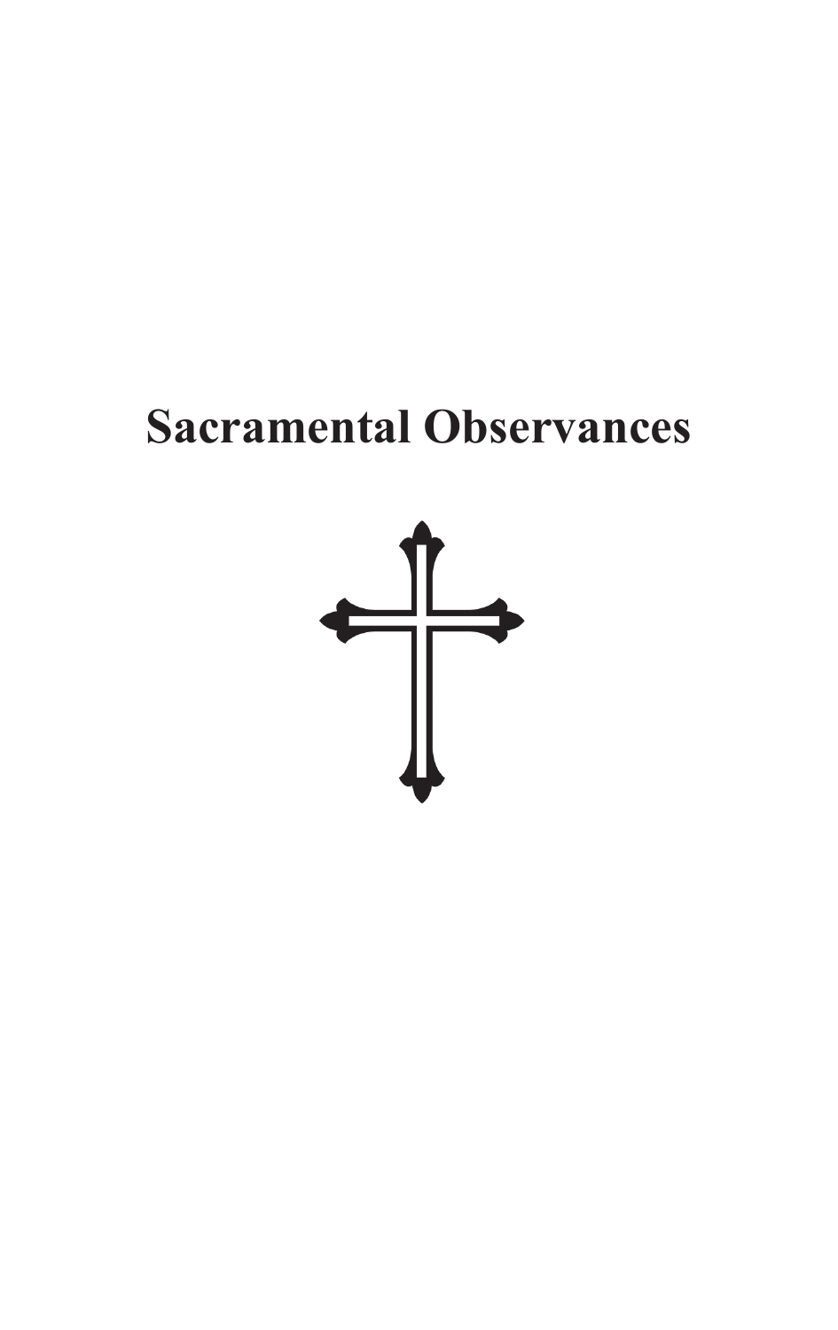# Sacramental Observances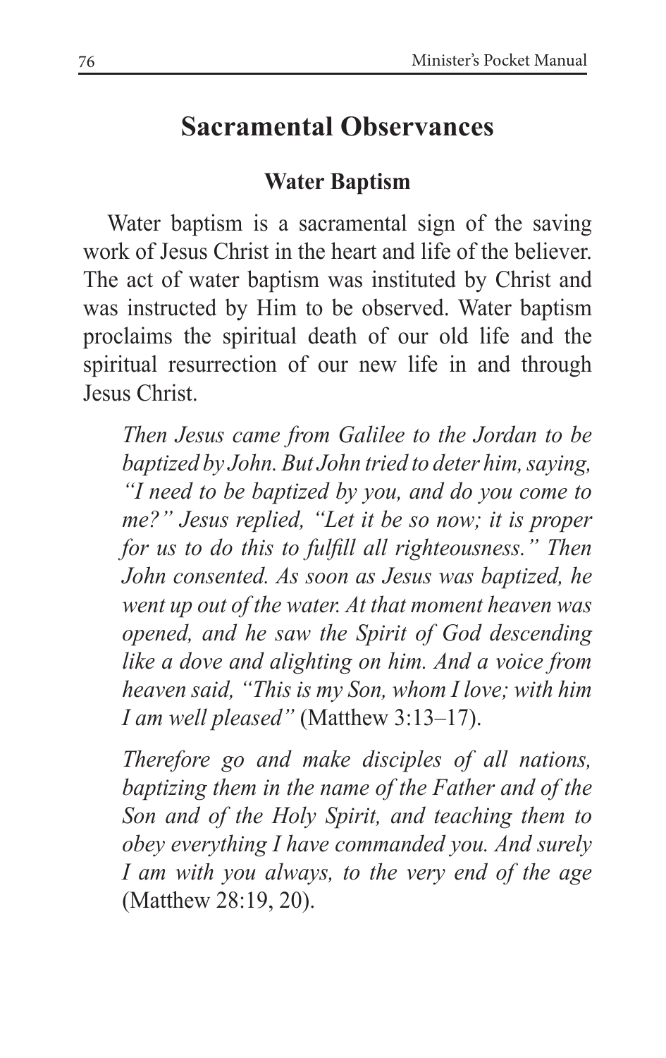## Sacramental Observances

### Water Baptism

Water baptism is a sacramental sign of the saving work of Jesus Christ in the heart and life of the believer. The act of water baptism was instituted by Christ and was instructed by Him to be observed. Water baptism proclaims the spiritual death of our old life and the spiritual resurrection of our new life in and through Jesus Christ.

> *Then Jesus came from Galilee to the Jordan to be baptized by John. But John tried to deter him, saying, "I need to be baptized by you, and do you come to me?" Jesus replied, "Let it be so now; it is proper for us to do this to fulfill all righteousness." Then John consented. As soon as Jesus was baptized, he went up out of the water. At that moment heaven was opened, and he saw the Spirit of God descending like a dove and alighting on him. And a voice from heaven said, "This is my Son, whom I love; with him I am well pleased"* (Matthew 3:13–17).

> *Therefore go and make disciples of all nations, baptizing them in the name of the Father and of the Son and of the Holy Spirit, and teaching them to obey everything I have commanded you. And surely I am with you always, to the very end of the age* (Matthew 28:19, 20).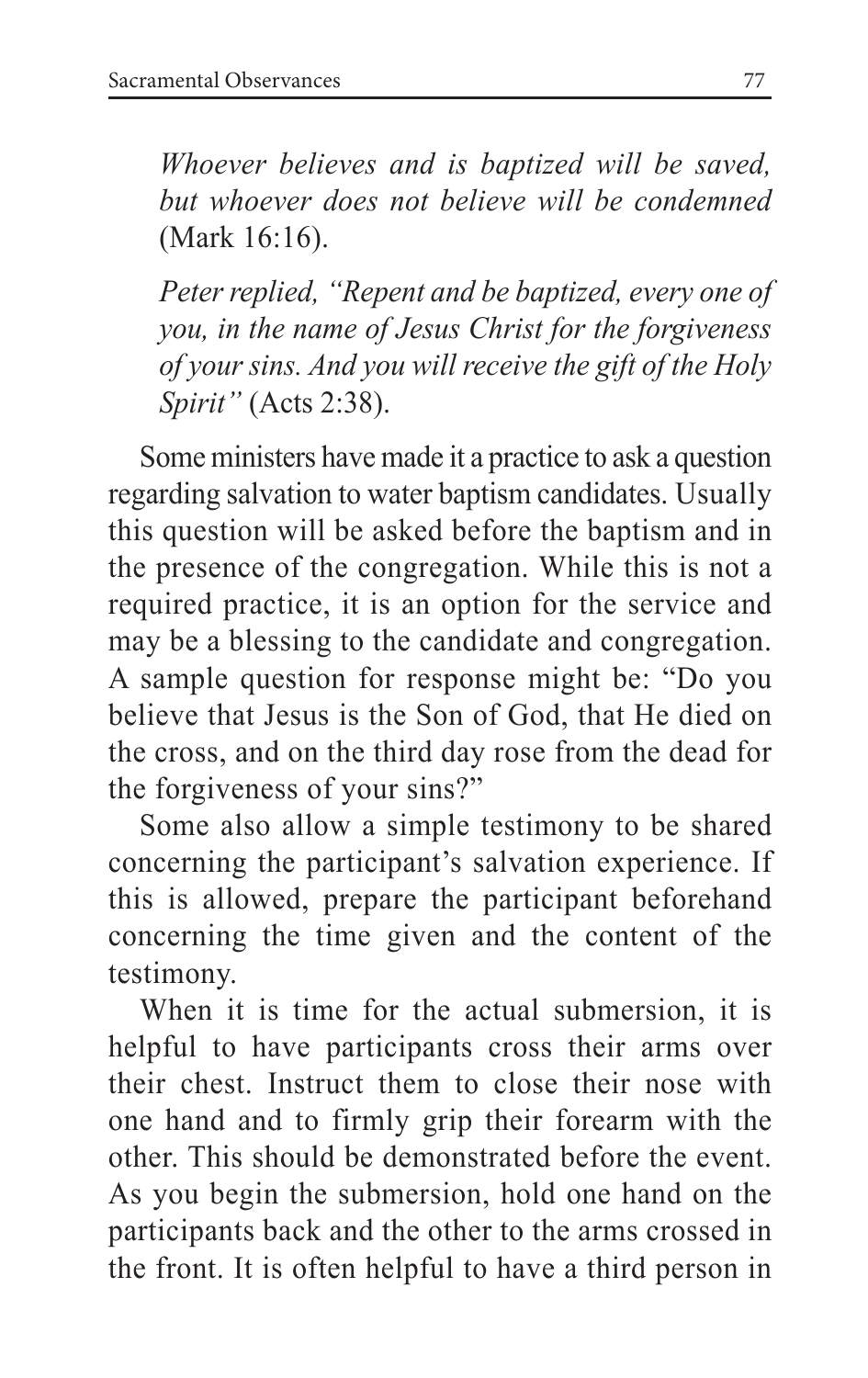*Whoever believes and is baptized will be saved, but whoever does not believe will be condemned* (Mark 16:16).

*Peter replied, "Repent and be baptized, every one of you, in the name of Jesus Christ for the forgiveness of your sins. And you will receive the gift of the Holy Spirit"* (Acts 2:38).

Some ministers have made it a practice to ask a question regarding salvation to water baptism candidates. Usually this question will be asked before the baptism and in the presence of the congregation. While this is not a required practice, it is an option for the service and may be a blessing to the candidate and congregation. A sample question for response might be: "Do you believe that Jesus is the Son of God, that He died on the cross, and on the third day rose from the dead for the forgiveness of your sins?"

Some also allow a simple testimony to be shared concerning the participant's salvation experience. If this is allowed, prepare the participant beforehand concerning the time given and the content of the testimony.

When it is time for the actual submersion, it is helpful to have participants cross their arms over their chest. Instruct them to close their nose with one hand and to firmly grip their forearm with the other. This should be demonstrated before the event. As you begin the submersion, hold one hand on the participants back and the other to the arms crossed in the front. It is often helpful to have a third person in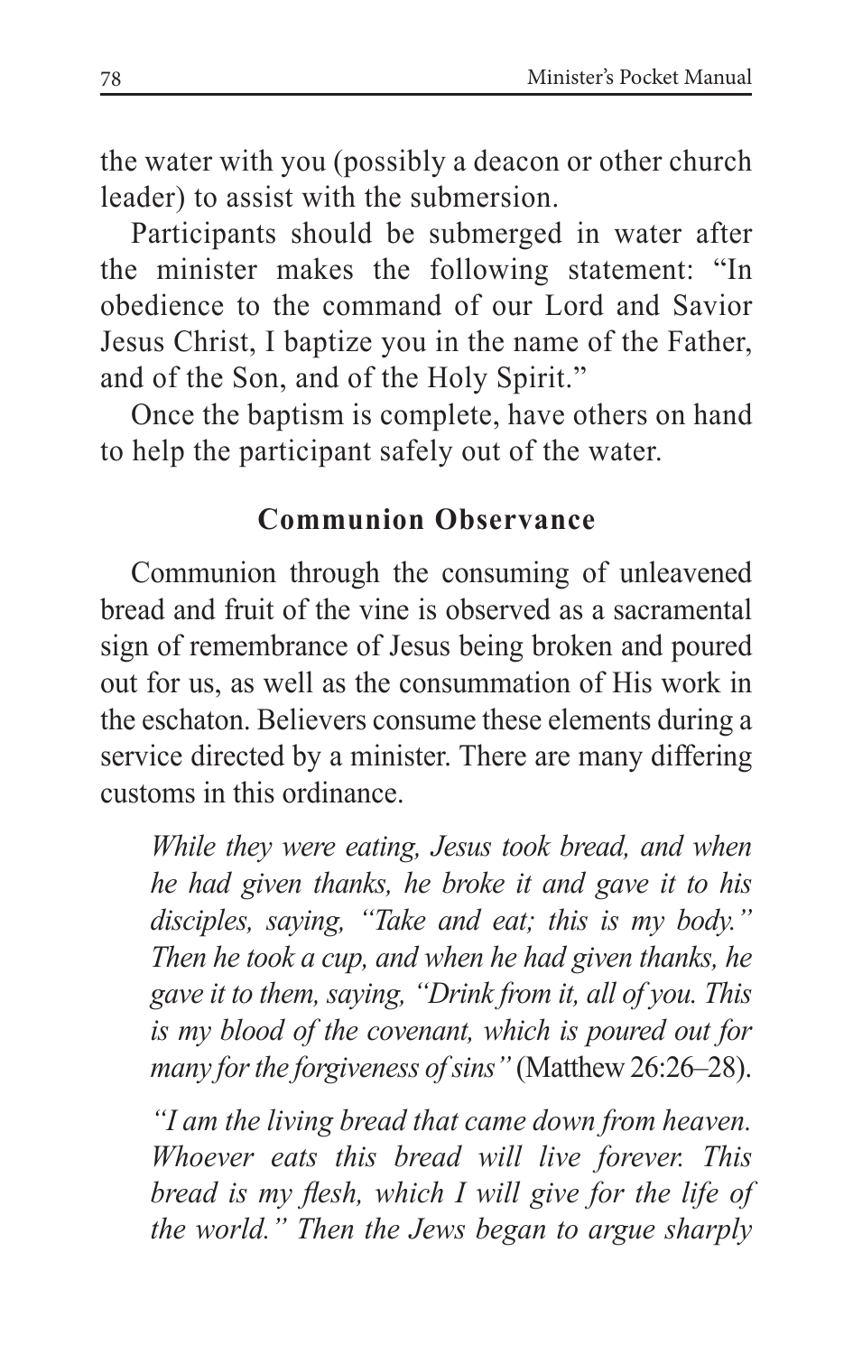the water with you (possibly a deacon or other church leader) to assist with the submersion.

Participants should be submerged in water after the minister makes the following statement: "In obedience to the command of our Lord and Savior Jesus Christ, I baptize you in the name of the Father, and of the Son, and of the Holy Spirit."

Once the baptism is complete, have others on hand to help the participant safely out of the water.

## Communion Observance

Communion through the consuming of unleavened bread and fruit of the vine is observed as a sacramental sign of remembrance of Jesus being broken and poured out for us, as well as the consummation of His work in the eschaton. Believers consume these elements during a service directed by a minister. There are many differing customs in this ordinance.

> *While they were eating, Jesus took bread, and when he had given thanks, he broke it and gave it to his disciples, saying, "Take and eat; this is my body." Then he took a cup, and when he had given thanks, he gave it to them, saying, "Drink from it, all of you. This is my blood of the covenant, which is poured out for many for the forgiveness of sins"* (Matthew 26:26–28).

> *"I am the living bread that came down from heaven. Whoever eats this bread will live forever. This bread is my flesh, which I will give for the life of the world." Then the Jews began to argue sharply*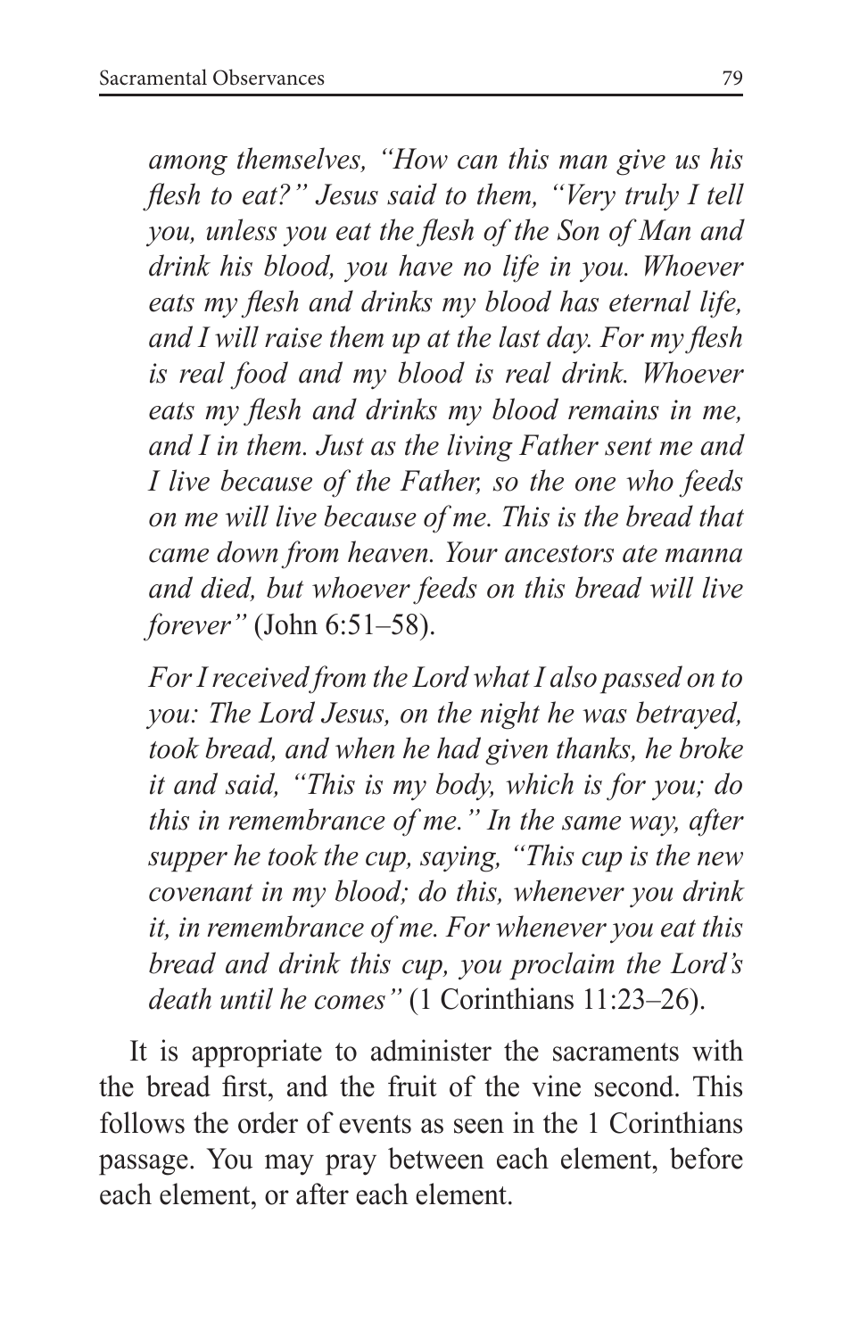*among themselves, "How can this man give us his flesh to eat?" Jesus said to them, "Very truly I tell you, unless you eat the flesh of the Son of Man and drink his blood, you have no life in you. Whoever eats my flesh and drinks my blood has eternal life, and I will raise them up at the last day. For my flesh is real food and my blood is real drink. Whoever eats my flesh and drinks my blood remains in me, and I in them. Just as the living Father sent me and I live because of the Father, so the one who feeds on me will live because of me. This is the bread that came down from heaven. Your ancestors ate manna and died, but whoever feeds on this bread will live forever"* (John 6:51–58).

*For I received from the Lord what I also passed on to you: The Lord Jesus, on the night he was betrayed, took bread, and when he had given thanks, he broke it and said, "This is my body, which is for you; do this in remembrance of me." In the same way, after supper he took the cup, saying, "This cup is the new covenant in my blood; do this, whenever you drink it, in remembrance of me. For whenever you eat this bread and drink this cup, you proclaim the Lord's death until he comes"* (1 Corinthians 11:23–26).

It is appropriate to administer the sacraments with the bread first, and the fruit of the vine second. This follows the order of events as seen in the 1 Corinthians passage. You may pray between each element, before each element, or after each element.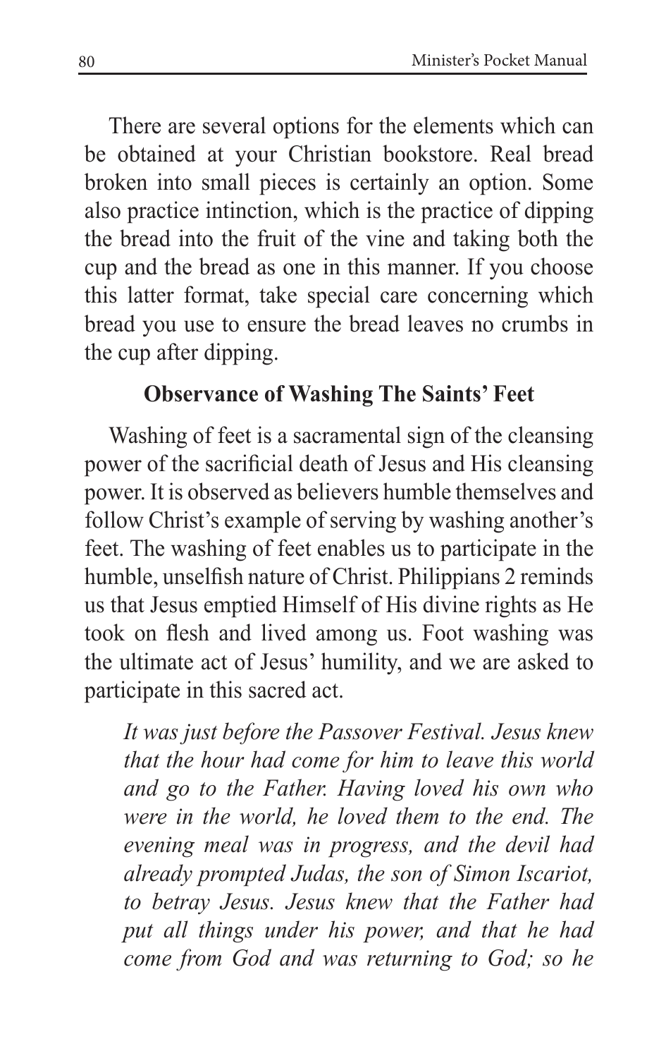There are several options for the elements which can be obtained at your Christian bookstore. Real bread broken into small pieces is certainly an option. Some also practice intinction, which is the practice of dipping the bread into the fruit of the vine and taking both the cup and the bread as one in this manner. If you choose this latter format, take special care concerning which bread you use to ensure the bread leaves no crumbs in the cup after dipping.

### Observance of Washing The Saints' Feet

Washing of feet is a sacramental sign of the cleansing power of the sacrificial death of Jesus and His cleansing power. It is observed as believers humble themselves and follow Christ's example of serving by washing another's feet. The washing of feet enables us to participate in the humble, unselfish nature of Christ. Philippians 2 reminds us that Jesus emptied Himself of His divine rights as He took on flesh and lived among us. Foot washing was the ultimate act of Jesus' humility, and we are asked to participate in this sacred act.

> *It was just before the Passover Festival. Jesus knew that the hour had come for him to leave this world and go to the Father. Having loved his own who were in the world, he loved them to the end. The evening meal was in progress, and the devil had already prompted Judas, the son of Simon Iscariot, to betray Jesus. Jesus knew that the Father had put all things under his power, and that he had come from God and was returning to God; so he*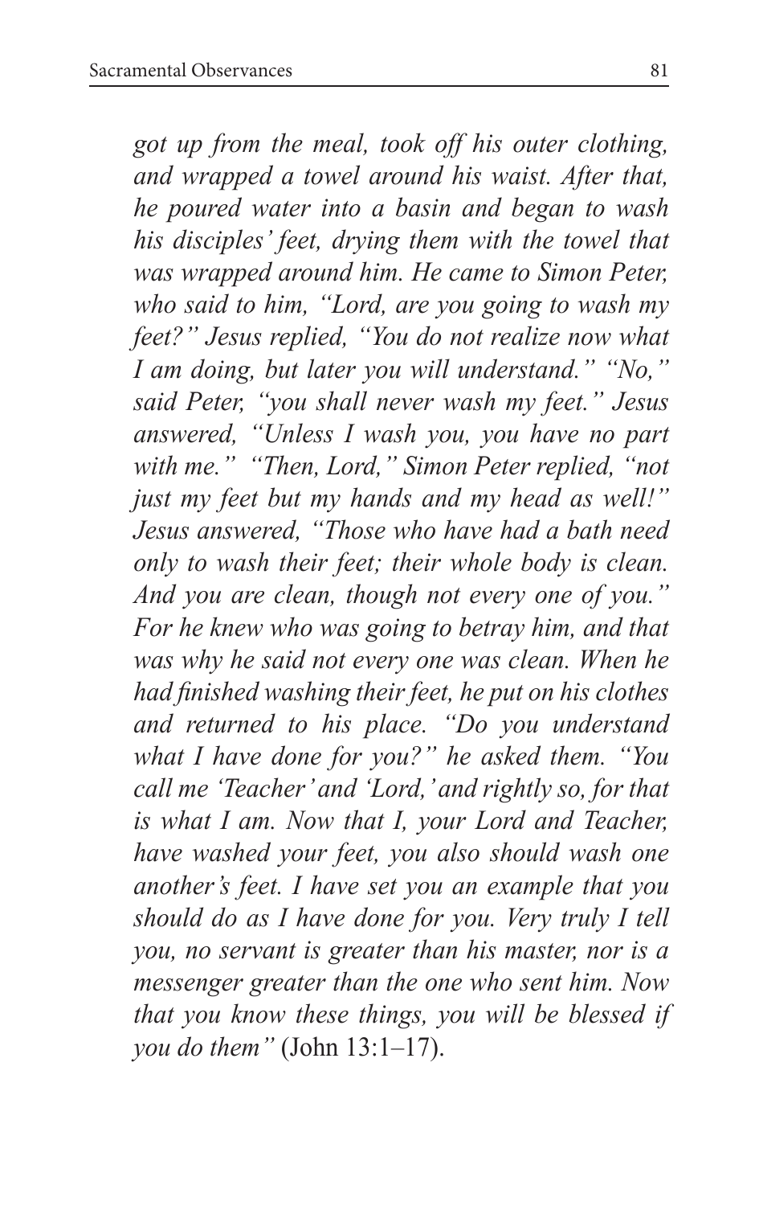*got up from the meal, took off his outer clothing, and wrapped a towel around his waist. After that, he poured water into a basin and began to wash his disciples' feet, drying them with the towel that was wrapped around him. He came to Simon Peter, who said to him, "Lord, are you going to wash my feet?" Jesus replied, "You do not realize now what I am doing, but later you will understand." "No," said Peter, "you shall never wash my feet." Jesus answered, "Unless I wash you, you have no part with me." "Then, Lord," Simon Peter replied, "not just my feet but my hands and my head as well!" Jesus answered, "Those who have had a bath need only to wash their feet; their whole body is clean. And you are clean, though not every one of you." For he knew who was going to betray him, and that was why he said not every one was clean. When he had finished washing their feet, he put on his clothes and returned to his place. "Do you understand what I have done for you?" he asked them. "You call me 'Teacher' and 'Lord,' and rightly so, for that is what I am. Now that I, your Lord and Teacher, have washed your feet, you also should wash one another's feet. I have set you an example that you should do as I have done for you. Very truly I tell you, no servant is greater than his master, nor is a messenger greater than the one who sent him. Now that you know these things, you will be blessed if you do them"* (John 13:1–17).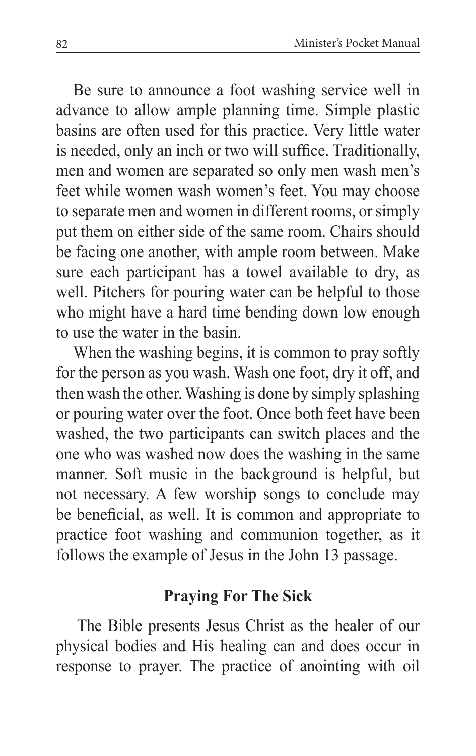Be sure to announce a foot washing service well in advance to allow ample planning time. Simple plastic basins are often used for this practice. Very little water is needed, only an inch or two will suffice. Traditionally, men and women are separated so only men wash men's feet while women wash women's feet. You may choose to separate men and women in different rooms, or simply put them on either side of the same room. Chairs should be facing one another, with ample room between. Make sure each participant has a towel available to dry, as well. Pitchers for pouring water can be helpful to those who might have a hard time bending down low enough to use the water in the basin.

When the washing begins, it is common to pray softly for the person as you wash. Wash one foot, dry it off, and then wash the other. Washing is done by simply splashing or pouring water over the foot. Once both feet have been washed, the two participants can switch places and the one who was washed now does the washing in the same manner. Soft music in the background is helpful, but not necessary. A few worship songs to conclude may be beneficial, as well. It is common and appropriate to practice foot washing and communion together, as it follows the example of Jesus in the John 13 passage.

## Praying For The Sick

The Bible presents Jesus Christ as the healer of our physical bodies and His healing can and does occur in response to prayer. The practice of anointing with oil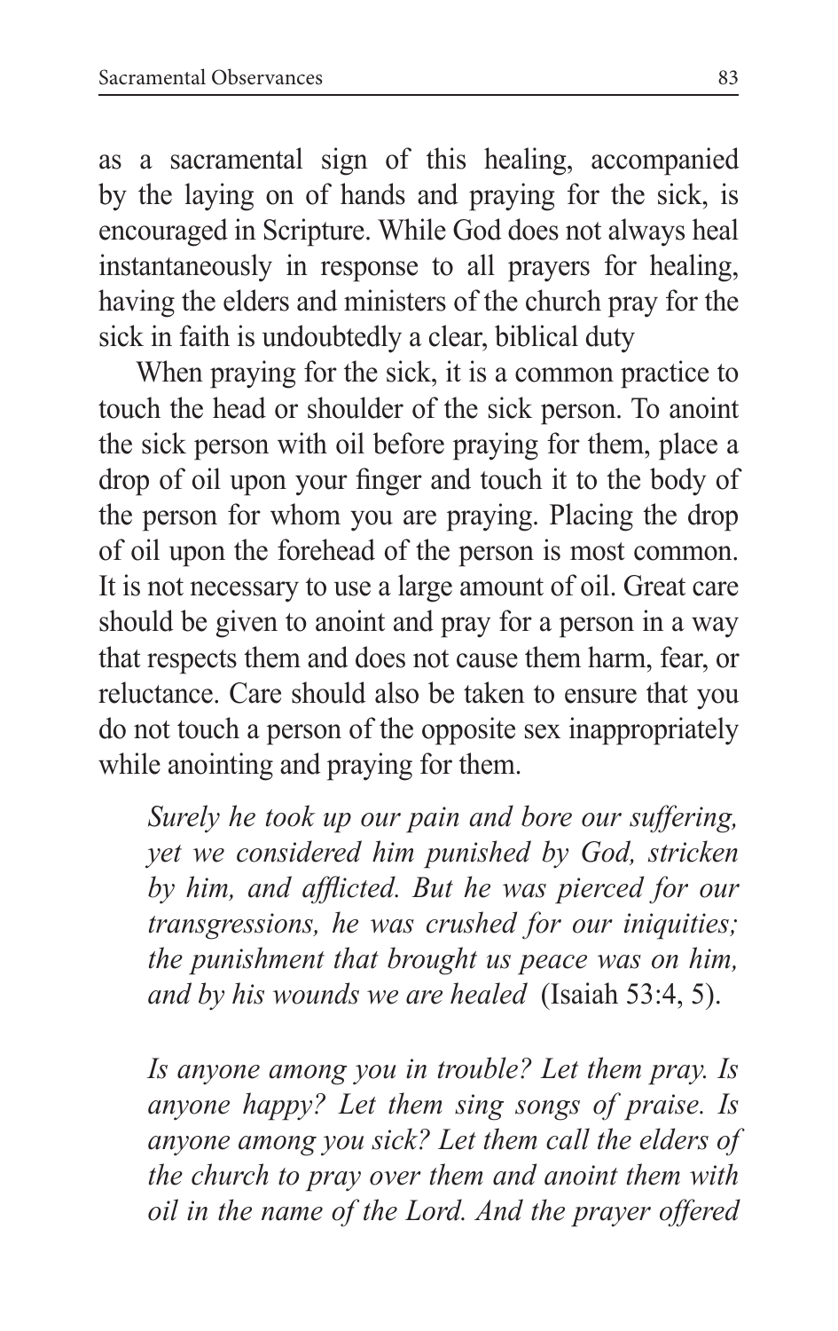as a sacramental sign of this healing, accompanied by the laying on of hands and praying for the sick, is encouraged in Scripture. While God does not always heal instantaneously in response to all prayers for healing, having the elders and ministers of the church pray for the sick in faith is undoubtedly a clear, biblical duty

When praying for the sick, it is a common practice to touch the head or shoulder of the sick person. To anoint the sick person with oil before praying for them, place a drop of oil upon your finger and touch it to the body of the person for whom you are praying. Placing the drop of oil upon the forehead of the person is most common. It is not necessary to use a large amount of oil. Great care should be given to anoint and pray for a person in a way that respects them and does not cause them harm, fear, or reluctance. Care should also be taken to ensure that you do not touch a person of the opposite sex inappropriately while anointing and praying for them.

> *Surely he took up our pain and bore our suffering, yet we considered him punished by God, stricken by him, and afflicted. But he was pierced for our transgressions, he was crushed for our iniquities; the punishment that brought us peace was on him, and by his wounds we are healed* (Isaiah 53:4, 5).

> *Is anyone among you in trouble? Let them pray. Is anyone happy? Let them sing songs of praise. Is anyone among you sick? Let them call the elders of the church to pray over them and anoint them with oil in the name of the Lord. And the prayer offered*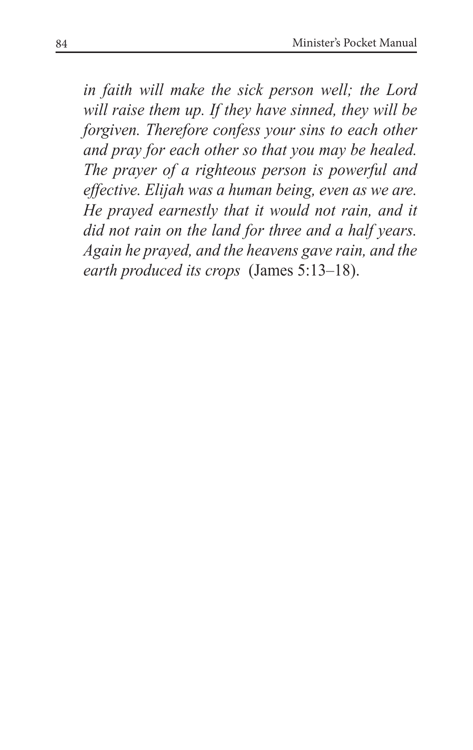*in faith will make the sick person well; the Lord will raise them up. If they have sinned, they will be forgiven. Therefore confess your sins to each other and pray for each other so that you may be healed. The prayer of a righteous person is powerful and effective. Elijah was a human being, even as we are. He prayed earnestly that it would not rain, and it did not rain on the land for three and a half years. Again he prayed, and the heavens gave rain, and the earth produced its crops* (James 5:13–18).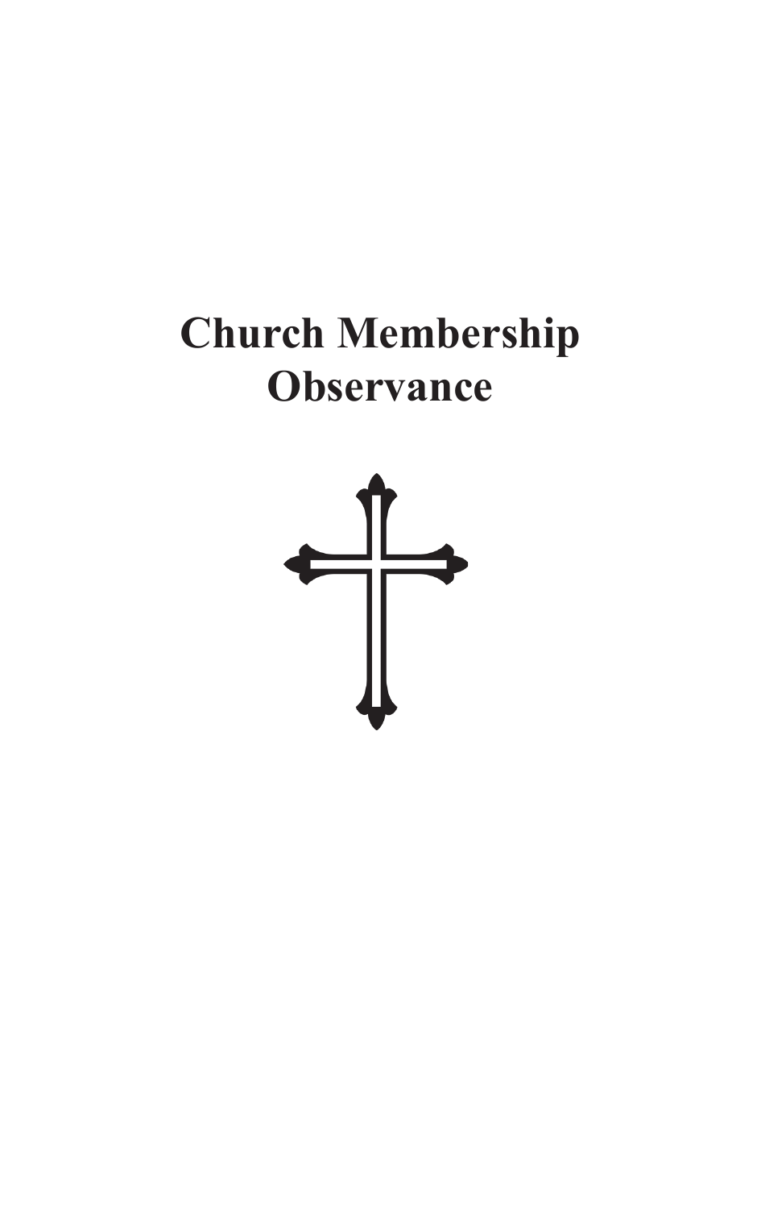# Church Membership Observance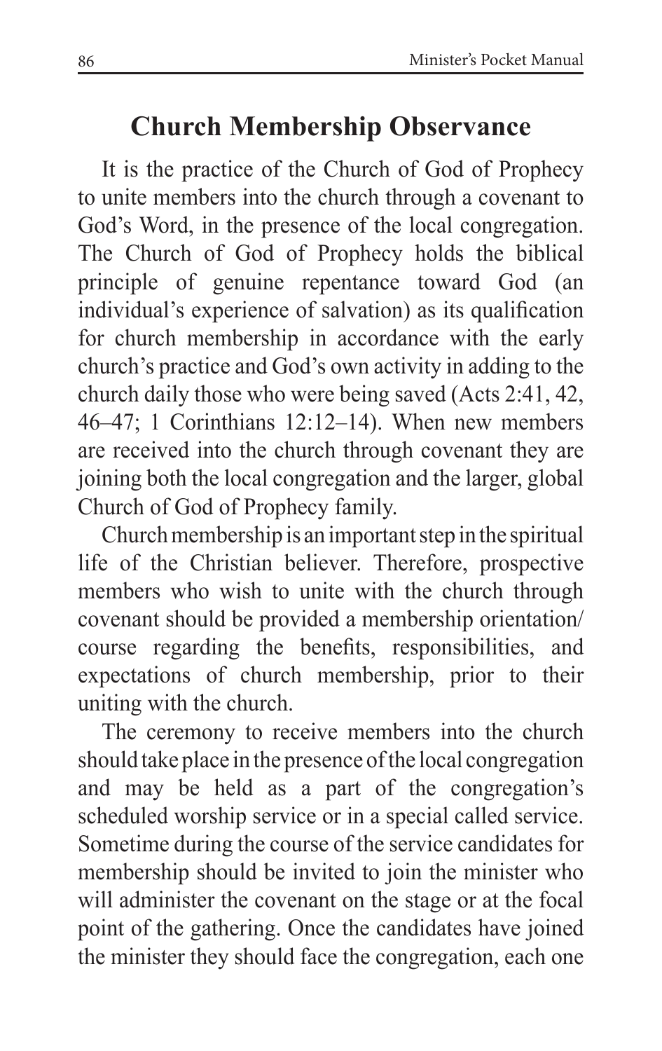## Church Membership Observance

It is the practice of the Church of God of Prophecy to unite members into the church through a covenant to God's Word, in the presence of the local congregation. The Church of God of Prophecy holds the biblical principle of genuine repentance toward God (an individual's experience of salvation) as its qualification for church membership in accordance with the early church's practice and God's own activity in adding to the church daily those who were being saved (Acts 2:41, 42, 46–47; 1 Corinthians 12:12–14). When new members are received into the church through covenant they are joining both the local congregation and the larger, global Church of God of Prophecy family.

Church membership is an important step in the spiritual life of the Christian believer. Therefore, prospective members who wish to unite with the church through covenant should be provided a membership orientation/ course regarding the benefits, responsibilities, and expectations of church membership, prior to their uniting with the church.

The ceremony to receive members into the church should take place in the presence of the local congregation and may be held as a part of the congregation's scheduled worship service or in a special called service. Sometime during the course of the service candidates for membership should be invited to join the minister who will administer the covenant on the stage or at the focal point of the gathering. Once the candidates have joined the minister they should face the congregation, each one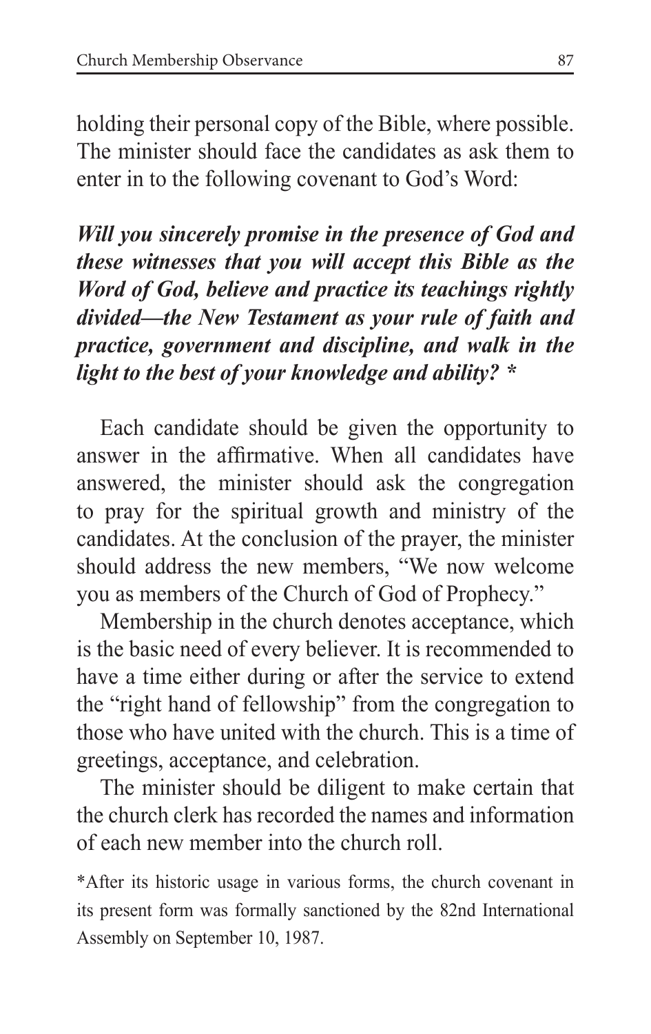holding their personal copy of the Bible, where possible. The minister should face the candidates as ask them to enter in to the following covenant to God's Word:

***Will you sincerely promise in the presence of God and these witnesses that you will accept this Bible as the Word of God, believe and practice its teachings rightly divided—the New Testament as your rule of faith and practice, government and discipline, and walk in the light to the best of your knowledge and ability? ****

Each candidate should be given the opportunity to answer in the affirmative. When all candidates have answered, the minister should ask the congregation to pray for the spiritual growth and ministry of the candidates. At the conclusion of the prayer, the minister should address the new members, "We now welcome you as members of the Church of God of Prophecy."

Membership in the church denotes acceptance, which is the basic need of every believer. It is recommended to have a time either during or after the service to extend the "right hand of fellowship" from the congregation to those who have united with the church. This is a time of greetings, acceptance, and celebration.

The minister should be diligent to make certain that the church clerk has recorded the names and information of each new member into the church roll.

*After its historic usage in various forms, the church covenant in its present form was formally sanctioned by the 82nd International Assembly on September 10, 1987.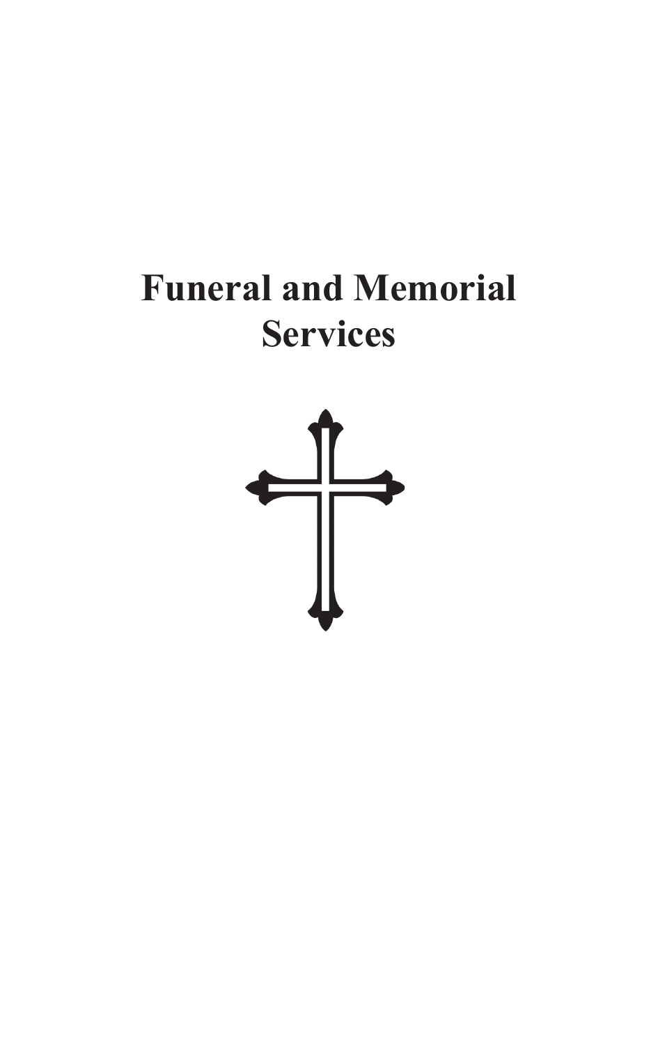# Funeral and Memorial Services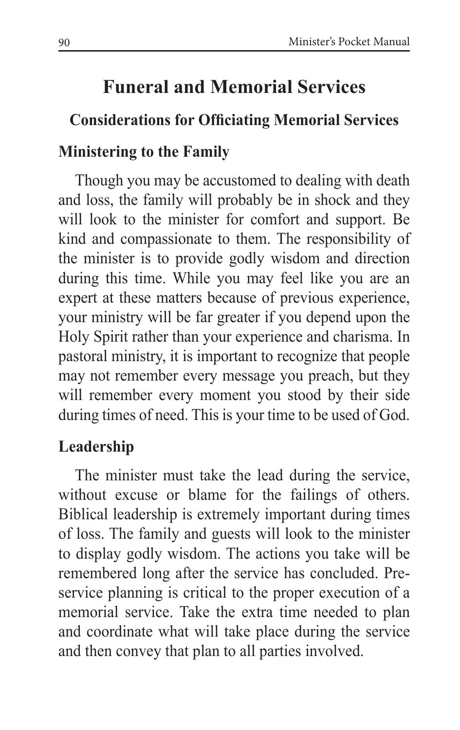# Funeral and Memorial Services

## Considerations for Officiating Memorial Services

### Ministering to the Family

Though you may be accustomed to dealing with death and loss, the family will probably be in shock and they will look to the minister for comfort and support. Be kind and compassionate to them. The responsibility of the minister is to provide godly wisdom and direction during this time. While you may feel like you are an expert at these matters because of previous experience, your ministry will be far greater if you depend upon the Holy Spirit rather than your experience and charisma. In pastoral ministry, it is important to recognize that people may not remember every message you preach, but they will remember every moment you stood by their side during times of need. This is your time to be used of God.

### Leadership

The minister must take the lead during the service, without excuse or blame for the failings of others. Biblical leadership is extremely important during times of loss. The family and guests will look to the minister to display godly wisdom. The actions you take will be remembered long after the service has concluded. Pre-service planning is critical to the proper execution of a memorial service. Take the extra time needed to plan and coordinate what will take place during the service and then convey that plan to all parties involved.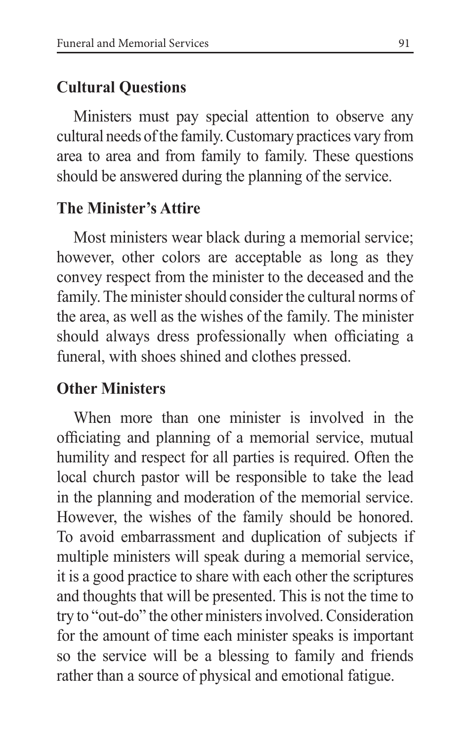## Cultural Questions

Ministers must pay special attention to observe any cultural needs of the family. Customary practices vary from area to area and from family to family. These questions should be answered during the planning of the service.

## The Minister's Attire

Most ministers wear black during a memorial service; however, other colors are acceptable as long as they convey respect from the minister to the deceased and the family. The minister should consider the cultural norms of the area, as well as the wishes of the family. The minister should always dress professionally when officiating a funeral, with shoes shined and clothes pressed.

## Other Ministers

When more than one minister is involved in the officiating and planning of a memorial service, mutual humility and respect for all parties is required. Often the local church pastor will be responsible to take the lead in the planning and moderation of the memorial service. However, the wishes of the family should be honored. To avoid embarrassment and duplication of subjects if multiple ministers will speak during a memorial service, it is a good practice to share with each other the scriptures and thoughts that will be presented. This is not the time to try to "out-do" the other ministers involved. Consideration for the amount of time each minister speaks is important so the service will be a blessing to family and friends rather than a source of physical and emotional fatigue.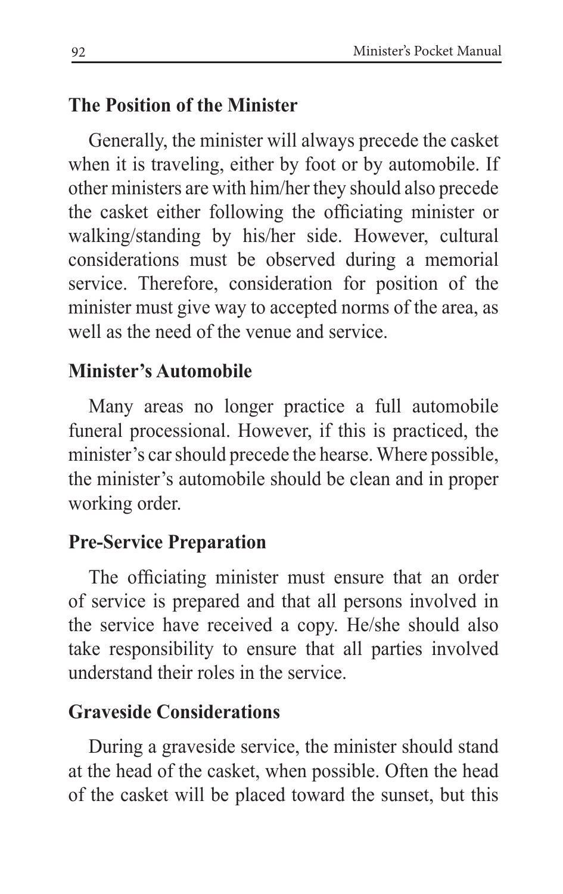## The Position of the Minister

Generally, the minister will always precede the casket when it is traveling, either by foot or by automobile. If other ministers are with him/her they should also precede the casket either following the officiating minister or walking/standing by his/her side. However, cultural considerations must be observed during a memorial service. Therefore, consideration for position of the minister must give way to accepted norms of the area, as well as the need of the venue and service.

## Minister's Automobile

Many areas no longer practice a full automobile funeral processional. However, if this is practiced, the minister's car should precede the hearse. Where possible, the minister's automobile should be clean and in proper working order.

## Pre-Service Preparation

The officiating minister must ensure that an order of service is prepared and that all persons involved in the service have received a copy. He/she should also take responsibility to ensure that all parties involved understand their roles in the service.

## Graveside Considerations

During a graveside service, the minister should stand at the head of the casket, when possible. Often the head of the casket will be placed toward the sunset, but this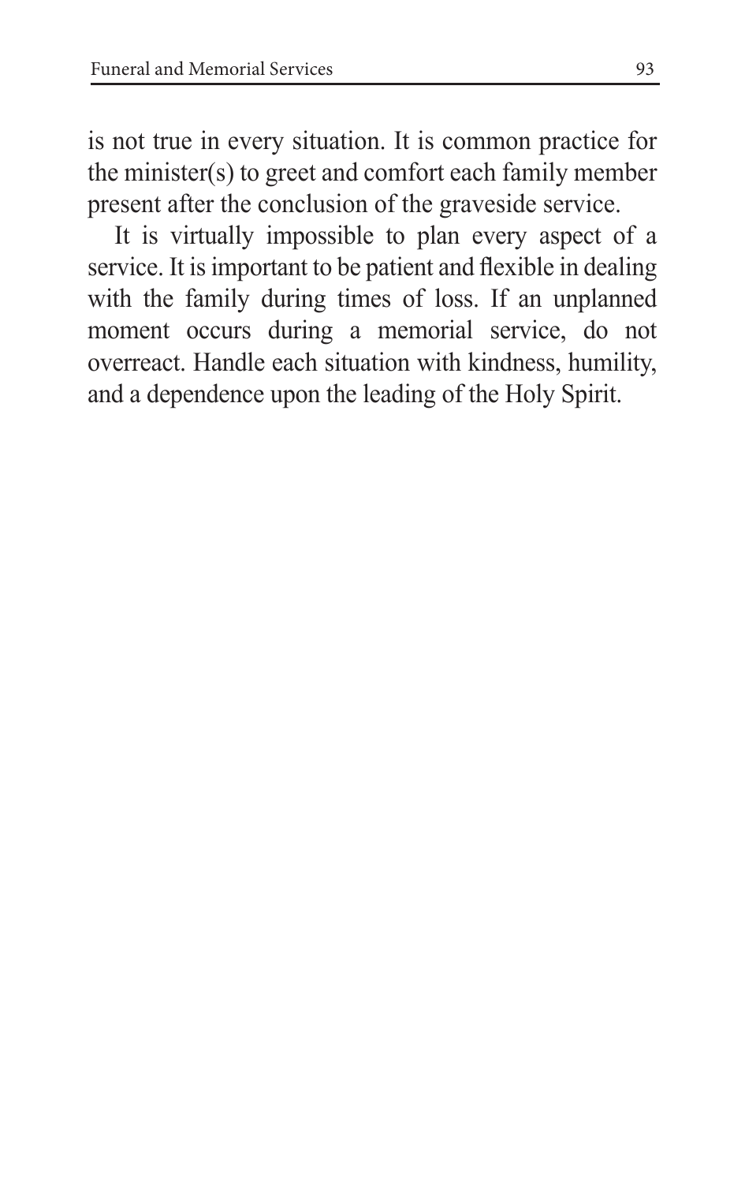is not true in every situation. It is common practice for the minister(s) to greet and comfort each family member present after the conclusion of the graveside service.

It is virtually impossible to plan every aspect of a service. It is important to be patient and flexible in dealing with the family during times of loss. If an unplanned moment occurs during a memorial service, do not overreact. Handle each situation with kindness, humility, and a dependence upon the leading of the Holy Spirit.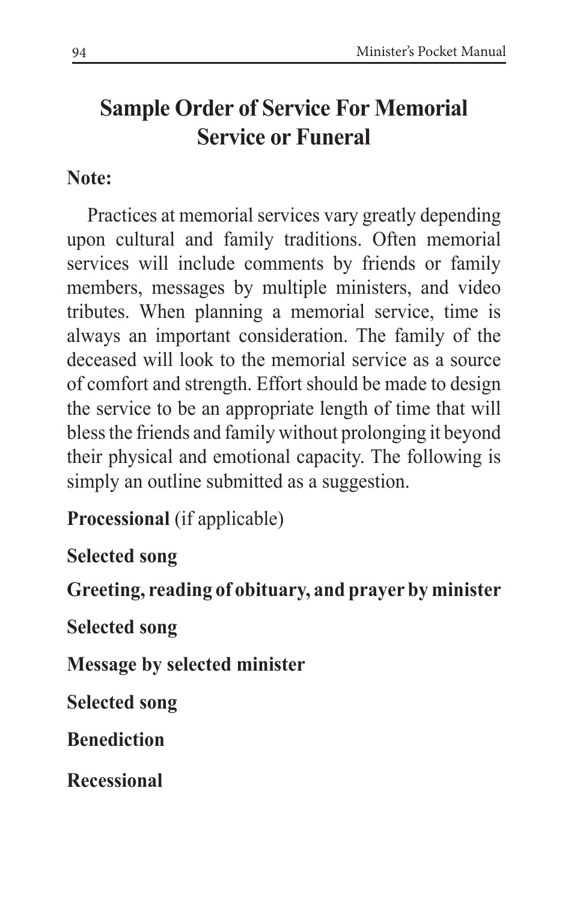# Sample Order of Service For Memorial Service or Funeral

**Note:**

Practices at memorial services vary greatly depending upon cultural and family traditions. Often memorial services will include comments by friends or family members, messages by multiple ministers, and video tributes. When planning a memorial service, time is always an important consideration. The family of the deceased will look to the memorial service as a source of comfort and strength. Effort should be made to design the service to be an appropriate length of time that will bless the friends and family without prolonging it beyond their physical and emotional capacity. The following is simply an outline submitted as a suggestion.

**Processional** (if applicable)

**Selected song**

**Greeting, reading of obituary, and prayer by minister**

**Selected song**

**Message by selected minister**

**Selected song**

**Benediction**

**Recessional**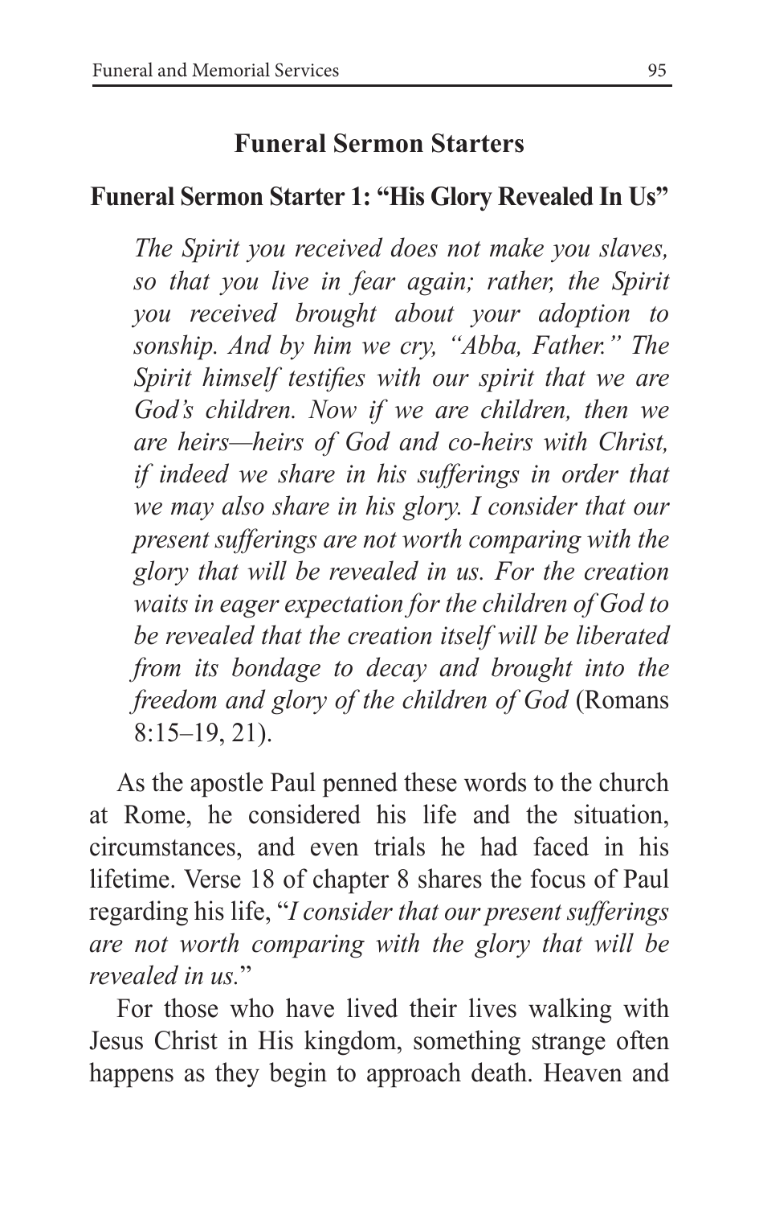## Funeral Sermon Starters

### Funeral Sermon Starter 1: "His Glory Revealed In Us"

> *The Spirit you received does not make you slaves, so that you live in fear again; rather, the Spirit you received brought about your adoption to sonship. And by him we cry, "Abba, Father." The Spirit himself testifies with our spirit that we are God's children. Now if we are children, then we are heirs—heirs of God and co-heirs with Christ, if indeed we share in his sufferings in order that we may also share in his glory. I consider that our present sufferings are not worth comparing with the glory that will be revealed in us. For the creation waits in eager expectation for the children of God to be revealed that the creation itself will be liberated from its bondage to decay and brought into the freedom and glory of the children of God* (Romans 8:15–19, 21).

As the apostle Paul penned these words to the church at Rome, he considered his life and the situation, circumstances, and even trials he had faced in his lifetime. Verse 18 of chapter 8 shares the focus of Paul regarding his life, "*I consider that our present sufferings are not worth comparing with the glory that will be revealed in us.*"

For those who have lived their lives walking with Jesus Christ in His kingdom, something strange often happens as they begin to approach death. Heaven and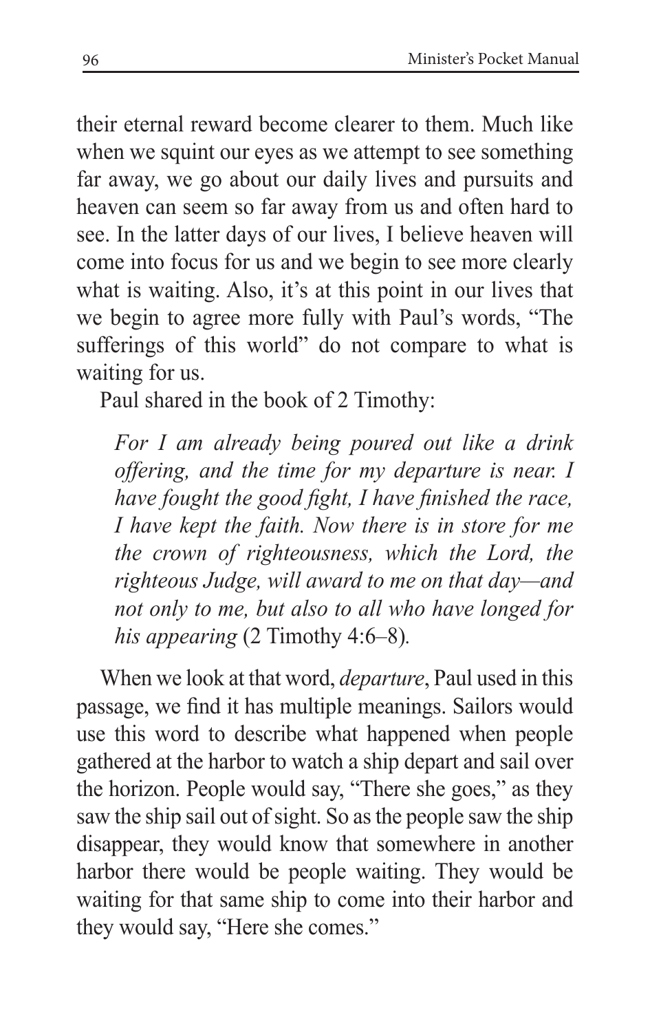their eternal reward become clearer to them. Much like when we squint our eyes as we attempt to see something far away, we go about our daily lives and pursuits and heaven can seem so far away from us and often hard to see. In the latter days of our lives, I believe heaven will come into focus for us and we begin to see more clearly what is waiting. Also, it's at this point in our lives that we begin to agree more fully with Paul's words, "The sufferings of this world" do not compare to what is waiting for us.

Paul shared in the book of 2 Timothy:

> *For I am already being poured out like a drink offering, and the time for my departure is near. I have fought the good fight, I have finished the race, I have kept the faith. Now there is in store for me the crown of righteousness, which the Lord, the righteous Judge, will award to me on that day—and not only to me, but also to all who have longed for his appearing* (2 Timothy 4:6–8).

When we look at that word, *departure*, Paul used in this passage, we find it has multiple meanings. Sailors would use this word to describe what happened when people gathered at the harbor to watch a ship depart and sail over the horizon. People would say, "There she goes," as they saw the ship sail out of sight. So as the people saw the ship disappear, they would know that somewhere in another harbor there would be people waiting. They would be waiting for that same ship to come into their harbor and they would say, "Here she comes."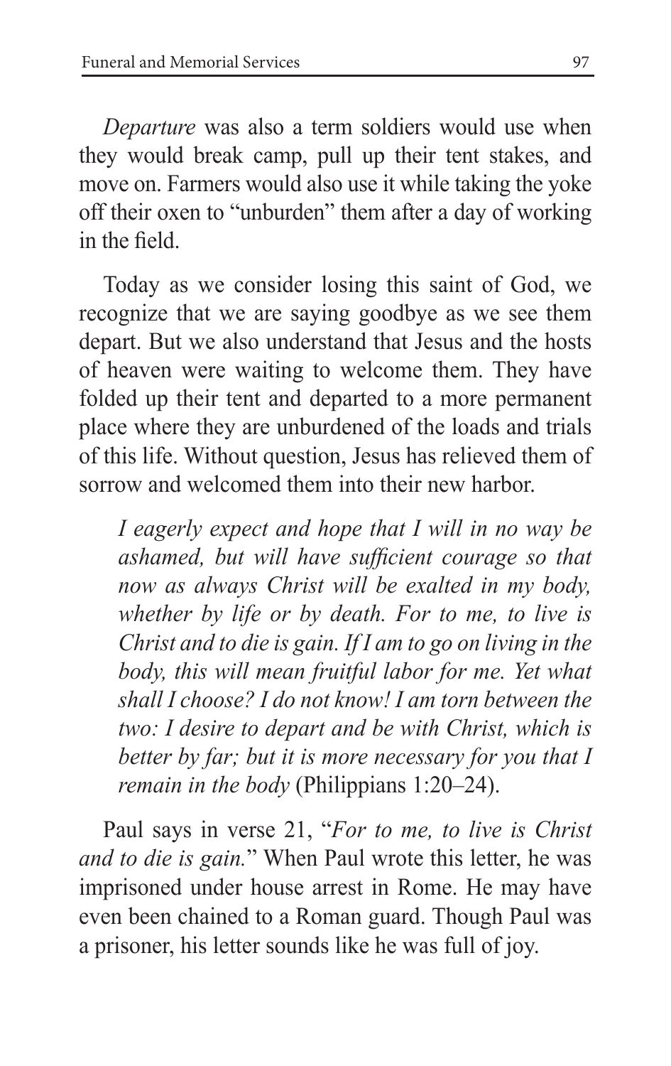*Departure* was also a term soldiers would use when they would break camp, pull up their tent stakes, and move on. Farmers would also use it while taking the yoke off their oxen to "unburden" them after a day of working in the field.

Today as we consider losing this saint of God, we recognize that we are saying goodbye as we see them depart. But we also understand that Jesus and the hosts of heaven were waiting to welcome them. They have folded up their tent and departed to a more permanent place where they are unburdened of the loads and trials of this life. Without question, Jesus has relieved them of sorrow and welcomed them into their new harbor.

> *I eagerly expect and hope that I will in no way be ashamed, but will have sufficient courage so that now as always Christ will be exalted in my body, whether by life or by death. For to me, to live is Christ and to die is gain. If I am to go on living in the body, this will mean fruitful labor for me. Yet what shall I choose? I do not know! I am torn between the two: I desire to depart and be with Christ, which is better by far; but it is more necessary for you that I remain in the body* (Philippians 1:20–24).

Paul says in verse 21, "*For to me, to live is Christ and to die is gain.*" When Paul wrote this letter, he was imprisoned under house arrest in Rome. He may have even been chained to a Roman guard. Though Paul was a prisoner, his letter sounds like he was full of joy.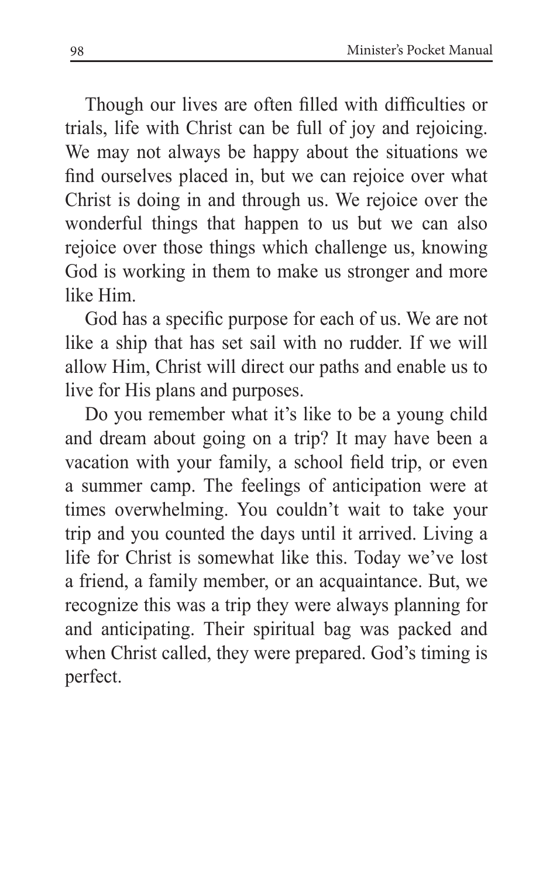Though our lives are often filled with difficulties or trials, life with Christ can be full of joy and rejoicing. We may not always be happy about the situations we find ourselves placed in, but we can rejoice over what Christ is doing in and through us. We rejoice over the wonderful things that happen to us but we can also rejoice over those things which challenge us, knowing God is working in them to make us stronger and more like Him.

God has a specific purpose for each of us. We are not like a ship that has set sail with no rudder. If we will allow Him, Christ will direct our paths and enable us to live for His plans and purposes.

Do you remember what it's like to be a young child and dream about going on a trip? It may have been a vacation with your family, a school field trip, or even a summer camp. The feelings of anticipation were at times overwhelming. You couldn't wait to take your trip and you counted the days until it arrived. Living a life for Christ is somewhat like this. Today we've lost a friend, a family member, or an acquaintance. But, we recognize this was a trip they were always planning for and anticipating. Their spiritual bag was packed and when Christ called, they were prepared. God's timing is perfect.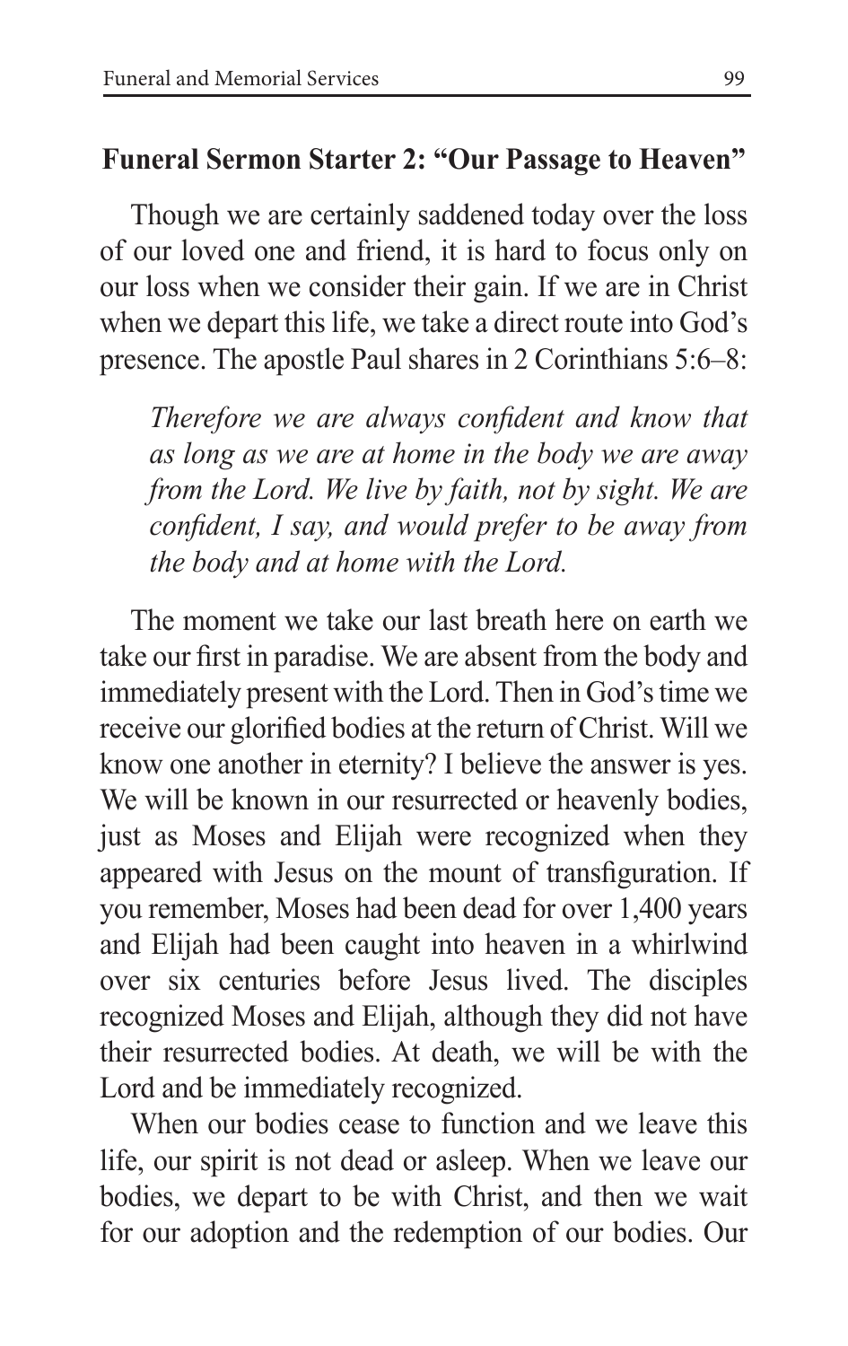## Funeral Sermon Starter 2: "Our Passage to Heaven"

Though we are certainly saddened today over the loss of our loved one and friend, it is hard to focus only on our loss when we consider their gain. If we are in Christ when we depart this life, we take a direct route into God's presence. The apostle Paul shares in 2 Corinthians 5:6–8:

> *Therefore we are always confident and know that as long as we are at home in the body we are away from the Lord. We live by faith, not by sight. We are confident, I say, and would prefer to be away from the body and at home with the Lord.*

The moment we take our last breath here on earth we take our first in paradise. We are absent from the body and immediately present with the Lord. Then in God's time we receive our glorified bodies at the return of Christ. Will we know one another in eternity? I believe the answer is yes. We will be known in our resurrected or heavenly bodies, just as Moses and Elijah were recognized when they appeared with Jesus on the mount of transfiguration. If you remember, Moses had been dead for over 1,400 years and Elijah had been caught into heaven in a whirlwind over six centuries before Jesus lived. The disciples recognized Moses and Elijah, although they did not have their resurrected bodies. At death, we will be with the Lord and be immediately recognized.

When our bodies cease to function and we leave this life, our spirit is not dead or asleep. When we leave our bodies, we depart to be with Christ, and then we wait for our adoption and the redemption of our bodies. Our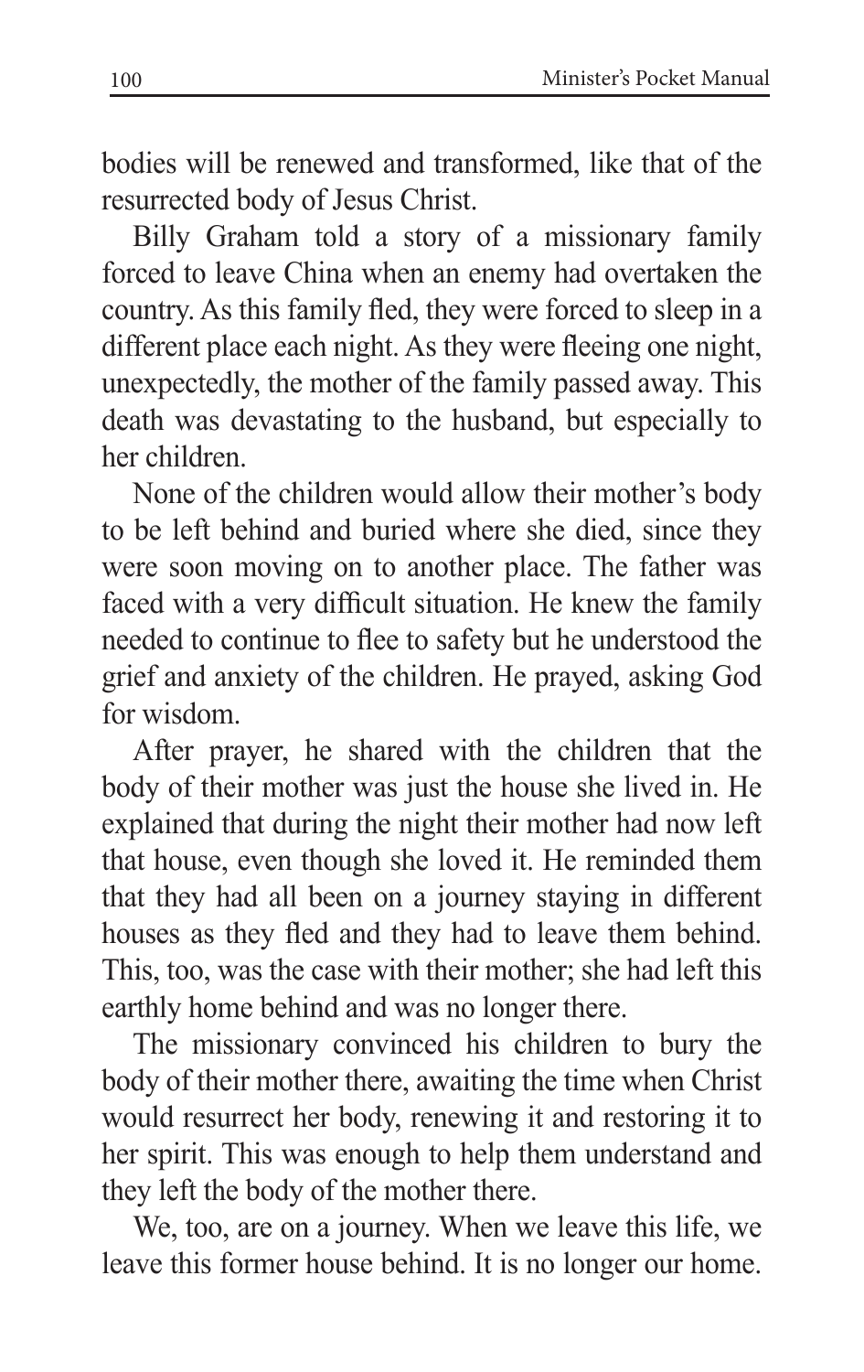bodies will be renewed and transformed, like that of the resurrected body of Jesus Christ.

Billy Graham told a story of a missionary family forced to leave China when an enemy had overtaken the country. As this family fled, they were forced to sleep in a different place each night. As they were fleeing one night, unexpectedly, the mother of the family passed away. This death was devastating to the husband, but especially to her children.

None of the children would allow their mother's body to be left behind and buried where she died, since they were soon moving on to another place. The father was faced with a very difficult situation. He knew the family needed to continue to flee to safety but he understood the grief and anxiety of the children. He prayed, asking God for wisdom.

After prayer, he shared with the children that the body of their mother was just the house she lived in. He explained that during the night their mother had now left that house, even though she loved it. He reminded them that they had all been on a journey staying in different houses as they fled and they had to leave them behind. This, too, was the case with their mother; she had left this earthly home behind and was no longer there.

The missionary convinced his children to bury the body of their mother there, awaiting the time when Christ would resurrect her body, renewing it and restoring it to her spirit. This was enough to help them understand and they left the body of the mother there.

We, too, are on a journey. When we leave this life, we leave this former house behind. It is no longer our home.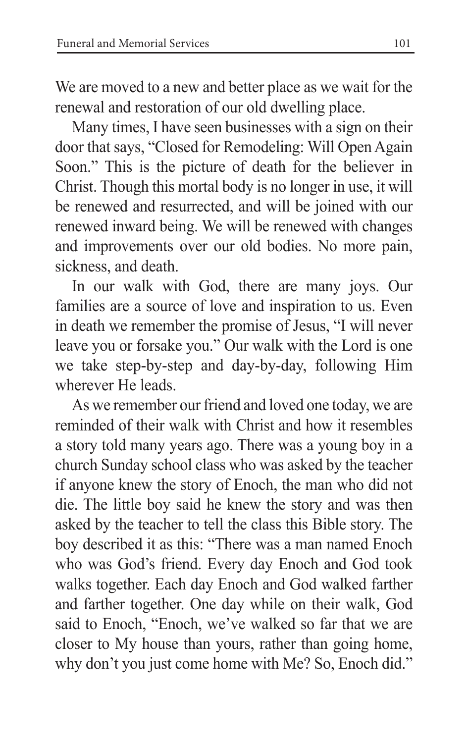We are moved to a new and better place as we wait for the renewal and restoration of our old dwelling place.

Many times, I have seen businesses with a sign on their door that says, "Closed for Remodeling: Will Open Again Soon." This is the picture of death for the believer in Christ. Though this mortal body is no longer in use, it will be renewed and resurrected, and will be joined with our renewed inward being. We will be renewed with changes and improvements over our old bodies. No more pain, sickness, and death.

In our walk with God, there are many joys. Our families are a source of love and inspiration to us. Even in death we remember the promise of Jesus, "I will never leave you or forsake you." Our walk with the Lord is one we take step-by-step and day-by-day, following Him wherever He leads.

As we remember our friend and loved one today, we are reminded of their walk with Christ and how it resembles a story told many years ago. There was a young boy in a church Sunday school class who was asked by the teacher if anyone knew the story of Enoch, the man who did not die. The little boy said he knew the story and was then asked by the teacher to tell the class this Bible story. The boy described it as this: "There was a man named Enoch who was God's friend. Every day Enoch and God took walks together. Each day Enoch and God walked farther and farther together. One day while on their walk, God said to Enoch, "Enoch, we've walked so far that we are closer to My house than yours, rather than going home, why don't you just come home with Me? So, Enoch did."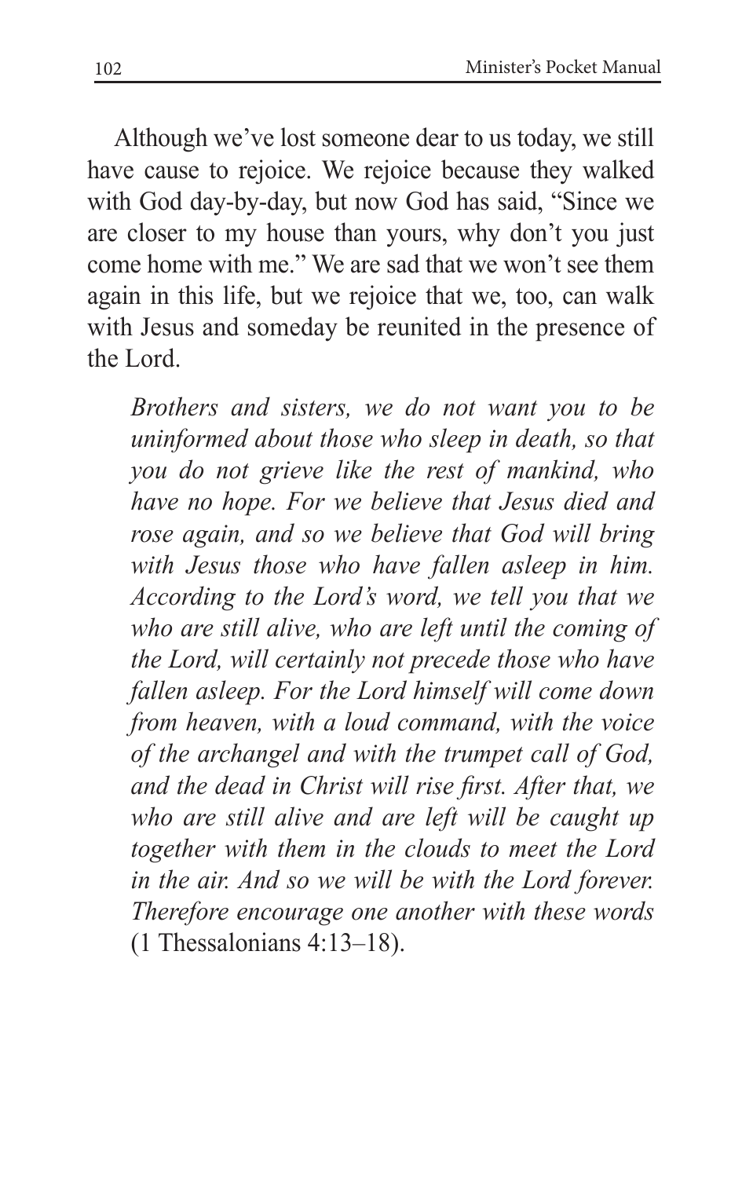Although we've lost someone dear to us today, we still have cause to rejoice. We rejoice because they walked with God day-by-day, but now God has said, "Since we are closer to my house than yours, why don't you just come home with me." We are sad that we won't see them again in this life, but we rejoice that we, too, can walk with Jesus and someday be reunited in the presence of the Lord.

> *Brothers and sisters, we do not want you to be uninformed about those who sleep in death, so that you do not grieve like the rest of mankind, who have no hope. For we believe that Jesus died and rose again, and so we believe that God will bring with Jesus those who have fallen asleep in him. According to the Lord's word, we tell you that we who are still alive, who are left until the coming of the Lord, will certainly not precede those who have fallen asleep. For the Lord himself will come down from heaven, with a loud command, with the voice of the archangel and with the trumpet call of God, and the dead in Christ will rise first. After that, we who are still alive and are left will be caught up together with them in the clouds to meet the Lord in the air. And so we will be with the Lord forever. Therefore encourage one another with these words* (1 Thessalonians 4:13–18).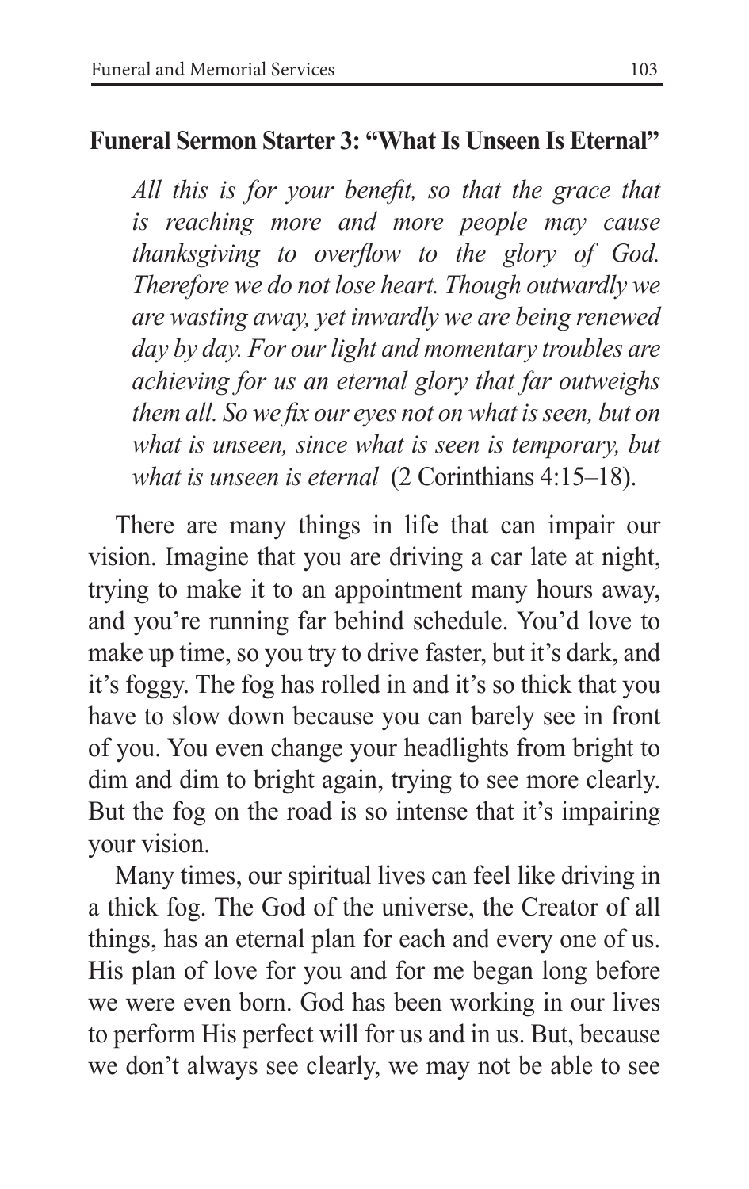## Funeral Sermon Starter 3: "What Is Unseen Is Eternal"

> *All this is for your benefit, so that the grace that is reaching more and more people may cause thanksgiving to overflow to the glory of God. Therefore we do not lose heart. Though outwardly we are wasting away, yet inwardly we are being renewed day by day. For our light and momentary troubles are achieving for us an eternal glory that far outweighs them all. So we fix our eyes not on what is seen, but on what is unseen, since what is seen is temporary, but what is unseen is eternal* (2 Corinthians 4:15–18).

There are many things in life that can impair our vision. Imagine that you are driving a car late at night, trying to make it to an appointment many hours away, and you're running far behind schedule. You'd love to make up time, so you try to drive faster, but it's dark, and it's foggy. The fog has rolled in and it's so thick that you have to slow down because you can barely see in front of you. You even change your headlights from bright to dim and dim to bright again, trying to see more clearly. But the fog on the road is so intense that it's impairing your vision.

Many times, our spiritual lives can feel like driving in a thick fog. The God of the universe, the Creator of all things, has an eternal plan for each and every one of us. His plan of love for you and for me began long before we were even born. God has been working in our lives to perform His perfect will for us and in us. But, because we don't always see clearly, we may not be able to see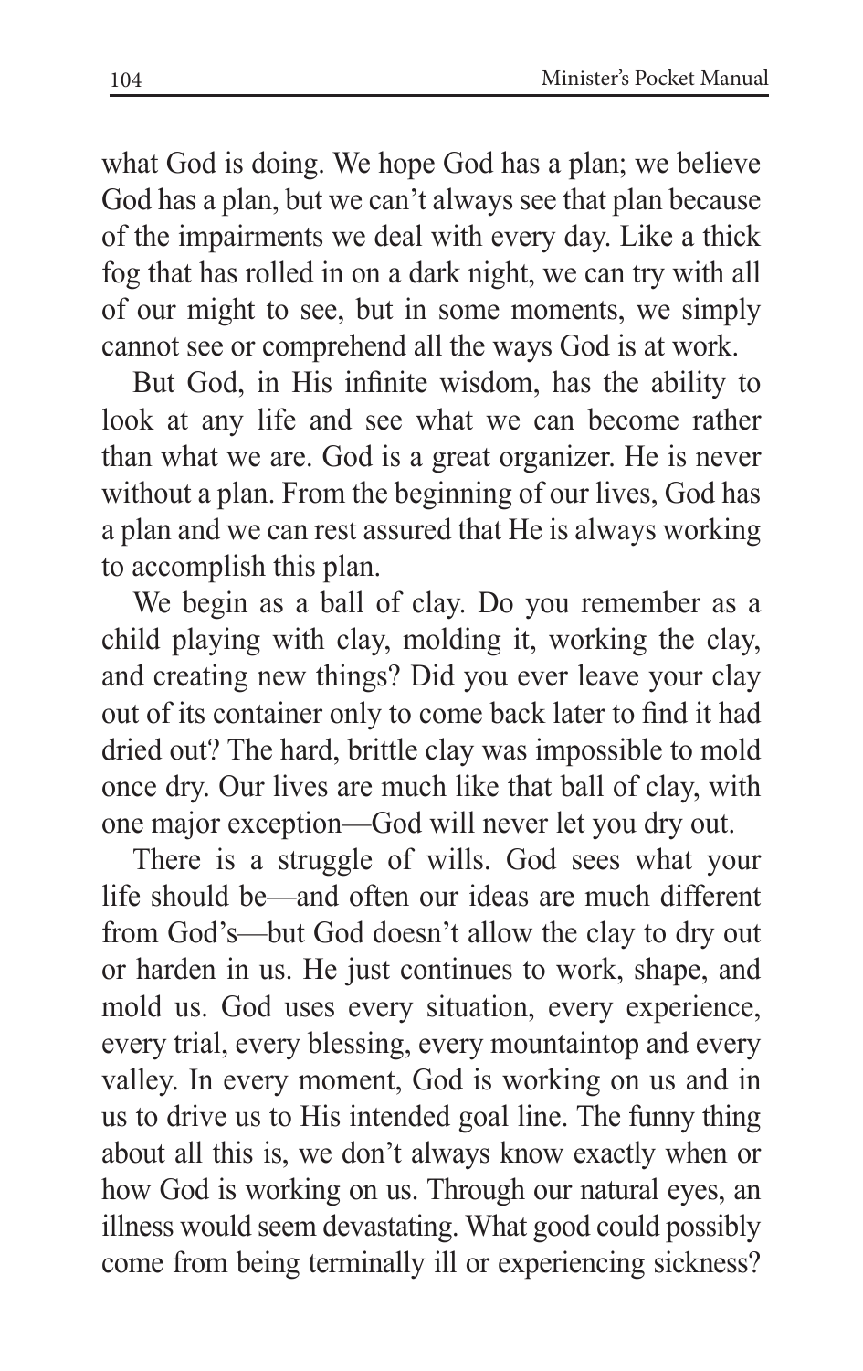what God is doing. We hope God has a plan; we believe God has a plan, but we can't always see that plan because of the impairments we deal with every day. Like a thick fog that has rolled in on a dark night, we can try with all of our might to see, but in some moments, we simply cannot see or comprehend all the ways God is at work.

But God, in His infinite wisdom, has the ability to look at any life and see what we can become rather than what we are. God is a great organizer. He is never without a plan. From the beginning of our lives, God has a plan and we can rest assured that He is always working to accomplish this plan.

We begin as a ball of clay. Do you remember as a child playing with clay, molding it, working the clay, and creating new things? Did you ever leave your clay out of its container only to come back later to find it had dried out? The hard, brittle clay was impossible to mold once dry. Our lives are much like that ball of clay, with one major exception—God will never let you dry out.

There is a struggle of wills. God sees what your life should be—and often our ideas are much different from God's—but God doesn't allow the clay to dry out or harden in us. He just continues to work, shape, and mold us. God uses every situation, every experience, every trial, every blessing, every mountaintop and every valley. In every moment, God is working on us and in us to drive us to His intended goal line. The funny thing about all this is, we don't always know exactly when or how God is working on us. Through our natural eyes, an illness would seem devastating. What good could possibly come from being terminally ill or experiencing sickness?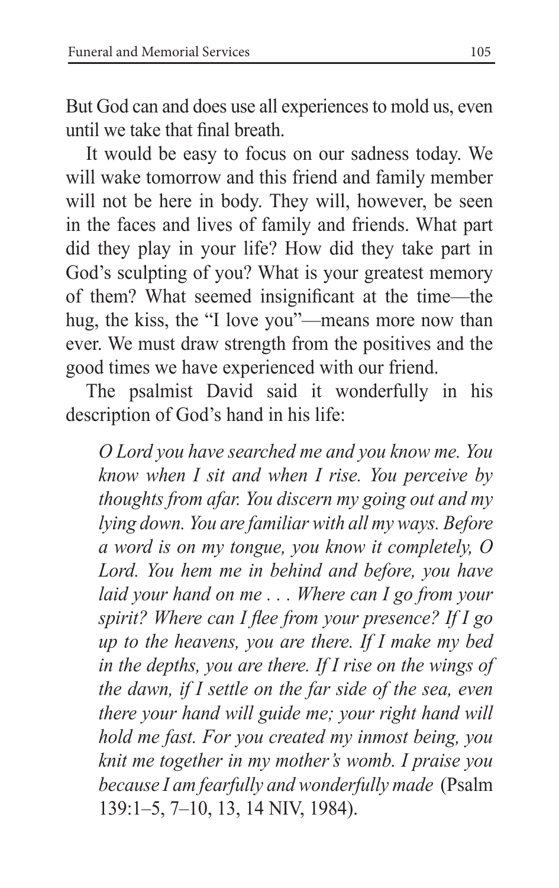But God can and does use all experiences to mold us, even until we take that final breath.

It would be easy to focus on our sadness today. We will wake tomorrow and this friend and family member will not be here in body. They will, however, be seen in the faces and lives of family and friends. What part did they play in your life? How did they take part in God's sculpting of you? What is your greatest memory of them? What seemed insignificant at the time—the hug, the kiss, the "I love you"—means more now than ever. We must draw strength from the positives and the good times we have experienced with our friend.

The psalmist David said it wonderfully in his description of God's hand in his life:

> *O Lord you have searched me and you know me. You know when I sit and when I rise. You perceive by thoughts from afar. You discern my going out and my lying down. You are familiar with all my ways. Before a word is on my tongue, you know it completely, O Lord. You hem me in behind and before, you have laid your hand on me . . . Where can I go from your spirit? Where can I flee from your presence? If I go up to the heavens, you are there. If I make my bed in the depths, you are there. If I rise on the wings of the dawn, if I settle on the far side of the sea, even there your hand will guide me; your right hand will hold me fast. For you created my inmost being, you knit me together in my mother's womb. I praise you because I am fearfully and wonderfully made* (Psalm 139:1–5, 7–10, 13, 14 NIV, 1984).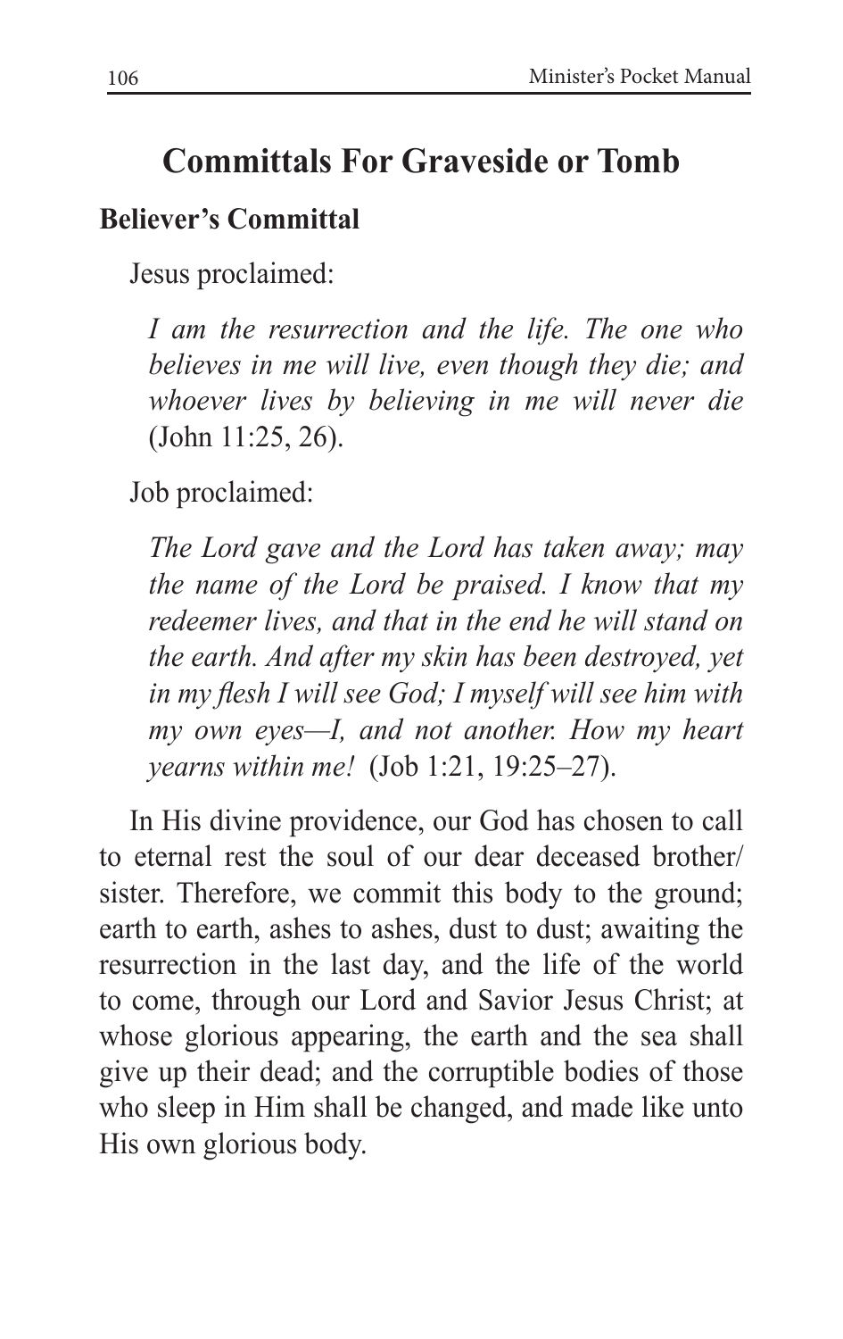## Committals For Graveside or Tomb

### Believer's Committal

Jesus proclaimed:

> *I am the resurrection and the life. The one who believes in me will live, even though they die; and whoever lives by believing in me will never die* (John 11:25, 26).

Job proclaimed:

> *The Lord gave and the Lord has taken away; may the name of the Lord be praised. I know that my redeemer lives, and that in the end he will stand on the earth. And after my skin has been destroyed, yet in my flesh I will see God; I myself will see him with my own eyes—I, and not another. How my heart yearns within me!* (Job 1:21, 19:25–27).

In His divine providence, our God has chosen to call to eternal rest the soul of our dear deceased brother/sister. Therefore, we commit this body to the ground; earth to earth, ashes to ashes, dust to dust; awaiting the resurrection in the last day, and the life of the world to come, through our Lord and Savior Jesus Christ; at whose glorious appearing, the earth and the sea shall give up their dead; and the corruptible bodies of those who sleep in Him shall be changed, and made like unto His own glorious body.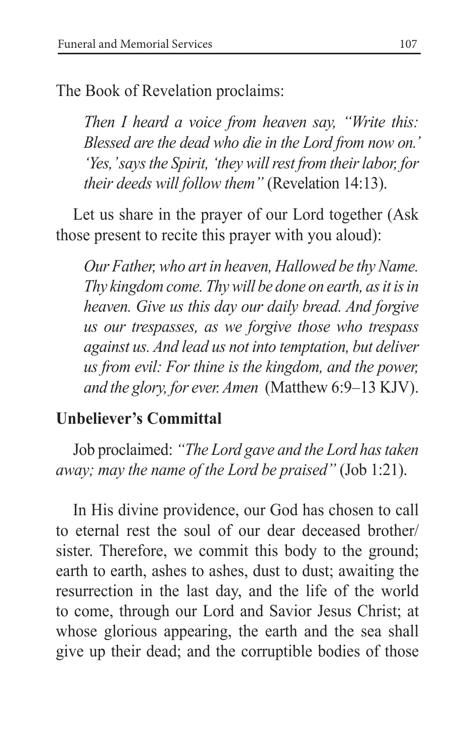The Book of Revelation proclaims:

> *Then I heard a voice from heaven say, "Write this: Blessed are the dead who die in the Lord from now on.' 'Yes,' says the Spirit, 'they will rest from their labor, for their deeds will follow them"* (Revelation 14:13).

Let us share in the prayer of our Lord together (Ask those present to recite this prayer with you aloud):

> *Our Father, who art in heaven, Hallowed be thy Name. Thy kingdom come. Thy will be done on earth, as it is in heaven. Give us this day our daily bread. And forgive us our trespasses, as we forgive those who trespass against us. And lead us not into temptation, but deliver us from evil: For thine is the kingdom, and the power, and the glory, for ever. Amen* (Matthew 6:9–13 KJV).

**Unbeliever's Committal**

Job proclaimed: *"The Lord gave and the Lord has taken away; may the name of the Lord be praised"* (Job 1:21).

In His divine providence, our God has chosen to call to eternal rest the soul of our dear deceased brother/ sister. Therefore, we commit this body to the ground; earth to earth, ashes to ashes, dust to dust; awaiting the resurrection in the last day, and the life of the world to come, through our Lord and Savior Jesus Christ; at whose glorious appearing, the earth and the sea shall give up their dead; and the corruptible bodies of those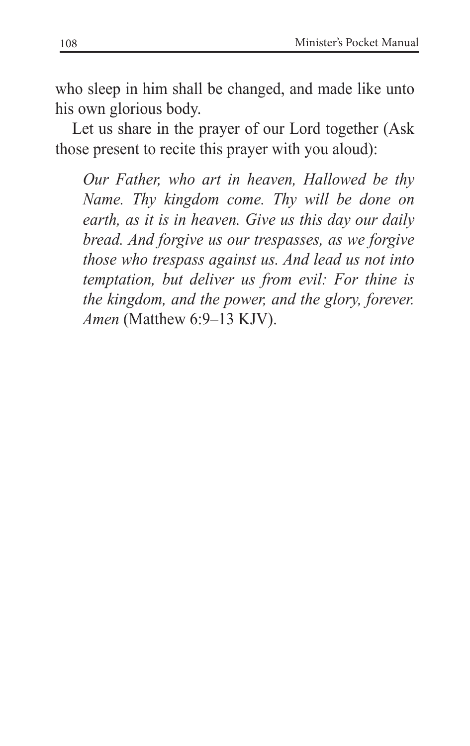who sleep in him shall be changed, and made like unto his own glorious body.

Let us share in the prayer of our Lord together (Ask those present to recite this prayer with you aloud):

> *Our Father, who art in heaven, Hallowed be thy Name. Thy kingdom come. Thy will be done on earth, as it is in heaven. Give us this day our daily bread. And forgive us our trespasses, as we forgive those who trespass against us. And lead us not into temptation, but deliver us from evil: For thine is the kingdom, and the power, and the glory, forever. Amen* (Matthew 6:9–13 KJV).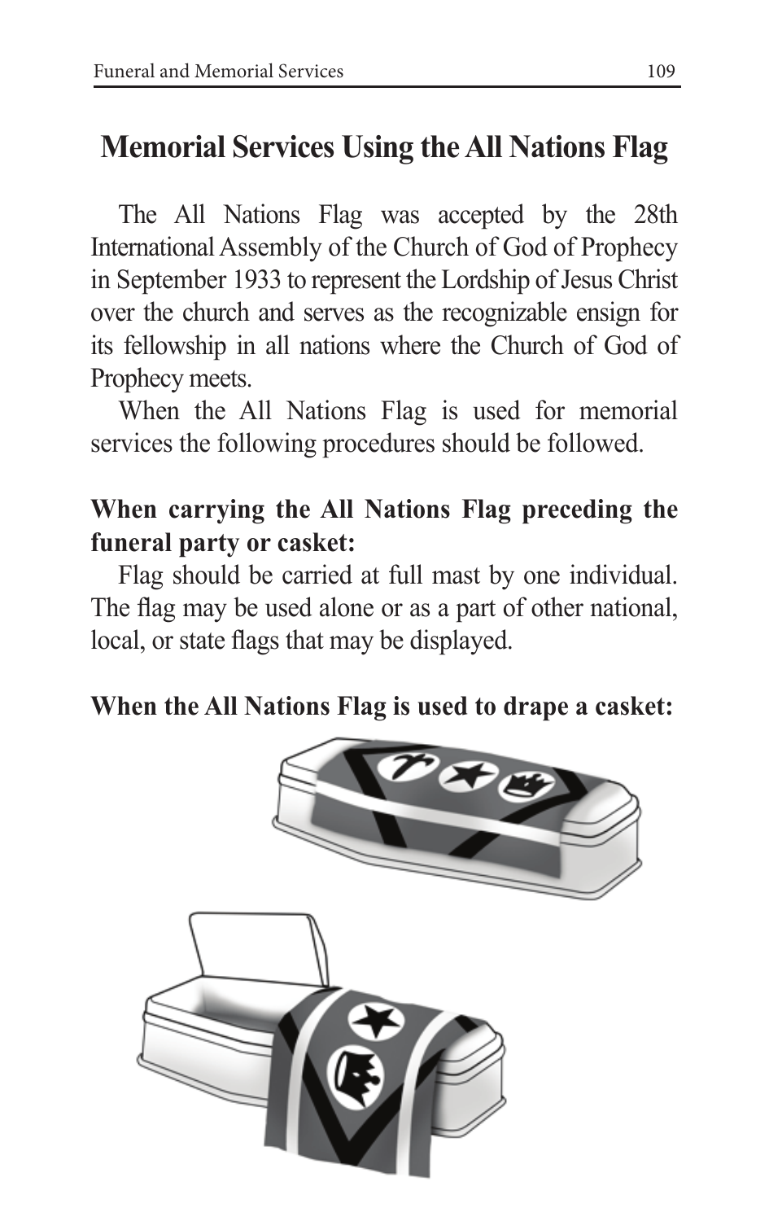## Memorial Services Using the All Nations Flag

The All Nations Flag was accepted by the 28th International Assembly of the Church of God of Prophecy in September 1933 to represent the Lordship of Jesus Christ over the church and serves as the recognizable ensign for its fellowship in all nations where the Church of God of Prophecy meets.

When the All Nations Flag is used for memorial services the following procedures should be followed.

**When carrying the All Nations Flag preceding the funeral party or casket:**

Flag should be carried at full mast by one individual. The flag may be used alone or as a part of other national, local, or state flags that may be displayed.

**When the All Nations Flag is used to drape a casket:**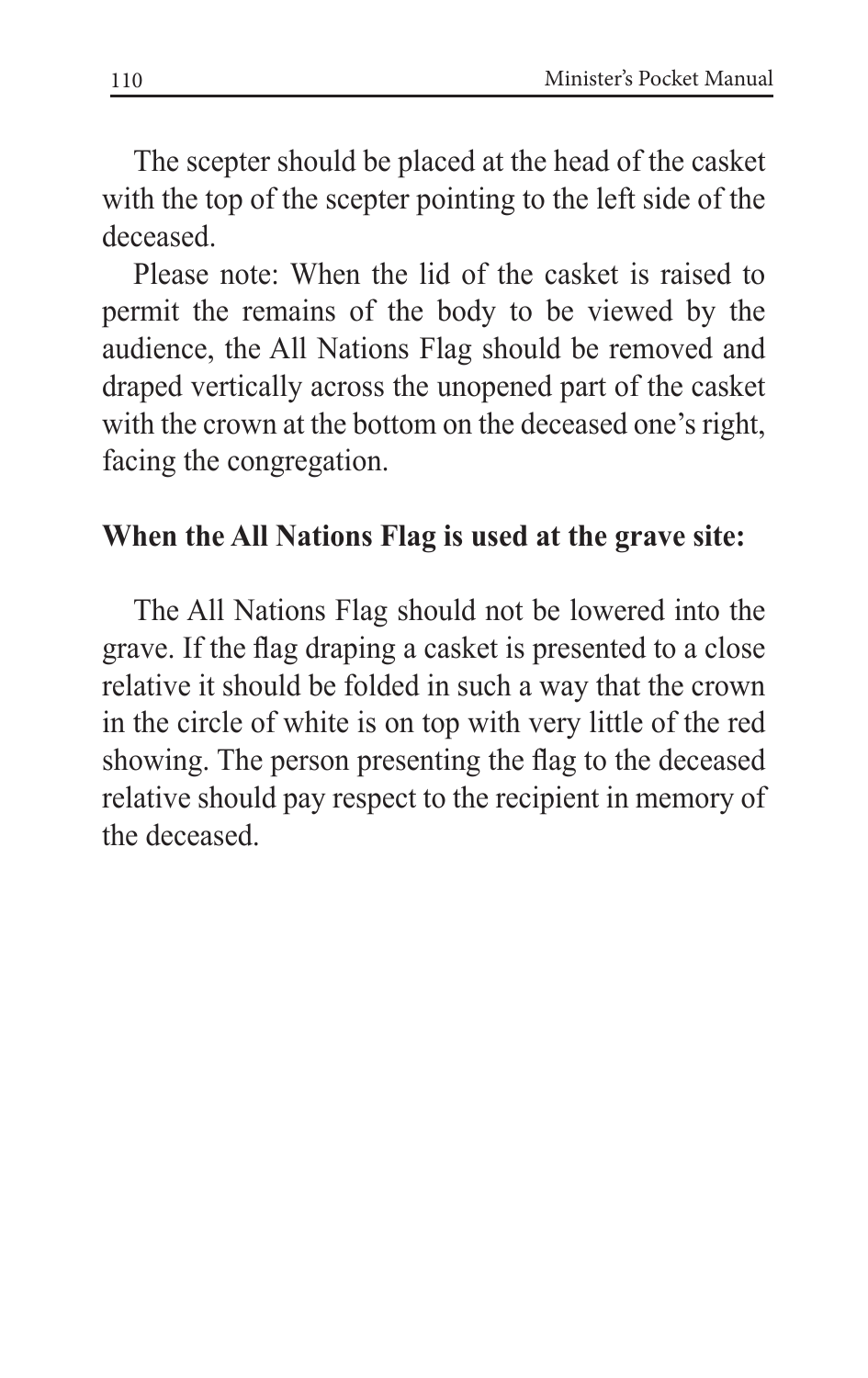The scepter should be placed at the head of the casket with the top of the scepter pointing to the left side of the deceased.

Please note: When the lid of the casket is raised to permit the remains of the body to be viewed by the audience, the All Nations Flag should be removed and draped vertically across the unopened part of the casket with the crown at the bottom on the deceased one's right, facing the congregation.

**When the All Nations Flag is used at the grave site:**

The All Nations Flag should not be lowered into the grave. If the flag draping a casket is presented to a close relative it should be folded in such a way that the crown in the circle of white is on top with very little of the red showing. The person presenting the flag to the deceased relative should pay respect to the recipient in memory of the deceased.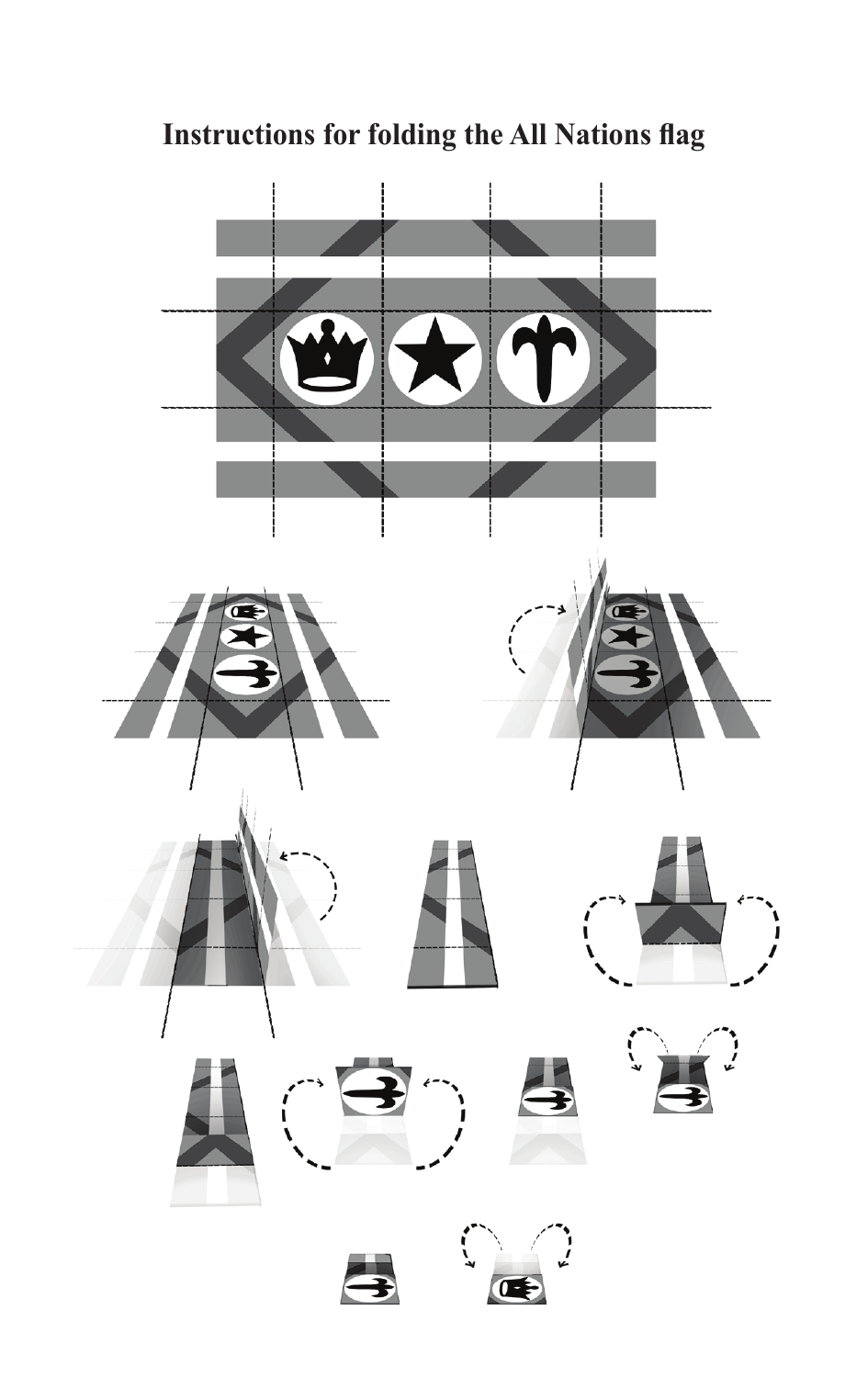# Instructions for folding the All Nations flag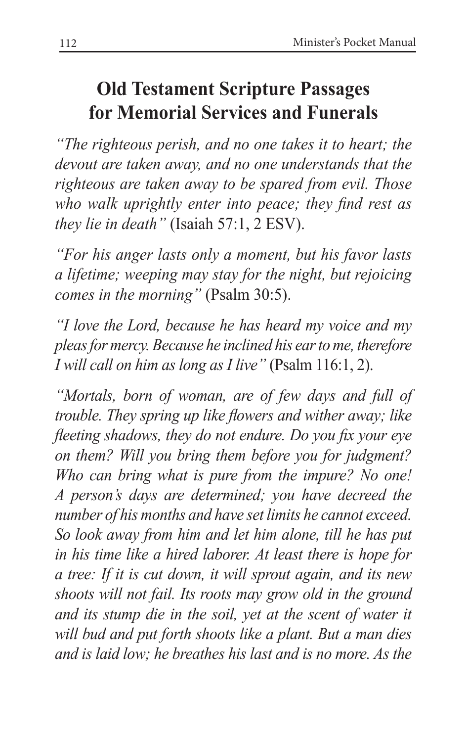## Old Testament Scripture Passages for Memorial Services and Funerals

*"The righteous perish, and no one takes it to heart; the devout are taken away, and no one understands that the righteous are taken away to be spared from evil. Those who walk uprightly enter into peace; they find rest as they lie in death"* (Isaiah 57:1, 2 ESV).

*"For his anger lasts only a moment, but his favor lasts a lifetime; weeping may stay for the night, but rejoicing comes in the morning"* (Psalm 30:5).

*"I love the Lord, because he has heard my voice and my pleas for mercy. Because he inclined his ear to me, therefore I will call on him as long as I live"* (Psalm 116:1, 2).

*"Mortals, born of woman, are of few days and full of trouble. They spring up like flowers and wither away; like fleeting shadows, they do not endure. Do you fix your eye on them? Will you bring them before you for judgment? Who can bring what is pure from the impure? No one! A person's days are determined; you have decreed the number of his months and have set limits he cannot exceed. So look away from him and let him alone, till he has put in his time like a hired laborer. At least there is hope for a tree: If it is cut down, it will sprout again, and its new shoots will not fail. Its roots may grow old in the ground and its stump die in the soil, yet at the scent of water it will bud and put forth shoots like a plant. But a man dies and is laid low; he breathes his last and is no more. As the*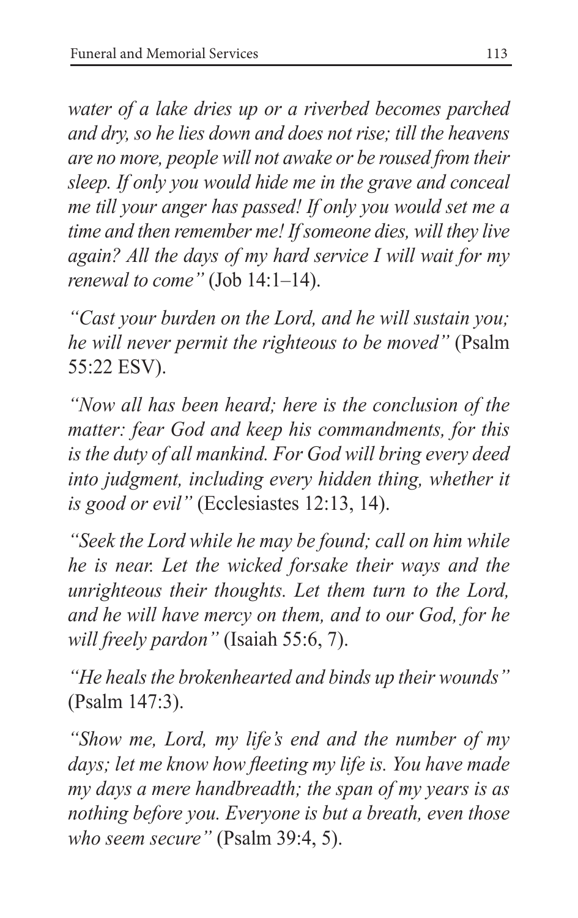*water of a lake dries up or a riverbed becomes parched and dry, so he lies down and does not rise; till the heavens are no more, people will not awake or be roused from their sleep. If only you would hide me in the grave and conceal me till your anger has passed! If only you would set me a time and then remember me! If someone dies, will they live again? All the days of my hard service I will wait for my renewal to come"* (Job 14:1–14).

*"Cast your burden on the Lord, and he will sustain you; he will never permit the righteous to be moved"* (Psalm 55:22 ESV).

*"Now all has been heard; here is the conclusion of the matter: fear God and keep his commandments, for this is the duty of all mankind. For God will bring every deed into judgment, including every hidden thing, whether it is good or evil"* (Ecclesiastes 12:13, 14).

*"Seek the Lord while he may be found; call on him while he is near. Let the wicked forsake their ways and the unrighteous their thoughts. Let them turn to the Lord, and he will have mercy on them, and to our God, for he will freely pardon"* (Isaiah 55:6, 7).

*"He heals the brokenhearted and binds up their wounds"* (Psalm 147:3).

*"Show me, Lord, my life's end and the number of my days; let me know how fleeting my life is. You have made my days a mere handbreadth; the span of my years is as nothing before you. Everyone is but a breath, even those who seem secure"* (Psalm 39:4, 5).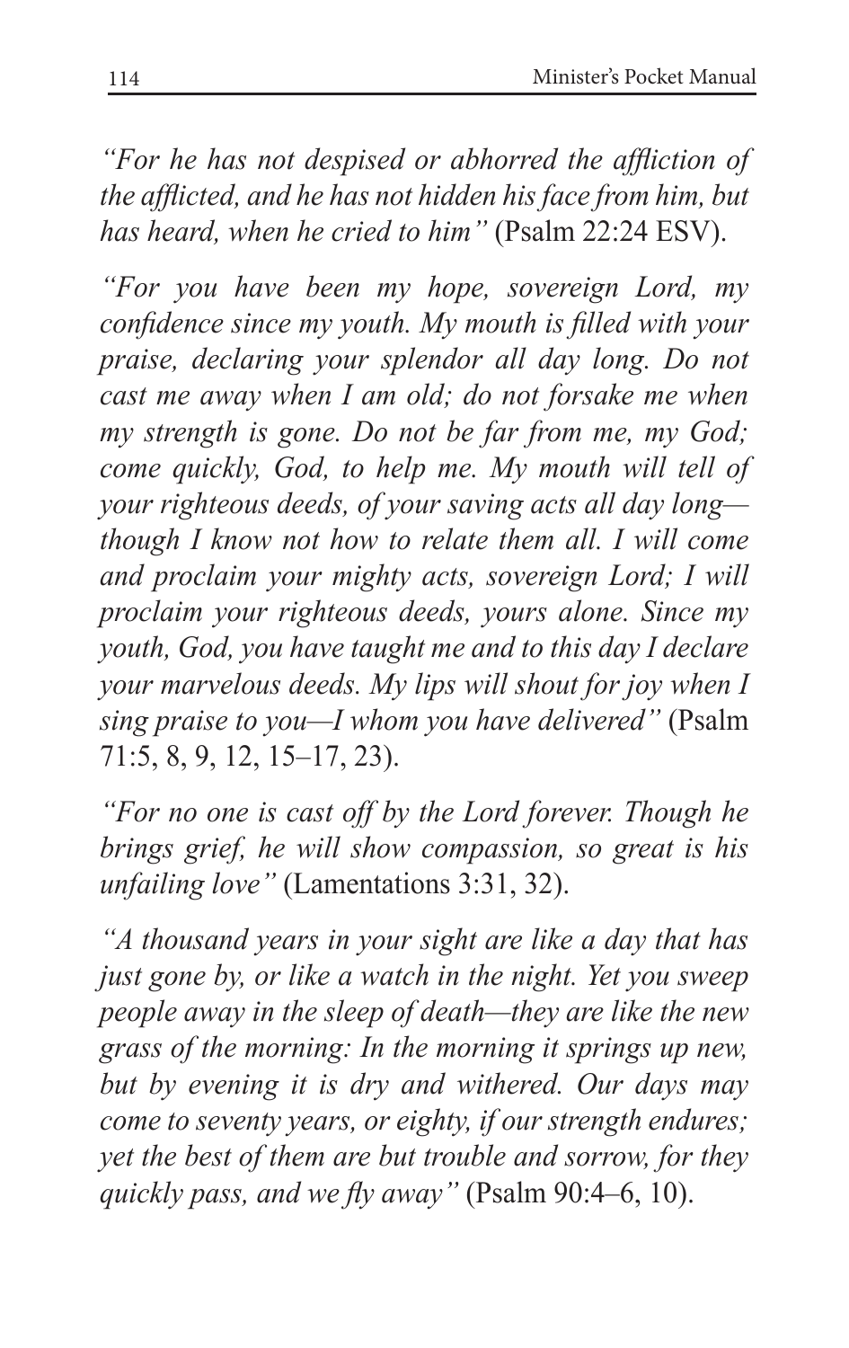*"For he has not despised or abhorred the affliction of the afflicted, and he has not hidden his face from him, but has heard, when he cried to him"* (Psalm 22:24 ESV).

*"For you have been my hope, sovereign Lord, my confidence since my youth. My mouth is filled with your praise, declaring your splendor all day long. Do not cast me away when I am old; do not forsake me when my strength is gone. Do not be far from me, my God; come quickly, God, to help me. My mouth will tell of your righteous deeds, of your saving acts all day long—though I know not how to relate them all. I will come and proclaim your mighty acts, sovereign Lord; I will proclaim your righteous deeds, yours alone. Since my youth, God, you have taught me and to this day I declare your marvelous deeds. My lips will shout for joy when I sing praise to you—I whom you have delivered"* (Psalm 71:5, 8, 9, 12, 15–17, 23).

*"For no one is cast off by the Lord forever. Though he brings grief, he will show compassion, so great is his unfailing love"* (Lamentations 3:31, 32).

*"A thousand years in your sight are like a day that has just gone by, or like a watch in the night. Yet you sweep people away in the sleep of death—they are like the new grass of the morning: In the morning it springs up new, but by evening it is dry and withered. Our days may come to seventy years, or eighty, if our strength endures; yet the best of them are but trouble and sorrow, for they quickly pass, and we fly away"* (Psalm 90:4–6, 10).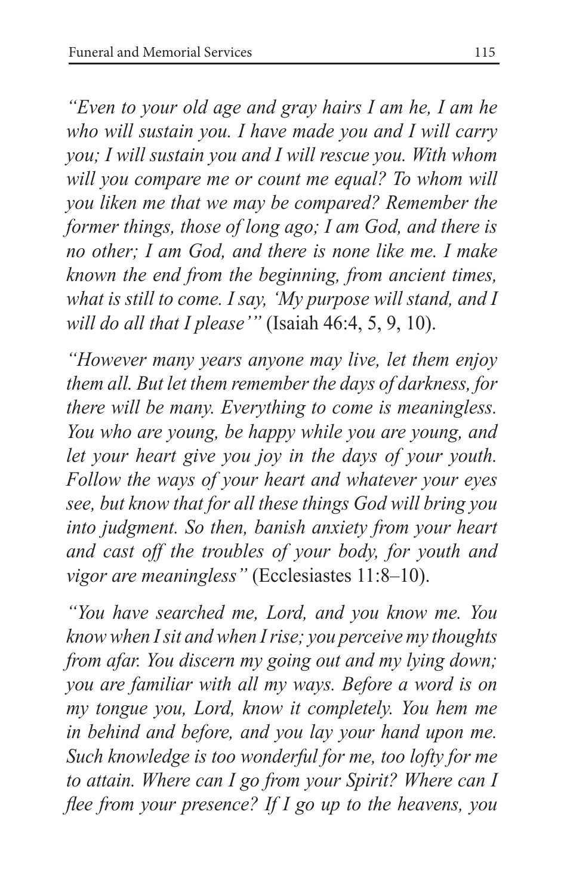*"Even to your old age and gray hairs I am he, I am he who will sustain you. I have made you and I will carry you; I will sustain you and I will rescue you. With whom will you compare me or count me equal? To whom will you liken me that we may be compared? Remember the former things, those of long ago; I am God, and there is no other; I am God, and there is none like me. I make known the end from the beginning, from ancient times, what is still to come. I say, 'My purpose will stand, and I will do all that I please'"* (Isaiah 46:4, 5, 9, 10).

*"However many years anyone may live, let them enjoy them all. But let them remember the days of darkness, for there will be many. Everything to come is meaningless. You who are young, be happy while you are young, and let your heart give you joy in the days of your youth. Follow the ways of your heart and whatever your eyes see, but know that for all these things God will bring you into judgment. So then, banish anxiety from your heart and cast off the troubles of your body, for youth and vigor are meaningless"* (Ecclesiastes 11:8–10).

*"You have searched me, Lord, and you know me. You know when I sit and when I rise; you perceive my thoughts from afar. You discern my going out and my lying down; you are familiar with all my ways. Before a word is on my tongue you, Lord, know it completely. You hem me in behind and before, and you lay your hand upon me. Such knowledge is too wonderful for me, too lofty for me to attain. Where can I go from your Spirit? Where can I flee from your presence? If I go up to the heavens, you*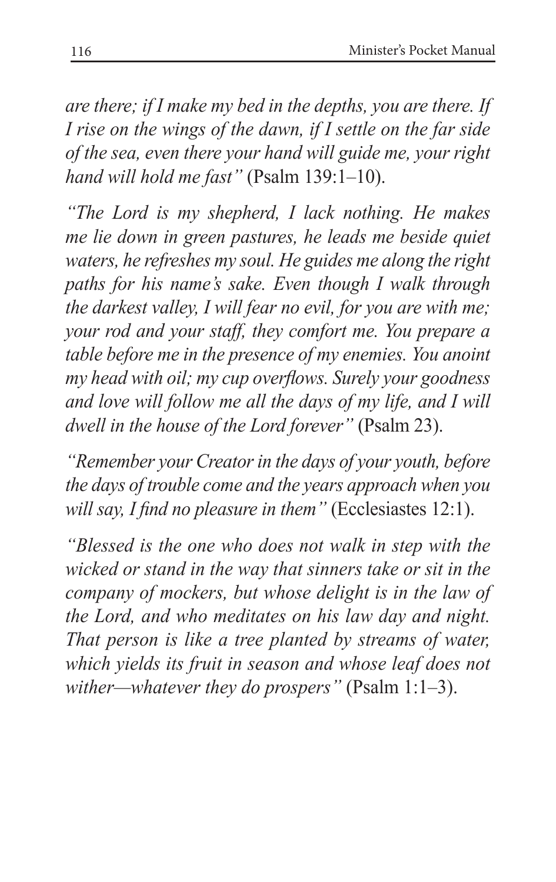*are there; if I make my bed in the depths, you are there. If I rise on the wings of the dawn, if I settle on the far side of the sea, even there your hand will guide me, your right hand will hold me fast"* (Psalm 139:1–10).

*"The Lord is my shepherd, I lack nothing. He makes me lie down in green pastures, he leads me beside quiet waters, he refreshes my soul. He guides me along the right paths for his name's sake. Even though I walk through the darkest valley, I will fear no evil, for you are with me; your rod and your staff, they comfort me. You prepare a table before me in the presence of my enemies. You anoint my head with oil; my cup overflows. Surely your goodness and love will follow me all the days of my life, and I will dwell in the house of the Lord forever"* (Psalm 23).

*"Remember your Creator in the days of your youth, before the days of trouble come and the years approach when you will say, I find no pleasure in them"* (Ecclesiastes 12:1).

*"Blessed is the one who does not walk in step with the wicked or stand in the way that sinners take or sit in the company of mockers, but whose delight is in the law of the Lord, and who meditates on his law day and night. That person is like a tree planted by streams of water, which yields its fruit in season and whose leaf does not wither—whatever they do prospers"* (Psalm 1:1–3).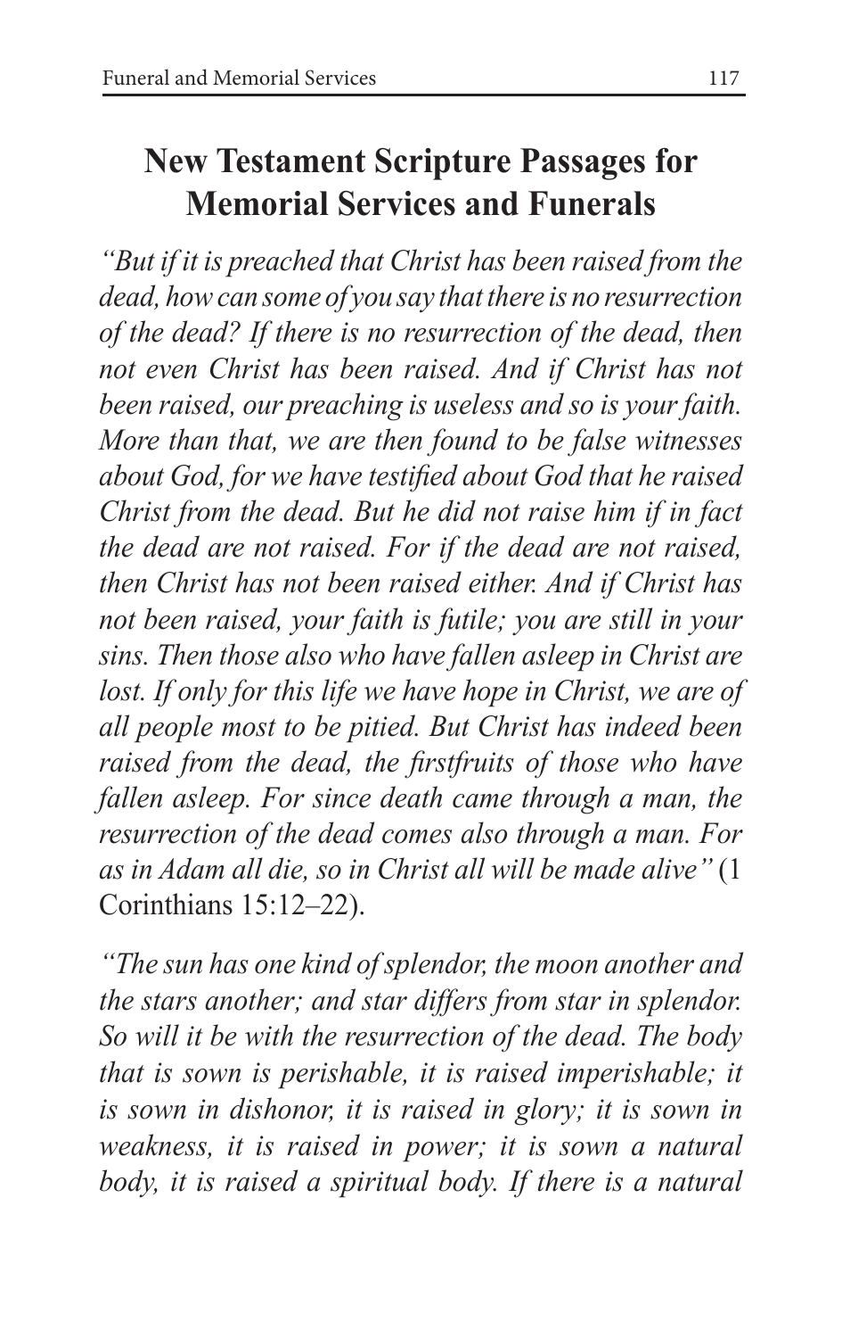## New Testament Scripture Passages for Memorial Services and Funerals

*"But if it is preached that Christ has been raised from the dead, how can some of you say that there is no resurrection of the dead? If there is no resurrection of the dead, then not even Christ has been raised. And if Christ has not been raised, our preaching is useless and so is your faith. More than that, we are then found to be false witnesses about God, for we have testified about God that he raised Christ from the dead. But he did not raise him if in fact the dead are not raised. For if the dead are not raised, then Christ has not been raised either. And if Christ has not been raised, your faith is futile; you are still in your sins. Then those also who have fallen asleep in Christ are lost. If only for this life we have hope in Christ, we are of all people most to be pitied. But Christ has indeed been raised from the dead, the firstfruits of those who have fallen asleep. For since death came through a man, the resurrection of the dead comes also through a man. For as in Adam all die, so in Christ all will be made alive"* (1 Corinthians 15:12–22).

*"The sun has one kind of splendor, the moon another and the stars another; and star differs from star in splendor. So will it be with the resurrection of the dead. The body that is sown is perishable, it is raised imperishable; it is sown in dishonor, it is raised in glory; it is sown in weakness, it is raised in power; it is sown a natural body, it is raised a spiritual body. If there is a natural*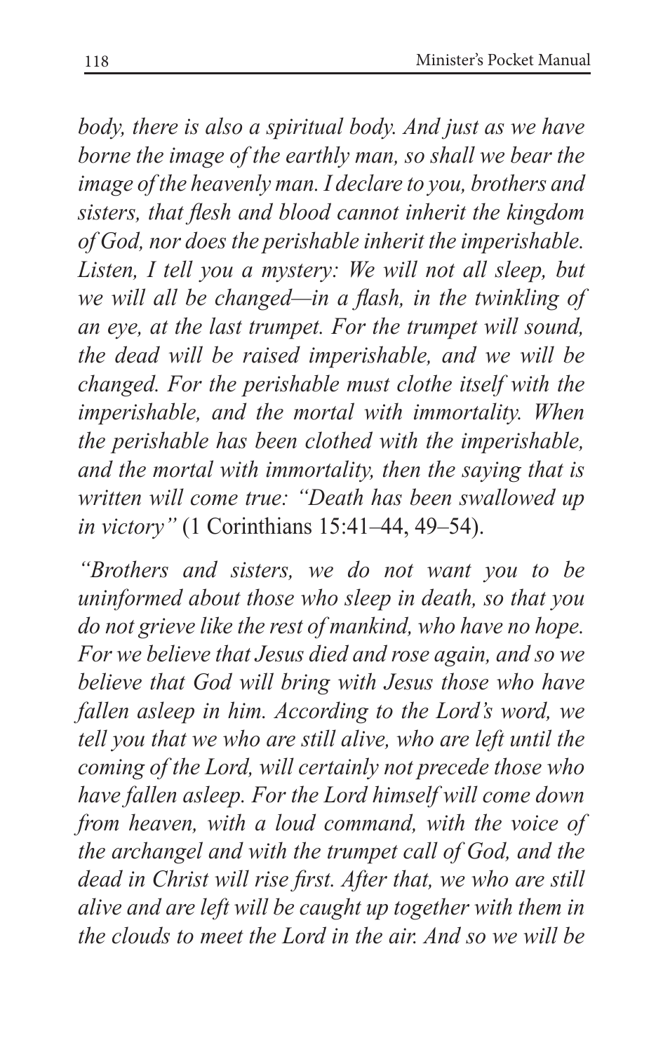*body, there is also a spiritual body. And just as we have borne the image of the earthly man, so shall we bear the image of the heavenly man. I declare to you, brothers and sisters, that flesh and blood cannot inherit the kingdom of God, nor does the perishable inherit the imperishable. Listen, I tell you a mystery: We will not all sleep, but we will all be changed—in a flash, in the twinkling of an eye, at the last trumpet. For the trumpet will sound, the dead will be raised imperishable, and we will be changed. For the perishable must clothe itself with the imperishable, and the mortal with immortality. When the perishable has been clothed with the imperishable, and the mortal with immortality, then the saying that is written will come true: "Death has been swallowed up in victory"* (1 Corinthians 15:41–44, 49–54).

*"Brothers and sisters, we do not want you to be uninformed about those who sleep in death, so that you do not grieve like the rest of mankind, who have no hope. For we believe that Jesus died and rose again, and so we believe that God will bring with Jesus those who have fallen asleep in him. According to the Lord's word, we tell you that we who are still alive, who are left until the coming of the Lord, will certainly not precede those who have fallen asleep. For the Lord himself will come down from heaven, with a loud command, with the voice of the archangel and with the trumpet call of God, and the dead in Christ will rise first. After that, we who are still alive and are left will be caught up together with them in the clouds to meet the Lord in the air. And so we will be*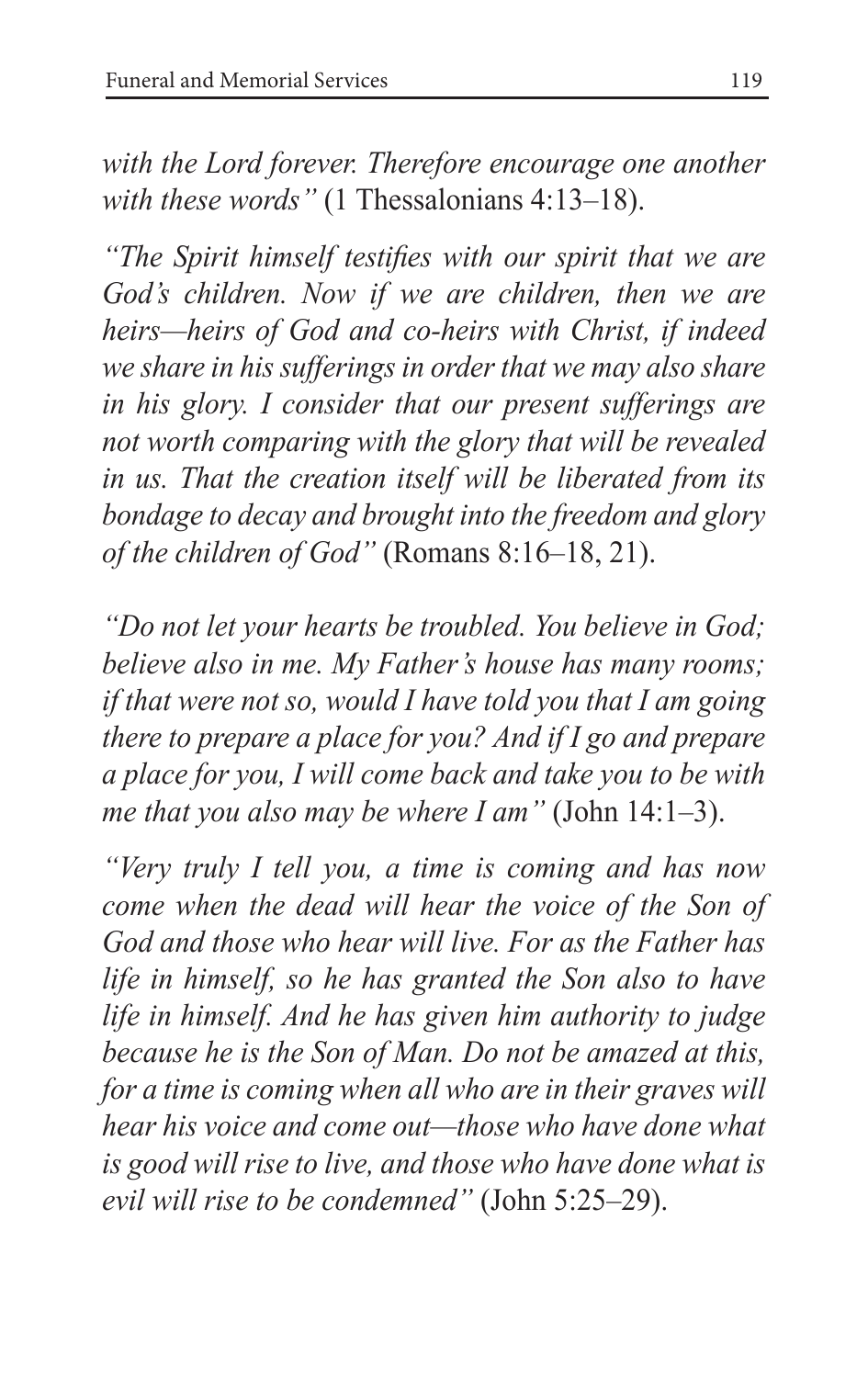*with the Lord forever. Therefore encourage one another with these words"* (1 Thessalonians 4:13–18).

*"The Spirit himself testifies with our spirit that we are God's children. Now if we are children, then we are heirs—heirs of God and co-heirs with Christ, if indeed we share in his sufferings in order that we may also share in his glory. I consider that our present sufferings are not worth comparing with the glory that will be revealed in us. That the creation itself will be liberated from its bondage to decay and brought into the freedom and glory of the children of God"* (Romans 8:16–18, 21).

*"Do not let your hearts be troubled. You believe in God; believe also in me. My Father's house has many rooms; if that were not so, would I have told you that I am going there to prepare a place for you? And if I go and prepare a place for you, I will come back and take you to be with me that you also may be where I am"* (John 14:1–3).

*"Very truly I tell you, a time is coming and has now come when the dead will hear the voice of the Son of God and those who hear will live. For as the Father has life in himself, so he has granted the Son also to have life in himself. And he has given him authority to judge because he is the Son of Man. Do not be amazed at this, for a time is coming when all who are in their graves will hear his voice and come out—those who have done what is good will rise to live, and those who have done what is evil will rise to be condemned"* (John 5:25–29).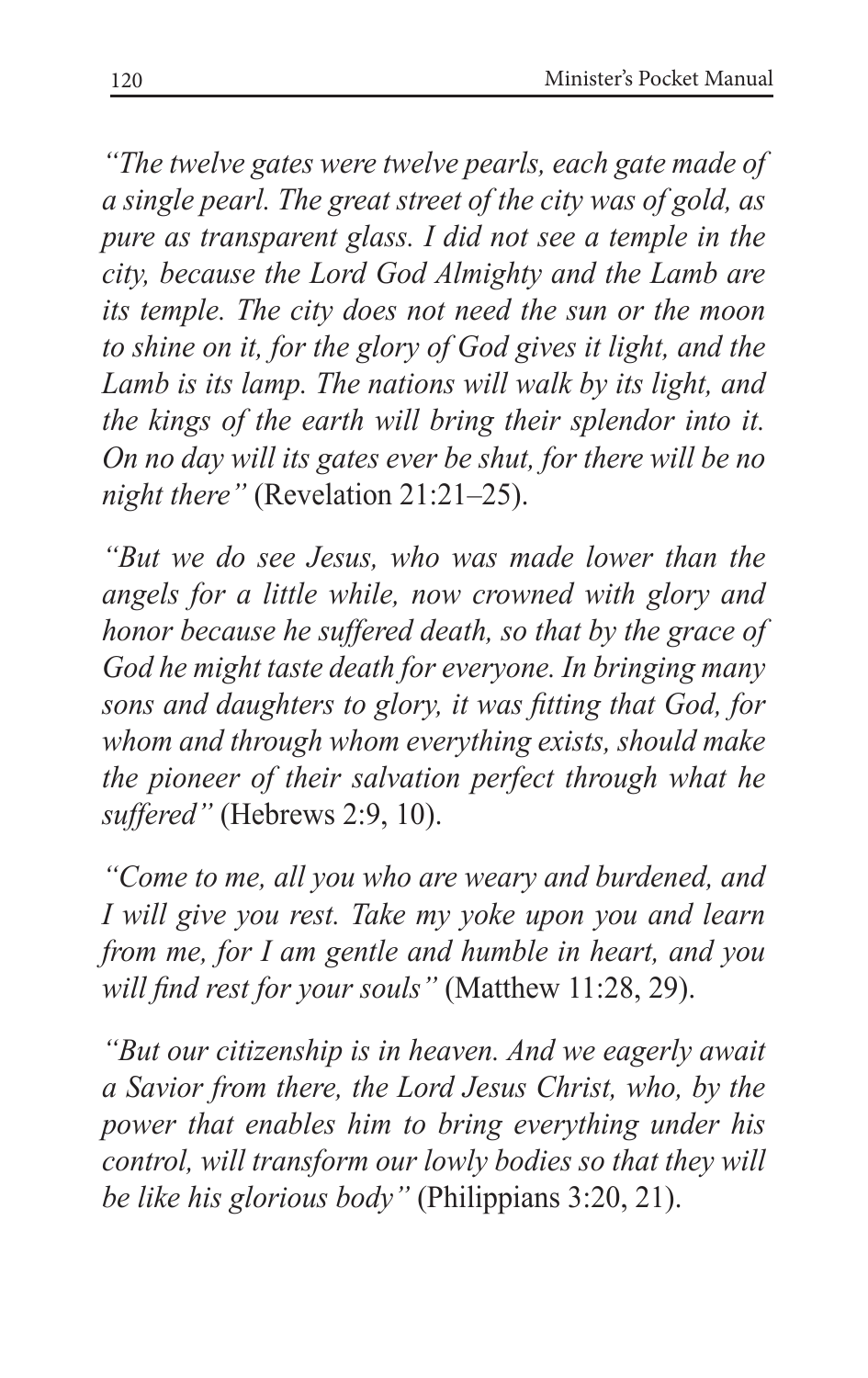*"The twelve gates were twelve pearls, each gate made of a single pearl. The great street of the city was of gold, as pure as transparent glass. I did not see a temple in the city, because the Lord God Almighty and the Lamb are its temple. The city does not need the sun or the moon to shine on it, for the glory of God gives it light, and the Lamb is its lamp. The nations will walk by its light, and the kings of the earth will bring their splendor into it. On no day will its gates ever be shut, for there will be no night there"* (Revelation 21:21–25).

*"But we do see Jesus, who was made lower than the angels for a little while, now crowned with glory and honor because he suffered death, so that by the grace of God he might taste death for everyone. In bringing many sons and daughters to glory, it was fitting that God, for whom and through whom everything exists, should make the pioneer of their salvation perfect through what he suffered"* (Hebrews 2:9, 10).

*"Come to me, all you who are weary and burdened, and I will give you rest. Take my yoke upon you and learn from me, for I am gentle and humble in heart, and you will find rest for your souls"* (Matthew 11:28, 29).

*"But our citizenship is in heaven. And we eagerly await a Savior from there, the Lord Jesus Christ, who, by the power that enables him to bring everything under his control, will transform our lowly bodies so that they will be like his glorious body"* (Philippians 3:20, 21).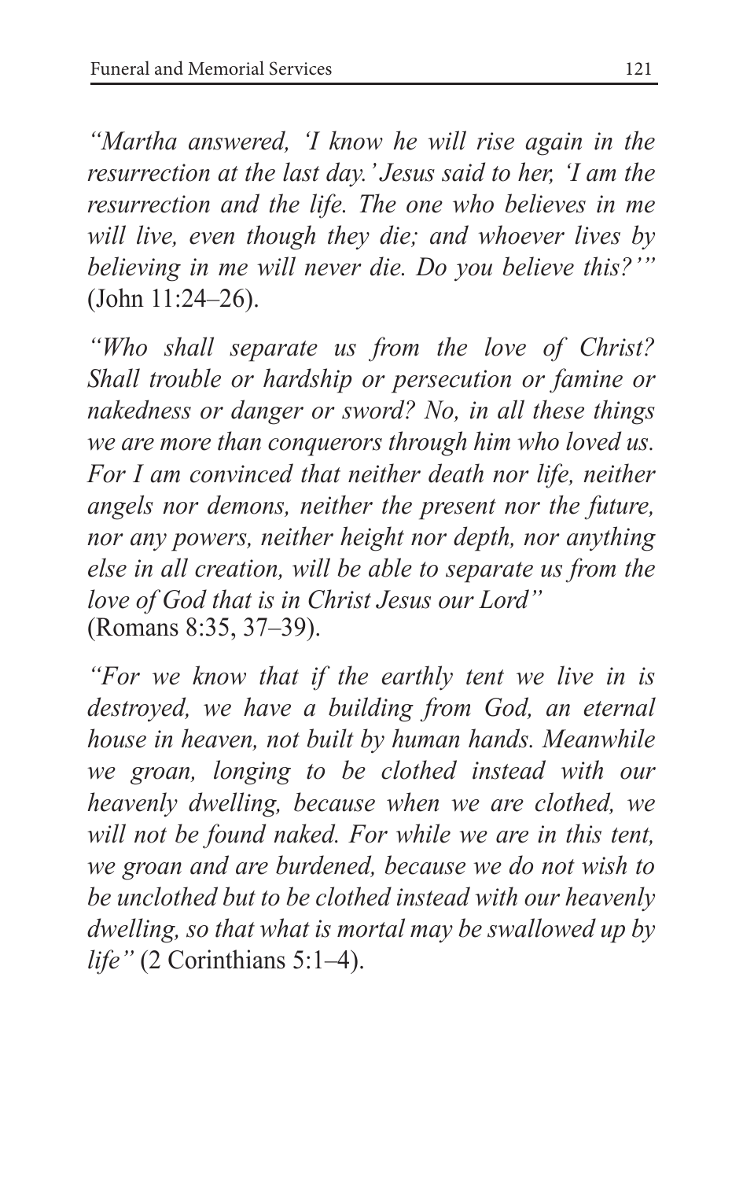*"Martha answered, 'I know he will rise again in the resurrection at the last day.' Jesus said to her, 'I am the resurrection and the life. The one who believes in me will live, even though they die; and whoever lives by believing in me will never die. Do you believe this?'"* (John 11:24–26).

*"Who shall separate us from the love of Christ? Shall trouble or hardship or persecution or famine or nakedness or danger or sword? No, in all these things we are more than conquerors through him who loved us. For I am convinced that neither death nor life, neither angels nor demons, neither the present nor the future, nor any powers, neither height nor depth, nor anything else in all creation, will be able to separate us from the love of God that is in Christ Jesus our Lord"* (Romans 8:35, 37–39).

*"For we know that if the earthly tent we live in is destroyed, we have a building from God, an eternal house in heaven, not built by human hands. Meanwhile we groan, longing to be clothed instead with our heavenly dwelling, because when we are clothed, we will not be found naked. For while we are in this tent, we groan and are burdened, because we do not wish to be unclothed but to be clothed instead with our heavenly dwelling, so that what is mortal may be swallowed up by life"* (2 Corinthians 5:1–4).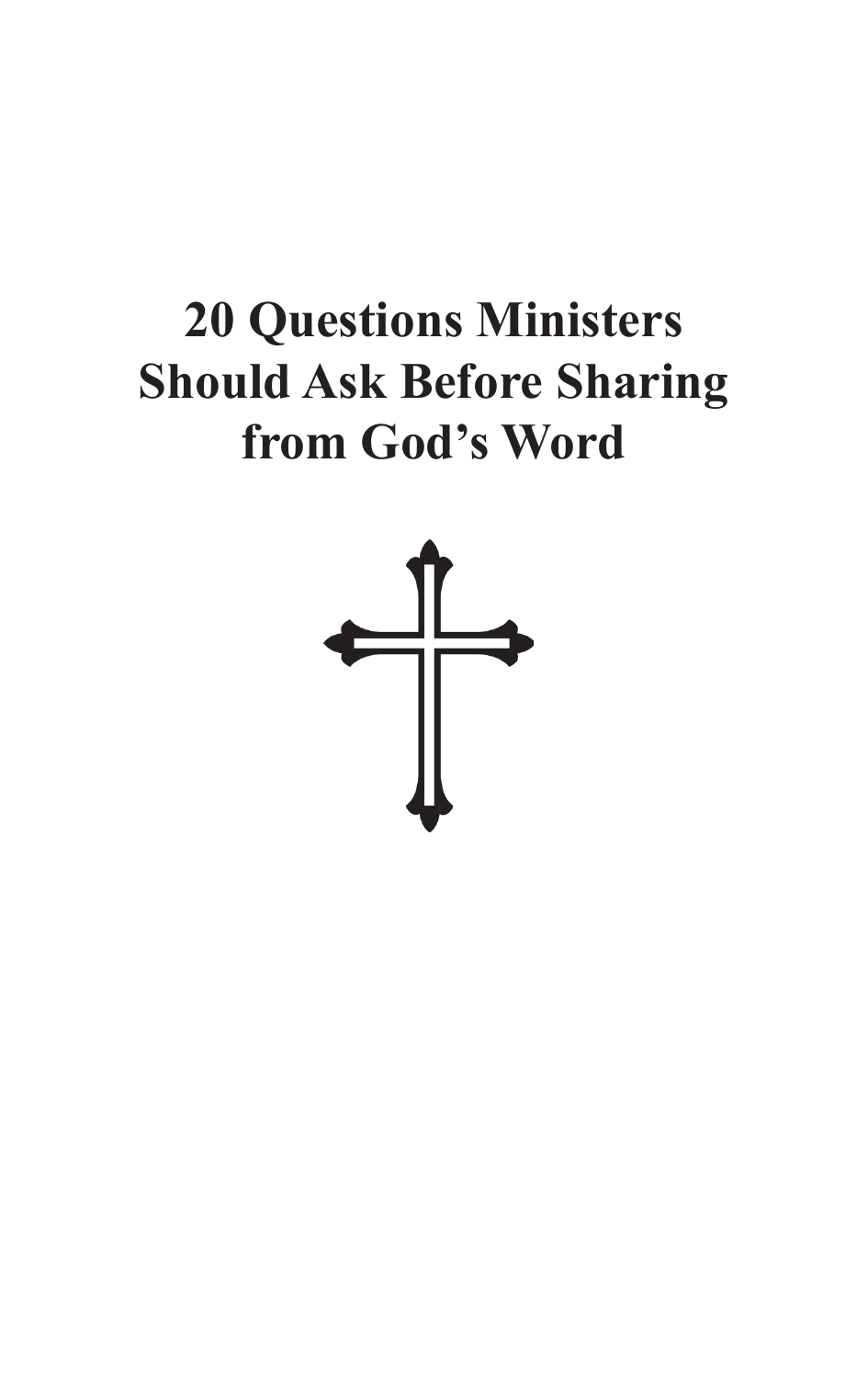# 20 Questions Ministers Should Ask Before Sharing from God's Word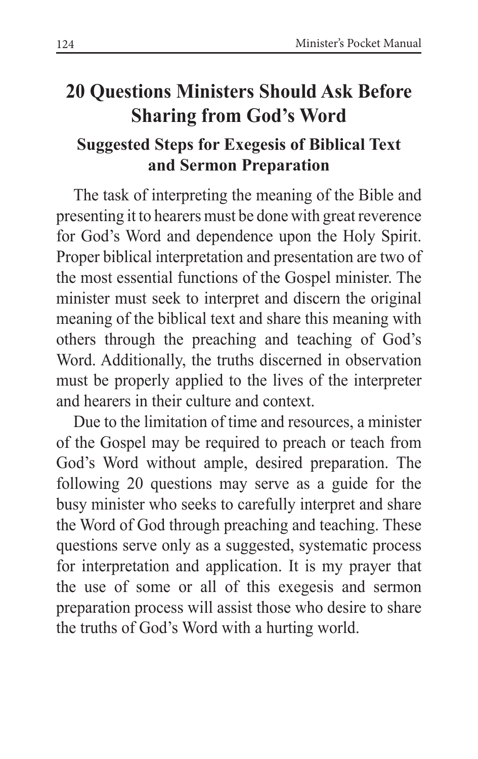# 20 Questions Ministers Should Ask Before Sharing from God's Word

## Suggested Steps for Exegesis of Biblical Text and Sermon Preparation

The task of interpreting the meaning of the Bible and presenting it to hearers must be done with great reverence for God's Word and dependence upon the Holy Spirit. Proper biblical interpretation and presentation are two of the most essential functions of the Gospel minister. The minister must seek to interpret and discern the original meaning of the biblical text and share this meaning with others through the preaching and teaching of God's Word. Additionally, the truths discerned in observation must be properly applied to the lives of the interpreter and hearers in their culture and context.

Due to the limitation of time and resources, a minister of the Gospel may be required to preach or teach from God's Word without ample, desired preparation. The following 20 questions may serve as a guide for the busy minister who seeks to carefully interpret and share the Word of God through preaching and teaching. These questions serve only as a suggested, systematic process for interpretation and application. It is my prayer that the use of some or all of this exegesis and sermon preparation process will assist those who desire to share the truths of God's Word with a hurting world.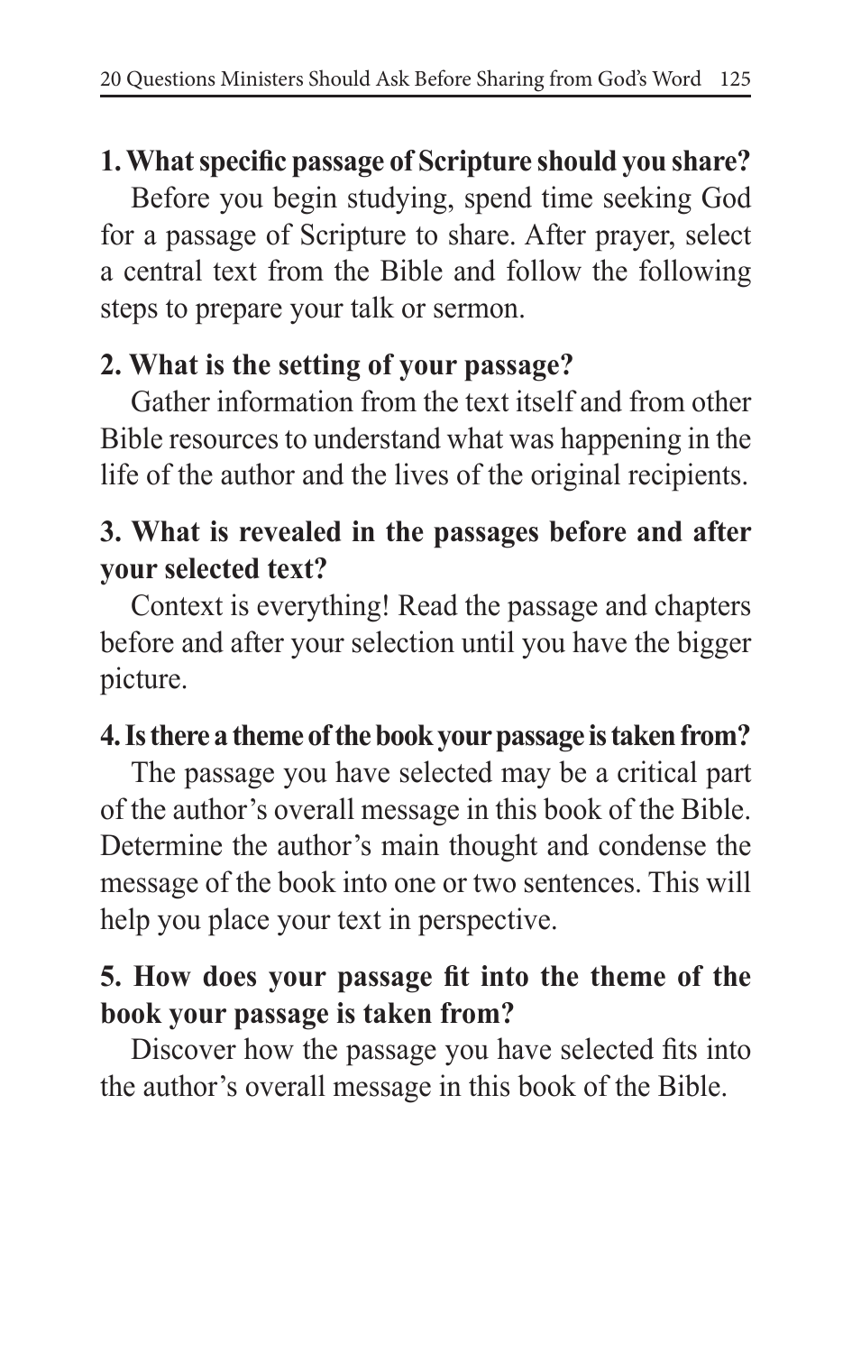**1. What specific passage of Scripture should you share?**

Before you begin studying, spend time seeking God for a passage of Scripture to share. After prayer, select a central text from the Bible and follow the following steps to prepare your talk or sermon.

**2. What is the setting of your passage?**

Gather information from the text itself and from other Bible resources to understand what was happening in the life of the author and the lives of the original recipients.

**3. What is revealed in the passages before and after your selected text?**

Context is everything! Read the passage and chapters before and after your selection until you have the bigger picture.

**4. Is there a theme of the book your passage is taken from?**

The passage you have selected may be a critical part of the author's overall message in this book of the Bible. Determine the author's main thought and condense the message of the book into one or two sentences. This will help you place your text in perspective.

**5. How does your passage fit into the theme of the book your passage is taken from?**

Discover how the passage you have selected fits into the author's overall message in this book of the Bible.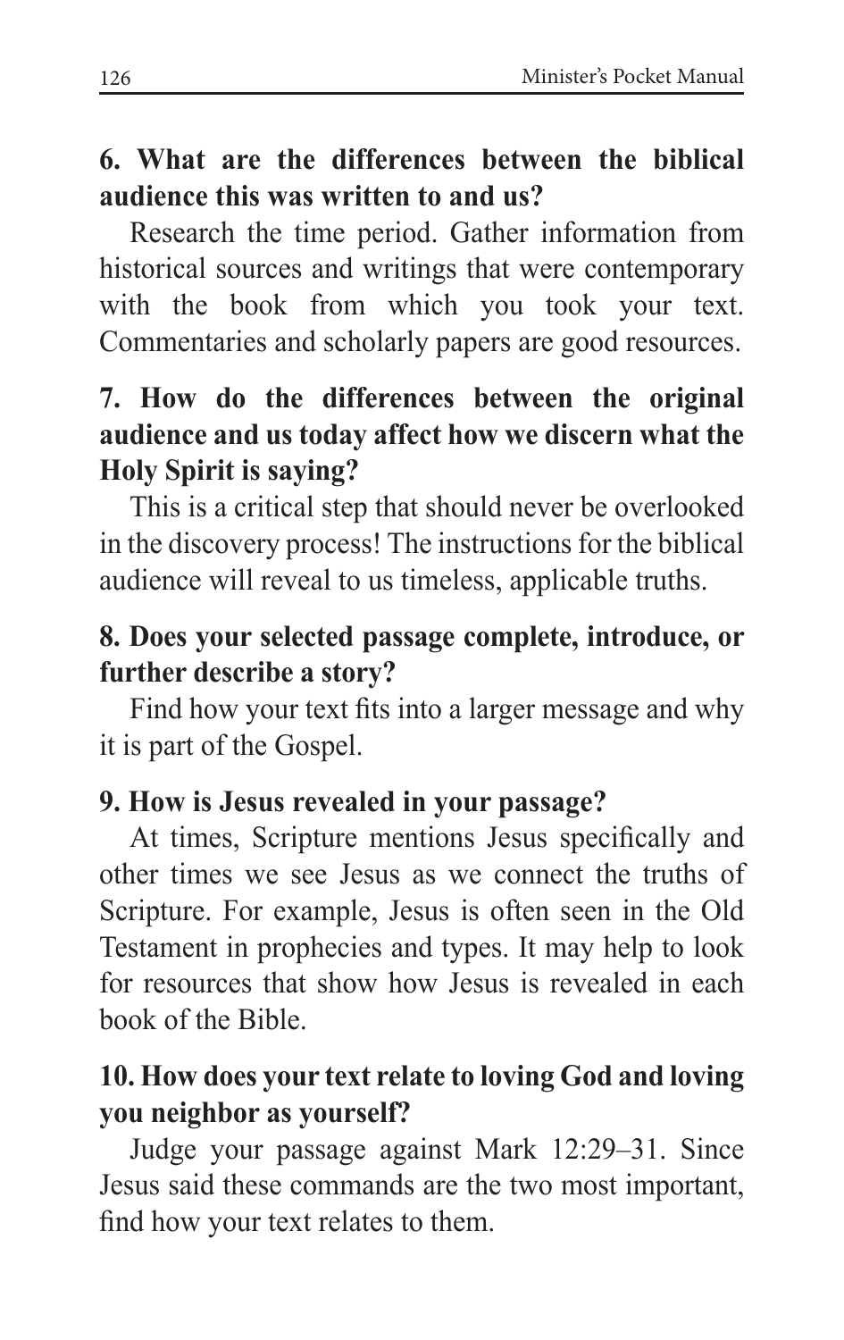**6. What are the differences between the biblical audience this was written to and us?**

Research the time period. Gather information from historical sources and writings that were contemporary with the book from which you took your text. Commentaries and scholarly papers are good resources.

**7. How do the differences between the original audience and us today affect how we discern what the Holy Spirit is saying?**

This is a critical step that should never be overlooked in the discovery process! The instructions for the biblical audience will reveal to us timeless, applicable truths.

**8. Does your selected passage complete, introduce, or further describe a story?**

Find how your text fits into a larger message and why it is part of the Gospel.

**9. How is Jesus revealed in your passage?**

At times, Scripture mentions Jesus specifically and other times we see Jesus as we connect the truths of Scripture. For example, Jesus is often seen in the Old Testament in prophecies and types. It may help to look for resources that show how Jesus is revealed in each book of the Bible.

**10. How does your text relate to loving God and loving you neighbor as yourself?**

Judge your passage against Mark 12:29–31. Since Jesus said these commands are the two most important, find how your text relates to them.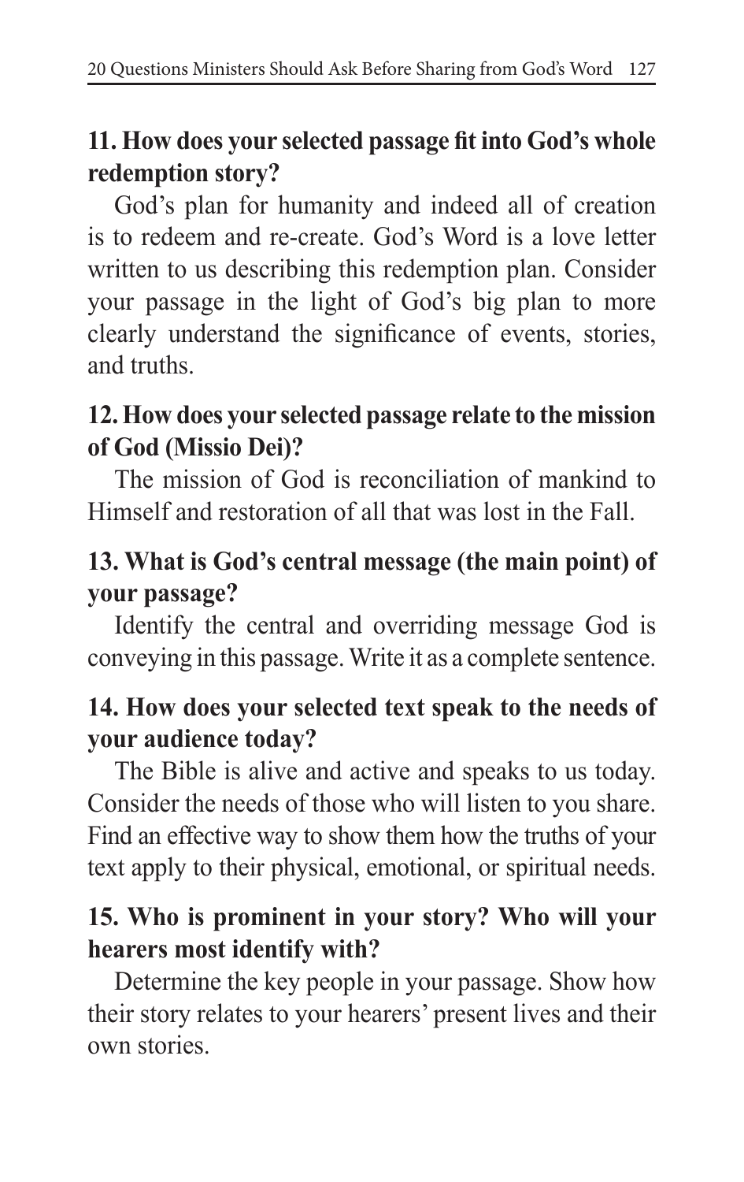**11. How does your selected passage fit into God's whole redemption story?**

God's plan for humanity and indeed all of creation is to redeem and re-create. God's Word is a love letter written to us describing this redemption plan. Consider your passage in the light of God's big plan to more clearly understand the significance of events, stories, and truths.

**12. How does your selected passage relate to the mission of God (Missio Dei)?**

The mission of God is reconciliation of mankind to Himself and restoration of all that was lost in the Fall.

**13. What is God's central message (the main point) of your passage?**

Identify the central and overriding message God is conveying in this passage. Write it as a complete sentence.

**14. How does your selected text speak to the needs of your audience today?**

The Bible is alive and active and speaks to us today. Consider the needs of those who will listen to you share. Find an effective way to show them how the truths of your text apply to their physical, emotional, or spiritual needs.

**15. Who is prominent in your story? Who will your hearers most identify with?**

Determine the key people in your passage. Show how their story relates to your hearers' present lives and their own stories.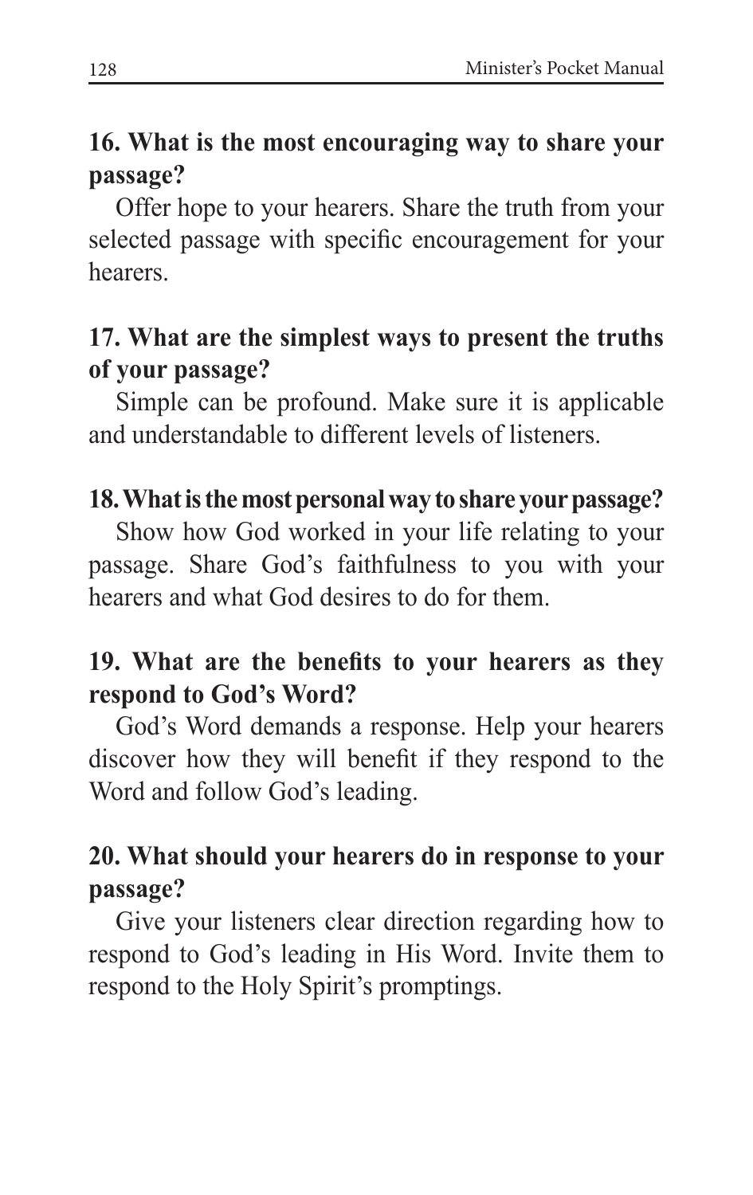**16. What is the most encouraging way to share your passage?**

Offer hope to your hearers. Share the truth from your selected passage with specific encouragement for your hearers.

**17. What are the simplest ways to present the truths of your passage?**

Simple can be profound. Make sure it is applicable and understandable to different levels of listeners.

**18. What is the most personal way to share your passage?**

Show how God worked in your life relating to your passage. Share God's faithfulness to you with your hearers and what God desires to do for them.

**19. What are the benefits to your hearers as they respond to God's Word?**

God's Word demands a response. Help your hearers discover how they will benefit if they respond to the Word and follow God's leading.

**20. What should your hearers do in response to your passage?**

Give your listeners clear direction regarding how to respond to God's leading in His Word. Invite them to respond to the Holy Spirit's promptings.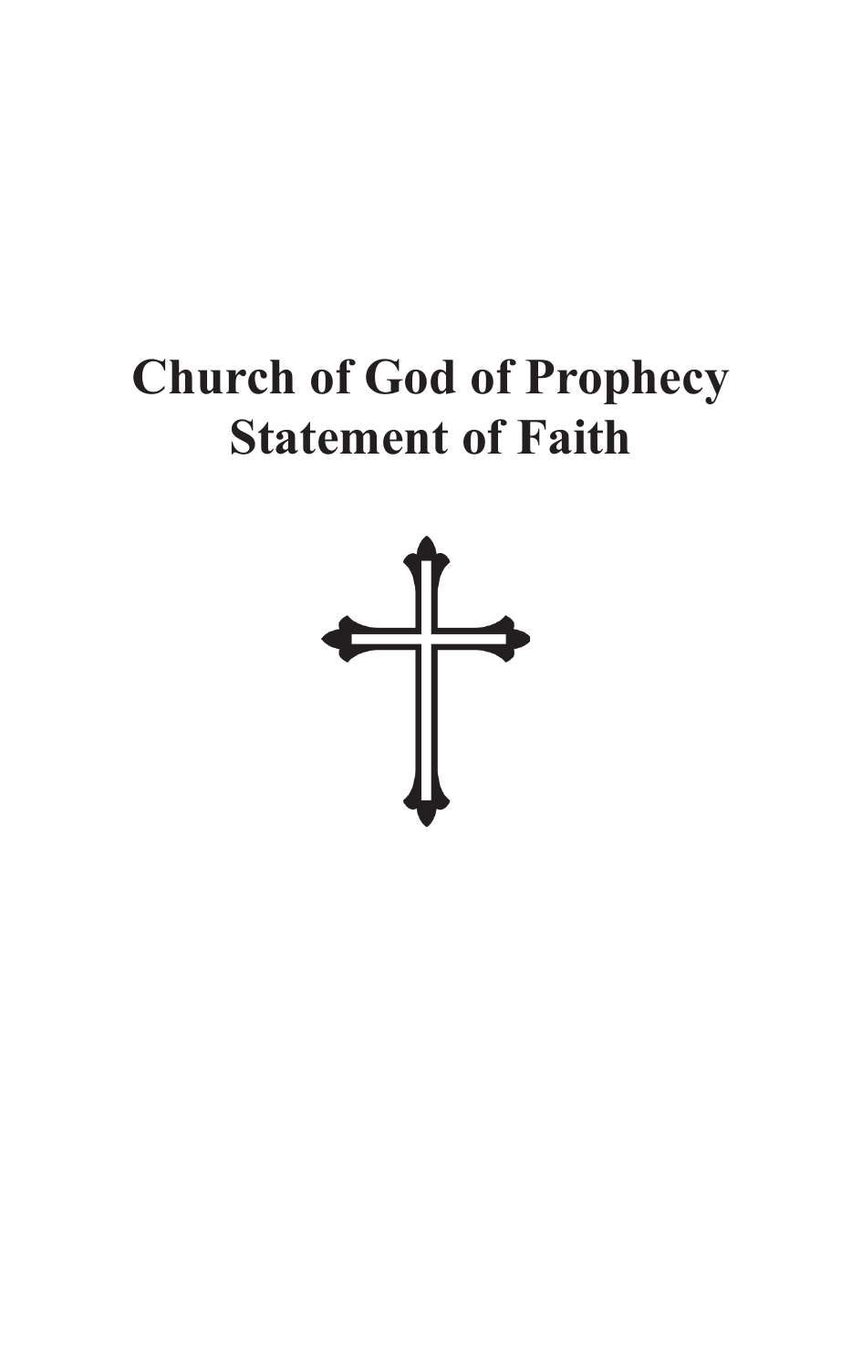# Church of God of Prophecy Statement of Faith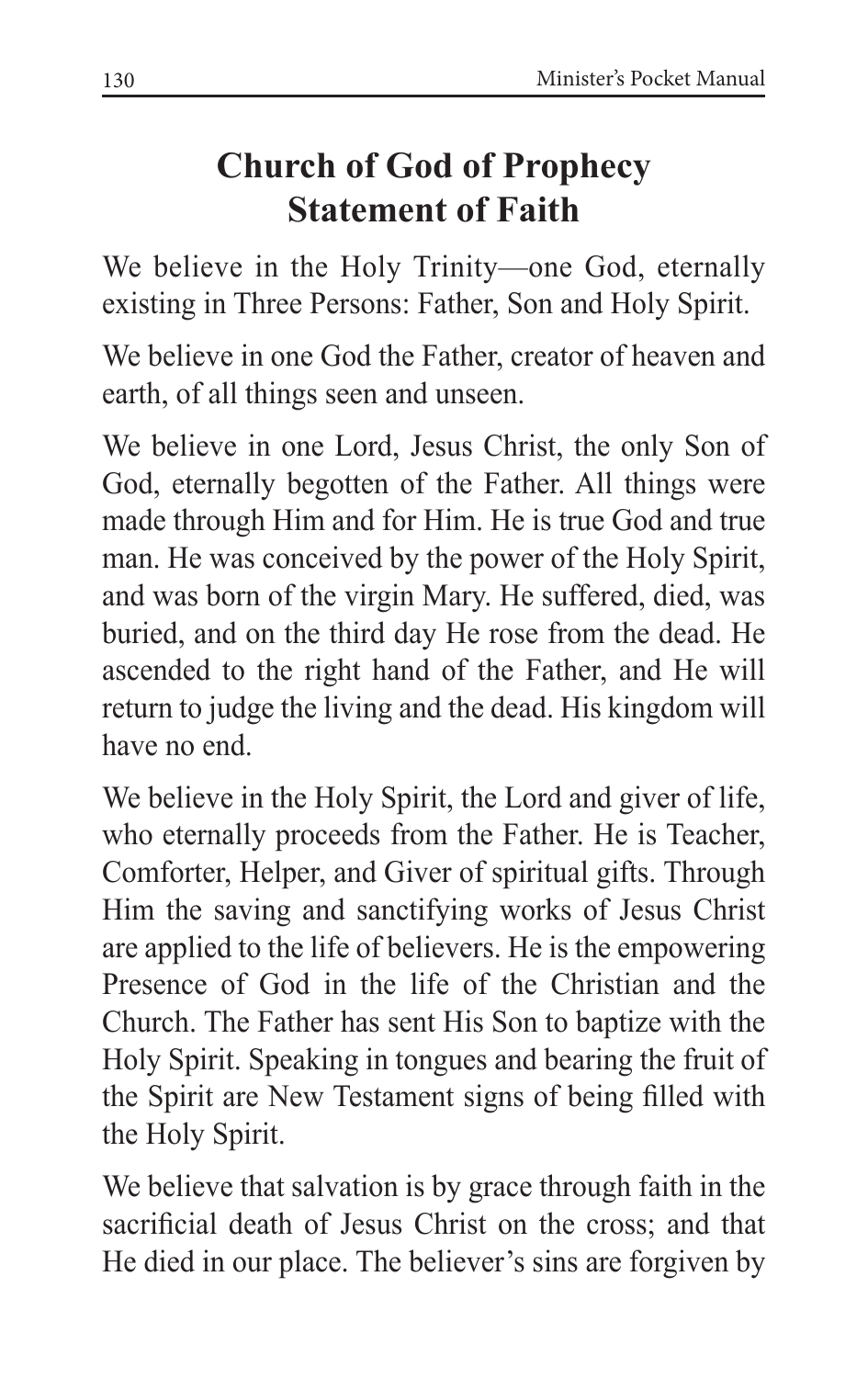# Church of God of Prophecy Statement of Faith

We believe in the Holy Trinity—one God, eternally existing in Three Persons: Father, Son and Holy Spirit.

We believe in one God the Father, creator of heaven and earth, of all things seen and unseen.

We believe in one Lord, Jesus Christ, the only Son of God, eternally begotten of the Father. All things were made through Him and for Him. He is true God and true man. He was conceived by the power of the Holy Spirit, and was born of the virgin Mary. He suffered, died, was buried, and on the third day He rose from the dead. He ascended to the right hand of the Father, and He will return to judge the living and the dead. His kingdom will have no end.

We believe in the Holy Spirit, the Lord and giver of life, who eternally proceeds from the Father. He is Teacher, Comforter, Helper, and Giver of spiritual gifts. Through Him the saving and sanctifying works of Jesus Christ are applied to the life of believers. He is the empowering Presence of God in the life of the Christian and the Church. The Father has sent His Son to baptize with the Holy Spirit. Speaking in tongues and bearing the fruit of the Spirit are New Testament signs of being filled with the Holy Spirit.

We believe that salvation is by grace through faith in the sacrificial death of Jesus Christ on the cross; and that He died in our place. The believer's sins are forgiven by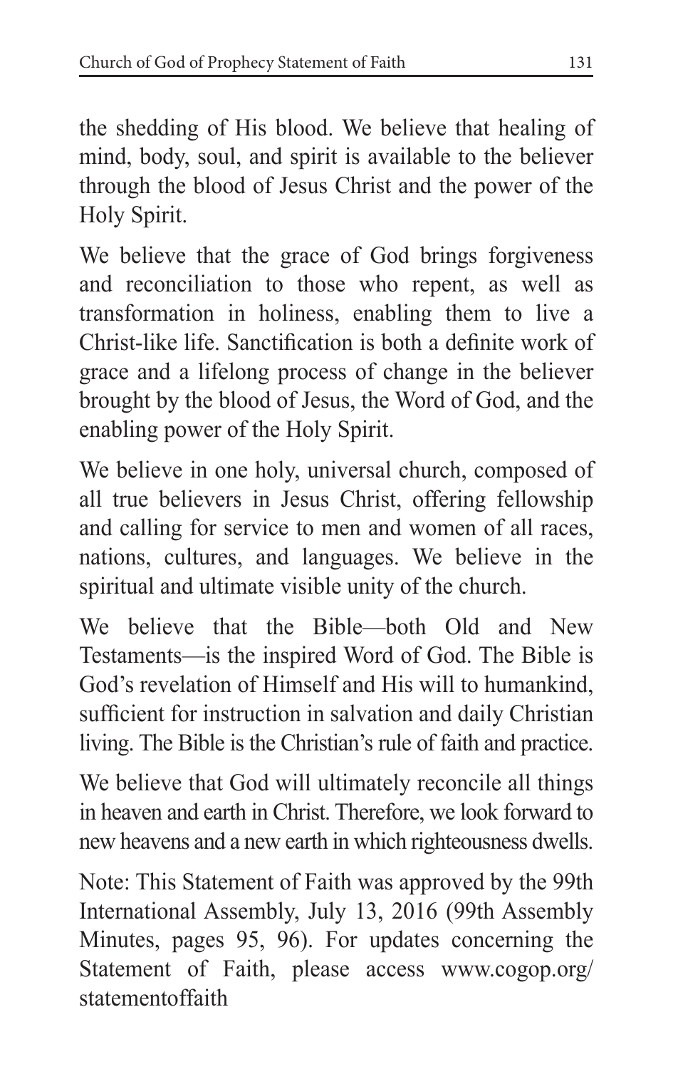the shedding of His blood. We believe that healing of mind, body, soul, and spirit is available to the believer through the blood of Jesus Christ and the power of the Holy Spirit.

We believe that the grace of God brings forgiveness and reconciliation to those who repent, as well as transformation in holiness, enabling them to live a Christ-like life. Sanctification is both a definite work of grace and a lifelong process of change in the believer brought by the blood of Jesus, the Word of God, and the enabling power of the Holy Spirit.

We believe in one holy, universal church, composed of all true believers in Jesus Christ, offering fellowship and calling for service to men and women of all races, nations, cultures, and languages. We believe in the spiritual and ultimate visible unity of the church.

We believe that the Bible—both Old and New Testaments—is the inspired Word of God. The Bible is God's revelation of Himself and His will to humankind, sufficient for instruction in salvation and daily Christian living. The Bible is the Christian's rule of faith and practice.

We believe that God will ultimately reconcile all things in heaven and earth in Christ. Therefore, we look forward to new heavens and a new earth in which righteousness dwells.

Note: This Statement of Faith was approved by the 99th International Assembly, July 13, 2016 (99th Assembly Minutes, pages 95, 96). For updates concerning the Statement of Faith, please access www.cogop.org/statementoffaith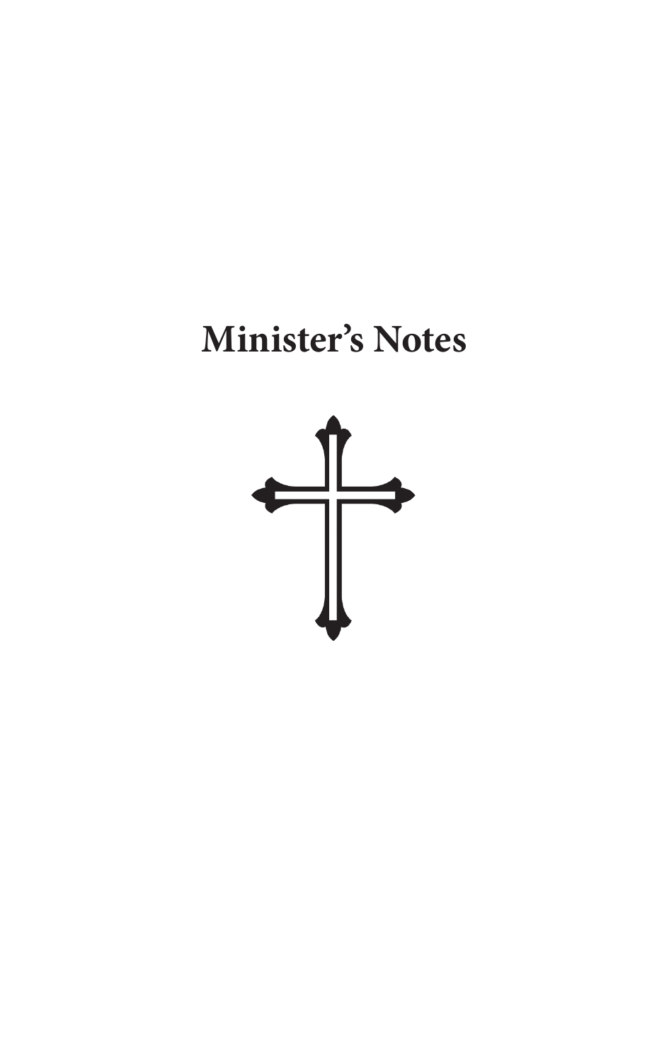# Minister's Notes